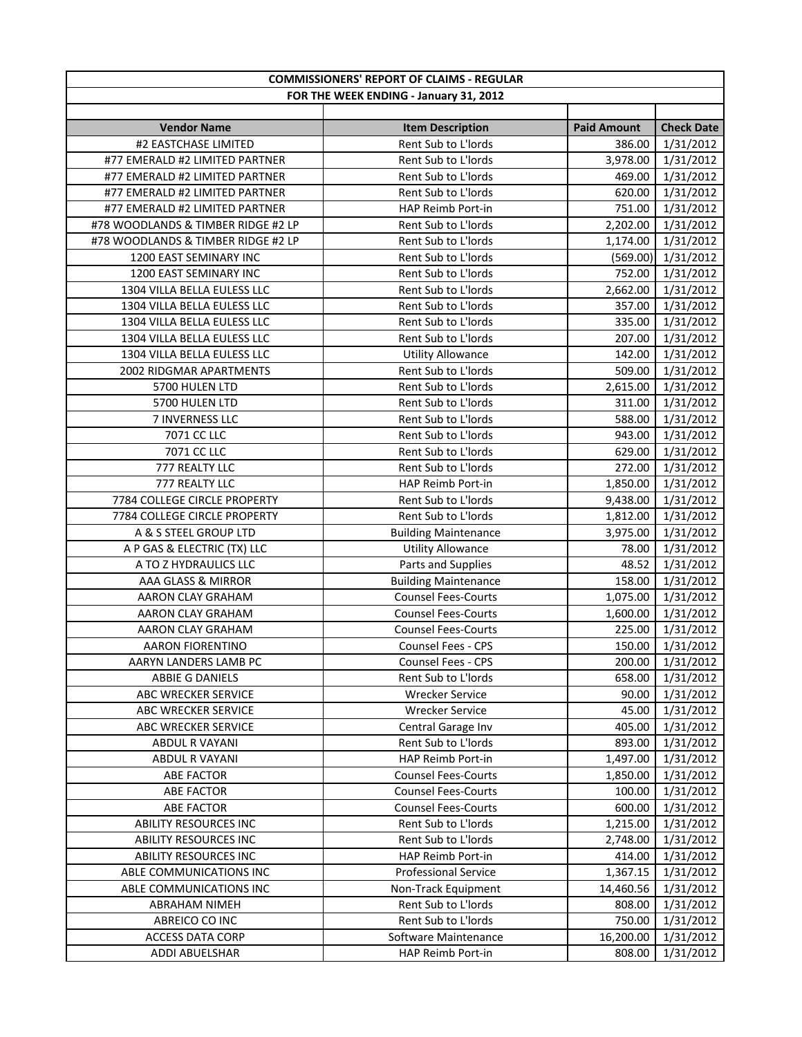# COMMISSIONERS' REPORT OF CLAIMS - REGULAR

## FOR THE WEEK ENDING - January 31, 2012

| Vendor Name | Item Description | Paid Amount | Check Date |
|---|---|---|---|
| #2 EASTCHASE LIMITED | Rent Sub to L'lords | 386.00 | 1/31/2012 |
| #77 EMERALD #2 LIMITED PARTNER | Rent Sub to L'lords | 3,978.00 | 1/31/2012 |
| #77 EMERALD #2 LIMITED PARTNER | Rent Sub to L'lords | 469.00 | 1/31/2012 |
| #77 EMERALD #2 LIMITED PARTNER | Rent Sub to L'lords | 620.00 | 1/31/2012 |
| #77 EMERALD #2 LIMITED PARTNER | HAP Reimb Port-in | 751.00 | 1/31/2012 |
| #78 WOODLANDS & TIMBER RIDGE #2 LP | Rent Sub to L'lords | 2,202.00 | 1/31/2012 |
| #78 WOODLANDS & TIMBER RIDGE #2 LP | Rent Sub to L'lords | 1,174.00 | 1/31/2012 |
| 1200 EAST SEMINARY INC | Rent Sub to L'lords | (569.00) | 1/31/2012 |
| 1200 EAST SEMINARY INC | Rent Sub to L'lords | 752.00 | 1/31/2012 |
| 1304 VILLA BELLA EULESS LLC | Rent Sub to L'lords | 2,662.00 | 1/31/2012 |
| 1304 VILLA BELLA EULESS LLC | Rent Sub to L'lords | 357.00 | 1/31/2012 |
| 1304 VILLA BELLA EULESS LLC | Rent Sub to L'lords | 335.00 | 1/31/2012 |
| 1304 VILLA BELLA EULESS LLC | Rent Sub to L'lords | 207.00 | 1/31/2012 |
| 1304 VILLA BELLA EULESS LLC | Utility Allowance | 142.00 | 1/31/2012 |
| 2002 RIDGMAR APARTMENTS | Rent Sub to L'lords | 509.00 | 1/31/2012 |
| 5700 HULEN LTD | Rent Sub to L'lords | 2,615.00 | 1/31/2012 |
| 5700 HULEN LTD | Rent Sub to L'lords | 311.00 | 1/31/2012 |
| 7 INVERNESS LLC | Rent Sub to L'lords | 588.00 | 1/31/2012 |
| 7071 CC LLC | Rent Sub to L'lords | 943.00 | 1/31/2012 |
| 7071 CC LLC | Rent Sub to L'lords | 629.00 | 1/31/2012 |
| 777 REALTY LLC | Rent Sub to L'lords | 272.00 | 1/31/2012 |
| 777 REALTY LLC | HAP Reimb Port-in | 1,850.00 | 1/31/2012 |
| 7784 COLLEGE CIRCLE PROPERTY | Rent Sub to L'lords | 9,438.00 | 1/31/2012 |
| 7784 COLLEGE CIRCLE PROPERTY | Rent Sub to L'lords | 1,812.00 | 1/31/2012 |
| A & S STEEL GROUP LTD | Building Maintenance | 3,975.00 | 1/31/2012 |
| A P GAS & ELECTRIC (TX) LLC | Utility Allowance | 78.00 | 1/31/2012 |
| A TO Z HYDRAULICS LLC | Parts and Supplies | 48.52 | 1/31/2012 |
| AAA GLASS & MIRROR | Building Maintenance | 158.00 | 1/31/2012 |
| AARON CLAY GRAHAM | Counsel Fees-Courts | 1,075.00 | 1/31/2012 |
| AARON CLAY GRAHAM | Counsel Fees-Courts | 1,600.00 | 1/31/2012 |
| AARON CLAY GRAHAM | Counsel Fees-Courts | 225.00 | 1/31/2012 |
| AARON FIORENTINO | Counsel Fees - CPS | 150.00 | 1/31/2012 |
| AARYN LANDERS LAMB PC | Counsel Fees - CPS | 200.00 | 1/31/2012 |
| ABBIE G DANIELS | Rent Sub to L'lords | 658.00 | 1/31/2012 |
| ABC WRECKER SERVICE | Wrecker Service | 90.00 | 1/31/2012 |
| ABC WRECKER SERVICE | Wrecker Service | 45.00 | 1/31/2012 |
| ABC WRECKER SERVICE | Central Garage Inv | 405.00 | 1/31/2012 |
| ABDUL R VAYANI | Rent Sub to L'lords | 893.00 | 1/31/2012 |
| ABDUL R VAYANI | HAP Reimb Port-in | 1,497.00 | 1/31/2012 |
| ABE FACTOR | Counsel Fees-Courts | 1,850.00 | 1/31/2012 |
| ABE FACTOR | Counsel Fees-Courts | 100.00 | 1/31/2012 |
| ABE FACTOR | Counsel Fees-Courts | 600.00 | 1/31/2012 |
| ABILITY RESOURCES INC | Rent Sub to L'lords | 1,215.00 | 1/31/2012 |
| ABILITY RESOURCES INC | Rent Sub to L'lords | 2,748.00 | 1/31/2012 |
| ABILITY RESOURCES INC | HAP Reimb Port-in | 414.00 | 1/31/2012 |
| ABLE COMMUNICATIONS INC | Professional Service | 1,367.15 | 1/31/2012 |
| ABLE COMMUNICATIONS INC | Non-Track Equipment | 14,460.56 | 1/31/2012 |
| ABRAHAM NIMEH | Rent Sub to L'lords | 808.00 | 1/31/2012 |
| ABREICO CO INC | Rent Sub to L'lords | 750.00 | 1/31/2012 |
| ACCESS DATA CORP | Software Maintenance | 16,200.00 | 1/31/2012 |
| ADDI ABUELSHAR | HAP Reimb Port-in | 808.00 | 1/31/2012 |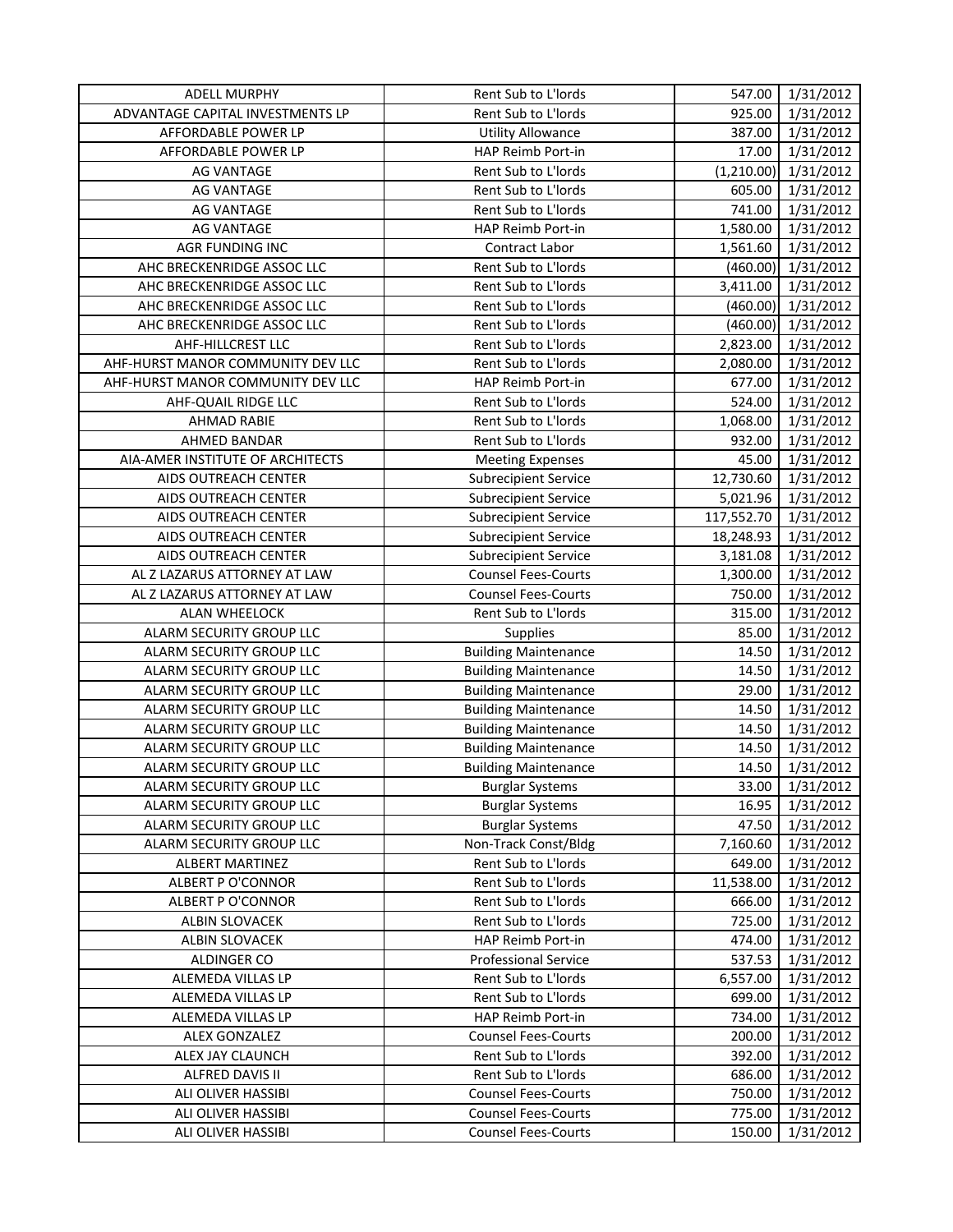| ADELL MURPHY | Rent Sub to L'lords | 547.00 | 1/31/2012 |
|---|---|---|---|
| ADVANTAGE CAPITAL INVESTMENTS LP | Rent Sub to L'lords | 925.00 | 1/31/2012 |
| AFFORDABLE POWER LP | Utility Allowance | 387.00 | 1/31/2012 |
| AFFORDABLE POWER LP | HAP Reimb Port-in | 17.00 | 1/31/2012 |
| AG VANTAGE | Rent Sub to L'lords | (1,210.00) | 1/31/2012 |
| AG VANTAGE | Rent Sub to L'lords | 605.00 | 1/31/2012 |
| AG VANTAGE | Rent Sub to L'lords | 741.00 | 1/31/2012 |
| AG VANTAGE | HAP Reimb Port-in | 1,580.00 | 1/31/2012 |
| AGR FUNDING INC | Contract Labor | 1,561.60 | 1/31/2012 |
| AHC BRECKENRIDGE ASSOC LLC | Rent Sub to L'lords | (460.00) | 1/31/2012 |
| AHC BRECKENRIDGE ASSOC LLC | Rent Sub to L'lords | 3,411.00 | 1/31/2012 |
| AHC BRECKENRIDGE ASSOC LLC | Rent Sub to L'lords | (460.00) | 1/31/2012 |
| AHC BRECKENRIDGE ASSOC LLC | Rent Sub to L'lords | (460.00) | 1/31/2012 |
| AHF-HILLCREST LLC | Rent Sub to L'lords | 2,823.00 | 1/31/2012 |
| AHF-HURST MANOR COMMUNITY DEV LLC | Rent Sub to L'lords | 2,080.00 | 1/31/2012 |
| AHF-HURST MANOR COMMUNITY DEV LLC | HAP Reimb Port-in | 677.00 | 1/31/2012 |
| AHF-QUAIL RIDGE LLC | Rent Sub to L'lords | 524.00 | 1/31/2012 |
| AHMAD RABIE | Rent Sub to L'lords | 1,068.00 | 1/31/2012 |
| AHMED BANDAR | Rent Sub to L'lords | 932.00 | 1/31/2012 |
| AIA-AMER INSTITUTE OF ARCHITECTS | Meeting Expenses | 45.00 | 1/31/2012 |
| AIDS OUTREACH CENTER | Subrecipient Service | 12,730.60 | 1/31/2012 |
| AIDS OUTREACH CENTER | Subrecipient Service | 5,021.96 | 1/31/2012 |
| AIDS OUTREACH CENTER | Subrecipient Service | 117,552.70 | 1/31/2012 |
| AIDS OUTREACH CENTER | Subrecipient Service | 18,248.93 | 1/31/2012 |
| AIDS OUTREACH CENTER | Subrecipient Service | 3,181.08 | 1/31/2012 |
| AL Z LAZARUS ATTORNEY AT LAW | Counsel Fees-Courts | 1,300.00 | 1/31/2012 |
| AL Z LAZARUS ATTORNEY AT LAW | Counsel Fees-Courts | 750.00 | 1/31/2012 |
| ALAN WHEELOCK | Rent Sub to L'lords | 315.00 | 1/31/2012 |
| ALARM SECURITY GROUP LLC | Supplies | 85.00 | 1/31/2012 |
| ALARM SECURITY GROUP LLC | Building Maintenance | 14.50 | 1/31/2012 |
| ALARM SECURITY GROUP LLC | Building Maintenance | 14.50 | 1/31/2012 |
| ALARM SECURITY GROUP LLC | Building Maintenance | 29.00 | 1/31/2012 |
| ALARM SECURITY GROUP LLC | Building Maintenance | 14.50 | 1/31/2012 |
| ALARM SECURITY GROUP LLC | Building Maintenance | 14.50 | 1/31/2012 |
| ALARM SECURITY GROUP LLC | Building Maintenance | 14.50 | 1/31/2012 |
| ALARM SECURITY GROUP LLC | Building Maintenance | 14.50 | 1/31/2012 |
| ALARM SECURITY GROUP LLC | Burglar Systems | 33.00 | 1/31/2012 |
| ALARM SECURITY GROUP LLC | Burglar Systems | 16.95 | 1/31/2012 |
| ALARM SECURITY GROUP LLC | Burglar Systems | 47.50 | 1/31/2012 |
| ALARM SECURITY GROUP LLC | Non-Track Const/Bldg | 7,160.60 | 1/31/2012 |
| ALBERT MARTINEZ | Rent Sub to L'lords | 649.00 | 1/31/2012 |
| ALBERT P O'CONNOR | Rent Sub to L'lords | 11,538.00 | 1/31/2012 |
| ALBERT P O'CONNOR | Rent Sub to L'lords | 666.00 | 1/31/2012 |
| ALBIN SLOVACEK | Rent Sub to L'lords | 725.00 | 1/31/2012 |
| ALBIN SLOVACEK | HAP Reimb Port-in | 474.00 | 1/31/2012 |
| ALDINGER CO | Professional Service | 537.53 | 1/31/2012 |
| ALEMEDA VILLAS LP | Rent Sub to L'lords | 6,557.00 | 1/31/2012 |
| ALEMEDA VILLAS LP | Rent Sub to L'lords | 699.00 | 1/31/2012 |
| ALEMEDA VILLAS LP | HAP Reimb Port-in | 734.00 | 1/31/2012 |
| ALEX GONZALEZ | Counsel Fees-Courts | 200.00 | 1/31/2012 |
| ALEX JAY CLAUNCH | Rent Sub to L'lords | 392.00 | 1/31/2012 |
| ALFRED DAVIS II | Rent Sub to L'lords | 686.00 | 1/31/2012 |
| ALI OLIVER HASSIBI | Counsel Fees-Courts | 750.00 | 1/31/2012 |
| ALI OLIVER HASSIBI | Counsel Fees-Courts | 775.00 | 1/31/2012 |
| ALI OLIVER HASSIBI | Counsel Fees-Courts | 150.00 | 1/31/2012 |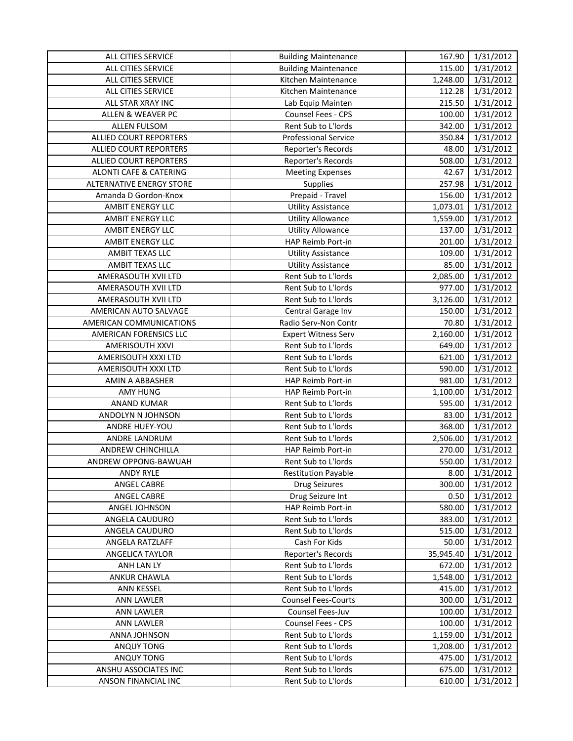| ALL CITIES SERVICE | Building Maintenance | 167.90 | 1/31/2012 |
|---|---|---|---|
| ALL CITIES SERVICE | Building Maintenance | 115.00 | 1/31/2012 |
| ALL CITIES SERVICE | Kitchen Maintenance | 1,248.00 | 1/31/2012 |
| ALL CITIES SERVICE | Kitchen Maintenance | 112.28 | 1/31/2012 |
| ALL STAR XRAY INC | Lab Equip Mainten | 215.50 | 1/31/2012 |
| ALLEN & WEAVER PC | Counsel Fees - CPS | 100.00 | 1/31/2012 |
| ALLEN FULSOM | Rent Sub to L'lords | 342.00 | 1/31/2012 |
| ALLIED COURT REPORTERS | Professional Service | 350.84 | 1/31/2012 |
| ALLIED COURT REPORTERS | Reporter's Records | 48.00 | 1/31/2012 |
| ALLIED COURT REPORTERS | Reporter's Records | 508.00 | 1/31/2012 |
| ALONTI CAFE & CATERING | Meeting Expenses | 42.67 | 1/31/2012 |
| ALTERNATIVE ENERGY STORE | Supplies | 257.98 | 1/31/2012 |
| Amanda D Gordon-Knox | Prepaid - Travel | 156.00 | 1/31/2012 |
| AMBIT ENERGY LLC | Utility Assistance | 1,073.01 | 1/31/2012 |
| AMBIT ENERGY LLC | Utility Allowance | 1,559.00 | 1/31/2012 |
| AMBIT ENERGY LLC | Utility Allowance | 137.00 | 1/31/2012 |
| AMBIT ENERGY LLC | HAP Reimb Port-in | 201.00 | 1/31/2012 |
| AMBIT TEXAS LLC | Utility Assistance | 109.00 | 1/31/2012 |
| AMBIT TEXAS LLC | Utility Assistance | 85.00 | 1/31/2012 |
| AMERASOUTH XVII LTD | Rent Sub to L'lords | 2,085.00 | 1/31/2012 |
| AMERASOUTH XVII LTD | Rent Sub to L'lords | 977.00 | 1/31/2012 |
| AMERASOUTH XVII LTD | Rent Sub to L'lords | 3,126.00 | 1/31/2012 |
| AMERICAN AUTO SALVAGE | Central Garage Inv | 150.00 | 1/31/2012 |
| AMERICAN COMMUNICATIONS | Radio Serv-Non Contr | 70.80 | 1/31/2012 |
| AMERICAN FORENSICS LLC | Expert Witness Serv | 2,160.00 | 1/31/2012 |
| AMERISOUTH XXVI | Rent Sub to L'lords | 649.00 | 1/31/2012 |
| AMERISOUTH XXXI LTD | Rent Sub to L'lords | 621.00 | 1/31/2012 |
| AMERISOUTH XXXI LTD | Rent Sub to L'lords | 590.00 | 1/31/2012 |
| AMIN A ABBASHER | HAP Reimb Port-in | 981.00 | 1/31/2012 |
| AMY HUNG | HAP Reimb Port-in | 1,100.00 | 1/31/2012 |
| ANAND KUMAR | Rent Sub to L'lords | 595.00 | 1/31/2012 |
| ANDOLYN N JOHNSON | Rent Sub to L'lords | 83.00 | 1/31/2012 |
| ANDRE HUEY-YOU | Rent Sub to L'lords | 368.00 | 1/31/2012 |
| ANDRE LANDRUM | Rent Sub to L'lords | 2,506.00 | 1/31/2012 |
| ANDREW CHINCHILLA | HAP Reimb Port-in | 270.00 | 1/31/2012 |
| ANDREW OPPONG-BAWUAH | Rent Sub to L'lords | 550.00 | 1/31/2012 |
| ANDY RYLE | Restitution Payable | 8.00 | 1/31/2012 |
| ANGEL CABRE | Drug Seizures | 300.00 | 1/31/2012 |
| ANGEL CABRE | Drug Seizure Int | 0.50 | 1/31/2012 |
| ANGEL JOHNSON | HAP Reimb Port-in | 580.00 | 1/31/2012 |
| ANGELA CAUDURO | Rent Sub to L'lords | 383.00 | 1/31/2012 |
| ANGELA CAUDURO | Rent Sub to L'lords | 515.00 | 1/31/2012 |
| ANGELA RATZLAFF | Cash For Kids | 50.00 | 1/31/2012 |
| ANGELICA TAYLOR | Reporter's Records | 35,945.40 | 1/31/2012 |
| ANH LAN LY | Rent Sub to L'lords | 672.00 | 1/31/2012 |
| ANKUR CHAWLA | Rent Sub to L'lords | 1,548.00 | 1/31/2012 |
| ANN KESSEL | Rent Sub to L'lords | 415.00 | 1/31/2012 |
| ANN LAWLER | Counsel Fees-Courts | 300.00 | 1/31/2012 |
| ANN LAWLER | Counsel Fees-Juv | 100.00 | 1/31/2012 |
| ANN LAWLER | Counsel Fees - CPS | 100.00 | 1/31/2012 |
| ANNA JOHNSON | Rent Sub to L'lords | 1,159.00 | 1/31/2012 |
| ANQUY TONG | Rent Sub to L'lords | 1,208.00 | 1/31/2012 |
| ANQUY TONG | Rent Sub to L'lords | 475.00 | 1/31/2012 |
| ANSHU ASSOCIATES INC | Rent Sub to L'lords | 675.00 | 1/31/2012 |
| ANSON FINANCIAL INC | Rent Sub to L'lords | 610.00 | 1/31/2012 |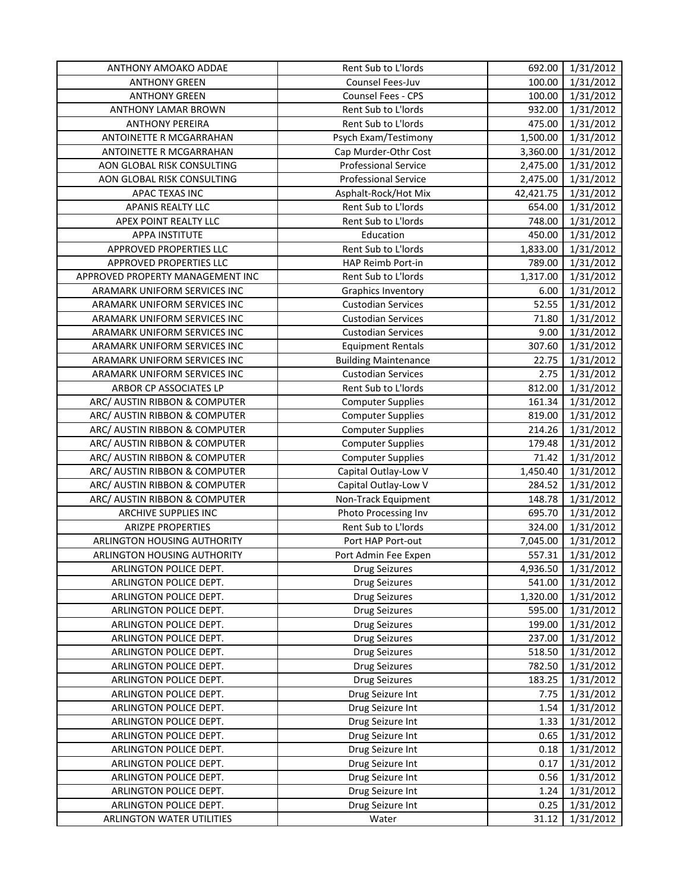| ANTHONY AMOAKO ADDAE | Rent Sub to L'lords | 692.00 | 1/31/2012 |
|---|---|---|---|
| ANTHONY GREEN | Counsel Fees-Juv | 100.00 | 1/31/2012 |
| ANTHONY GREEN | Counsel Fees - CPS | 100.00 | 1/31/2012 |
| ANTHONY LAMAR BROWN | Rent Sub to L'lords | 932.00 | 1/31/2012 |
| ANTHONY PEREIRA | Rent Sub to L'lords | 475.00 | 1/31/2012 |
| ANTOINETTE R MCGARRAHAN | Psych Exam/Testimony | 1,500.00 | 1/31/2012 |
| ANTOINETTE R MCGARRAHAN | Cap Murder-Othr Cost | 3,360.00 | 1/31/2012 |
| AON GLOBAL RISK CONSULTING | Professional Service | 2,475.00 | 1/31/2012 |
| AON GLOBAL RISK CONSULTING | Professional Service | 2,475.00 | 1/31/2012 |
| APAC TEXAS INC | Asphalt-Rock/Hot Mix | 42,421.75 | 1/31/2012 |
| APANIS REALTY LLC | Rent Sub to L'lords | 654.00 | 1/31/2012 |
| APEX POINT REALTY LLC | Rent Sub to L'lords | 748.00 | 1/31/2012 |
| APPA INSTITUTE | Education | 450.00 | 1/31/2012 |
| APPROVED PROPERTIES LLC | Rent Sub to L'lords | 1,833.00 | 1/31/2012 |
| APPROVED PROPERTIES LLC | HAP Reimb Port-in | 789.00 | 1/31/2012 |
| APPROVED PROPERTY MANAGEMENT INC | Rent Sub to L'lords | 1,317.00 | 1/31/2012 |
| ARAMARK UNIFORM SERVICES INC | Graphics Inventory | 6.00 | 1/31/2012 |
| ARAMARK UNIFORM SERVICES INC | Custodian Services | 52.55 | 1/31/2012 |
| ARAMARK UNIFORM SERVICES INC | Custodian Services | 71.80 | 1/31/2012 |
| ARAMARK UNIFORM SERVICES INC | Custodian Services | 9.00 | 1/31/2012 |
| ARAMARK UNIFORM SERVICES INC | Equipment Rentals | 307.60 | 1/31/2012 |
| ARAMARK UNIFORM SERVICES INC | Building Maintenance | 22.75 | 1/31/2012 |
| ARAMARK UNIFORM SERVICES INC | Custodian Services | 2.75 | 1/31/2012 |
| ARBOR CP ASSOCIATES LP | Rent Sub to L'lords | 812.00 | 1/31/2012 |
| ARC/ AUSTIN RIBBON & COMPUTER | Computer Supplies | 161.34 | 1/31/2012 |
| ARC/ AUSTIN RIBBON & COMPUTER | Computer Supplies | 819.00 | 1/31/2012 |
| ARC/ AUSTIN RIBBON & COMPUTER | Computer Supplies | 214.26 | 1/31/2012 |
| ARC/ AUSTIN RIBBON & COMPUTER | Computer Supplies | 179.48 | 1/31/2012 |
| ARC/ AUSTIN RIBBON & COMPUTER | Computer Supplies | 71.42 | 1/31/2012 |
| ARC/ AUSTIN RIBBON & COMPUTER | Capital Outlay-Low V | 1,450.40 | 1/31/2012 |
| ARC/ AUSTIN RIBBON & COMPUTER | Capital Outlay-Low V | 284.52 | 1/31/2012 |
| ARC/ AUSTIN RIBBON & COMPUTER | Non-Track Equipment | 148.78 | 1/31/2012 |
| ARCHIVE SUPPLIES INC | Photo Processing Inv | 695.70 | 1/31/2012 |
| ARIZPE PROPERTIES | Rent Sub to L'lords | 324.00 | 1/31/2012 |
| ARLINGTON HOUSING AUTHORITY | Port HAP Port-out | 7,045.00 | 1/31/2012 |
| ARLINGTON HOUSING AUTHORITY | Port Admin Fee Expen | 557.31 | 1/31/2012 |
| ARLINGTON POLICE DEPT. | Drug Seizures | 4,936.50 | 1/31/2012 |
| ARLINGTON POLICE DEPT. | Drug Seizures | 541.00 | 1/31/2012 |
| ARLINGTON POLICE DEPT. | Drug Seizures | 1,320.00 | 1/31/2012 |
| ARLINGTON POLICE DEPT. | Drug Seizures | 595.00 | 1/31/2012 |
| ARLINGTON POLICE DEPT. | Drug Seizures | 199.00 | 1/31/2012 |
| ARLINGTON POLICE DEPT. | Drug Seizures | 237.00 | 1/31/2012 |
| ARLINGTON POLICE DEPT. | Drug Seizures | 518.50 | 1/31/2012 |
| ARLINGTON POLICE DEPT. | Drug Seizures | 782.50 | 1/31/2012 |
| ARLINGTON POLICE DEPT. | Drug Seizures | 183.25 | 1/31/2012 |
| ARLINGTON POLICE DEPT. | Drug Seizure Int | 7.75 | 1/31/2012 |
| ARLINGTON POLICE DEPT. | Drug Seizure Int | 1.54 | 1/31/2012 |
| ARLINGTON POLICE DEPT. | Drug Seizure Int | 1.33 | 1/31/2012 |
| ARLINGTON POLICE DEPT. | Drug Seizure Int | 0.65 | 1/31/2012 |
| ARLINGTON POLICE DEPT. | Drug Seizure Int | 0.18 | 1/31/2012 |
| ARLINGTON POLICE DEPT. | Drug Seizure Int | 0.17 | 1/31/2012 |
| ARLINGTON POLICE DEPT. | Drug Seizure Int | 0.56 | 1/31/2012 |
| ARLINGTON POLICE DEPT. | Drug Seizure Int | 1.24 | 1/31/2012 |
| ARLINGTON POLICE DEPT. | Drug Seizure Int | 0.25 | 1/31/2012 |
| ARLINGTON WATER UTILITIES | Water | 31.12 | 1/31/2012 |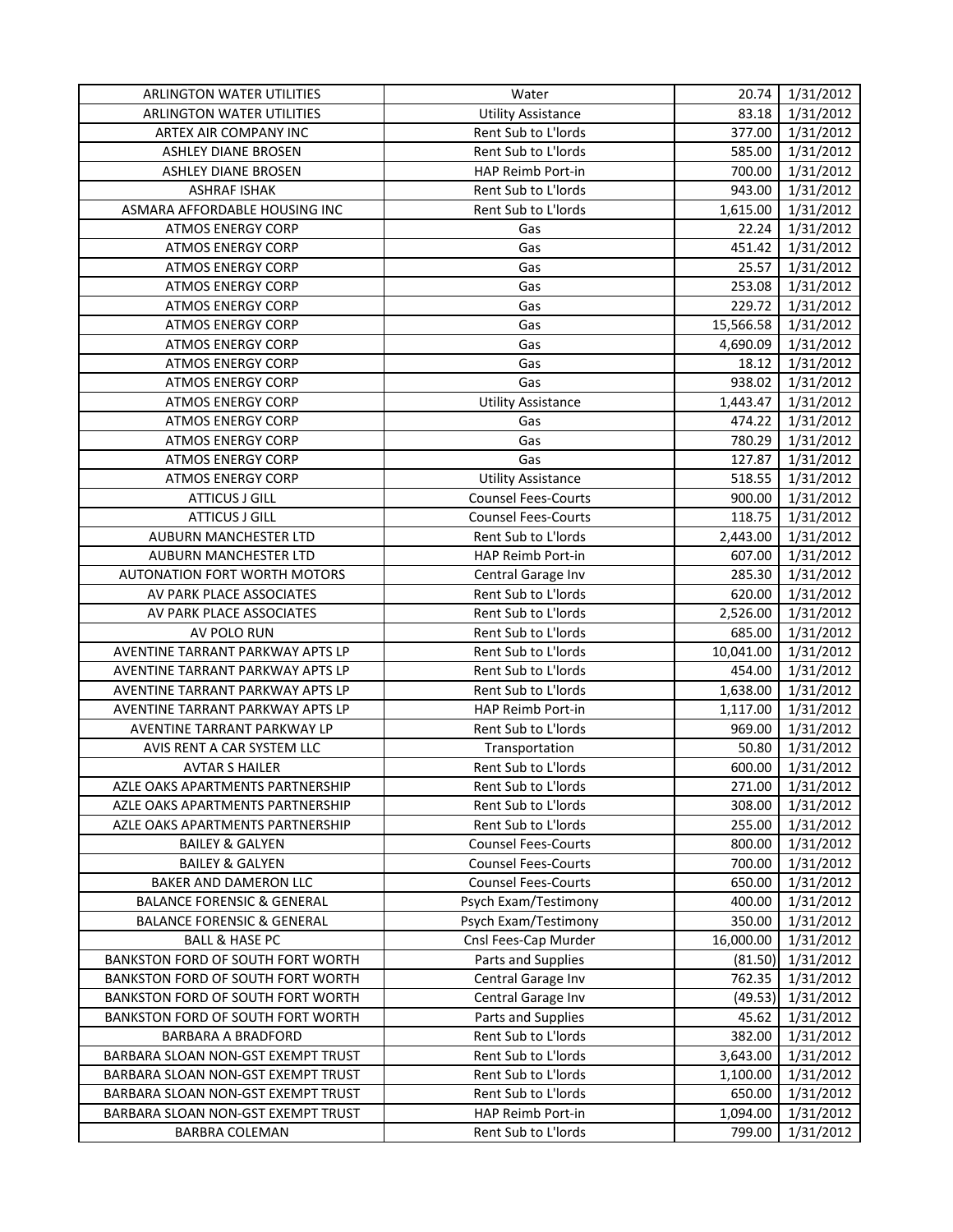| ARLINGTON WATER UTILITIES | Water | 20.74 | 1/31/2012 |
|---|---|---|---|
| ARLINGTON WATER UTILITIES | Utility Assistance | 83.18 | 1/31/2012 |
| ARTEX AIR COMPANY INC | Rent Sub to L'lords | 377.00 | 1/31/2012 |
| ASHLEY DIANE BROSEN | Rent Sub to L'lords | 585.00 | 1/31/2012 |
| ASHLEY DIANE BROSEN | HAP Reimb Port-in | 700.00 | 1/31/2012 |
| ASHRAF ISHAK | Rent Sub to L'lords | 943.00 | 1/31/2012 |
| ASMARA AFFORDABLE HOUSING INC | Rent Sub to L'lords | 1,615.00 | 1/31/2012 |
| ATMOS ENERGY CORP | Gas | 22.24 | 1/31/2012 |
| ATMOS ENERGY CORP | Gas | 451.42 | 1/31/2012 |
| ATMOS ENERGY CORP | Gas | 25.57 | 1/31/2012 |
| ATMOS ENERGY CORP | Gas | 253.08 | 1/31/2012 |
| ATMOS ENERGY CORP | Gas | 229.72 | 1/31/2012 |
| ATMOS ENERGY CORP | Gas | 15,566.58 | 1/31/2012 |
| ATMOS ENERGY CORP | Gas | 4,690.09 | 1/31/2012 |
| ATMOS ENERGY CORP | Gas | 18.12 | 1/31/2012 |
| ATMOS ENERGY CORP | Gas | 938.02 | 1/31/2012 |
| ATMOS ENERGY CORP | Utility Assistance | 1,443.47 | 1/31/2012 |
| ATMOS ENERGY CORP | Gas | 474.22 | 1/31/2012 |
| ATMOS ENERGY CORP | Gas | 780.29 | 1/31/2012 |
| ATMOS ENERGY CORP | Gas | 127.87 | 1/31/2012 |
| ATMOS ENERGY CORP | Utility Assistance | 518.55 | 1/31/2012 |
| ATTICUS J GILL | Counsel Fees-Courts | 900.00 | 1/31/2012 |
| ATTICUS J GILL | Counsel Fees-Courts | 118.75 | 1/31/2012 |
| AUBURN MANCHESTER LTD | Rent Sub to L'lords | 2,443.00 | 1/31/2012 |
| AUBURN MANCHESTER LTD | HAP Reimb Port-in | 607.00 | 1/31/2012 |
| AUTONATION FORT WORTH MOTORS | Central Garage Inv | 285.30 | 1/31/2012 |
| AV PARK PLACE ASSOCIATES | Rent Sub to L'lords | 620.00 | 1/31/2012 |
| AV PARK PLACE ASSOCIATES | Rent Sub to L'lords | 2,526.00 | 1/31/2012 |
| AV POLO RUN | Rent Sub to L'lords | 685.00 | 1/31/2012 |
| AVENTINE TARRANT PARKWAY APTS LP | Rent Sub to L'lords | 10,041.00 | 1/31/2012 |
| AVENTINE TARRANT PARKWAY APTS LP | Rent Sub to L'lords | 454.00 | 1/31/2012 |
| AVENTINE TARRANT PARKWAY APTS LP | Rent Sub to L'lords | 1,638.00 | 1/31/2012 |
| AVENTINE TARRANT PARKWAY APTS LP | HAP Reimb Port-in | 1,117.00 | 1/31/2012 |
| AVENTINE TARRANT PARKWAY LP | Rent Sub to L'lords | 969.00 | 1/31/2012 |
| AVIS RENT A CAR SYSTEM LLC | Transportation | 50.80 | 1/31/2012 |
| AVTAR S HAILER | Rent Sub to L'lords | 600.00 | 1/31/2012 |
| AZLE OAKS APARTMENTS PARTNERSHIP | Rent Sub to L'lords | 271.00 | 1/31/2012 |
| AZLE OAKS APARTMENTS PARTNERSHIP | Rent Sub to L'lords | 308.00 | 1/31/2012 |
| AZLE OAKS APARTMENTS PARTNERSHIP | Rent Sub to L'lords | 255.00 | 1/31/2012 |
| BAILEY & GALYEN | Counsel Fees-Courts | 800.00 | 1/31/2012 |
| BAILEY & GALYEN | Counsel Fees-Courts | 700.00 | 1/31/2012 |
| BAKER AND DAMERON LLC | Counsel Fees-Courts | 650.00 | 1/31/2012 |
| BALANCE FORENSIC & GENERAL | Psych Exam/Testimony | 400.00 | 1/31/2012 |
| BALANCE FORENSIC & GENERAL | Psych Exam/Testimony | 350.00 | 1/31/2012 |
| BALL & HASE PC | Cnsl Fees-Cap Murder | 16,000.00 | 1/31/2012 |
| BANKSTON FORD OF SOUTH FORT WORTH | Parts and Supplies | (81.50) | 1/31/2012 |
| BANKSTON FORD OF SOUTH FORT WORTH | Central Garage Inv | 762.35 | 1/31/2012 |
| BANKSTON FORD OF SOUTH FORT WORTH | Central Garage Inv | (49.53) | 1/31/2012 |
| BANKSTON FORD OF SOUTH FORT WORTH | Parts and Supplies | 45.62 | 1/31/2012 |
| BARBARA A BRADFORD | Rent Sub to L'lords | 382.00 | 1/31/2012 |
| BARBARA SLOAN NON-GST EXEMPT TRUST | Rent Sub to L'lords | 3,643.00 | 1/31/2012 |
| BARBARA SLOAN NON-GST EXEMPT TRUST | Rent Sub to L'lords | 1,100.00 | 1/31/2012 |
| BARBARA SLOAN NON-GST EXEMPT TRUST | Rent Sub to L'lords | 650.00 | 1/31/2012 |
| BARBARA SLOAN NON-GST EXEMPT TRUST | HAP Reimb Port-in | 1,094.00 | 1/31/2012 |
| BARBRA COLEMAN | Rent Sub to L'lords | 799.00 | 1/31/2012 |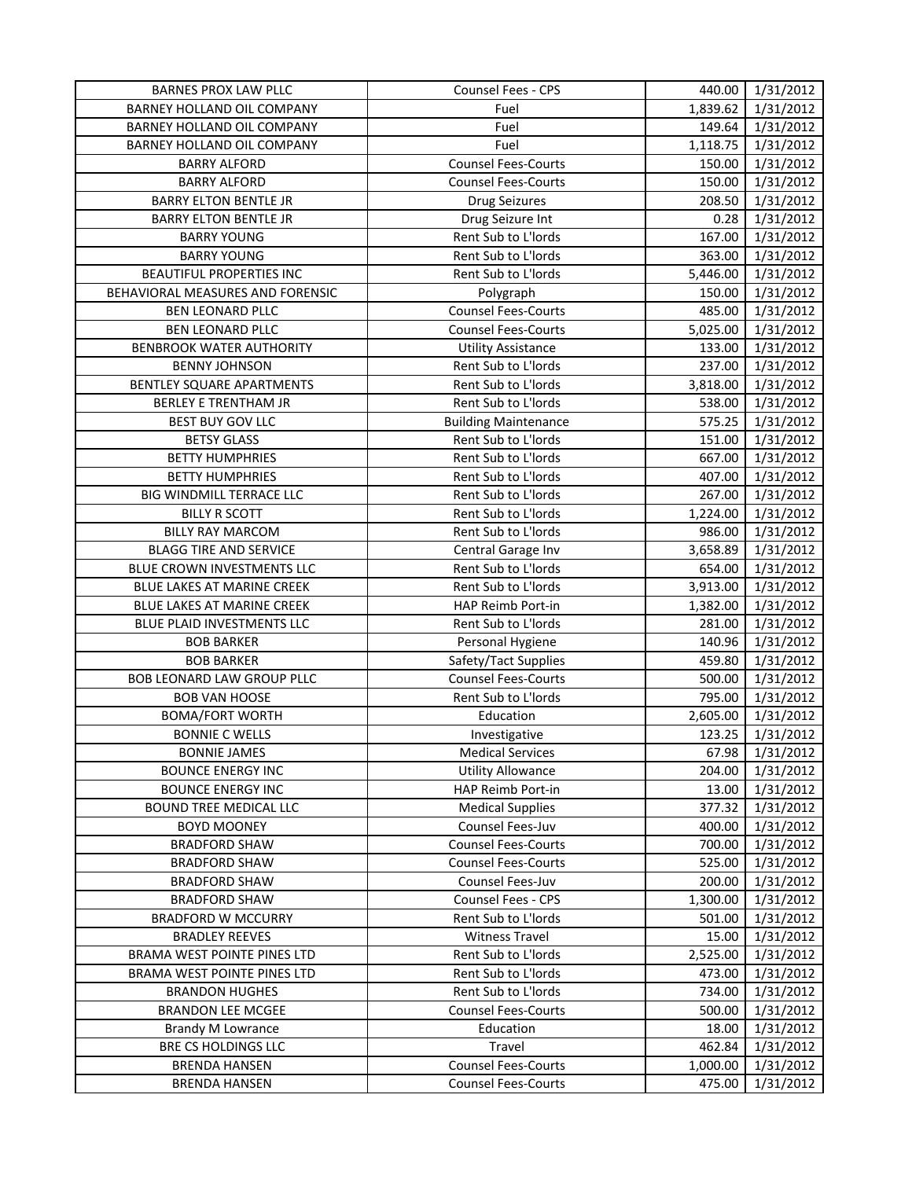| | | | |
|---|---|---|---|
| BARNES PROX LAW PLLC | Counsel Fees - CPS | 440.00 | 1/31/2012 |
| BARNEY HOLLAND OIL COMPANY | Fuel | 1,839.62 | 1/31/2012 |
| BARNEY HOLLAND OIL COMPANY | Fuel | 149.64 | 1/31/2012 |
| BARNEY HOLLAND OIL COMPANY | Fuel | 1,118.75 | 1/31/2012 |
| BARRY ALFORD | Counsel Fees-Courts | 150.00 | 1/31/2012 |
| BARRY ALFORD | Counsel Fees-Courts | 150.00 | 1/31/2012 |
| BARRY ELTON BENTLE JR | Drug Seizures | 208.50 | 1/31/2012 |
| BARRY ELTON BENTLE JR | Drug Seizure Int | 0.28 | 1/31/2012 |
| BARRY YOUNG | Rent Sub to L'lords | 167.00 | 1/31/2012 |
| BARRY YOUNG | Rent Sub to L'lords | 363.00 | 1/31/2012 |
| BEAUTIFUL PROPERTIES INC | Rent Sub to L'lords | 5,446.00 | 1/31/2012 |
| BEHAVIORAL MEASURES AND FORENSIC | Polygraph | 150.00 | 1/31/2012 |
| BEN LEONARD PLLC | Counsel Fees-Courts | 485.00 | 1/31/2012 |
| BEN LEONARD PLLC | Counsel Fees-Courts | 5,025.00 | 1/31/2012 |
| BENBROOK WATER AUTHORITY | Utility Assistance | 133.00 | 1/31/2012 |
| BENNY JOHNSON | Rent Sub to L'lords | 237.00 | 1/31/2012 |
| BENTLEY SQUARE APARTMENTS | Rent Sub to L'lords | 3,818.00 | 1/31/2012 |
| BERLEY E TRENTHAM JR | Rent Sub to L'lords | 538.00 | 1/31/2012 |
| BEST BUY GOV LLC | Building Maintenance | 575.25 | 1/31/2012 |
| BETSY GLASS | Rent Sub to L'lords | 151.00 | 1/31/2012 |
| BETTY HUMPHRIES | Rent Sub to L'lords | 667.00 | 1/31/2012 |
| BETTY HUMPHRIES | Rent Sub to L'lords | 407.00 | 1/31/2012 |
| BIG WINDMILL TERRACE LLC | Rent Sub to L'lords | 267.00 | 1/31/2012 |
| BILLY R SCOTT | Rent Sub to L'lords | 1,224.00 | 1/31/2012 |
| BILLY RAY MARCOM | Rent Sub to L'lords | 986.00 | 1/31/2012 |
| BLAGG TIRE AND SERVICE | Central Garage Inv | 3,658.89 | 1/31/2012 |
| BLUE CROWN INVESTMENTS LLC | Rent Sub to L'lords | 654.00 | 1/31/2012 |
| BLUE LAKES AT MARINE CREEK | Rent Sub to L'lords | 3,913.00 | 1/31/2012 |
| BLUE LAKES AT MARINE CREEK | HAP Reimb Port-in | 1,382.00 | 1/31/2012 |
| BLUE PLAID INVESTMENTS LLC | Rent Sub to L'lords | 281.00 | 1/31/2012 |
| BOB BARKER | Personal Hygiene | 140.96 | 1/31/2012 |
| BOB BARKER | Safety/Tact Supplies | 459.80 | 1/31/2012 |
| BOB LEONARD LAW GROUP PLLC | Counsel Fees-Courts | 500.00 | 1/31/2012 |
| BOB VAN HOOSE | Rent Sub to L'lords | 795.00 | 1/31/2012 |
| BOMA/FORT WORTH | Education | 2,605.00 | 1/31/2012 |
| BONNIE C WELLS | Investigative | 123.25 | 1/31/2012 |
| BONNIE JAMES | Medical Services | 67.98 | 1/31/2012 |
| BOUNCE ENERGY INC | Utility Allowance | 204.00 | 1/31/2012 |
| BOUNCE ENERGY INC | HAP Reimb Port-in | 13.00 | 1/31/2012 |
| BOUND TREE MEDICAL LLC | Medical Supplies | 377.32 | 1/31/2012 |
| BOYD MOONEY | Counsel Fees-Juv | 400.00 | 1/31/2012 |
| BRADFORD SHAW | Counsel Fees-Courts | 700.00 | 1/31/2012 |
| BRADFORD SHAW | Counsel Fees-Courts | 525.00 | 1/31/2012 |
| BRADFORD SHAW | Counsel Fees-Juv | 200.00 | 1/31/2012 |
| BRADFORD SHAW | Counsel Fees - CPS | 1,300.00 | 1/31/2012 |
| BRADFORD W MCCURRY | Rent Sub to L'lords | 501.00 | 1/31/2012 |
| BRADLEY REEVES | Witness Travel | 15.00 | 1/31/2012 |
| BRAMA WEST POINTE PINES LTD | Rent Sub to L'lords | 2,525.00 | 1/31/2012 |
| BRAMA WEST POINTE PINES LTD | Rent Sub to L'lords | 473.00 | 1/31/2012 |
| BRANDON HUGHES | Rent Sub to L'lords | 734.00 | 1/31/2012 |
| BRANDON LEE MCGEE | Counsel Fees-Courts | 500.00 | 1/31/2012 |
| Brandy M Lowrance | Education | 18.00 | 1/31/2012 |
| BRE CS HOLDINGS LLC | Travel | 462.84 | 1/31/2012 |
| BRENDA HANSEN | Counsel Fees-Courts | 1,000.00 | 1/31/2012 |
| BRENDA HANSEN | Counsel Fees-Courts | 475.00 | 1/31/2012 |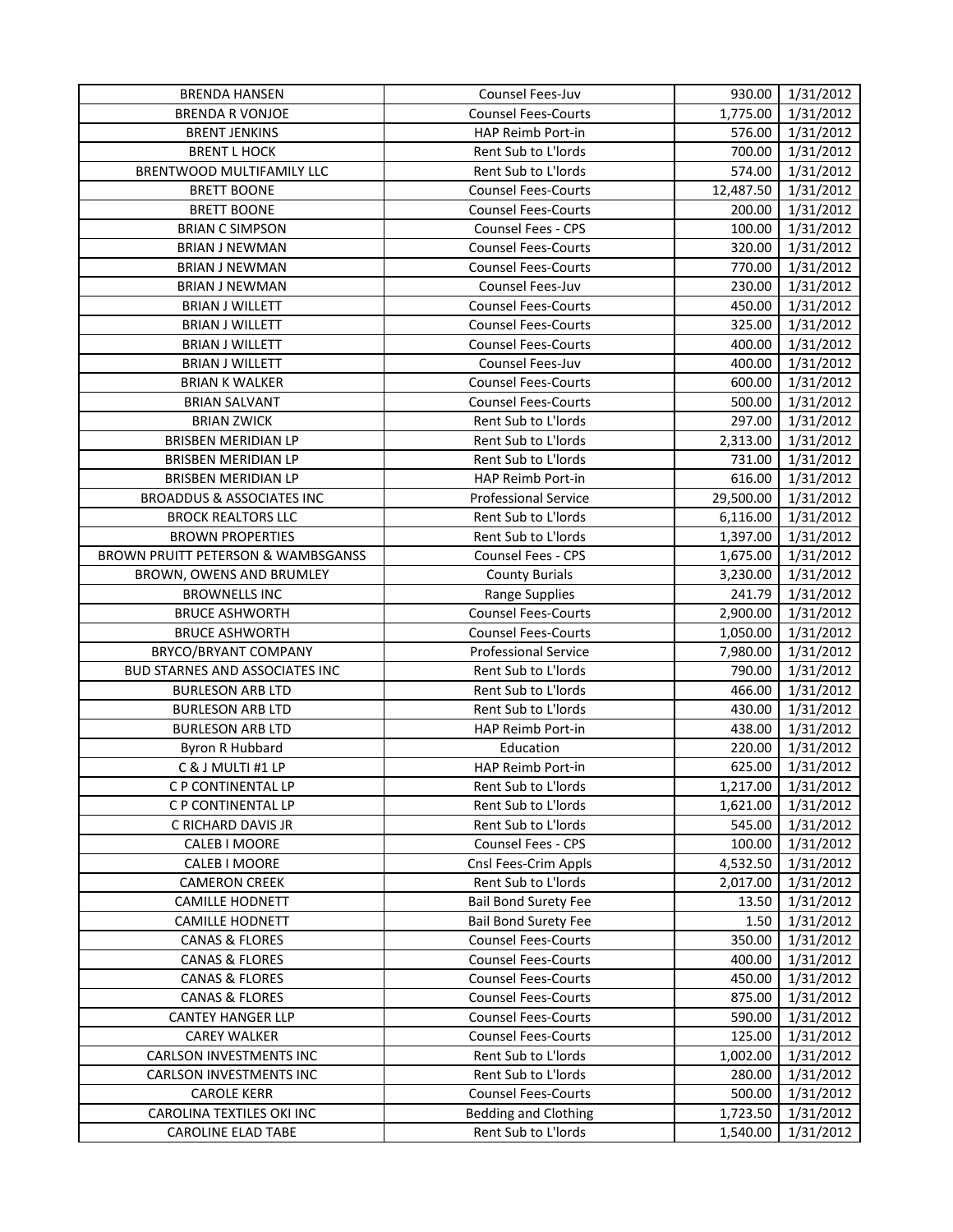| | | | |
|---|---|---|---|
| BRENDA HANSEN | Counsel Fees-Juv | 930.00 | 1/31/2012 |
| BRENDA R VONJOE | Counsel Fees-Courts | 1,775.00 | 1/31/2012 |
| BRENT JENKINS | HAP Reimb Port-in | 576.00 | 1/31/2012 |
| BRENT L HOCK | Rent Sub to L'lords | 700.00 | 1/31/2012 |
| BRENTWOOD MULTIFAMILY LLC | Rent Sub to L'lords | 574.00 | 1/31/2012 |
| BRETT BOONE | Counsel Fees-Courts | 12,487.50 | 1/31/2012 |
| BRETT BOONE | Counsel Fees-Courts | 200.00 | 1/31/2012 |
| BRIAN C SIMPSON | Counsel Fees - CPS | 100.00 | 1/31/2012 |
| BRIAN J NEWMAN | Counsel Fees-Courts | 320.00 | 1/31/2012 |
| BRIAN J NEWMAN | Counsel Fees-Courts | 770.00 | 1/31/2012 |
| BRIAN J NEWMAN | Counsel Fees-Juv | 230.00 | 1/31/2012 |
| BRIAN J WILLETT | Counsel Fees-Courts | 450.00 | 1/31/2012 |
| BRIAN J WILLETT | Counsel Fees-Courts | 325.00 | 1/31/2012 |
| BRIAN J WILLETT | Counsel Fees-Courts | 400.00 | 1/31/2012 |
| BRIAN J WILLETT | Counsel Fees-Juv | 400.00 | 1/31/2012 |
| BRIAN K WALKER | Counsel Fees-Courts | 600.00 | 1/31/2012 |
| BRIAN SALVANT | Counsel Fees-Courts | 500.00 | 1/31/2012 |
| BRIAN ZWICK | Rent Sub to L'lords | 297.00 | 1/31/2012 |
| BRISBEN MERIDIAN LP | Rent Sub to L'lords | 2,313.00 | 1/31/2012 |
| BRISBEN MERIDIAN LP | Rent Sub to L'lords | 731.00 | 1/31/2012 |
| BRISBEN MERIDIAN LP | HAP Reimb Port-in | 616.00 | 1/31/2012 |
| BROADDUS & ASSOCIATES INC | Professional Service | 29,500.00 | 1/31/2012 |
| BROCK REALTORS LLC | Rent Sub to L'lords | 6,116.00 | 1/31/2012 |
| BROWN PROPERTIES | Rent Sub to L'lords | 1,397.00 | 1/31/2012 |
| BROWN PRUITT PETERSON & WAMBSGANSS | Counsel Fees - CPS | 1,675.00 | 1/31/2012 |
| BROWN, OWENS AND BRUMLEY | County Burials | 3,230.00 | 1/31/2012 |
| BROWNELLS INC | Range Supplies | 241.79 | 1/31/2012 |
| BRUCE ASHWORTH | Counsel Fees-Courts | 2,900.00 | 1/31/2012 |
| BRUCE ASHWORTH | Counsel Fees-Courts | 1,050.00 | 1/31/2012 |
| BRYCO/BRYANT COMPANY | Professional Service | 7,980.00 | 1/31/2012 |
| BUD STARNES AND ASSOCIATES INC | Rent Sub to L'lords | 790.00 | 1/31/2012 |
| BURLESON ARB LTD | Rent Sub to L'lords | 466.00 | 1/31/2012 |
| BURLESON ARB LTD | Rent Sub to L'lords | 430.00 | 1/31/2012 |
| BURLESON ARB LTD | HAP Reimb Port-in | 438.00 | 1/31/2012 |
| Byron R Hubbard | Education | 220.00 | 1/31/2012 |
| C & J MULTI #1 LP | HAP Reimb Port-in | 625.00 | 1/31/2012 |
| C P CONTINENTAL LP | Rent Sub to L'lords | 1,217.00 | 1/31/2012 |
| C P CONTINENTAL LP | Rent Sub to L'lords | 1,621.00 | 1/31/2012 |
| C RICHARD DAVIS JR | Rent Sub to L'lords | 545.00 | 1/31/2012 |
| CALEB I MOORE | Counsel Fees - CPS | 100.00 | 1/31/2012 |
| CALEB I MOORE | Cnsl Fees-Crim Appls | 4,532.50 | 1/31/2012 |
| CAMERON CREEK | Rent Sub to L'lords | 2,017.00 | 1/31/2012 |
| CAMILLE HODNETT | Bail Bond Surety Fee | 13.50 | 1/31/2012 |
| CAMILLE HODNETT | Bail Bond Surety Fee | 1.50 | 1/31/2012 |
| CANAS & FLORES | Counsel Fees-Courts | 350.00 | 1/31/2012 |
| CANAS & FLORES | Counsel Fees-Courts | 400.00 | 1/31/2012 |
| CANAS & FLORES | Counsel Fees-Courts | 450.00 | 1/31/2012 |
| CANAS & FLORES | Counsel Fees-Courts | 875.00 | 1/31/2012 |
| CANTEY HANGER LLP | Counsel Fees-Courts | 590.00 | 1/31/2012 |
| CAREY WALKER | Counsel Fees-Courts | 125.00 | 1/31/2012 |
| CARLSON INVESTMENTS INC | Rent Sub to L'lords | 1,002.00 | 1/31/2012 |
| CARLSON INVESTMENTS INC | Rent Sub to L'lords | 280.00 | 1/31/2012 |
| CAROLE KERR | Counsel Fees-Courts | 500.00 | 1/31/2012 |
| CAROLINA TEXTILES OKI INC | Bedding and Clothing | 1,723.50 | 1/31/2012 |
| CAROLINE ELAD TABE | Rent Sub to L'lords | 1,540.00 | 1/31/2012 |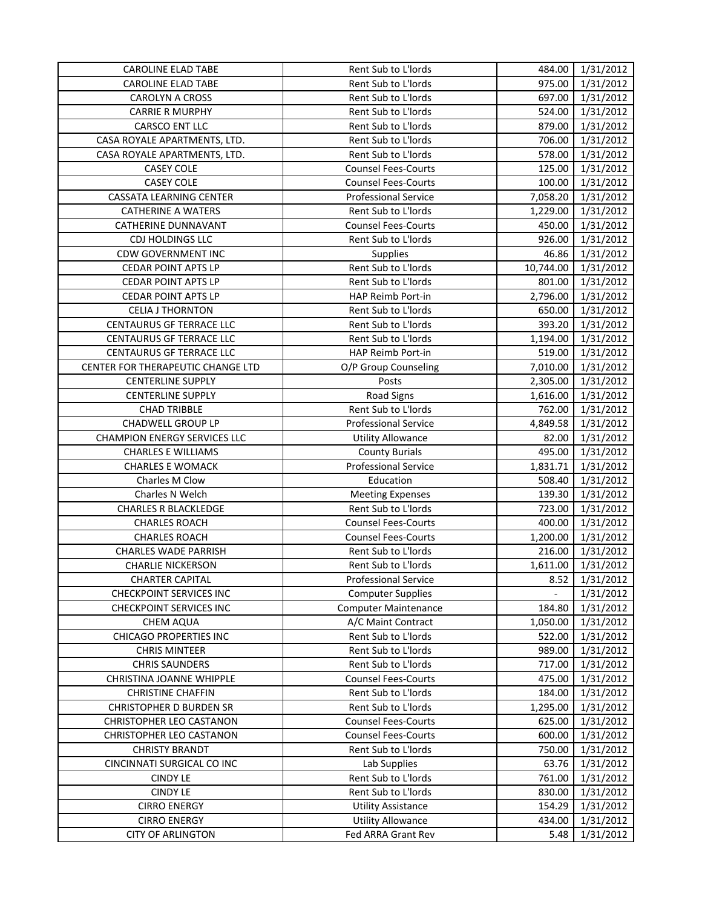| CAROLINE ELAD TABE | Rent Sub to L'lords | 484.00 | 1/31/2012 |
|---|---|---|---|
| CAROLINE ELAD TABE | Rent Sub to L'lords | 975.00 | 1/31/2012 |
| CAROLYN A CROSS | Rent Sub to L'lords | 697.00 | 1/31/2012 |
| CARRIE R MURPHY | Rent Sub to L'lords | 524.00 | 1/31/2012 |
| CARSCO ENT LLC | Rent Sub to L'lords | 879.00 | 1/31/2012 |
| CASA ROYALE APARTMENTS, LTD. | Rent Sub to L'lords | 706.00 | 1/31/2012 |
| CASA ROYALE APARTMENTS, LTD. | Rent Sub to L'lords | 578.00 | 1/31/2012 |
| CASEY COLE | Counsel Fees-Courts | 125.00 | 1/31/2012 |
| CASEY COLE | Counsel Fees-Courts | 100.00 | 1/31/2012 |
| CASSATA LEARNING CENTER | Professional Service | 7,058.20 | 1/31/2012 |
| CATHERINE A WATERS | Rent Sub to L'lords | 1,229.00 | 1/31/2012 |
| CATHERINE DUNNAVANT | Counsel Fees-Courts | 450.00 | 1/31/2012 |
| CDJ HOLDINGS LLC | Rent Sub to L'lords | 926.00 | 1/31/2012 |
| CDW GOVERNMENT INC | Supplies | 46.86 | 1/31/2012 |
| CEDAR POINT APTS LP | Rent Sub to L'lords | 10,744.00 | 1/31/2012 |
| CEDAR POINT APTS LP | Rent Sub to L'lords | 801.00 | 1/31/2012 |
| CEDAR POINT APTS LP | HAP Reimb Port-in | 2,796.00 | 1/31/2012 |
| CELIA J THORNTON | Rent Sub to L'lords | 650.00 | 1/31/2012 |
| CENTAURUS GF TERRACE LLC | Rent Sub to L'lords | 393.20 | 1/31/2012 |
| CENTAURUS GF TERRACE LLC | Rent Sub to L'lords | 1,194.00 | 1/31/2012 |
| CENTAURUS GF TERRACE LLC | HAP Reimb Port-in | 519.00 | 1/31/2012 |
| CENTER FOR THERAPEUTIC CHANGE LTD | O/P Group Counseling | 7,010.00 | 1/31/2012 |
| CENTERLINE SUPPLY | Posts | 2,305.00 | 1/31/2012 |
| CENTERLINE SUPPLY | Road Signs | 1,616.00 | 1/31/2012 |
| CHAD TRIBBLE | Rent Sub to L'lords | 762.00 | 1/31/2012 |
| CHADWELL GROUP LP | Professional Service | 4,849.58 | 1/31/2012 |
| CHAMPION ENERGY SERVICES LLC | Utility Allowance | 82.00 | 1/31/2012 |
| CHARLES E WILLIAMS | County Burials | 495.00 | 1/31/2012 |
| CHARLES E WOMACK | Professional Service | 1,831.71 | 1/31/2012 |
| Charles M Clow | Education | 508.40 | 1/31/2012 |
| Charles N Welch | Meeting Expenses | 139.30 | 1/31/2012 |
| CHARLES R BLACKLEDGE | Rent Sub to L'lords | 723.00 | 1/31/2012 |
| CHARLES ROACH | Counsel Fees-Courts | 400.00 | 1/31/2012 |
| CHARLES ROACH | Counsel Fees-Courts | 1,200.00 | 1/31/2012 |
| CHARLES WADE PARRISH | Rent Sub to L'lords | 216.00 | 1/31/2012 |
| CHARLIE NICKERSON | Rent Sub to L'lords | 1,611.00 | 1/31/2012 |
| CHARTER CAPITAL | Professional Service | 8.52 | 1/31/2012 |
| CHECKPOINT SERVICES INC | Computer Supplies | - | 1/31/2012 |
| CHECKPOINT SERVICES INC | Computer Maintenance | 184.80 | 1/31/2012 |
| CHEM AQUA | A/C Maint Contract | 1,050.00 | 1/31/2012 |
| CHICAGO PROPERTIES INC | Rent Sub to L'lords | 522.00 | 1/31/2012 |
| CHRIS MINTEER | Rent Sub to L'lords | 989.00 | 1/31/2012 |
| CHRIS SAUNDERS | Rent Sub to L'lords | 717.00 | 1/31/2012 |
| CHRISTINA JOANNE WHIPPLE | Counsel Fees-Courts | 475.00 | 1/31/2012 |
| CHRISTINE CHAFFIN | Rent Sub to L'lords | 184.00 | 1/31/2012 |
| CHRISTOPHER D BURDEN SR | Rent Sub to L'lords | 1,295.00 | 1/31/2012 |
| CHRISTOPHER LEO CASTANON | Counsel Fees-Courts | 625.00 | 1/31/2012 |
| CHRISTOPHER LEO CASTANON | Counsel Fees-Courts | 600.00 | 1/31/2012 |
| CHRISTY BRANDT | Rent Sub to L'lords | 750.00 | 1/31/2012 |
| CINCINNATI SURGICAL CO INC | Lab Supplies | 63.76 | 1/31/2012 |
| CINDY LE | Rent Sub to L'lords | 761.00 | 1/31/2012 |
| CINDY LE | Rent Sub to L'lords | 830.00 | 1/31/2012 |
| CIRRO ENERGY | Utility Assistance | 154.29 | 1/31/2012 |
| CIRRO ENERGY | Utility Allowance | 434.00 | 1/31/2012 |
| CITY OF ARLINGTON | Fed ARRA Grant Rev | 5.48 | 1/31/2012 |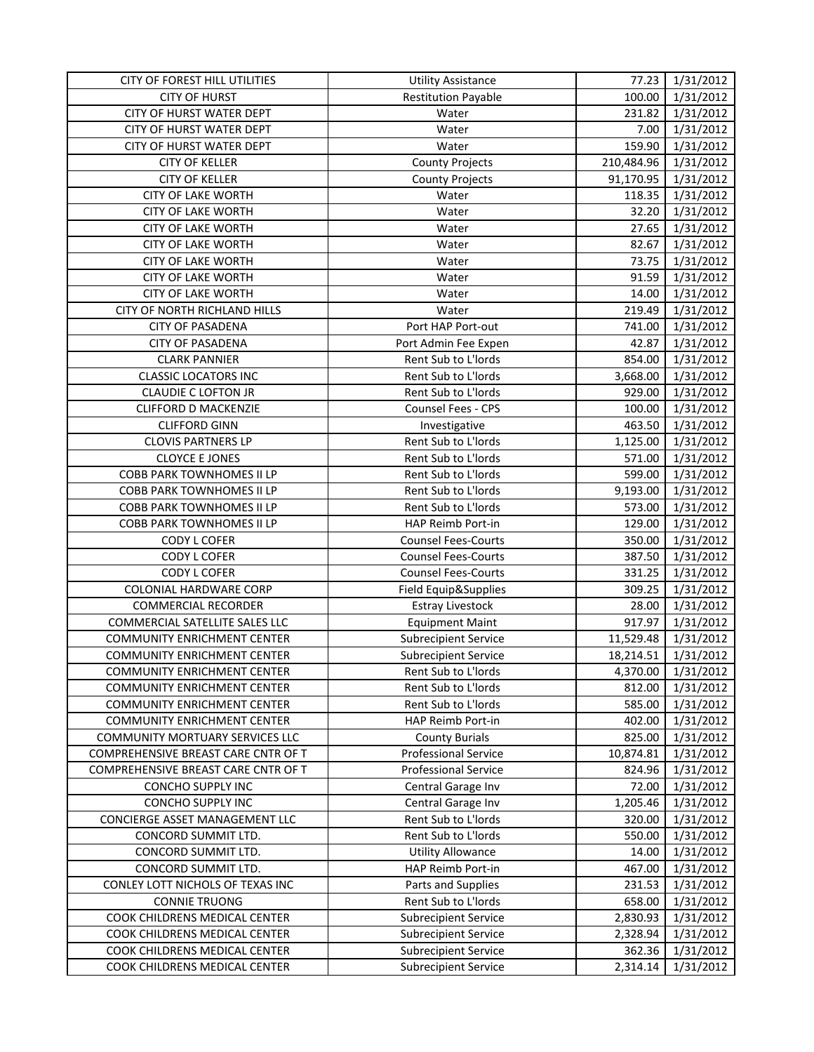| CITY OF FOREST HILL UTILITIES | Utility Assistance | 77.23 | 1/31/2012 |
|---|---|---|---|
| CITY OF HURST | Restitution Payable | 100.00 | 1/31/2012 |
| CITY OF HURST WATER DEPT | Water | 231.82 | 1/31/2012 |
| CITY OF HURST WATER DEPT | Water | 7.00 | 1/31/2012 |
| CITY OF HURST WATER DEPT | Water | 159.90 | 1/31/2012 |
| CITY OF KELLER | County Projects | 210,484.96 | 1/31/2012 |
| CITY OF KELLER | County Projects | 91,170.95 | 1/31/2012 |
| CITY OF LAKE WORTH | Water | 118.35 | 1/31/2012 |
| CITY OF LAKE WORTH | Water | 32.20 | 1/31/2012 |
| CITY OF LAKE WORTH | Water | 27.65 | 1/31/2012 |
| CITY OF LAKE WORTH | Water | 82.67 | 1/31/2012 |
| CITY OF LAKE WORTH | Water | 73.75 | 1/31/2012 |
| CITY OF LAKE WORTH | Water | 91.59 | 1/31/2012 |
| CITY OF LAKE WORTH | Water | 14.00 | 1/31/2012 |
| CITY OF NORTH RICHLAND HILLS | Water | 219.49 | 1/31/2012 |
| CITY OF PASADENA | Port HAP Port-out | 741.00 | 1/31/2012 |
| CITY OF PASADENA | Port Admin Fee Expen | 42.87 | 1/31/2012 |
| CLARK PANNIER | Rent Sub to L'lords | 854.00 | 1/31/2012 |
| CLASSIC LOCATORS INC | Rent Sub to L'lords | 3,668.00 | 1/31/2012 |
| CLAUDIE C LOFTON JR | Rent Sub to L'lords | 929.00 | 1/31/2012 |
| CLIFFORD D MACKENZIE | Counsel Fees - CPS | 100.00 | 1/31/2012 |
| CLIFFORD GINN | Investigative | 463.50 | 1/31/2012 |
| CLOVIS PARTNERS LP | Rent Sub to L'lords | 1,125.00 | 1/31/2012 |
| CLOYCE E JONES | Rent Sub to L'lords | 571.00 | 1/31/2012 |
| COBB PARK TOWNHOMES II LP | Rent Sub to L'lords | 599.00 | 1/31/2012 |
| COBB PARK TOWNHOMES II LP | Rent Sub to L'lords | 9,193.00 | 1/31/2012 |
| COBB PARK TOWNHOMES II LP | Rent Sub to L'lords | 573.00 | 1/31/2012 |
| COBB PARK TOWNHOMES II LP | HAP Reimb Port-in | 129.00 | 1/31/2012 |
| CODY L COFER | Counsel Fees-Courts | 350.00 | 1/31/2012 |
| CODY L COFER | Counsel Fees-Courts | 387.50 | 1/31/2012 |
| CODY L COFER | Counsel Fees-Courts | 331.25 | 1/31/2012 |
| COLONIAL HARDWARE CORP | Field Equip&Supplies | 309.25 | 1/31/2012 |
| COMMERCIAL RECORDER | Estray Livestock | 28.00 | 1/31/2012 |
| COMMERCIAL SATELLITE SALES LLC | Equipment Maint | 917.97 | 1/31/2012 |
| COMMUNITY ENRICHMENT CENTER | Subrecipient Service | 11,529.48 | 1/31/2012 |
| COMMUNITY ENRICHMENT CENTER | Subrecipient Service | 18,214.51 | 1/31/2012 |
| COMMUNITY ENRICHMENT CENTER | Rent Sub to L'lords | 4,370.00 | 1/31/2012 |
| COMMUNITY ENRICHMENT CENTER | Rent Sub to L'lords | 812.00 | 1/31/2012 |
| COMMUNITY ENRICHMENT CENTER | Rent Sub to L'lords | 585.00 | 1/31/2012 |
| COMMUNITY ENRICHMENT CENTER | HAP Reimb Port-in | 402.00 | 1/31/2012 |
| COMMUNITY MORTUARY SERVICES LLC | County Burials | 825.00 | 1/31/2012 |
| COMPREHENSIVE BREAST CARE CNTR OF T | Professional Service | 10,874.81 | 1/31/2012 |
| COMPREHENSIVE BREAST CARE CNTR OF T | Professional Service | 824.96 | 1/31/2012 |
| CONCHO SUPPLY INC | Central Garage Inv | 72.00 | 1/31/2012 |
| CONCHO SUPPLY INC | Central Garage Inv | 1,205.46 | 1/31/2012 |
| CONCIERGE ASSET MANAGEMENT LLC | Rent Sub to L'lords | 320.00 | 1/31/2012 |
| CONCORD SUMMIT LTD. | Rent Sub to L'lords | 550.00 | 1/31/2012 |
| CONCORD SUMMIT LTD. | Utility Allowance | 14.00 | 1/31/2012 |
| CONCORD SUMMIT LTD. | HAP Reimb Port-in | 467.00 | 1/31/2012 |
| CONLEY LOTT NICHOLS OF TEXAS INC | Parts and Supplies | 231.53 | 1/31/2012 |
| CONNIE TRUONG | Rent Sub to L'lords | 658.00 | 1/31/2012 |
| COOK CHILDRENS MEDICAL CENTER | Subrecipient Service | 2,830.93 | 1/31/2012 |
| COOK CHILDRENS MEDICAL CENTER | Subrecipient Service | 2,328.94 | 1/31/2012 |
| COOK CHILDRENS MEDICAL CENTER | Subrecipient Service | 362.36 | 1/31/2012 |
| COOK CHILDRENS MEDICAL CENTER | Subrecipient Service | 2,314.14 | 1/31/2012 |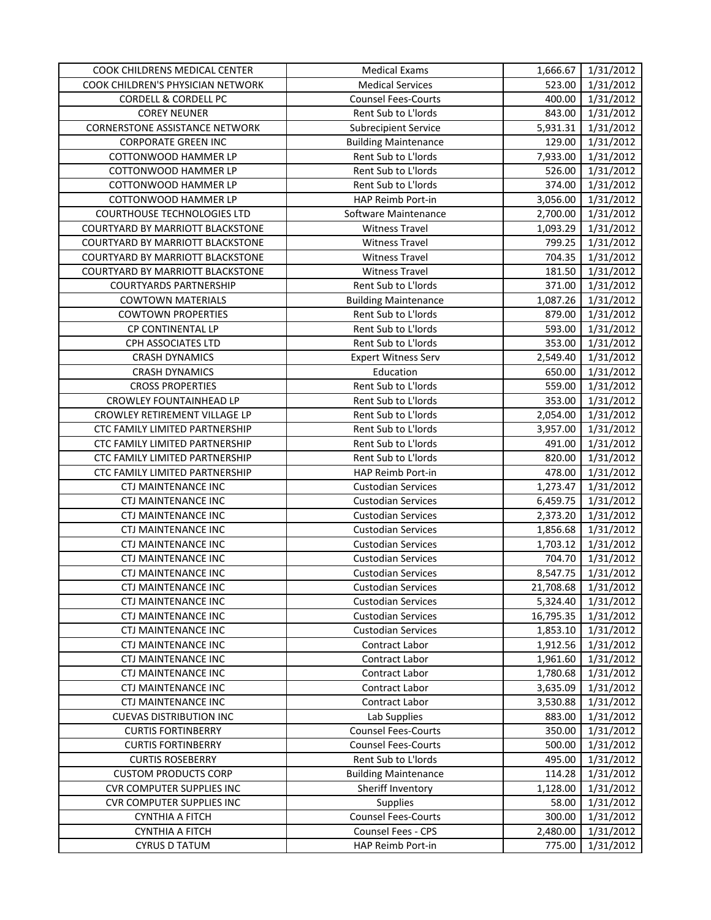| | | | |
|---|---|---|---|
| COOK CHILDRENS MEDICAL CENTER | Medical Exams | 1,666.67 | 1/31/2012 |
| COOK CHILDREN'S PHYSICIAN NETWORK | Medical Services | 523.00 | 1/31/2012 |
| CORDELL & CORDELL PC | Counsel Fees-Courts | 400.00 | 1/31/2012 |
| COREY NEUNER | Rent Sub to L'lords | 843.00 | 1/31/2012 |
| CORNERSTONE ASSISTANCE NETWORK | Subrecipient Service | 5,931.31 | 1/31/2012 |
| CORPORATE GREEN INC | Building Maintenance | 129.00 | 1/31/2012 |
| COTTONWOOD HAMMER LP | Rent Sub to L'lords | 7,933.00 | 1/31/2012 |
| COTTONWOOD HAMMER LP | Rent Sub to L'lords | 526.00 | 1/31/2012 |
| COTTONWOOD HAMMER LP | Rent Sub to L'lords | 374.00 | 1/31/2012 |
| COTTONWOOD HAMMER LP | HAP Reimb Port-in | 3,056.00 | 1/31/2012 |
| COURTHOUSE TECHNOLOGIES LTD | Software Maintenance | 2,700.00 | 1/31/2012 |
| COURTYARD BY MARRIOTT BLACKSTONE | Witness Travel | 1,093.29 | 1/31/2012 |
| COURTYARD BY MARRIOTT BLACKSTONE | Witness Travel | 799.25 | 1/31/2012 |
| COURTYARD BY MARRIOTT BLACKSTONE | Witness Travel | 704.35 | 1/31/2012 |
| COURTYARD BY MARRIOTT BLACKSTONE | Witness Travel | 181.50 | 1/31/2012 |
| COURTYARDS PARTNERSHIP | Rent Sub to L'lords | 371.00 | 1/31/2012 |
| COWTOWN MATERIALS | Building Maintenance | 1,087.26 | 1/31/2012 |
| COWTOWN PROPERTIES | Rent Sub to L'lords | 879.00 | 1/31/2012 |
| CP CONTINENTAL LP | Rent Sub to L'lords | 593.00 | 1/31/2012 |
| CPH ASSOCIATES LTD | Rent Sub to L'lords | 353.00 | 1/31/2012 |
| CRASH DYNAMICS | Expert Witness Serv | 2,549.40 | 1/31/2012 |
| CRASH DYNAMICS | Education | 650.00 | 1/31/2012 |
| CROSS PROPERTIES | Rent Sub to L'lords | 559.00 | 1/31/2012 |
| CROWLEY FOUNTAINHEAD LP | Rent Sub to L'lords | 353.00 | 1/31/2012 |
| CROWLEY RETIREMENT VILLAGE LP | Rent Sub to L'lords | 2,054.00 | 1/31/2012 |
| CTC FAMILY LIMITED PARTNERSHIP | Rent Sub to L'lords | 3,957.00 | 1/31/2012 |
| CTC FAMILY LIMITED PARTNERSHIP | Rent Sub to L'lords | 491.00 | 1/31/2012 |
| CTC FAMILY LIMITED PARTNERSHIP | Rent Sub to L'lords | 820.00 | 1/31/2012 |
| CTC FAMILY LIMITED PARTNERSHIP | HAP Reimb Port-in | 478.00 | 1/31/2012 |
| CTJ MAINTENANCE INC | Custodian Services | 1,273.47 | 1/31/2012 |
| CTJ MAINTENANCE INC | Custodian Services | 6,459.75 | 1/31/2012 |
| CTJ MAINTENANCE INC | Custodian Services | 2,373.20 | 1/31/2012 |
| CTJ MAINTENANCE INC | Custodian Services | 1,856.68 | 1/31/2012 |
| CTJ MAINTENANCE INC | Custodian Services | 1,703.12 | 1/31/2012 |
| CTJ MAINTENANCE INC | Custodian Services | 704.70 | 1/31/2012 |
| CTJ MAINTENANCE INC | Custodian Services | 8,547.75 | 1/31/2012 |
| CTJ MAINTENANCE INC | Custodian Services | 21,708.68 | 1/31/2012 |
| CTJ MAINTENANCE INC | Custodian Services | 5,324.40 | 1/31/2012 |
| CTJ MAINTENANCE INC | Custodian Services | 16,795.35 | 1/31/2012 |
| CTJ MAINTENANCE INC | Custodian Services | 1,853.10 | 1/31/2012 |
| CTJ MAINTENANCE INC | Contract Labor | 1,912.56 | 1/31/2012 |
| CTJ MAINTENANCE INC | Contract Labor | 1,961.60 | 1/31/2012 |
| CTJ MAINTENANCE INC | Contract Labor | 1,780.68 | 1/31/2012 |
| CTJ MAINTENANCE INC | Contract Labor | 3,635.09 | 1/31/2012 |
| CTJ MAINTENANCE INC | Contract Labor | 3,530.88 | 1/31/2012 |
| CUEVAS DISTRIBUTION INC | Lab Supplies | 883.00 | 1/31/2012 |
| CURTIS FORTINBERRY | Counsel Fees-Courts | 350.00 | 1/31/2012 |
| CURTIS FORTINBERRY | Counsel Fees-Courts | 500.00 | 1/31/2012 |
| CURTIS ROSEBERRY | Rent Sub to L'lords | 495.00 | 1/31/2012 |
| CUSTOM PRODUCTS CORP | Building Maintenance | 114.28 | 1/31/2012 |
| CVR COMPUTER SUPPLIES INC | Sheriff Inventory | 1,128.00 | 1/31/2012 |
| CVR COMPUTER SUPPLIES INC | Supplies | 58.00 | 1/31/2012 |
| CYNTHIA A FITCH | Counsel Fees-Courts | 300.00 | 1/31/2012 |
| CYNTHIA A FITCH | Counsel Fees - CPS | 2,480.00 | 1/31/2012 |
| CYRUS D TATUM | HAP Reimb Port-in | 775.00 | 1/31/2012 |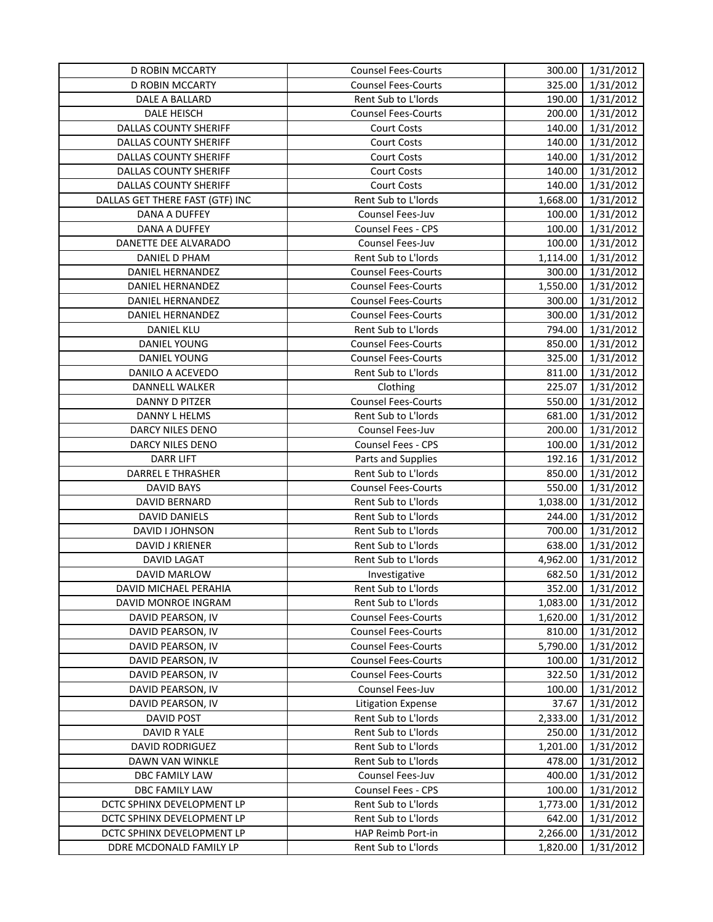| D ROBIN MCCARTY | Counsel Fees-Courts | 300.00 | 1/31/2012 |
|---|---|---|---|
| D ROBIN MCCARTY | Counsel Fees-Courts | 325.00 | 1/31/2012 |
| DALE A BALLARD | Rent Sub to L'lords | 190.00 | 1/31/2012 |
| DALE HEISCH | Counsel Fees-Courts | 200.00 | 1/31/2012 |
| DALLAS COUNTY SHERIFF | Court Costs | 140.00 | 1/31/2012 |
| DALLAS COUNTY SHERIFF | Court Costs | 140.00 | 1/31/2012 |
| DALLAS COUNTY SHERIFF | Court Costs | 140.00 | 1/31/2012 |
| DALLAS COUNTY SHERIFF | Court Costs | 140.00 | 1/31/2012 |
| DALLAS COUNTY SHERIFF | Court Costs | 140.00 | 1/31/2012 |
| DALLAS GET THERE FAST (GTF) INC | Rent Sub to L'lords | 1,668.00 | 1/31/2012 |
| DANA A DUFFEY | Counsel Fees-Juv | 100.00 | 1/31/2012 |
| DANA A DUFFEY | Counsel Fees - CPS | 100.00 | 1/31/2012 |
| DANETTE DEE ALVARADO | Counsel Fees-Juv | 100.00 | 1/31/2012 |
| DANIEL D PHAM | Rent Sub to L'lords | 1,114.00 | 1/31/2012 |
| DANIEL HERNANDEZ | Counsel Fees-Courts | 300.00 | 1/31/2012 |
| DANIEL HERNANDEZ | Counsel Fees-Courts | 1,550.00 | 1/31/2012 |
| DANIEL HERNANDEZ | Counsel Fees-Courts | 300.00 | 1/31/2012 |
| DANIEL HERNANDEZ | Counsel Fees-Courts | 300.00 | 1/31/2012 |
| DANIEL KLU | Rent Sub to L'lords | 794.00 | 1/31/2012 |
| DANIEL YOUNG | Counsel Fees-Courts | 850.00 | 1/31/2012 |
| DANIEL YOUNG | Counsel Fees-Courts | 325.00 | 1/31/2012 |
| DANILO A ACEVEDO | Rent Sub to L'lords | 811.00 | 1/31/2012 |
| DANNELL WALKER | Clothing | 225.07 | 1/31/2012 |
| DANNY D PITZER | Counsel Fees-Courts | 550.00 | 1/31/2012 |
| DANNY L HELMS | Rent Sub to L'lords | 681.00 | 1/31/2012 |
| DARCY NILES DENO | Counsel Fees-Juv | 200.00 | 1/31/2012 |
| DARCY NILES DENO | Counsel Fees - CPS | 100.00 | 1/31/2012 |
| DARR LIFT | Parts and Supplies | 192.16 | 1/31/2012 |
| DARREL E THRASHER | Rent Sub to L'lords | 850.00 | 1/31/2012 |
| DAVID BAYS | Counsel Fees-Courts | 550.00 | 1/31/2012 |
| DAVID BERNARD | Rent Sub to L'lords | 1,038.00 | 1/31/2012 |
| DAVID DANIELS | Rent Sub to L'lords | 244.00 | 1/31/2012 |
| DAVID I JOHNSON | Rent Sub to L'lords | 700.00 | 1/31/2012 |
| DAVID J KRIENER | Rent Sub to L'lords | 638.00 | 1/31/2012 |
| DAVID LAGAT | Rent Sub to L'lords | 4,962.00 | 1/31/2012 |
| DAVID MARLOW | Investigative | 682.50 | 1/31/2012 |
| DAVID MICHAEL PERAHIA | Rent Sub to L'lords | 352.00 | 1/31/2012 |
| DAVID MONROE INGRAM | Rent Sub to L'lords | 1,083.00 | 1/31/2012 |
| DAVID PEARSON, IV | Counsel Fees-Courts | 1,620.00 | 1/31/2012 |
| DAVID PEARSON, IV | Counsel Fees-Courts | 810.00 | 1/31/2012 |
| DAVID PEARSON, IV | Counsel Fees-Courts | 5,790.00 | 1/31/2012 |
| DAVID PEARSON, IV | Counsel Fees-Courts | 100.00 | 1/31/2012 |
| DAVID PEARSON, IV | Counsel Fees-Courts | 322.50 | 1/31/2012 |
| DAVID PEARSON, IV | Counsel Fees-Juv | 100.00 | 1/31/2012 |
| DAVID PEARSON, IV | Litigation Expense | 37.67 | 1/31/2012 |
| DAVID POST | Rent Sub to L'lords | 2,333.00 | 1/31/2012 |
| DAVID R YALE | Rent Sub to L'lords | 250.00 | 1/31/2012 |
| DAVID RODRIGUEZ | Rent Sub to L'lords | 1,201.00 | 1/31/2012 |
| DAWN VAN WINKLE | Rent Sub to L'lords | 478.00 | 1/31/2012 |
| DBC FAMILY LAW | Counsel Fees-Juv | 400.00 | 1/31/2012 |
| DBC FAMILY LAW | Counsel Fees - CPS | 100.00 | 1/31/2012 |
| DCTC SPHINX DEVELOPMENT LP | Rent Sub to L'lords | 1,773.00 | 1/31/2012 |
| DCTC SPHINX DEVELOPMENT LP | Rent Sub to L'lords | 642.00 | 1/31/2012 |
| DCTC SPHINX DEVELOPMENT LP | HAP Reimb Port-in | 2,266.00 | 1/31/2012 |
| DDRE MCDONALD FAMILY LP | Rent Sub to L'lords | 1,820.00 | 1/31/2012 |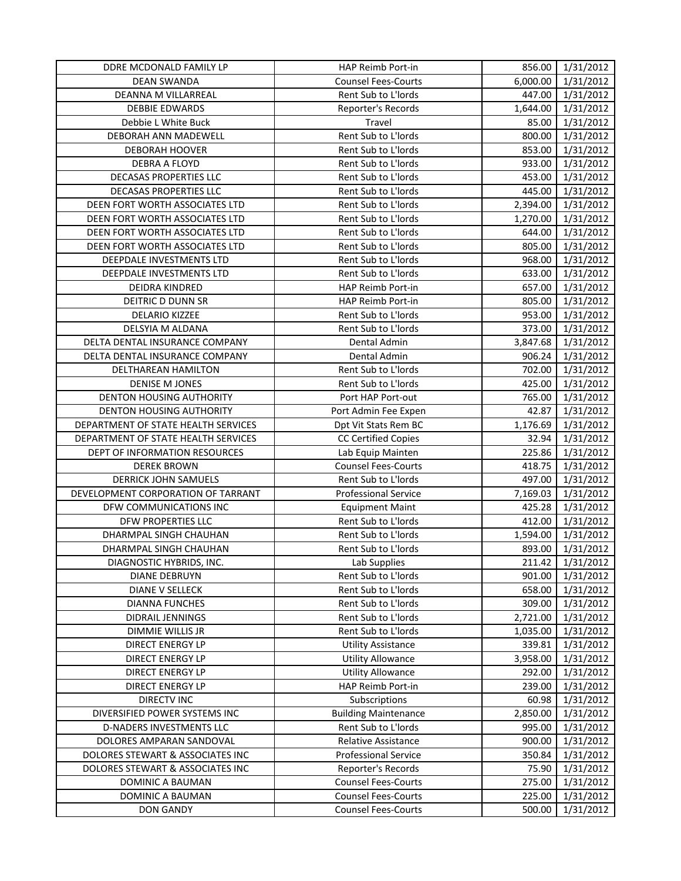| | | | |
|---|---|---|---|
| DDRE MCDONALD FAMILY LP | HAP Reimb Port-in | 856.00 | 1/31/2012 |
| DEAN SWANDA | Counsel Fees-Courts | 6,000.00 | 1/31/2012 |
| DEANNA M VILLARREAL | Rent Sub to L'lords | 447.00 | 1/31/2012 |
| DEBBIE EDWARDS | Reporter's Records | 1,644.00 | 1/31/2012 |
| Debbie L White Buck | Travel | 85.00 | 1/31/2012 |
| DEBORAH ANN MADEWELL | Rent Sub to L'lords | 800.00 | 1/31/2012 |
| DEBORAH HOOVER | Rent Sub to L'lords | 853.00 | 1/31/2012 |
| DEBRA A FLOYD | Rent Sub to L'lords | 933.00 | 1/31/2012 |
| DECASAS PROPERTIES LLC | Rent Sub to L'lords | 453.00 | 1/31/2012 |
| DECASAS PROPERTIES LLC | Rent Sub to L'lords | 445.00 | 1/31/2012 |
| DEEN FORT WORTH ASSOCIATES LTD | Rent Sub to L'lords | 2,394.00 | 1/31/2012 |
| DEEN FORT WORTH ASSOCIATES LTD | Rent Sub to L'lords | 1,270.00 | 1/31/2012 |
| DEEN FORT WORTH ASSOCIATES LTD | Rent Sub to L'lords | 644.00 | 1/31/2012 |
| DEEN FORT WORTH ASSOCIATES LTD | Rent Sub to L'lords | 805.00 | 1/31/2012 |
| DEEPDALE INVESTMENTS LTD | Rent Sub to L'lords | 968.00 | 1/31/2012 |
| DEEPDALE INVESTMENTS LTD | Rent Sub to L'lords | 633.00 | 1/31/2012 |
| DEIDRA KINDRED | HAP Reimb Port-in | 657.00 | 1/31/2012 |
| DEITRIC D DUNN SR | HAP Reimb Port-in | 805.00 | 1/31/2012 |
| DELARIO KIZZEE | Rent Sub to L'lords | 953.00 | 1/31/2012 |
| DELSYIA M ALDANA | Rent Sub to L'lords | 373.00 | 1/31/2012 |
| DELTA DENTAL INSURANCE COMPANY | Dental Admin | 3,847.68 | 1/31/2012 |
| DELTA DENTAL INSURANCE COMPANY | Dental Admin | 906.24 | 1/31/2012 |
| DELTHAREAN HAMILTON | Rent Sub to L'lords | 702.00 | 1/31/2012 |
| DENISE M JONES | Rent Sub to L'lords | 425.00 | 1/31/2012 |
| DENTON HOUSING AUTHORITY | Port HAP Port-out | 765.00 | 1/31/2012 |
| DENTON HOUSING AUTHORITY | Port Admin Fee Expen | 42.87 | 1/31/2012 |
| DEPARTMENT OF STATE HEALTH SERVICES | Dpt Vit Stats Rem BC | 1,176.69 | 1/31/2012 |
| DEPARTMENT OF STATE HEALTH SERVICES | CC Certified Copies | 32.94 | 1/31/2012 |
| DEPT OF INFORMATION RESOURCES | Lab Equip Mainten | 225.86 | 1/31/2012 |
| DEREK BROWN | Counsel Fees-Courts | 418.75 | 1/31/2012 |
| DERRICK JOHN SAMUELS | Rent Sub to L'lords | 497.00 | 1/31/2012 |
| DEVELOPMENT CORPORATION OF TARRANT | Professional Service | 7,169.03 | 1/31/2012 |
| DFW COMMUNICATIONS INC | Equipment Maint | 425.28 | 1/31/2012 |
| DFW PROPERTIES LLC | Rent Sub to L'lords | 412.00 | 1/31/2012 |
| DHARMPAL SINGH CHAUHAN | Rent Sub to L'lords | 1,594.00 | 1/31/2012 |
| DHARMPAL SINGH CHAUHAN | Rent Sub to L'lords | 893.00 | 1/31/2012 |
| DIAGNOSTIC HYBRIDS, INC. | Lab Supplies | 211.42 | 1/31/2012 |
| DIANE DEBRUYN | Rent Sub to L'lords | 901.00 | 1/31/2012 |
| DIANE V SELLECK | Rent Sub to L'lords | 658.00 | 1/31/2012 |
| DIANNA FUNCHES | Rent Sub to L'lords | 309.00 | 1/31/2012 |
| DIDRAIL JENNINGS | Rent Sub to L'lords | 2,721.00 | 1/31/2012 |
| DIMMIE WILLIS JR | Rent Sub to L'lords | 1,035.00 | 1/31/2012 |
| DIRECT ENERGY LP | Utility Assistance | 339.81 | 1/31/2012 |
| DIRECT ENERGY LP | Utility Allowance | 3,958.00 | 1/31/2012 |
| DIRECT ENERGY LP | Utility Allowance | 292.00 | 1/31/2012 |
| DIRECT ENERGY LP | HAP Reimb Port-in | 239.00 | 1/31/2012 |
| DIRECTV INC | Subscriptions | 60.98 | 1/31/2012 |
| DIVERSIFIED POWER SYSTEMS INC | Building Maintenance | 2,850.00 | 1/31/2012 |
| D-NADERS INVESTMENTS LLC | Rent Sub to L'lords | 995.00 | 1/31/2012 |
| DOLORES AMPARAN SANDOVAL | Relative Assistance | 900.00 | 1/31/2012 |
| DOLORES STEWART & ASSOCIATES INC | Professional Service | 350.84 | 1/31/2012 |
| DOLORES STEWART & ASSOCIATES INC | Reporter's Records | 75.90 | 1/31/2012 |
| DOMINIC A BAUMAN | Counsel Fees-Courts | 275.00 | 1/31/2012 |
| DOMINIC A BAUMAN | Counsel Fees-Courts | 225.00 | 1/31/2012 |
| DON GANDY | Counsel Fees-Courts | 500.00 | 1/31/2012 |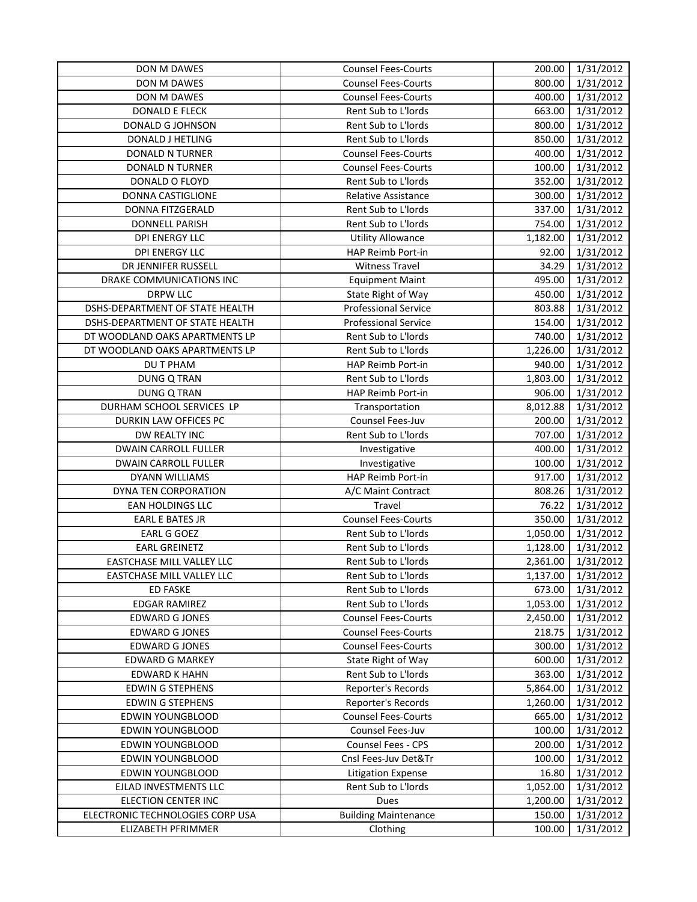| DON M DAWES | Counsel Fees-Courts | 200.00 | 1/31/2012 |
|---|---|---|---|
| DON M DAWES | Counsel Fees-Courts | 800.00 | 1/31/2012 |
| DON M DAWES | Counsel Fees-Courts | 400.00 | 1/31/2012 |
| DONALD E FLECK | Rent Sub to L'lords | 663.00 | 1/31/2012 |
| DONALD G JOHNSON | Rent Sub to L'lords | 800.00 | 1/31/2012 |
| DONALD J HETLING | Rent Sub to L'lords | 850.00 | 1/31/2012 |
| DONALD N TURNER | Counsel Fees-Courts | 400.00 | 1/31/2012 |
| DONALD N TURNER | Counsel Fees-Courts | 100.00 | 1/31/2012 |
| DONALD O FLOYD | Rent Sub to L'lords | 352.00 | 1/31/2012 |
| DONNA CASTIGLIONE | Relative Assistance | 300.00 | 1/31/2012 |
| DONNA FITZGERALD | Rent Sub to L'lords | 337.00 | 1/31/2012 |
| DONNELL PARISH | Rent Sub to L'lords | 754.00 | 1/31/2012 |
| DPI ENERGY LLC | Utility Allowance | 1,182.00 | 1/31/2012 |
| DPI ENERGY LLC | HAP Reimb Port-in | 92.00 | 1/31/2012 |
| DR JENNIFER RUSSELL | Witness Travel | 34.29 | 1/31/2012 |
| DRAKE COMMUNICATIONS INC | Equipment Maint | 495.00 | 1/31/2012 |
| DRPW LLC | State Right of Way | 450.00 | 1/31/2012 |
| DSHS-DEPARTMENT OF STATE HEALTH | Professional Service | 803.88 | 1/31/2012 |
| DSHS-DEPARTMENT OF STATE HEALTH | Professional Service | 154.00 | 1/31/2012 |
| DT WOODLAND OAKS APARTMENTS LP | Rent Sub to L'lords | 740.00 | 1/31/2012 |
| DT WOODLAND OAKS APARTMENTS LP | Rent Sub to L'lords | 1,226.00 | 1/31/2012 |
| DU T PHAM | HAP Reimb Port-in | 940.00 | 1/31/2012 |
| DUNG Q TRAN | Rent Sub to L'lords | 1,803.00 | 1/31/2012 |
| DUNG Q TRAN | HAP Reimb Port-in | 906.00 | 1/31/2012 |
| DURHAM SCHOOL SERVICES LP | Transportation | 8,012.88 | 1/31/2012 |
| DURKIN LAW OFFICES PC | Counsel Fees-Juv | 200.00 | 1/31/2012 |
| DW REALTY INC | Rent Sub to L'lords | 707.00 | 1/31/2012 |
| DWAIN CARROLL FULLER | Investigative | 400.00 | 1/31/2012 |
| DWAIN CARROLL FULLER | Investigative | 100.00 | 1/31/2012 |
| DYANN WILLIAMS | HAP Reimb Port-in | 917.00 | 1/31/2012 |
| DYNA TEN CORPORATION | A/C Maint Contract | 808.26 | 1/31/2012 |
| EAN HOLDINGS LLC | Travel | 76.22 | 1/31/2012 |
| EARL E BATES JR | Counsel Fees-Courts | 350.00 | 1/31/2012 |
| EARL G GOEZ | Rent Sub to L'lords | 1,050.00 | 1/31/2012 |
| EARL GREINETZ | Rent Sub to L'lords | 1,128.00 | 1/31/2012 |
| EASTCHASE MILL VALLEY LLC | Rent Sub to L'lords | 2,361.00 | 1/31/2012 |
| EASTCHASE MILL VALLEY LLC | Rent Sub to L'lords | 1,137.00 | 1/31/2012 |
| ED FASKE | Rent Sub to L'lords | 673.00 | 1/31/2012 |
| EDGAR RAMIREZ | Rent Sub to L'lords | 1,053.00 | 1/31/2012 |
| EDWARD G JONES | Counsel Fees-Courts | 2,450.00 | 1/31/2012 |
| EDWARD G JONES | Counsel Fees-Courts | 218.75 | 1/31/2012 |
| EDWARD G JONES | Counsel Fees-Courts | 300.00 | 1/31/2012 |
| EDWARD G MARKEY | State Right of Way | 600.00 | 1/31/2012 |
| EDWARD K HAHN | Rent Sub to L'lords | 363.00 | 1/31/2012 |
| EDWIN G STEPHENS | Reporter's Records | 5,864.00 | 1/31/2012 |
| EDWIN G STEPHENS | Reporter's Records | 1,260.00 | 1/31/2012 |
| EDWIN YOUNGBLOOD | Counsel Fees-Courts | 665.00 | 1/31/2012 |
| EDWIN YOUNGBLOOD | Counsel Fees-Juv | 100.00 | 1/31/2012 |
| EDWIN YOUNGBLOOD | Counsel Fees - CPS | 200.00 | 1/31/2012 |
| EDWIN YOUNGBLOOD | Cnsl Fees-Juv Det&Tr | 100.00 | 1/31/2012 |
| EDWIN YOUNGBLOOD | Litigation Expense | 16.80 | 1/31/2012 |
| EJLAD INVESTMENTS LLC | Rent Sub to L'lords | 1,052.00 | 1/31/2012 |
| ELECTION CENTER INC | Dues | 1,200.00 | 1/31/2012 |
| ELECTRONIC TECHNOLOGIES CORP USA | Building Maintenance | 150.00 | 1/31/2012 |
| ELIZABETH PFRIMMER | Clothing | 100.00 | 1/31/2012 |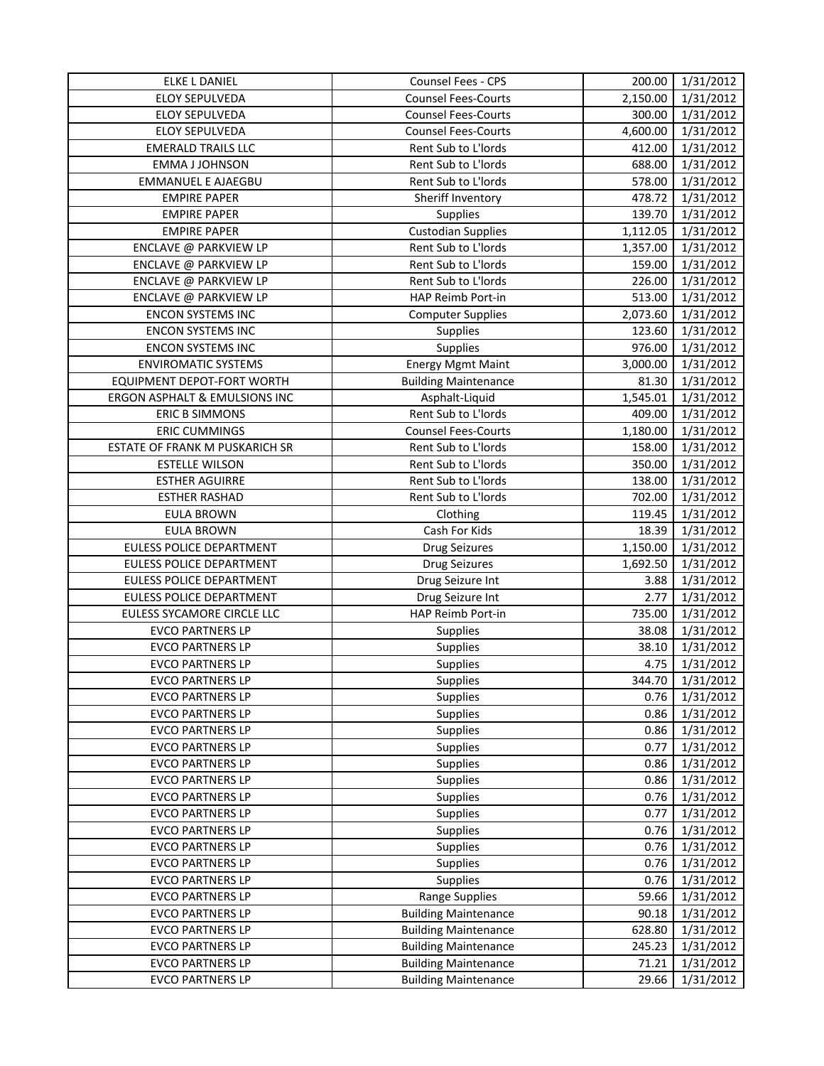| ELKE L DANIEL | Counsel Fees - CPS | 200.00 | 1/31/2012 |
|---|---|---|---|
| ELOY SEPULVEDA | Counsel Fees-Courts | 2,150.00 | 1/31/2012 |
| ELOY SEPULVEDA | Counsel Fees-Courts | 300.00 | 1/31/2012 |
| ELOY SEPULVEDA | Counsel Fees-Courts | 4,600.00 | 1/31/2012 |
| EMERALD TRAILS LLC | Rent Sub to L'lords | 412.00 | 1/31/2012 |
| EMMA J JOHNSON | Rent Sub to L'lords | 688.00 | 1/31/2012 |
| EMMANUEL E AJAEGBU | Rent Sub to L'lords | 578.00 | 1/31/2012 |
| EMPIRE PAPER | Sheriff Inventory | 478.72 | 1/31/2012 |
| EMPIRE PAPER | Supplies | 139.70 | 1/31/2012 |
| EMPIRE PAPER | Custodian Supplies | 1,112.05 | 1/31/2012 |
| ENCLAVE @ PARKVIEW LP | Rent Sub to L'lords | 1,357.00 | 1/31/2012 |
| ENCLAVE @ PARKVIEW LP | Rent Sub to L'lords | 159.00 | 1/31/2012 |
| ENCLAVE @ PARKVIEW LP | Rent Sub to L'lords | 226.00 | 1/31/2012 |
| ENCLAVE @ PARKVIEW LP | HAP Reimb Port-in | 513.00 | 1/31/2012 |
| ENCON SYSTEMS INC | Computer Supplies | 2,073.60 | 1/31/2012 |
| ENCON SYSTEMS INC | Supplies | 123.60 | 1/31/2012 |
| ENCON SYSTEMS INC | Supplies | 976.00 | 1/31/2012 |
| ENVIROMATIC SYSTEMS | Energy Mgmt Maint | 3,000.00 | 1/31/2012 |
| EQUIPMENT DEPOT-FORT WORTH | Building Maintenance | 81.30 | 1/31/2012 |
| ERGON ASPHALT & EMULSIONS INC | Asphalt-Liquid | 1,545.01 | 1/31/2012 |
| ERIC B SIMMONS | Rent Sub to L'lords | 409.00 | 1/31/2012 |
| ERIC CUMMINGS | Counsel Fees-Courts | 1,180.00 | 1/31/2012 |
| ESTATE OF FRANK M PUSKARICH SR | Rent Sub to L'lords | 158.00 | 1/31/2012 |
| ESTELLE WILSON | Rent Sub to L'lords | 350.00 | 1/31/2012 |
| ESTHER AGUIRRE | Rent Sub to L'lords | 138.00 | 1/31/2012 |
| ESTHER RASHAD | Rent Sub to L'lords | 702.00 | 1/31/2012 |
| EULA BROWN | Clothing | 119.45 | 1/31/2012 |
| EULA BROWN | Cash For Kids | 18.39 | 1/31/2012 |
| EULESS POLICE DEPARTMENT | Drug Seizures | 1,150.00 | 1/31/2012 |
| EULESS POLICE DEPARTMENT | Drug Seizures | 1,692.50 | 1/31/2012 |
| EULESS POLICE DEPARTMENT | Drug Seizure Int | 3.88 | 1/31/2012 |
| EULESS POLICE DEPARTMENT | Drug Seizure Int | 2.77 | 1/31/2012 |
| EULESS SYCAMORE CIRCLE LLC | HAP Reimb Port-in | 735.00 | 1/31/2012 |
| EVCO PARTNERS LP | Supplies | 38.08 | 1/31/2012 |
| EVCO PARTNERS LP | Supplies | 38.10 | 1/31/2012 |
| EVCO PARTNERS LP | Supplies | 4.75 | 1/31/2012 |
| EVCO PARTNERS LP | Supplies | 344.70 | 1/31/2012 |
| EVCO PARTNERS LP | Supplies | 0.76 | 1/31/2012 |
| EVCO PARTNERS LP | Supplies | 0.86 | 1/31/2012 |
| EVCO PARTNERS LP | Supplies | 0.86 | 1/31/2012 |
| EVCO PARTNERS LP | Supplies | 0.77 | 1/31/2012 |
| EVCO PARTNERS LP | Supplies | 0.86 | 1/31/2012 |
| EVCO PARTNERS LP | Supplies | 0.86 | 1/31/2012 |
| EVCO PARTNERS LP | Supplies | 0.76 | 1/31/2012 |
| EVCO PARTNERS LP | Supplies | 0.77 | 1/31/2012 |
| EVCO PARTNERS LP | Supplies | 0.76 | 1/31/2012 |
| EVCO PARTNERS LP | Supplies | 0.76 | 1/31/2012 |
| EVCO PARTNERS LP | Supplies | 0.76 | 1/31/2012 |
| EVCO PARTNERS LP | Supplies | 0.76 | 1/31/2012 |
| EVCO PARTNERS LP | Range Supplies | 59.66 | 1/31/2012 |
| EVCO PARTNERS LP | Building Maintenance | 90.18 | 1/31/2012 |
| EVCO PARTNERS LP | Building Maintenance | 628.80 | 1/31/2012 |
| EVCO PARTNERS LP | Building Maintenance | 245.23 | 1/31/2012 |
| EVCO PARTNERS LP | Building Maintenance | 71.21 | 1/31/2012 |
| EVCO PARTNERS LP | Building Maintenance | 29.66 | 1/31/2012 |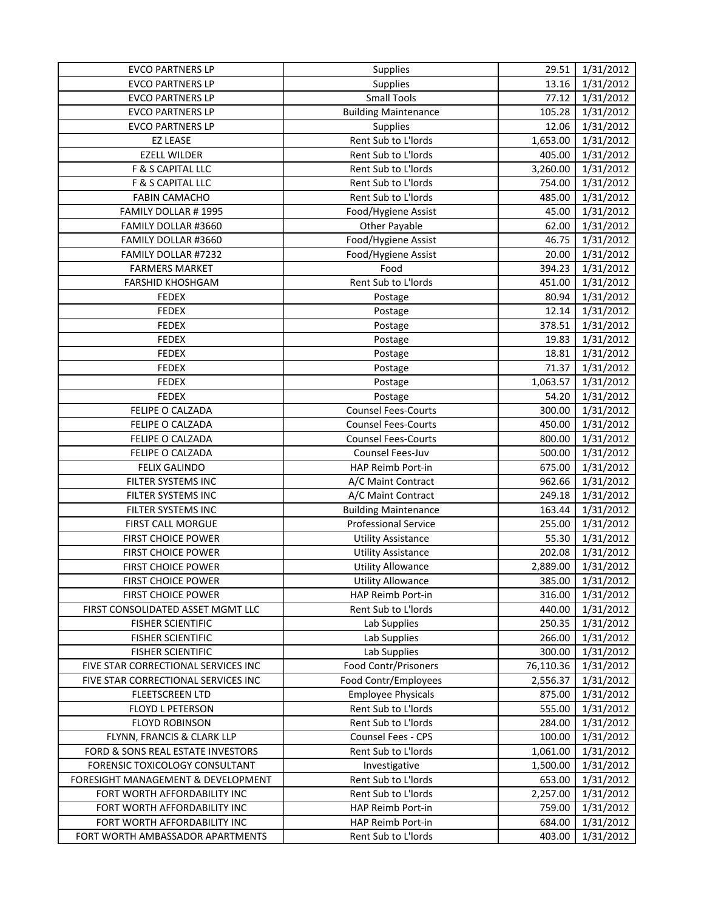| EVCO PARTNERS LP | Supplies | 29.51 | 1/31/2012 |
|---|---|---|---|
| EVCO PARTNERS LP | Supplies | 13.16 | 1/31/2012 |
| EVCO PARTNERS LP | Small Tools | 77.12 | 1/31/2012 |
| EVCO PARTNERS LP | Building Maintenance | 105.28 | 1/31/2012 |
| EVCO PARTNERS LP | Supplies | 12.06 | 1/31/2012 |
| EZ LEASE | Rent Sub to L'lords | 1,653.00 | 1/31/2012 |
| EZELL WILDER | Rent Sub to L'lords | 405.00 | 1/31/2012 |
| F & S CAPITAL LLC | Rent Sub to L'lords | 3,260.00 | 1/31/2012 |
| F & S CAPITAL LLC | Rent Sub to L'lords | 754.00 | 1/31/2012 |
| FABIN CAMACHO | Rent Sub to L'lords | 485.00 | 1/31/2012 |
| FAMILY DOLLAR # 1995 | Food/Hygiene Assist | 45.00 | 1/31/2012 |
| FAMILY DOLLAR #3660 | Other Payable | 62.00 | 1/31/2012 |
| FAMILY DOLLAR #3660 | Food/Hygiene Assist | 46.75 | 1/31/2012 |
| FAMILY DOLLAR #7232 | Food/Hygiene Assist | 20.00 | 1/31/2012 |
| FARMERS MARKET | Food | 394.23 | 1/31/2012 |
| FARSHID KHOSHGAM | Rent Sub to L'lords | 451.00 | 1/31/2012 |
| FEDEX | Postage | 80.94 | 1/31/2012 |
| FEDEX | Postage | 12.14 | 1/31/2012 |
| FEDEX | Postage | 378.51 | 1/31/2012 |
| FEDEX | Postage | 19.83 | 1/31/2012 |
| FEDEX | Postage | 18.81 | 1/31/2012 |
| FEDEX | Postage | 71.37 | 1/31/2012 |
| FEDEX | Postage | 1,063.57 | 1/31/2012 |
| FEDEX | Postage | 54.20 | 1/31/2012 |
| FELIPE O CALZADA | Counsel Fees-Courts | 300.00 | 1/31/2012 |
| FELIPE O CALZADA | Counsel Fees-Courts | 450.00 | 1/31/2012 |
| FELIPE O CALZADA | Counsel Fees-Courts | 800.00 | 1/31/2012 |
| FELIPE O CALZADA | Counsel Fees-Juv | 500.00 | 1/31/2012 |
| FELIX GALINDO | HAP Reimb Port-in | 675.00 | 1/31/2012 |
| FILTER SYSTEMS INC | A/C Maint Contract | 962.66 | 1/31/2012 |
| FILTER SYSTEMS INC | A/C Maint Contract | 249.18 | 1/31/2012 |
| FILTER SYSTEMS INC | Building Maintenance | 163.44 | 1/31/2012 |
| FIRST CALL MORGUE | Professional Service | 255.00 | 1/31/2012 |
| FIRST CHOICE POWER | Utility Assistance | 55.30 | 1/31/2012 |
| FIRST CHOICE POWER | Utility Assistance | 202.08 | 1/31/2012 |
| FIRST CHOICE POWER | Utility Allowance | 2,889.00 | 1/31/2012 |
| FIRST CHOICE POWER | Utility Allowance | 385.00 | 1/31/2012 |
| FIRST CHOICE POWER | HAP Reimb Port-in | 316.00 | 1/31/2012 |
| FIRST CONSOLIDATED ASSET MGMT LLC | Rent Sub to L'lords | 440.00 | 1/31/2012 |
| FISHER SCIENTIFIC | Lab Supplies | 250.35 | 1/31/2012 |
| FISHER SCIENTIFIC | Lab Supplies | 266.00 | 1/31/2012 |
| FISHER SCIENTIFIC | Lab Supplies | 300.00 | 1/31/2012 |
| FIVE STAR CORRECTIONAL SERVICES INC | Food Contr/Prisoners | 76,110.36 | 1/31/2012 |
| FIVE STAR CORRECTIONAL SERVICES INC | Food Contr/Employees | 2,556.37 | 1/31/2012 |
| FLEETSCREEN LTD | Employee Physicals | 875.00 | 1/31/2012 |
| FLOYD L PETERSON | Rent Sub to L'lords | 555.00 | 1/31/2012 |
| FLOYD ROBINSON | Rent Sub to L'lords | 284.00 | 1/31/2012 |
| FLYNN, FRANCIS & CLARK LLP | Counsel Fees - CPS | 100.00 | 1/31/2012 |
| FORD & SONS REAL ESTATE INVESTORS | Rent Sub to L'lords | 1,061.00 | 1/31/2012 |
| FORENSIC TOXICOLOGY CONSULTANT | Investigative | 1,500.00 | 1/31/2012 |
| FORESIGHT MANAGEMENT & DEVELOPMENT | Rent Sub to L'lords | 653.00 | 1/31/2012 |
| FORT WORTH AFFORDABILITY INC | Rent Sub to L'lords | 2,257.00 | 1/31/2012 |
| FORT WORTH AFFORDABILITY INC | HAP Reimb Port-in | 759.00 | 1/31/2012 |
| FORT WORTH AFFORDABILITY INC | HAP Reimb Port-in | 684.00 | 1/31/2012 |
| FORT WORTH AMBASSADOR APARTMENTS | Rent Sub to L'lords | 403.00 | 1/31/2012 |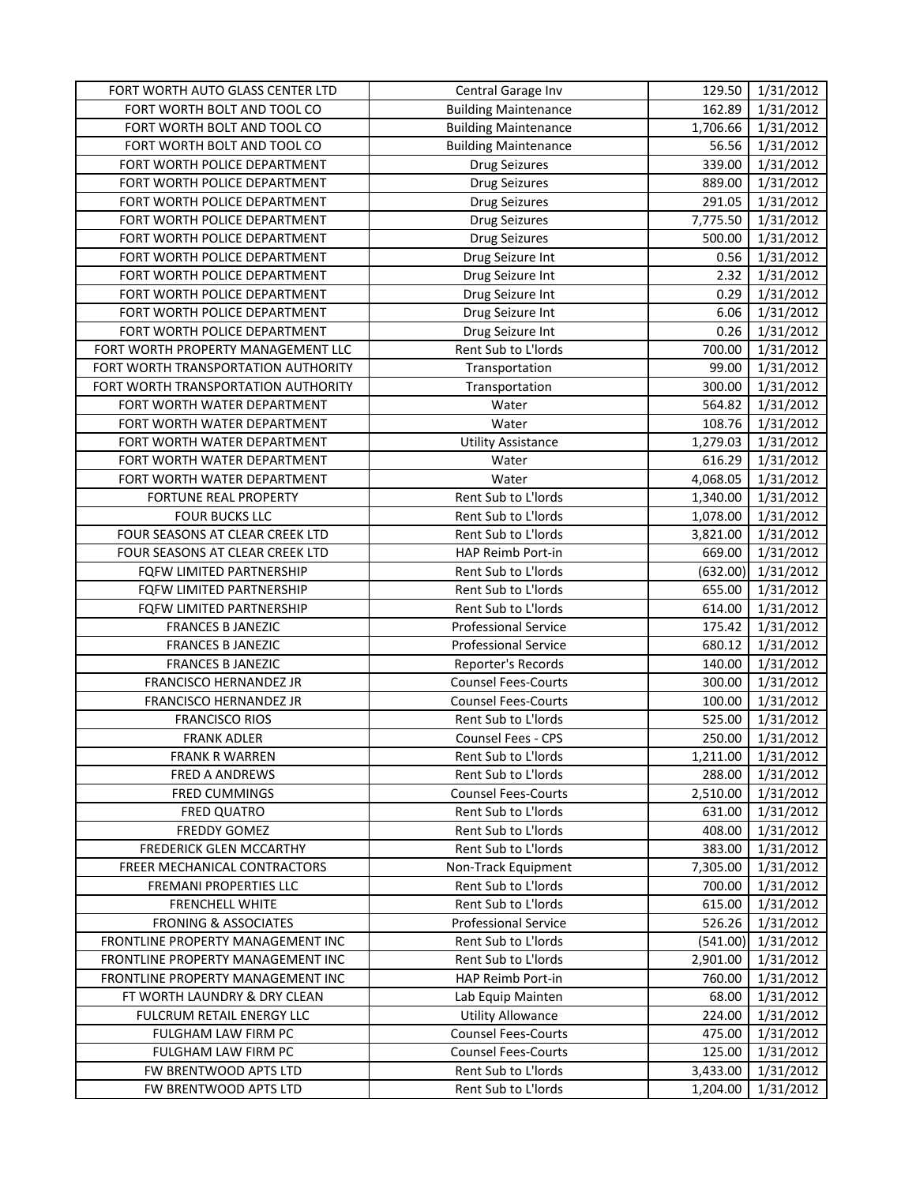| FORT WORTH AUTO GLASS CENTER LTD | Central Garage Inv | 129.50 | 1/31/2012 |
|---|---|---|---|
| FORT WORTH BOLT AND TOOL CO | Building Maintenance | 162.89 | 1/31/2012 |
| FORT WORTH BOLT AND TOOL CO | Building Maintenance | 1,706.66 | 1/31/2012 |
| FORT WORTH BOLT AND TOOL CO | Building Maintenance | 56.56 | 1/31/2012 |
| FORT WORTH POLICE DEPARTMENT | Drug Seizures | 339.00 | 1/31/2012 |
| FORT WORTH POLICE DEPARTMENT | Drug Seizures | 889.00 | 1/31/2012 |
| FORT WORTH POLICE DEPARTMENT | Drug Seizures | 291.05 | 1/31/2012 |
| FORT WORTH POLICE DEPARTMENT | Drug Seizures | 7,775.50 | 1/31/2012 |
| FORT WORTH POLICE DEPARTMENT | Drug Seizures | 500.00 | 1/31/2012 |
| FORT WORTH POLICE DEPARTMENT | Drug Seizure Int | 0.56 | 1/31/2012 |
| FORT WORTH POLICE DEPARTMENT | Drug Seizure Int | 2.32 | 1/31/2012 |
| FORT WORTH POLICE DEPARTMENT | Drug Seizure Int | 0.29 | 1/31/2012 |
| FORT WORTH POLICE DEPARTMENT | Drug Seizure Int | 6.06 | 1/31/2012 |
| FORT WORTH POLICE DEPARTMENT | Drug Seizure Int | 0.26 | 1/31/2012 |
| FORT WORTH PROPERTY MANAGEMENT LLC | Rent Sub to L'lords | 700.00 | 1/31/2012 |
| FORT WORTH TRANSPORTATION AUTHORITY | Transportation | 99.00 | 1/31/2012 |
| FORT WORTH TRANSPORTATION AUTHORITY | Transportation | 300.00 | 1/31/2012 |
| FORT WORTH WATER DEPARTMENT | Water | 564.82 | 1/31/2012 |
| FORT WORTH WATER DEPARTMENT | Water | 108.76 | 1/31/2012 |
| FORT WORTH WATER DEPARTMENT | Utility Assistance | 1,279.03 | 1/31/2012 |
| FORT WORTH WATER DEPARTMENT | Water | 616.29 | 1/31/2012 |
| FORT WORTH WATER DEPARTMENT | Water | 4,068.05 | 1/31/2012 |
| FORTUNE REAL PROPERTY | Rent Sub to L'lords | 1,340.00 | 1/31/2012 |
| FOUR BUCKS LLC | Rent Sub to L'lords | 1,078.00 | 1/31/2012 |
| FOUR SEASONS AT CLEAR CREEK LTD | Rent Sub to L'lords | 3,821.00 | 1/31/2012 |
| FOUR SEASONS AT CLEAR CREEK LTD | HAP Reimb Port-in | 669.00 | 1/31/2012 |
| FQFW LIMITED PARTNERSHIP | Rent Sub to L'lords | (632.00) | 1/31/2012 |
| FQFW LIMITED PARTNERSHIP | Rent Sub to L'lords | 655.00 | 1/31/2012 |
| FQFW LIMITED PARTNERSHIP | Rent Sub to L'lords | 614.00 | 1/31/2012 |
| FRANCES B JANEZIC | Professional Service | 175.42 | 1/31/2012 |
| FRANCES B JANEZIC | Professional Service | 680.12 | 1/31/2012 |
| FRANCES B JANEZIC | Reporter's Records | 140.00 | 1/31/2012 |
| FRANCISCO HERNANDEZ JR | Counsel Fees-Courts | 300.00 | 1/31/2012 |
| FRANCISCO HERNANDEZ JR | Counsel Fees-Courts | 100.00 | 1/31/2012 |
| FRANCISCO RIOS | Rent Sub to L'lords | 525.00 | 1/31/2012 |
| FRANK ADLER | Counsel Fees - CPS | 250.00 | 1/31/2012 |
| FRANK R WARREN | Rent Sub to L'lords | 1,211.00 | 1/31/2012 |
| FRED A ANDREWS | Rent Sub to L'lords | 288.00 | 1/31/2012 |
| FRED CUMMINGS | Counsel Fees-Courts | 2,510.00 | 1/31/2012 |
| FRED QUATRO | Rent Sub to L'lords | 631.00 | 1/31/2012 |
| FREDDY GOMEZ | Rent Sub to L'lords | 408.00 | 1/31/2012 |
| FREDERICK GLEN MCCARTHY | Rent Sub to L'lords | 383.00 | 1/31/2012 |
| FREER MECHANICAL CONTRACTORS | Non-Track Equipment | 7,305.00 | 1/31/2012 |
| FREMANI PROPERTIES LLC | Rent Sub to L'lords | 700.00 | 1/31/2012 |
| FRENCHELL WHITE | Rent Sub to L'lords | 615.00 | 1/31/2012 |
| FRONING & ASSOCIATES | Professional Service | 526.26 | 1/31/2012 |
| FRONTLINE PROPERTY MANAGEMENT INC | Rent Sub to L'lords | (541.00) | 1/31/2012 |
| FRONTLINE PROPERTY MANAGEMENT INC | Rent Sub to L'lords | 2,901.00 | 1/31/2012 |
| FRONTLINE PROPERTY MANAGEMENT INC | HAP Reimb Port-in | 760.00 | 1/31/2012 |
| FT WORTH LAUNDRY & DRY CLEAN | Lab Equip Mainten | 68.00 | 1/31/2012 |
| FULCRUM RETAIL ENERGY LLC | Utility Allowance | 224.00 | 1/31/2012 |
| FULGHAM LAW FIRM PC | Counsel Fees-Courts | 475.00 | 1/31/2012 |
| FULGHAM LAW FIRM PC | Counsel Fees-Courts | 125.00 | 1/31/2012 |
| FW BRENTWOOD APTS LTD | Rent Sub to L'lords | 3,433.00 | 1/31/2012 |
| FW BRENTWOOD APTS LTD | Rent Sub to L'lords | 1,204.00 | 1/31/2012 |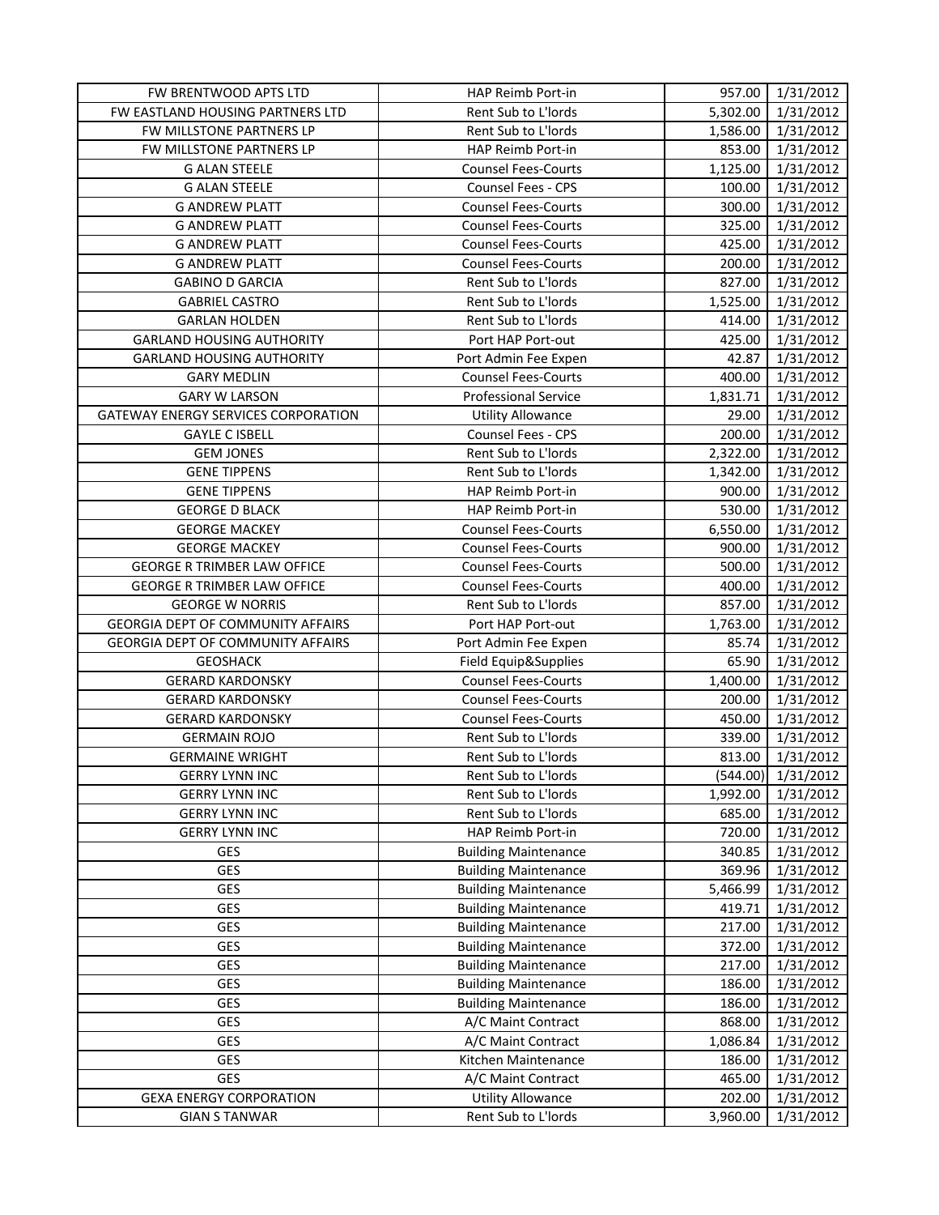| FW BRENTWOOD APTS LTD | HAP Reimb Port-in | 957.00 | 1/31/2012 |
|---|---|---|---|
| FW EASTLAND HOUSING PARTNERS LTD | Rent Sub to L'lords | 5,302.00 | 1/31/2012 |
| FW MILLSTONE PARTNERS LP | Rent Sub to L'lords | 1,586.00 | 1/31/2012 |
| FW MILLSTONE PARTNERS LP | HAP Reimb Port-in | 853.00 | 1/31/2012 |
| G ALAN STEELE | Counsel Fees-Courts | 1,125.00 | 1/31/2012 |
| G ALAN STEELE | Counsel Fees - CPS | 100.00 | 1/31/2012 |
| G ANDREW PLATT | Counsel Fees-Courts | 300.00 | 1/31/2012 |
| G ANDREW PLATT | Counsel Fees-Courts | 325.00 | 1/31/2012 |
| G ANDREW PLATT | Counsel Fees-Courts | 425.00 | 1/31/2012 |
| G ANDREW PLATT | Counsel Fees-Courts | 200.00 | 1/31/2012 |
| GABINO D GARCIA | Rent Sub to L'lords | 827.00 | 1/31/2012 |
| GABRIEL CASTRO | Rent Sub to L'lords | 1,525.00 | 1/31/2012 |
| GARLAN HOLDEN | Rent Sub to L'lords | 414.00 | 1/31/2012 |
| GARLAND HOUSING AUTHORITY | Port HAP Port-out | 425.00 | 1/31/2012 |
| GARLAND HOUSING AUTHORITY | Port Admin Fee Expen | 42.87 | 1/31/2012 |
| GARY MEDLIN | Counsel Fees-Courts | 400.00 | 1/31/2012 |
| GARY W LARSON | Professional Service | 1,831.71 | 1/31/2012 |
| GATEWAY ENERGY SERVICES CORPORATION | Utility Allowance | 29.00 | 1/31/2012 |
| GAYLE C ISBELL | Counsel Fees - CPS | 200.00 | 1/31/2012 |
| GEM JONES | Rent Sub to L'lords | 2,322.00 | 1/31/2012 |
| GENE TIPPENS | Rent Sub to L'lords | 1,342.00 | 1/31/2012 |
| GENE TIPPENS | HAP Reimb Port-in | 900.00 | 1/31/2012 |
| GEORGE D BLACK | HAP Reimb Port-in | 530.00 | 1/31/2012 |
| GEORGE MACKEY | Counsel Fees-Courts | 6,550.00 | 1/31/2012 |
| GEORGE MACKEY | Counsel Fees-Courts | 900.00 | 1/31/2012 |
| GEORGE R TRIMBER LAW OFFICE | Counsel Fees-Courts | 500.00 | 1/31/2012 |
| GEORGE R TRIMBER LAW OFFICE | Counsel Fees-Courts | 400.00 | 1/31/2012 |
| GEORGE W NORRIS | Rent Sub to L'lords | 857.00 | 1/31/2012 |
| GEORGIA DEPT OF COMMUNITY AFFAIRS | Port HAP Port-out | 1,763.00 | 1/31/2012 |
| GEORGIA DEPT OF COMMUNITY AFFAIRS | Port Admin Fee Expen | 85.74 | 1/31/2012 |
| GEOSHACK | Field Equip&Supplies | 65.90 | 1/31/2012 |
| GERARD KARDONSKY | Counsel Fees-Courts | 1,400.00 | 1/31/2012 |
| GERARD KARDONSKY | Counsel Fees-Courts | 200.00 | 1/31/2012 |
| GERARD KARDONSKY | Counsel Fees-Courts | 450.00 | 1/31/2012 |
| GERMAIN ROJO | Rent Sub to L'lords | 339.00 | 1/31/2012 |
| GERMAINE WRIGHT | Rent Sub to L'lords | 813.00 | 1/31/2012 |
| GERRY LYNN INC | Rent Sub to L'lords | (544.00) | 1/31/2012 |
| GERRY LYNN INC | Rent Sub to L'lords | 1,992.00 | 1/31/2012 |
| GERRY LYNN INC | Rent Sub to L'lords | 685.00 | 1/31/2012 |
| GERRY LYNN INC | HAP Reimb Port-in | 720.00 | 1/31/2012 |
| GES | Building Maintenance | 340.85 | 1/31/2012 |
| GES | Building Maintenance | 369.96 | 1/31/2012 |
| GES | Building Maintenance | 5,466.99 | 1/31/2012 |
| GES | Building Maintenance | 419.71 | 1/31/2012 |
| GES | Building Maintenance | 217.00 | 1/31/2012 |
| GES | Building Maintenance | 372.00 | 1/31/2012 |
| GES | Building Maintenance | 217.00 | 1/31/2012 |
| GES | Building Maintenance | 186.00 | 1/31/2012 |
| GES | Building Maintenance | 186.00 | 1/31/2012 |
| GES | A/C Maint Contract | 868.00 | 1/31/2012 |
| GES | A/C Maint Contract | 1,086.84 | 1/31/2012 |
| GES | Kitchen Maintenance | 186.00 | 1/31/2012 |
| GES | A/C Maint Contract | 465.00 | 1/31/2012 |
| GEXA ENERGY CORPORATION | Utility Allowance | 202.00 | 1/31/2012 |
| GIAN S TANWAR | Rent Sub to L'lords | 3,960.00 | 1/31/2012 |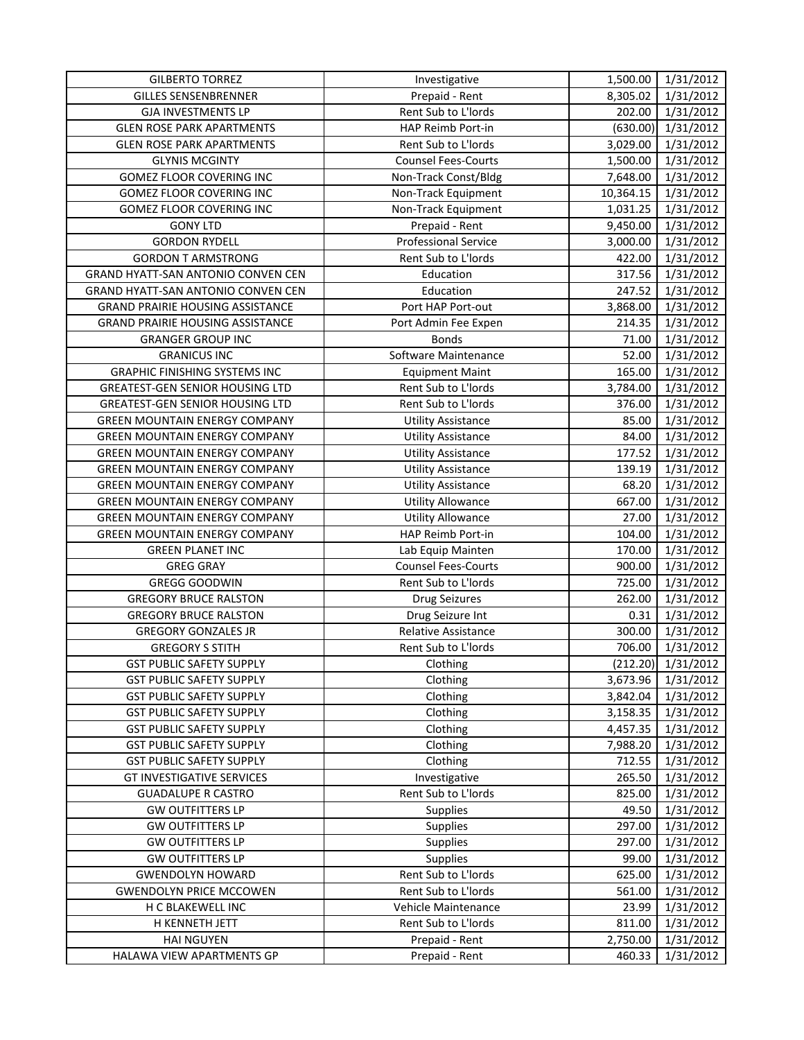| GILBERTO TORREZ | Investigative | 1,500.00 | 1/31/2012 |
|---|---|---|---|
| GILLES SENSENBRENNER | Prepaid - Rent | 8,305.02 | 1/31/2012 |
| GJA INVESTMENTS LP | Rent Sub to L'lords | 202.00 | 1/31/2012 |
| GLEN ROSE PARK APARTMENTS | HAP Reimb Port-in | (630.00) | 1/31/2012 |
| GLEN ROSE PARK APARTMENTS | Rent Sub to L'lords | 3,029.00 | 1/31/2012 |
| GLYNIS MCGINTY | Counsel Fees-Courts | 1,500.00 | 1/31/2012 |
| GOMEZ FLOOR COVERING INC | Non-Track Const/Bldg | 7,648.00 | 1/31/2012 |
| GOMEZ FLOOR COVERING INC | Non-Track Equipment | 10,364.15 | 1/31/2012 |
| GOMEZ FLOOR COVERING INC | Non-Track Equipment | 1,031.25 | 1/31/2012 |
| GONY LTD | Prepaid - Rent | 9,450.00 | 1/31/2012 |
| GORDON RYDELL | Professional Service | 3,000.00 | 1/31/2012 |
| GORDON T ARMSTRONG | Rent Sub to L'lords | 422.00 | 1/31/2012 |
| GRAND HYATT-SAN ANTONIO CONVEN CEN | Education | 317.56 | 1/31/2012 |
| GRAND HYATT-SAN ANTONIO CONVEN CEN | Education | 247.52 | 1/31/2012 |
| GRAND PRAIRIE HOUSING ASSISTANCE | Port HAP Port-out | 3,868.00 | 1/31/2012 |
| GRAND PRAIRIE HOUSING ASSISTANCE | Port Admin Fee Expen | 214.35 | 1/31/2012 |
| GRANGER GROUP INC | Bonds | 71.00 | 1/31/2012 |
| GRANICUS INC | Software Maintenance | 52.00 | 1/31/2012 |
| GRAPHIC FINISHING SYSTEMS INC | Equipment Maint | 165.00 | 1/31/2012 |
| GREATEST-GEN SENIOR HOUSING LTD | Rent Sub to L'lords | 3,784.00 | 1/31/2012 |
| GREATEST-GEN SENIOR HOUSING LTD | Rent Sub to L'lords | 376.00 | 1/31/2012 |
| GREEN MOUNTAIN ENERGY COMPANY | Utility Assistance | 85.00 | 1/31/2012 |
| GREEN MOUNTAIN ENERGY COMPANY | Utility Assistance | 84.00 | 1/31/2012 |
| GREEN MOUNTAIN ENERGY COMPANY | Utility Assistance | 177.52 | 1/31/2012 |
| GREEN MOUNTAIN ENERGY COMPANY | Utility Assistance | 139.19 | 1/31/2012 |
| GREEN MOUNTAIN ENERGY COMPANY | Utility Assistance | 68.20 | 1/31/2012 |
| GREEN MOUNTAIN ENERGY COMPANY | Utility Allowance | 667.00 | 1/31/2012 |
| GREEN MOUNTAIN ENERGY COMPANY | Utility Allowance | 27.00 | 1/31/2012 |
| GREEN MOUNTAIN ENERGY COMPANY | HAP Reimb Port-in | 104.00 | 1/31/2012 |
| GREEN PLANET INC | Lab Equip Mainten | 170.00 | 1/31/2012 |
| GREG GRAY | Counsel Fees-Courts | 900.00 | 1/31/2012 |
| GREGG GOODWIN | Rent Sub to L'lords | 725.00 | 1/31/2012 |
| GREGORY BRUCE RALSTON | Drug Seizures | 262.00 | 1/31/2012 |
| GREGORY BRUCE RALSTON | Drug Seizure Int | 0.31 | 1/31/2012 |
| GREGORY GONZALES JR | Relative Assistance | 300.00 | 1/31/2012 |
| GREGORY S STITH | Rent Sub to L'lords | 706.00 | 1/31/2012 |
| GST PUBLIC SAFETY SUPPLY | Clothing | (212.20) | 1/31/2012 |
| GST PUBLIC SAFETY SUPPLY | Clothing | 3,673.96 | 1/31/2012 |
| GST PUBLIC SAFETY SUPPLY | Clothing | 3,842.04 | 1/31/2012 |
| GST PUBLIC SAFETY SUPPLY | Clothing | 3,158.35 | 1/31/2012 |
| GST PUBLIC SAFETY SUPPLY | Clothing | 4,457.35 | 1/31/2012 |
| GST PUBLIC SAFETY SUPPLY | Clothing | 7,988.20 | 1/31/2012 |
| GST PUBLIC SAFETY SUPPLY | Clothing | 712.55 | 1/31/2012 |
| GT INVESTIGATIVE SERVICES | Investigative | 265.50 | 1/31/2012 |
| GUADALUPE R CASTRO | Rent Sub to L'lords | 825.00 | 1/31/2012 |
| GW OUTFITTERS LP | Supplies | 49.50 | 1/31/2012 |
| GW OUTFITTERS LP | Supplies | 297.00 | 1/31/2012 |
| GW OUTFITTERS LP | Supplies | 297.00 | 1/31/2012 |
| GW OUTFITTERS LP | Supplies | 99.00 | 1/31/2012 |
| GWENDOLYN HOWARD | Rent Sub to L'lords | 625.00 | 1/31/2012 |
| GWENDOLYN PRICE MCCOWEN | Rent Sub to L'lords | 561.00 | 1/31/2012 |
| H C BLAKEWELL INC | Vehicle Maintenance | 23.99 | 1/31/2012 |
| H KENNETH JETT | Rent Sub to L'lords | 811.00 | 1/31/2012 |
| HAI NGUYEN | Prepaid - Rent | 2,750.00 | 1/31/2012 |
| HALAWA VIEW APARTMENTS GP | Prepaid - Rent | 460.33 | 1/31/2012 |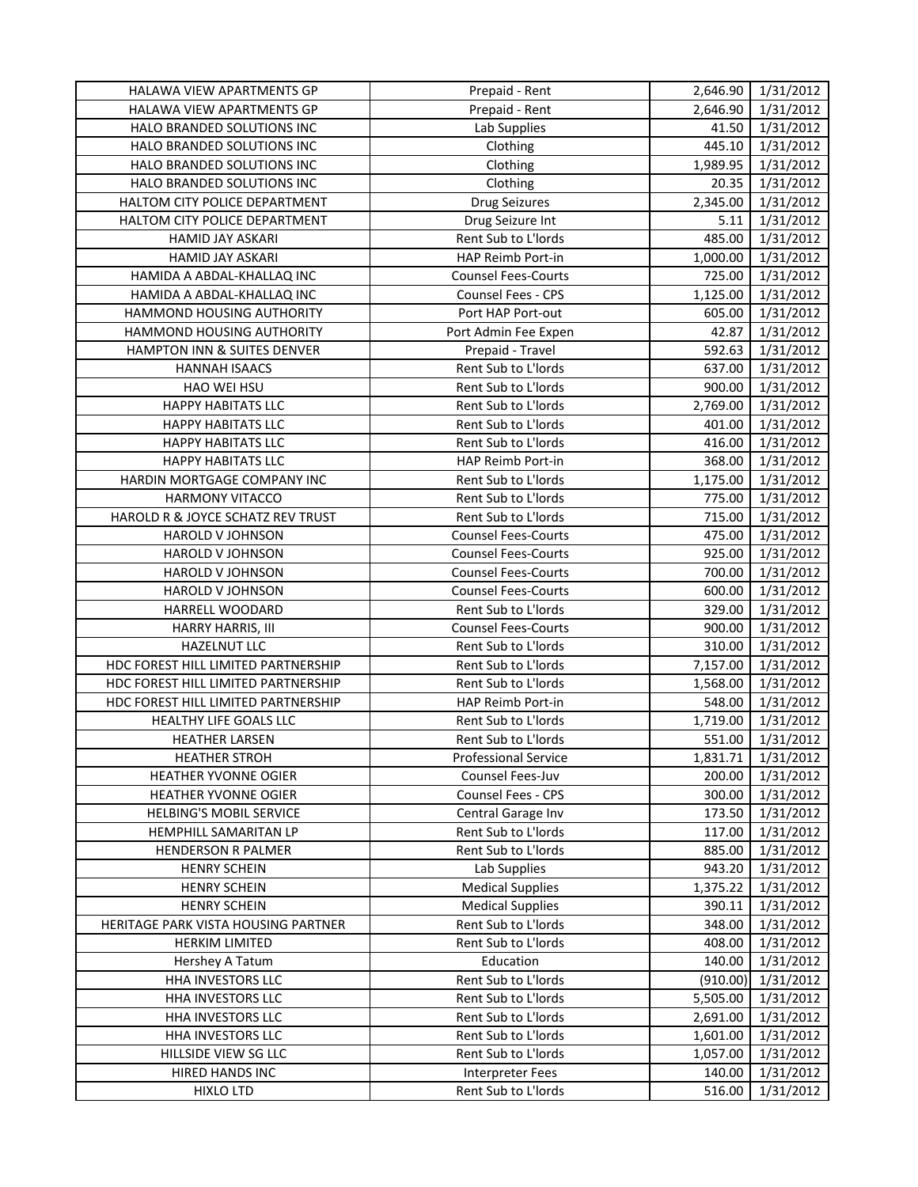| HALAWA VIEW APARTMENTS GP | Prepaid - Rent | 2,646.90 | 1/31/2012 |
|---|---|---|---|
| HALAWA VIEW APARTMENTS GP | Prepaid - Rent | 2,646.90 | 1/31/2012 |
| HALO BRANDED SOLUTIONS INC | Lab Supplies | 41.50 | 1/31/2012 |
| HALO BRANDED SOLUTIONS INC | Clothing | 445.10 | 1/31/2012 |
| HALO BRANDED SOLUTIONS INC | Clothing | 1,989.95 | 1/31/2012 |
| HALO BRANDED SOLUTIONS INC | Clothing | 20.35 | 1/31/2012 |
| HALTOM CITY POLICE DEPARTMENT | Drug Seizures | 2,345.00 | 1/31/2012 |
| HALTOM CITY POLICE DEPARTMENT | Drug Seizure Int | 5.11 | 1/31/2012 |
| HAMID JAY ASKARI | Rent Sub to L'lords | 485.00 | 1/31/2012 |
| HAMID JAY ASKARI | HAP Reimb Port-in | 1,000.00 | 1/31/2012 |
| HAMIDA A ABDAL-KHALLAQ INC | Counsel Fees-Courts | 725.00 | 1/31/2012 |
| HAMIDA A ABDAL-KHALLAQ INC | Counsel Fees - CPS | 1,125.00 | 1/31/2012 |
| HAMMOND HOUSING AUTHORITY | Port HAP Port-out | 605.00 | 1/31/2012 |
| HAMMOND HOUSING AUTHORITY | Port Admin Fee Expen | 42.87 | 1/31/2012 |
| HAMPTON INN & SUITES DENVER | Prepaid - Travel | 592.63 | 1/31/2012 |
| HANNAH ISAACS | Rent Sub to L'lords | 637.00 | 1/31/2012 |
| HAO WEI HSU | Rent Sub to L'lords | 900.00 | 1/31/2012 |
| HAPPY HABITATS LLC | Rent Sub to L'lords | 2,769.00 | 1/31/2012 |
| HAPPY HABITATS LLC | Rent Sub to L'lords | 401.00 | 1/31/2012 |
| HAPPY HABITATS LLC | Rent Sub to L'lords | 416.00 | 1/31/2012 |
| HAPPY HABITATS LLC | HAP Reimb Port-in | 368.00 | 1/31/2012 |
| HARDIN MORTGAGE COMPANY INC | Rent Sub to L'lords | 1,175.00 | 1/31/2012 |
| HARMONY VITACCO | Rent Sub to L'lords | 775.00 | 1/31/2012 |
| HAROLD R & JOYCE SCHATZ REV TRUST | Rent Sub to L'lords | 715.00 | 1/31/2012 |
| HAROLD V JOHNSON | Counsel Fees-Courts | 475.00 | 1/31/2012 |
| HAROLD V JOHNSON | Counsel Fees-Courts | 925.00 | 1/31/2012 |
| HAROLD V JOHNSON | Counsel Fees-Courts | 700.00 | 1/31/2012 |
| HAROLD V JOHNSON | Counsel Fees-Courts | 600.00 | 1/31/2012 |
| HARRELL WOODARD | Rent Sub to L'lords | 329.00 | 1/31/2012 |
| HARRY HARRIS, III | Counsel Fees-Courts | 900.00 | 1/31/2012 |
| HAZELNUT LLC | Rent Sub to L'lords | 310.00 | 1/31/2012 |
| HDC FOREST HILL LIMITED PARTNERSHIP | Rent Sub to L'lords | 7,157.00 | 1/31/2012 |
| HDC FOREST HILL LIMITED PARTNERSHIP | Rent Sub to L'lords | 1,568.00 | 1/31/2012 |
| HDC FOREST HILL LIMITED PARTNERSHIP | HAP Reimb Port-in | 548.00 | 1/31/2012 |
| HEALTHY LIFE GOALS LLC | Rent Sub to L'lords | 1,719.00 | 1/31/2012 |
| HEATHER LARSEN | Rent Sub to L'lords | 551.00 | 1/31/2012 |
| HEATHER STROH | Professional Service | 1,831.71 | 1/31/2012 |
| HEATHER YVONNE OGIER | Counsel Fees-Juv | 200.00 | 1/31/2012 |
| HEATHER YVONNE OGIER | Counsel Fees - CPS | 300.00 | 1/31/2012 |
| HELBING'S MOBIL SERVICE | Central Garage Inv | 173.50 | 1/31/2012 |
| HEMPHILL SAMARITAN LP | Rent Sub to L'lords | 117.00 | 1/31/2012 |
| HENDERSON R PALMER | Rent Sub to L'lords | 885.00 | 1/31/2012 |
| HENRY SCHEIN | Lab Supplies | 943.20 | 1/31/2012 |
| HENRY SCHEIN | Medical Supplies | 1,375.22 | 1/31/2012 |
| HENRY SCHEIN | Medical Supplies | 390.11 | 1/31/2012 |
| HERITAGE PARK VISTA HOUSING PARTNER | Rent Sub to L'lords | 348.00 | 1/31/2012 |
| HERKIM LIMITED | Rent Sub to L'lords | 408.00 | 1/31/2012 |
| Hershey A Tatum | Education | 140.00 | 1/31/2012 |
| HHA INVESTORS LLC | Rent Sub to L'lords | (910.00) | 1/31/2012 |
| HHA INVESTORS LLC | Rent Sub to L'lords | 5,505.00 | 1/31/2012 |
| HHA INVESTORS LLC | Rent Sub to L'lords | 2,691.00 | 1/31/2012 |
| HHA INVESTORS LLC | Rent Sub to L'lords | 1,601.00 | 1/31/2012 |
| HILLSIDE VIEW SG LLC | Rent Sub to L'lords | 1,057.00 | 1/31/2012 |
| HIRED HANDS INC | Interpreter Fees | 140.00 | 1/31/2012 |
| HIXLO LTD | Rent Sub to L'lords | 516.00 | 1/31/2012 |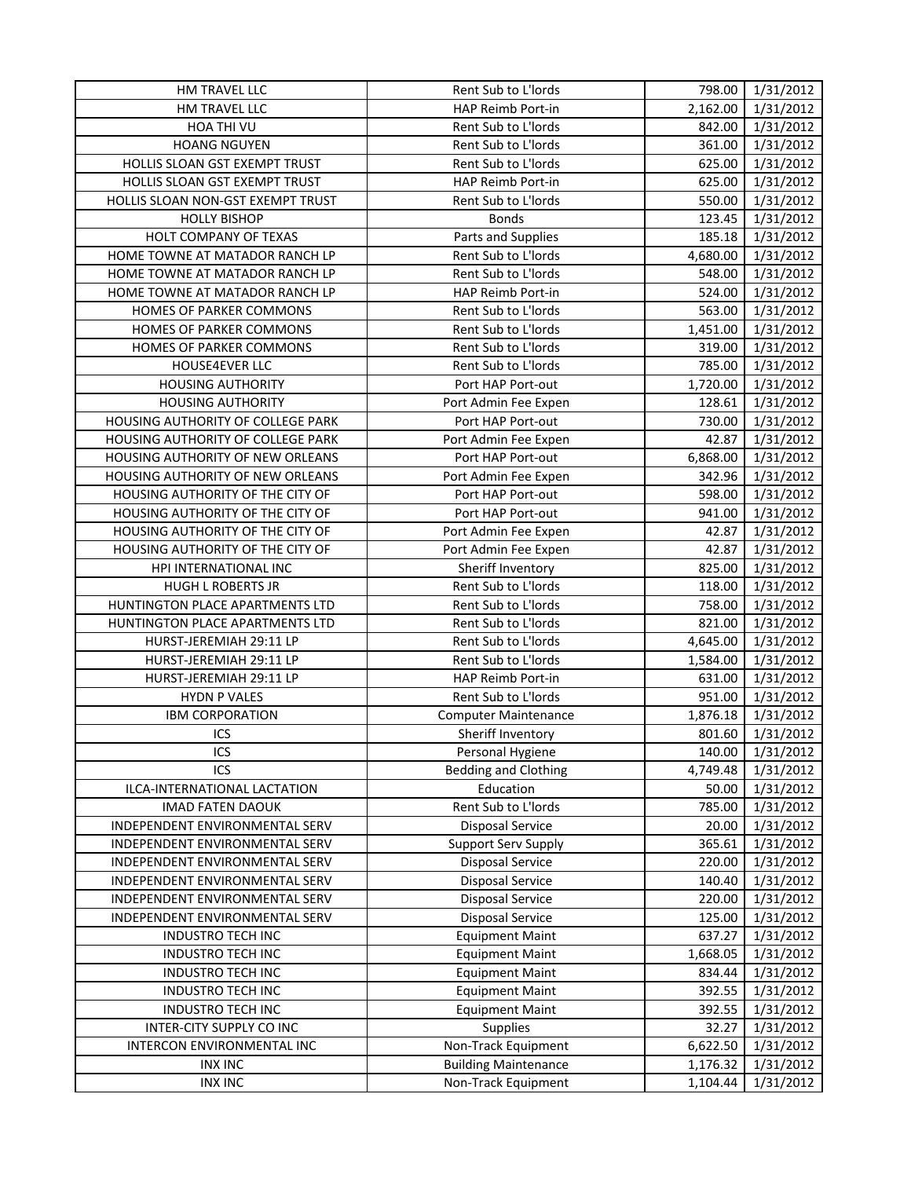| HM TRAVEL LLC | Rent Sub to L'lords | 798.00 | 1/31/2012 |
|---|---|---|---|
| HM TRAVEL LLC | HAP Reimb Port-in | 2,162.00 | 1/31/2012 |
| HOA THI VU | Rent Sub to L'lords | 842.00 | 1/31/2012 |
| HOANG NGUYEN | Rent Sub to L'lords | 361.00 | 1/31/2012 |
| HOLLIS SLOAN GST EXEMPT TRUST | Rent Sub to L'lords | 625.00 | 1/31/2012 |
| HOLLIS SLOAN GST EXEMPT TRUST | HAP Reimb Port-in | 625.00 | 1/31/2012 |
| HOLLIS SLOAN NON-GST EXEMPT TRUST | Rent Sub to L'lords | 550.00 | 1/31/2012 |
| HOLLY BISHOP | Bonds | 123.45 | 1/31/2012 |
| HOLT COMPANY OF TEXAS | Parts and Supplies | 185.18 | 1/31/2012 |
| HOME TOWNE AT MATADOR RANCH LP | Rent Sub to L'lords | 4,680.00 | 1/31/2012 |
| HOME TOWNE AT MATADOR RANCH LP | Rent Sub to L'lords | 548.00 | 1/31/2012 |
| HOME TOWNE AT MATADOR RANCH LP | HAP Reimb Port-in | 524.00 | 1/31/2012 |
| HOMES OF PARKER COMMONS | Rent Sub to L'lords | 563.00 | 1/31/2012 |
| HOMES OF PARKER COMMONS | Rent Sub to L'lords | 1,451.00 | 1/31/2012 |
| HOMES OF PARKER COMMONS | Rent Sub to L'lords | 319.00 | 1/31/2012 |
| HOUSE4EVER LLC | Rent Sub to L'lords | 785.00 | 1/31/2012 |
| HOUSING AUTHORITY | Port HAP Port-out | 1,720.00 | 1/31/2012 |
| HOUSING AUTHORITY | Port Admin Fee Expen | 128.61 | 1/31/2012 |
| HOUSING AUTHORITY OF COLLEGE PARK | Port HAP Port-out | 730.00 | 1/31/2012 |
| HOUSING AUTHORITY OF COLLEGE PARK | Port Admin Fee Expen | 42.87 | 1/31/2012 |
| HOUSING AUTHORITY OF NEW ORLEANS | Port HAP Port-out | 6,868.00 | 1/31/2012 |
| HOUSING AUTHORITY OF NEW ORLEANS | Port Admin Fee Expen | 342.96 | 1/31/2012 |
| HOUSING AUTHORITY OF THE CITY OF | Port HAP Port-out | 598.00 | 1/31/2012 |
| HOUSING AUTHORITY OF THE CITY OF | Port HAP Port-out | 941.00 | 1/31/2012 |
| HOUSING AUTHORITY OF THE CITY OF | Port Admin Fee Expen | 42.87 | 1/31/2012 |
| HOUSING AUTHORITY OF THE CITY OF | Port Admin Fee Expen | 42.87 | 1/31/2012 |
| HPI INTERNATIONAL INC | Sheriff Inventory | 825.00 | 1/31/2012 |
| HUGH L ROBERTS JR | Rent Sub to L'lords | 118.00 | 1/31/2012 |
| HUNTINGTON PLACE APARTMENTS LTD | Rent Sub to L'lords | 758.00 | 1/31/2012 |
| HUNTINGTON PLACE APARTMENTS LTD | Rent Sub to L'lords | 821.00 | 1/31/2012 |
| HURST-JEREMIAH 29:11 LP | Rent Sub to L'lords | 4,645.00 | 1/31/2012 |
| HURST-JEREMIAH 29:11 LP | Rent Sub to L'lords | 1,584.00 | 1/31/2012 |
| HURST-JEREMIAH 29:11 LP | HAP Reimb Port-in | 631.00 | 1/31/2012 |
| HYDN P VALES | Rent Sub to L'lords | 951.00 | 1/31/2012 |
| IBM CORPORATION | Computer Maintenance | 1,876.18 | 1/31/2012 |
| ICS | Sheriff Inventory | 801.60 | 1/31/2012 |
| ICS | Personal Hygiene | 140.00 | 1/31/2012 |
| ICS | Bedding and Clothing | 4,749.48 | 1/31/2012 |
| ILCA-INTERNATIONAL LACTATION | Education | 50.00 | 1/31/2012 |
| IMAD FATEN DAOUK | Rent Sub to L'lords | 785.00 | 1/31/2012 |
| INDEPENDENT ENVIRONMENTAL SERV | Disposal Service | 20.00 | 1/31/2012 |
| INDEPENDENT ENVIRONMENTAL SERV | Support Serv Supply | 365.61 | 1/31/2012 |
| INDEPENDENT ENVIRONMENTAL SERV | Disposal Service | 220.00 | 1/31/2012 |
| INDEPENDENT ENVIRONMENTAL SERV | Disposal Service | 140.40 | 1/31/2012 |
| INDEPENDENT ENVIRONMENTAL SERV | Disposal Service | 220.00 | 1/31/2012 |
| INDEPENDENT ENVIRONMENTAL SERV | Disposal Service | 125.00 | 1/31/2012 |
| INDUSTRO TECH INC | Equipment Maint | 637.27 | 1/31/2012 |
| INDUSTRO TECH INC | Equipment Maint | 1,668.05 | 1/31/2012 |
| INDUSTRO TECH INC | Equipment Maint | 834.44 | 1/31/2012 |
| INDUSTRO TECH INC | Equipment Maint | 392.55 | 1/31/2012 |
| INDUSTRO TECH INC | Equipment Maint | 392.55 | 1/31/2012 |
| INTER-CITY SUPPLY CO INC | Supplies | 32.27 | 1/31/2012 |
| INTERCON ENVIRONMENTAL INC | Non-Track Equipment | 6,622.50 | 1/31/2012 |
| INX INC | Building Maintenance | 1,176.32 | 1/31/2012 |
| INX INC | Non-Track Equipment | 1,104.44 | 1/31/2012 |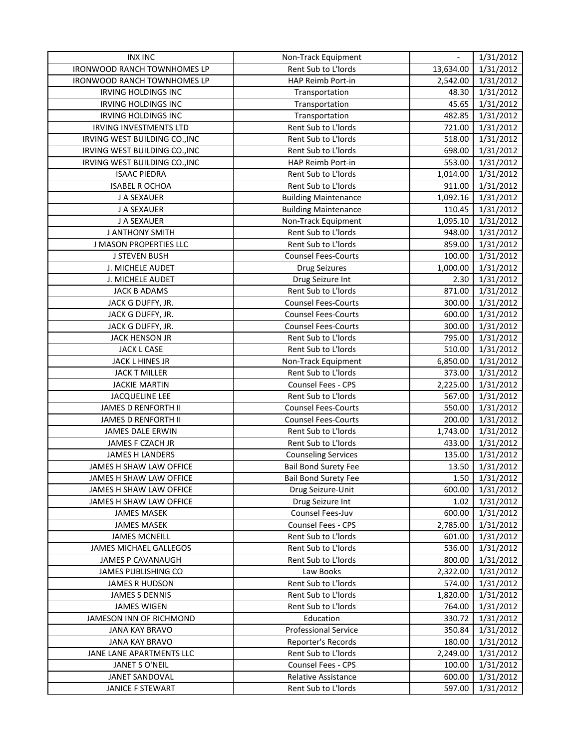| INX INC | Non-Track Equipment | - | 1/31/2012 |
|---|---|---|---|
| IRONWOOD RANCH TOWNHOMES LP | Rent Sub to L'lords | 13,634.00 | 1/31/2012 |
| IRONWOOD RANCH TOWNHOMES LP | HAP Reimb Port-in | 2,542.00 | 1/31/2012 |
| IRVING HOLDINGS INC | Transportation | 48.30 | 1/31/2012 |
| IRVING HOLDINGS INC | Transportation | 45.65 | 1/31/2012 |
| IRVING HOLDINGS INC | Transportation | 482.85 | 1/31/2012 |
| IRVING INVESTMENTS LTD | Rent Sub to L'lords | 721.00 | 1/31/2012 |
| IRVING WEST BUILDING CO.,INC | Rent Sub to L'lords | 518.00 | 1/31/2012 |
| IRVING WEST BUILDING CO.,INC | Rent Sub to L'lords | 698.00 | 1/31/2012 |
| IRVING WEST BUILDING CO.,INC | HAP Reimb Port-in | 553.00 | 1/31/2012 |
| ISAAC PIEDRA | Rent Sub to L'lords | 1,014.00 | 1/31/2012 |
| ISABEL R OCHOA | Rent Sub to L'lords | 911.00 | 1/31/2012 |
| J A SEXAUER | Building Maintenance | 1,092.16 | 1/31/2012 |
| J A SEXAUER | Building Maintenance | 110.45 | 1/31/2012 |
| J A SEXAUER | Non-Track Equipment | 1,095.10 | 1/31/2012 |
| J ANTHONY SMITH | Rent Sub to L'lords | 948.00 | 1/31/2012 |
| J MASON PROPERTIES LLC | Rent Sub to L'lords | 859.00 | 1/31/2012 |
| J STEVEN BUSH | Counsel Fees-Courts | 100.00 | 1/31/2012 |
| J. MICHELE AUDET | Drug Seizures | 1,000.00 | 1/31/2012 |
| J. MICHELE AUDET | Drug Seizure Int | 2.30 | 1/31/2012 |
| JACK B ADAMS | Rent Sub to L'lords | 871.00 | 1/31/2012 |
| JACK G DUFFY, JR. | Counsel Fees-Courts | 300.00 | 1/31/2012 |
| JACK G DUFFY, JR. | Counsel Fees-Courts | 600.00 | 1/31/2012 |
| JACK G DUFFY, JR. | Counsel Fees-Courts | 300.00 | 1/31/2012 |
| JACK HENSON JR | Rent Sub to L'lords | 795.00 | 1/31/2012 |
| JACK L CASE | Rent Sub to L'lords | 510.00 | 1/31/2012 |
| JACK L HINES JR | Non-Track Equipment | 6,850.00 | 1/31/2012 |
| JACK T MILLER | Rent Sub to L'lords | 373.00 | 1/31/2012 |
| JACKIE MARTIN | Counsel Fees - CPS | 2,225.00 | 1/31/2012 |
| JACQUELINE LEE | Rent Sub to L'lords | 567.00 | 1/31/2012 |
| JAMES D RENFORTH II | Counsel Fees-Courts | 550.00 | 1/31/2012 |
| JAMES D RENFORTH II | Counsel Fees-Courts | 200.00 | 1/31/2012 |
| JAMES DALE ERWIN | Rent Sub to L'lords | 1,743.00 | 1/31/2012 |
| JAMES F CZACH JR | Rent Sub to L'lords | 433.00 | 1/31/2012 |
| JAMES H LANDERS | Counseling Services | 135.00 | 1/31/2012 |
| JAMES H SHAW LAW OFFICE | Bail Bond Surety Fee | 13.50 | 1/31/2012 |
| JAMES H SHAW LAW OFFICE | Bail Bond Surety Fee | 1.50 | 1/31/2012 |
| JAMES H SHAW LAW OFFICE | Drug Seizure-Unit | 600.00 | 1/31/2012 |
| JAMES H SHAW LAW OFFICE | Drug Seizure Int | 1.02 | 1/31/2012 |
| JAMES MASEK | Counsel Fees-Juv | 600.00 | 1/31/2012 |
| JAMES MASEK | Counsel Fees - CPS | 2,785.00 | 1/31/2012 |
| JAMES MCNEILL | Rent Sub to L'lords | 601.00 | 1/31/2012 |
| JAMES MICHAEL GALLEGOS | Rent Sub to L'lords | 536.00 | 1/31/2012 |
| JAMES P CAVANAUGH | Rent Sub to L'lords | 800.00 | 1/31/2012 |
| JAMES PUBLISHING CO | Law Books | 2,322.00 | 1/31/2012 |
| JAMES R HUDSON | Rent Sub to L'lords | 574.00 | 1/31/2012 |
| JAMES S DENNIS | Rent Sub to L'lords | 1,820.00 | 1/31/2012 |
| JAMES WIGEN | Rent Sub to L'lords | 764.00 | 1/31/2012 |
| JAMESON INN OF RICHMOND | Education | 330.72 | 1/31/2012 |
| JANA KAY BRAVO | Professional Service | 350.84 | 1/31/2012 |
| JANA KAY BRAVO | Reporter's Records | 180.00 | 1/31/2012 |
| JANE LANE APARTMENTS LLC | Rent Sub to L'lords | 2,249.00 | 1/31/2012 |
| JANET S O'NEIL | Counsel Fees - CPS | 100.00 | 1/31/2012 |
| JANET SANDOVAL | Relative Assistance | 600.00 | 1/31/2012 |
| JANICE F STEWART | Rent Sub to L'lords | 597.00 | 1/31/2012 |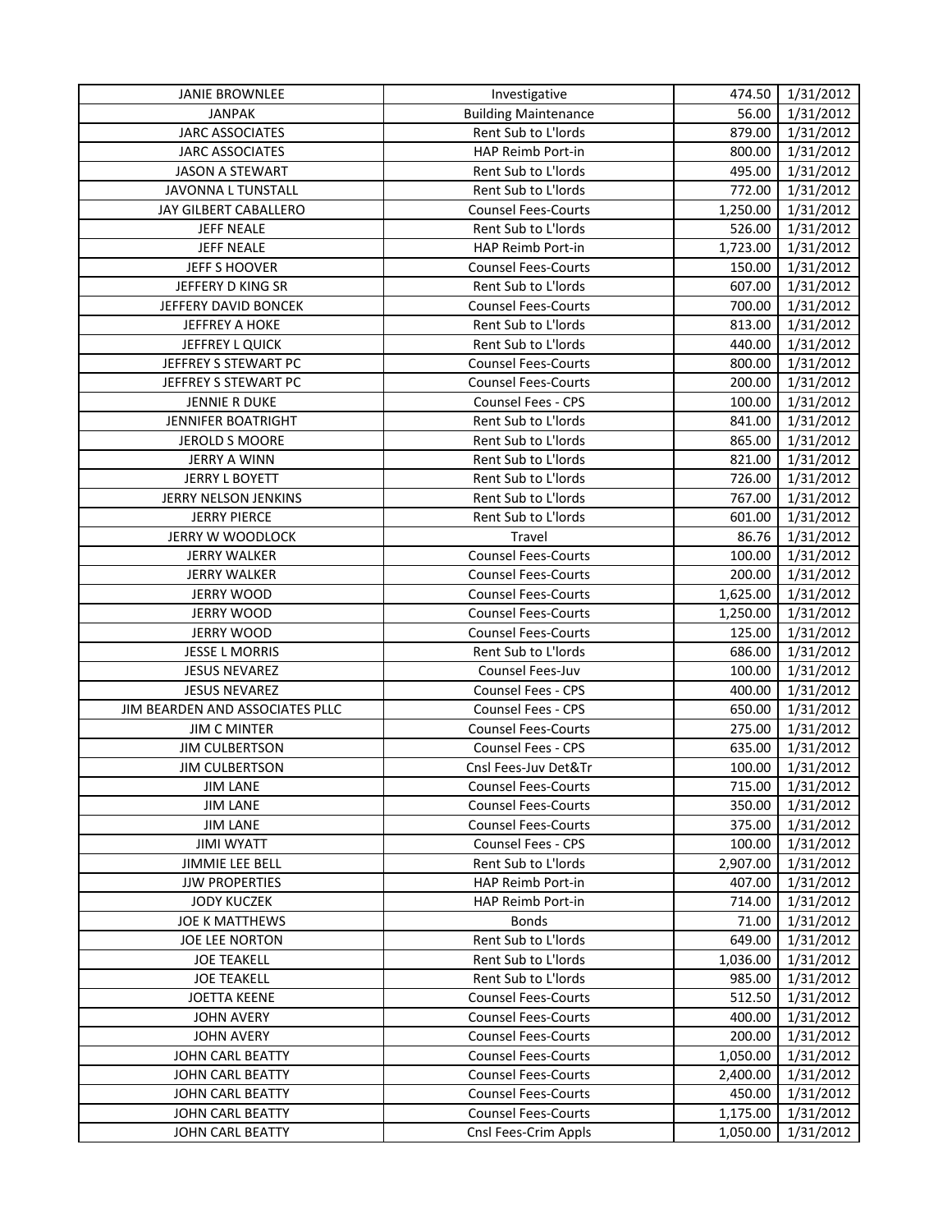| JANIE BROWNLEE | Investigative | 474.50 | 1/31/2012 |
|---|---|---|---|
| JANPAK | Building Maintenance | 56.00 | 1/31/2012 |
| JARC ASSOCIATES | Rent Sub to L'lords | 879.00 | 1/31/2012 |
| JARC ASSOCIATES | HAP Reimb Port-in | 800.00 | 1/31/2012 |
| JASON A STEWART | Rent Sub to L'lords | 495.00 | 1/31/2012 |
| JAVONNA L TUNSTALL | Rent Sub to L'lords | 772.00 | 1/31/2012 |
| JAY GILBERT CABALLERO | Counsel Fees-Courts | 1,250.00 | 1/31/2012 |
| JEFF NEALE | Rent Sub to L'lords | 526.00 | 1/31/2012 |
| JEFF NEALE | HAP Reimb Port-in | 1,723.00 | 1/31/2012 |
| JEFF S HOOVER | Counsel Fees-Courts | 150.00 | 1/31/2012 |
| JEFFERY D KING SR | Rent Sub to L'lords | 607.00 | 1/31/2012 |
| JEFFERY DAVID BONCEK | Counsel Fees-Courts | 700.00 | 1/31/2012 |
| JEFFREY A HOKE | Rent Sub to L'lords | 813.00 | 1/31/2012 |
| JEFFREY L QUICK | Rent Sub to L'lords | 440.00 | 1/31/2012 |
| JEFFREY S STEWART PC | Counsel Fees-Courts | 800.00 | 1/31/2012 |
| JEFFREY S STEWART PC | Counsel Fees-Courts | 200.00 | 1/31/2012 |
| JENNIE R DUKE | Counsel Fees - CPS | 100.00 | 1/31/2012 |
| JENNIFER BOATRIGHT | Rent Sub to L'lords | 841.00 | 1/31/2012 |
| JEROLD S MOORE | Rent Sub to L'lords | 865.00 | 1/31/2012 |
| JERRY A WINN | Rent Sub to L'lords | 821.00 | 1/31/2012 |
| JERRY L BOYETT | Rent Sub to L'lords | 726.00 | 1/31/2012 |
| JERRY NELSON JENKINS | Rent Sub to L'lords | 767.00 | 1/31/2012 |
| JERRY PIERCE | Rent Sub to L'lords | 601.00 | 1/31/2012 |
| JERRY W WOODLOCK | Travel | 86.76 | 1/31/2012 |
| JERRY WALKER | Counsel Fees-Courts | 100.00 | 1/31/2012 |
| JERRY WALKER | Counsel Fees-Courts | 200.00 | 1/31/2012 |
| JERRY WOOD | Counsel Fees-Courts | 1,625.00 | 1/31/2012 |
| JERRY WOOD | Counsel Fees-Courts | 1,250.00 | 1/31/2012 |
| JERRY WOOD | Counsel Fees-Courts | 125.00 | 1/31/2012 |
| JESSE L MORRIS | Rent Sub to L'lords | 686.00 | 1/31/2012 |
| JESUS NEVAREZ | Counsel Fees-Juv | 100.00 | 1/31/2012 |
| JESUS NEVAREZ | Counsel Fees - CPS | 400.00 | 1/31/2012 |
| JIM BEARDEN AND ASSOCIATES PLLC | Counsel Fees - CPS | 650.00 | 1/31/2012 |
| JIM C MINTER | Counsel Fees-Courts | 275.00 | 1/31/2012 |
| JIM CULBERTSON | Counsel Fees - CPS | 635.00 | 1/31/2012 |
| JIM CULBERTSON | Cnsl Fees-Juv Det&Tr | 100.00 | 1/31/2012 |
| JIM LANE | Counsel Fees-Courts | 715.00 | 1/31/2012 |
| JIM LANE | Counsel Fees-Courts | 350.00 | 1/31/2012 |
| JIM LANE | Counsel Fees-Courts | 375.00 | 1/31/2012 |
| JIMI WYATT | Counsel Fees - CPS | 100.00 | 1/31/2012 |
| JIMMIE LEE BELL | Rent Sub to L'lords | 2,907.00 | 1/31/2012 |
| JJW PROPERTIES | HAP Reimb Port-in | 407.00 | 1/31/2012 |
| JODY KUCZEK | HAP Reimb Port-in | 714.00 | 1/31/2012 |
| JOE K MATTHEWS | Bonds | 71.00 | 1/31/2012 |
| JOE LEE NORTON | Rent Sub to L'lords | 649.00 | 1/31/2012 |
| JOE TEAKELL | Rent Sub to L'lords | 1,036.00 | 1/31/2012 |
| JOE TEAKELL | Rent Sub to L'lords | 985.00 | 1/31/2012 |
| JOETTA KEENE | Counsel Fees-Courts | 512.50 | 1/31/2012 |
| JOHN AVERY | Counsel Fees-Courts | 400.00 | 1/31/2012 |
| JOHN AVERY | Counsel Fees-Courts | 200.00 | 1/31/2012 |
| JOHN CARL BEATTY | Counsel Fees-Courts | 1,050.00 | 1/31/2012 |
| JOHN CARL BEATTY | Counsel Fees-Courts | 2,400.00 | 1/31/2012 |
| JOHN CARL BEATTY | Counsel Fees-Courts | 450.00 | 1/31/2012 |
| JOHN CARL BEATTY | Counsel Fees-Courts | 1,175.00 | 1/31/2012 |
| JOHN CARL BEATTY | Cnsl Fees-Crim Appls | 1,050.00 | 1/31/2012 |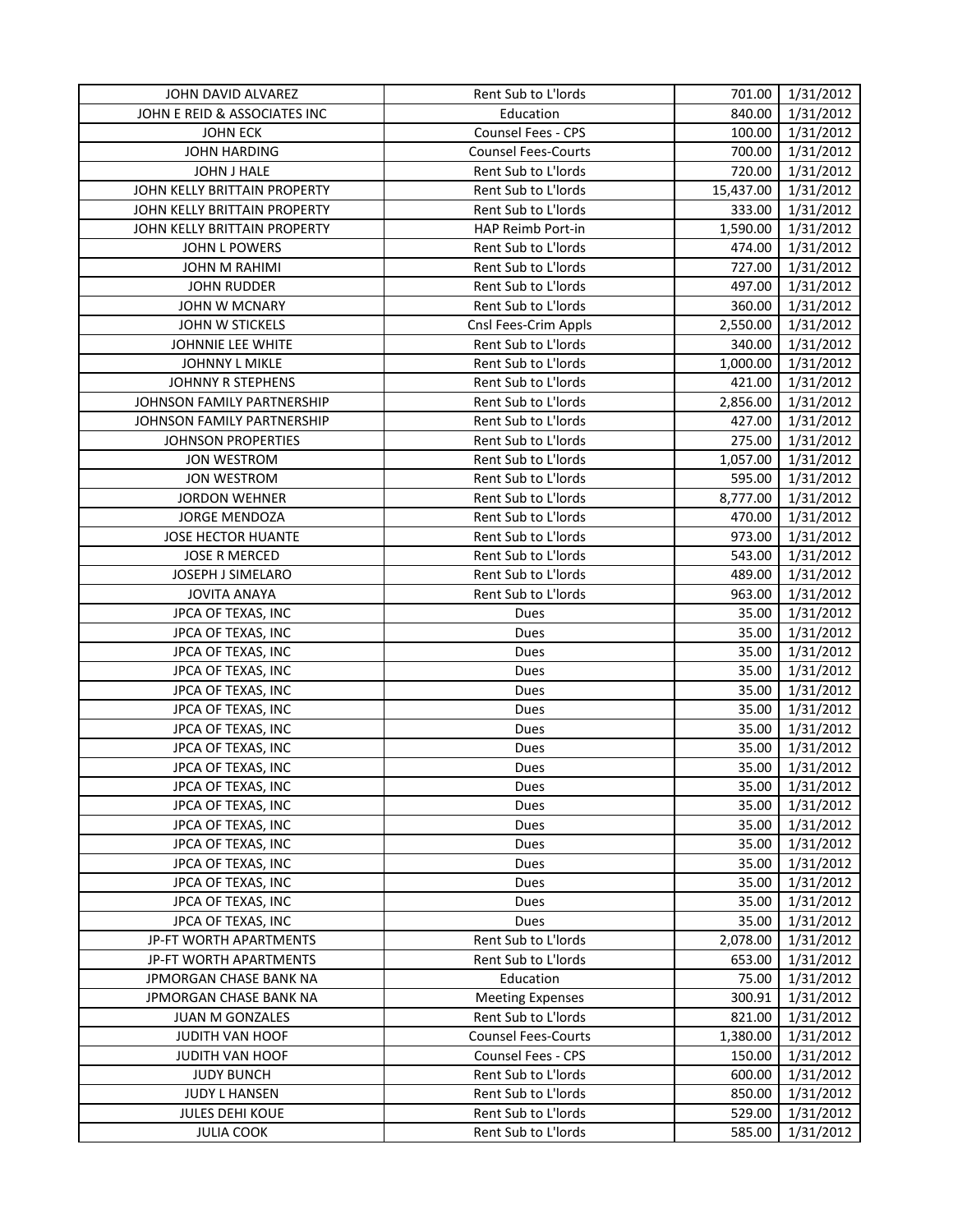| JOHN DAVID ALVAREZ | Rent Sub to L'lords | 701.00 | 1/31/2012 |
|---|---|---|---|
| JOHN E REID & ASSOCIATES INC | Education | 840.00 | 1/31/2012 |
| JOHN ECK | Counsel Fees - CPS | 100.00 | 1/31/2012 |
| JOHN HARDING | Counsel Fees-Courts | 700.00 | 1/31/2012 |
| JOHN J HALE | Rent Sub to L'lords | 720.00 | 1/31/2012 |
| JOHN KELLY BRITTAIN PROPERTY | Rent Sub to L'lords | 15,437.00 | 1/31/2012 |
| JOHN KELLY BRITTAIN PROPERTY | Rent Sub to L'lords | 333.00 | 1/31/2012 |
| JOHN KELLY BRITTAIN PROPERTY | HAP Reimb Port-in | 1,590.00 | 1/31/2012 |
| JOHN L POWERS | Rent Sub to L'lords | 474.00 | 1/31/2012 |
| JOHN M RAHIMI | Rent Sub to L'lords | 727.00 | 1/31/2012 |
| JOHN RUDDER | Rent Sub to L'lords | 497.00 | 1/31/2012 |
| JOHN W MCNARY | Rent Sub to L'lords | 360.00 | 1/31/2012 |
| JOHN W STICKELS | Cnsl Fees-Crim Appls | 2,550.00 | 1/31/2012 |
| JOHNNIE LEE WHITE | Rent Sub to L'lords | 340.00 | 1/31/2012 |
| JOHNNY L MIKLE | Rent Sub to L'lords | 1,000.00 | 1/31/2012 |
| JOHNNY R STEPHENS | Rent Sub to L'lords | 421.00 | 1/31/2012 |
| JOHNSON FAMILY PARTNERSHIP | Rent Sub to L'lords | 2,856.00 | 1/31/2012 |
| JOHNSON FAMILY PARTNERSHIP | Rent Sub to L'lords | 427.00 | 1/31/2012 |
| JOHNSON PROPERTIES | Rent Sub to L'lords | 275.00 | 1/31/2012 |
| JON WESTROM | Rent Sub to L'lords | 1,057.00 | 1/31/2012 |
| JON WESTROM | Rent Sub to L'lords | 595.00 | 1/31/2012 |
| JORDON WEHNER | Rent Sub to L'lords | 8,777.00 | 1/31/2012 |
| JORGE MENDOZA | Rent Sub to L'lords | 470.00 | 1/31/2012 |
| JOSE HECTOR HUANTE | Rent Sub to L'lords | 973.00 | 1/31/2012 |
| JOSE R MERCED | Rent Sub to L'lords | 543.00 | 1/31/2012 |
| JOSEPH J SIMELARO | Rent Sub to L'lords | 489.00 | 1/31/2012 |
| JOVITA ANAYA | Rent Sub to L'lords | 963.00 | 1/31/2012 |
| JPCA OF TEXAS, INC | Dues | 35.00 | 1/31/2012 |
| JPCA OF TEXAS, INC | Dues | 35.00 | 1/31/2012 |
| JPCA OF TEXAS, INC | Dues | 35.00 | 1/31/2012 |
| JPCA OF TEXAS, INC | Dues | 35.00 | 1/31/2012 |
| JPCA OF TEXAS, INC | Dues | 35.00 | 1/31/2012 |
| JPCA OF TEXAS, INC | Dues | 35.00 | 1/31/2012 |
| JPCA OF TEXAS, INC | Dues | 35.00 | 1/31/2012 |
| JPCA OF TEXAS, INC | Dues | 35.00 | 1/31/2012 |
| JPCA OF TEXAS, INC | Dues | 35.00 | 1/31/2012 |
| JPCA OF TEXAS, INC | Dues | 35.00 | 1/31/2012 |
| JPCA OF TEXAS, INC | Dues | 35.00 | 1/31/2012 |
| JPCA OF TEXAS, INC | Dues | 35.00 | 1/31/2012 |
| JPCA OF TEXAS, INC | Dues | 35.00 | 1/31/2012 |
| JPCA OF TEXAS, INC | Dues | 35.00 | 1/31/2012 |
| JPCA OF TEXAS, INC | Dues | 35.00 | 1/31/2012 |
| JPCA OF TEXAS, INC | Dues | 35.00 | 1/31/2012 |
| JPCA OF TEXAS, INC | Dues | 35.00 | 1/31/2012 |
| JP-FT WORTH APARTMENTS | Rent Sub to L'lords | 2,078.00 | 1/31/2012 |
| JP-FT WORTH APARTMENTS | Rent Sub to L'lords | 653.00 | 1/31/2012 |
| JPMORGAN CHASE BANK NA | Education | 75.00 | 1/31/2012 |
| JPMORGAN CHASE BANK NA | Meeting Expenses | 300.91 | 1/31/2012 |
| JUAN M GONZALES | Rent Sub to L'lords | 821.00 | 1/31/2012 |
| JUDITH VAN HOOF | Counsel Fees-Courts | 1,380.00 | 1/31/2012 |
| JUDITH VAN HOOF | Counsel Fees - CPS | 150.00 | 1/31/2012 |
| JUDY BUNCH | Rent Sub to L'lords | 600.00 | 1/31/2012 |
| JUDY L HANSEN | Rent Sub to L'lords | 850.00 | 1/31/2012 |
| JULES DEHI KOUE | Rent Sub to L'lords | 529.00 | 1/31/2012 |
| JULIA COOK | Rent Sub to L'lords | 585.00 | 1/31/2012 |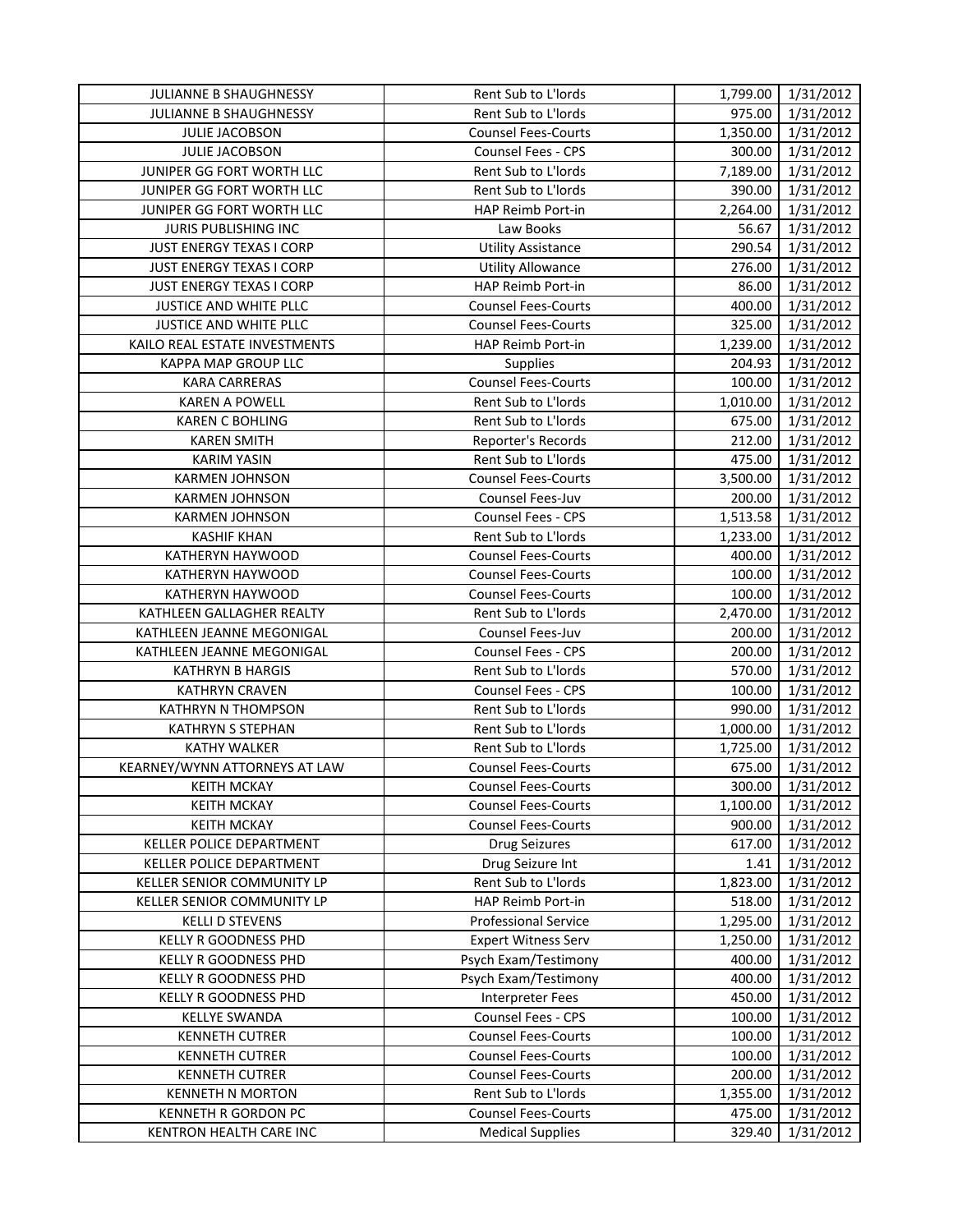| JULIANNE B SHAUGHNESSY | Rent Sub to L'lords | 1,799.00 | 1/31/2012 |
|---|---|---|---|
| JULIANNE B SHAUGHNESSY | Rent Sub to L'lords | 975.00 | 1/31/2012 |
| JULIE JACOBSON | Counsel Fees-Courts | 1,350.00 | 1/31/2012 |
| JULIE JACOBSON | Counsel Fees - CPS | 300.00 | 1/31/2012 |
| JUNIPER GG FORT WORTH LLC | Rent Sub to L'lords | 7,189.00 | 1/31/2012 |
| JUNIPER GG FORT WORTH LLC | Rent Sub to L'lords | 390.00 | 1/31/2012 |
| JUNIPER GG FORT WORTH LLC | HAP Reimb Port-in | 2,264.00 | 1/31/2012 |
| JURIS PUBLISHING INC | Law Books | 56.67 | 1/31/2012 |
| JUST ENERGY TEXAS I CORP | Utility Assistance | 290.54 | 1/31/2012 |
| JUST ENERGY TEXAS I CORP | Utility Allowance | 276.00 | 1/31/2012 |
| JUST ENERGY TEXAS I CORP | HAP Reimb Port-in | 86.00 | 1/31/2012 |
| JUSTICE AND WHITE PLLC | Counsel Fees-Courts | 400.00 | 1/31/2012 |
| JUSTICE AND WHITE PLLC | Counsel Fees-Courts | 325.00 | 1/31/2012 |
| KAILO REAL ESTATE INVESTMENTS | HAP Reimb Port-in | 1,239.00 | 1/31/2012 |
| KAPPA MAP GROUP LLC | Supplies | 204.93 | 1/31/2012 |
| KARA CARRERAS | Counsel Fees-Courts | 100.00 | 1/31/2012 |
| KAREN A POWELL | Rent Sub to L'lords | 1,010.00 | 1/31/2012 |
| KAREN C BOHLING | Rent Sub to L'lords | 675.00 | 1/31/2012 |
| KAREN SMITH | Reporter's Records | 212.00 | 1/31/2012 |
| KARIM YASIN | Rent Sub to L'lords | 475.00 | 1/31/2012 |
| KARMEN JOHNSON | Counsel Fees-Courts | 3,500.00 | 1/31/2012 |
| KARMEN JOHNSON | Counsel Fees-Juv | 200.00 | 1/31/2012 |
| KARMEN JOHNSON | Counsel Fees - CPS | 1,513.58 | 1/31/2012 |
| KASHIF KHAN | Rent Sub to L'lords | 1,233.00 | 1/31/2012 |
| KATHERYN HAYWOOD | Counsel Fees-Courts | 400.00 | 1/31/2012 |
| KATHERYN HAYWOOD | Counsel Fees-Courts | 100.00 | 1/31/2012 |
| KATHERYN HAYWOOD | Counsel Fees-Courts | 100.00 | 1/31/2012 |
| KATHLEEN GALLAGHER REALTY | Rent Sub to L'lords | 2,470.00 | 1/31/2012 |
| KATHLEEN JEANNE MEGONIGAL | Counsel Fees-Juv | 200.00 | 1/31/2012 |
| KATHLEEN JEANNE MEGONIGAL | Counsel Fees - CPS | 200.00 | 1/31/2012 |
| KATHRYN B HARGIS | Rent Sub to L'lords | 570.00 | 1/31/2012 |
| KATHRYN CRAVEN | Counsel Fees - CPS | 100.00 | 1/31/2012 |
| KATHRYN N THOMPSON | Rent Sub to L'lords | 990.00 | 1/31/2012 |
| KATHRYN S STEPHAN | Rent Sub to L'lords | 1,000.00 | 1/31/2012 |
| KATHY WALKER | Rent Sub to L'lords | 1,725.00 | 1/31/2012 |
| KEARNEY/WYNN ATTORNEYS AT LAW | Counsel Fees-Courts | 675.00 | 1/31/2012 |
| KEITH MCKAY | Counsel Fees-Courts | 300.00 | 1/31/2012 |
| KEITH MCKAY | Counsel Fees-Courts | 1,100.00 | 1/31/2012 |
| KEITH MCKAY | Counsel Fees-Courts | 900.00 | 1/31/2012 |
| KELLER POLICE DEPARTMENT | Drug Seizures | 617.00 | 1/31/2012 |
| KELLER POLICE DEPARTMENT | Drug Seizure Int | 1.41 | 1/31/2012 |
| KELLER SENIOR COMMUNITY LP | Rent Sub to L'lords | 1,823.00 | 1/31/2012 |
| KELLER SENIOR COMMUNITY LP | HAP Reimb Port-in | 518.00 | 1/31/2012 |
| KELLI D STEVENS | Professional Service | 1,295.00 | 1/31/2012 |
| KELLY R GOODNESS PHD | Expert Witness Serv | 1,250.00 | 1/31/2012 |
| KELLY R GOODNESS PHD | Psych Exam/Testimony | 400.00 | 1/31/2012 |
| KELLY R GOODNESS PHD | Psych Exam/Testimony | 400.00 | 1/31/2012 |
| KELLY R GOODNESS PHD | Interpreter Fees | 450.00 | 1/31/2012 |
| KELLYE SWANDA | Counsel Fees - CPS | 100.00 | 1/31/2012 |
| KENNETH CUTRER | Counsel Fees-Courts | 100.00 | 1/31/2012 |
| KENNETH CUTRER | Counsel Fees-Courts | 100.00 | 1/31/2012 |
| KENNETH CUTRER | Counsel Fees-Courts | 200.00 | 1/31/2012 |
| KENNETH N MORTON | Rent Sub to L'lords | 1,355.00 | 1/31/2012 |
| KENNETH R GORDON PC | Counsel Fees-Courts | 475.00 | 1/31/2012 |
| KENTRON HEALTH CARE INC | Medical Supplies | 329.40 | 1/31/2012 |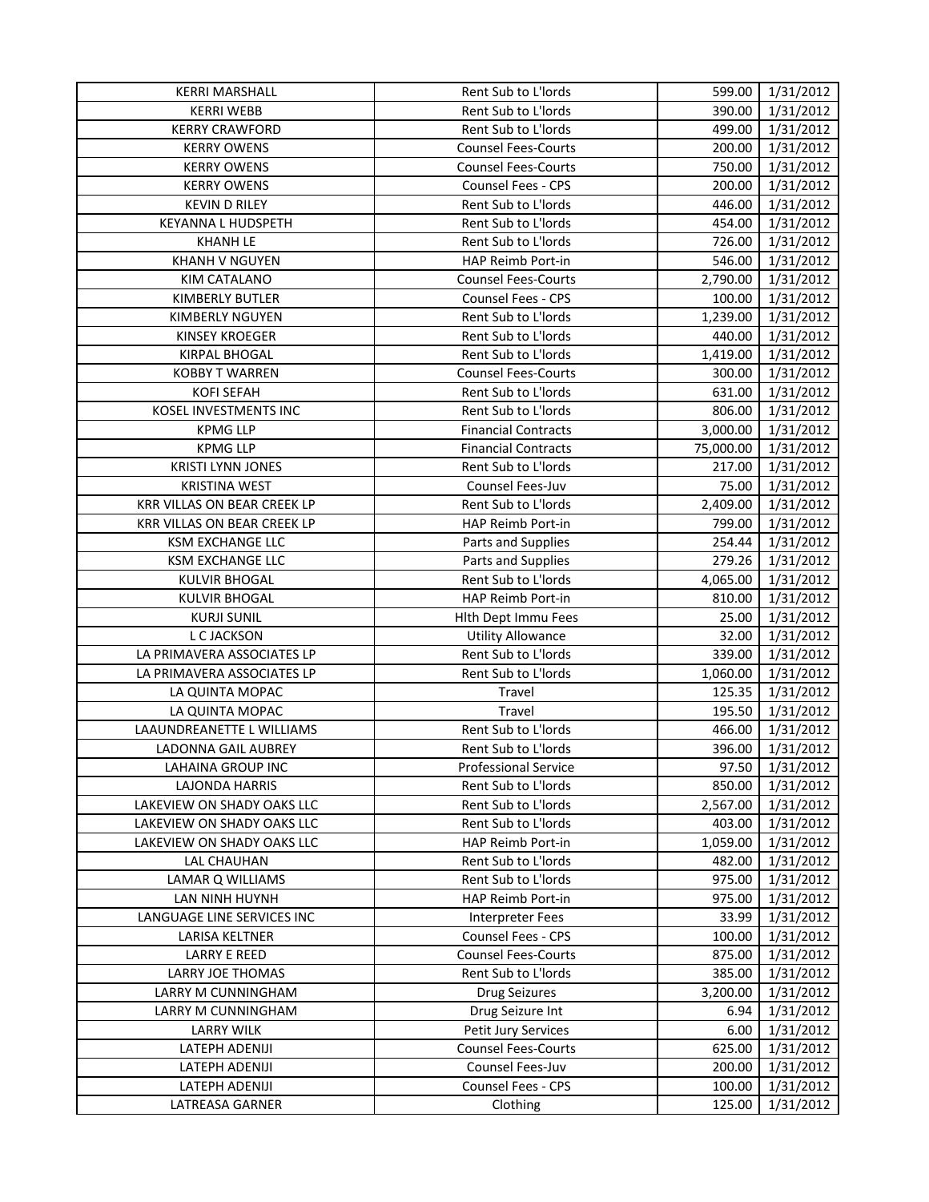| KERRI MARSHALL | Rent Sub to L'lords | 599.00 | 1/31/2012 |
|---|---|---|---|
| KERRI WEBB | Rent Sub to L'lords | 390.00 | 1/31/2012 |
| KERRY CRAWFORD | Rent Sub to L'lords | 499.00 | 1/31/2012 |
| KERRY OWENS | Counsel Fees-Courts | 200.00 | 1/31/2012 |
| KERRY OWENS | Counsel Fees-Courts | 750.00 | 1/31/2012 |
| KERRY OWENS | Counsel Fees - CPS | 200.00 | 1/31/2012 |
| KEVIN D RILEY | Rent Sub to L'lords | 446.00 | 1/31/2012 |
| KEYANNA L HUDSPETH | Rent Sub to L'lords | 454.00 | 1/31/2012 |
| KHANH LE | Rent Sub to L'lords | 726.00 | 1/31/2012 |
| KHANH V NGUYEN | HAP Reimb Port-in | 546.00 | 1/31/2012 |
| KIM CATALANO | Counsel Fees-Courts | 2,790.00 | 1/31/2012 |
| KIMBERLY BUTLER | Counsel Fees - CPS | 100.00 | 1/31/2012 |
| KIMBERLY NGUYEN | Rent Sub to L'lords | 1,239.00 | 1/31/2012 |
| KINSEY KROEGER | Rent Sub to L'lords | 440.00 | 1/31/2012 |
| KIRPAL BHOGAL | Rent Sub to L'lords | 1,419.00 | 1/31/2012 |
| KOBBY T WARREN | Counsel Fees-Courts | 300.00 | 1/31/2012 |
| KOFI SEFAH | Rent Sub to L'lords | 631.00 | 1/31/2012 |
| KOSEL INVESTMENTS INC | Rent Sub to L'lords | 806.00 | 1/31/2012 |
| KPMG LLP | Financial Contracts | 3,000.00 | 1/31/2012 |
| KPMG LLP | Financial Contracts | 75,000.00 | 1/31/2012 |
| KRISTI LYNN JONES | Rent Sub to L'lords | 217.00 | 1/31/2012 |
| KRISTINA WEST | Counsel Fees-Juv | 75.00 | 1/31/2012 |
| KRR VILLAS ON BEAR CREEK LP | Rent Sub to L'lords | 2,409.00 | 1/31/2012 |
| KRR VILLAS ON BEAR CREEK LP | HAP Reimb Port-in | 799.00 | 1/31/2012 |
| KSM EXCHANGE LLC | Parts and Supplies | 254.44 | 1/31/2012 |
| KSM EXCHANGE LLC | Parts and Supplies | 279.26 | 1/31/2012 |
| KULVIR BHOGAL | Rent Sub to L'lords | 4,065.00 | 1/31/2012 |
| KULVIR BHOGAL | HAP Reimb Port-in | 810.00 | 1/31/2012 |
| KURJI SUNIL | Hlth Dept Immu Fees | 25.00 | 1/31/2012 |
| L C JACKSON | Utility Allowance | 32.00 | 1/31/2012 |
| LA PRIMAVERA ASSOCIATES LP | Rent Sub to L'lords | 339.00 | 1/31/2012 |
| LA PRIMAVERA ASSOCIATES LP | Rent Sub to L'lords | 1,060.00 | 1/31/2012 |
| LA QUINTA MOPAC | Travel | 125.35 | 1/31/2012 |
| LA QUINTA MOPAC | Travel | 195.50 | 1/31/2012 |
| LAAUNDREANETTE L WILLIAMS | Rent Sub to L'lords | 466.00 | 1/31/2012 |
| LADONNA GAIL AUBREY | Rent Sub to L'lords | 396.00 | 1/31/2012 |
| LAHAINA GROUP INC | Professional Service | 97.50 | 1/31/2012 |
| LAJONDA HARRIS | Rent Sub to L'lords | 850.00 | 1/31/2012 |
| LAKEVIEW ON SHADY OAKS LLC | Rent Sub to L'lords | 2,567.00 | 1/31/2012 |
| LAKEVIEW ON SHADY OAKS LLC | Rent Sub to L'lords | 403.00 | 1/31/2012 |
| LAKEVIEW ON SHADY OAKS LLC | HAP Reimb Port-in | 1,059.00 | 1/31/2012 |
| LAL CHAUHAN | Rent Sub to L'lords | 482.00 | 1/31/2012 |
| LAMAR Q WILLIAMS | Rent Sub to L'lords | 975.00 | 1/31/2012 |
| LAN NINH HUYNH | HAP Reimb Port-in | 975.00 | 1/31/2012 |
| LANGUAGE LINE SERVICES INC | Interpreter Fees | 33.99 | 1/31/2012 |
| LARISA KELTNER | Counsel Fees - CPS | 100.00 | 1/31/2012 |
| LARRY E REED | Counsel Fees-Courts | 875.00 | 1/31/2012 |
| LARRY JOE THOMAS | Rent Sub to L'lords | 385.00 | 1/31/2012 |
| LARRY M CUNNINGHAM | Drug Seizures | 3,200.00 | 1/31/2012 |
| LARRY M CUNNINGHAM | Drug Seizure Int | 6.94 | 1/31/2012 |
| LARRY WILK | Petit Jury Services | 6.00 | 1/31/2012 |
| LATEPH ADENIJI | Counsel Fees-Courts | 625.00 | 1/31/2012 |
| LATEPH ADENIJI | Counsel Fees-Juv | 200.00 | 1/31/2012 |
| LATEPH ADENIJI | Counsel Fees - CPS | 100.00 | 1/31/2012 |
| LATREASA GARNER | Clothing | 125.00 | 1/31/2012 |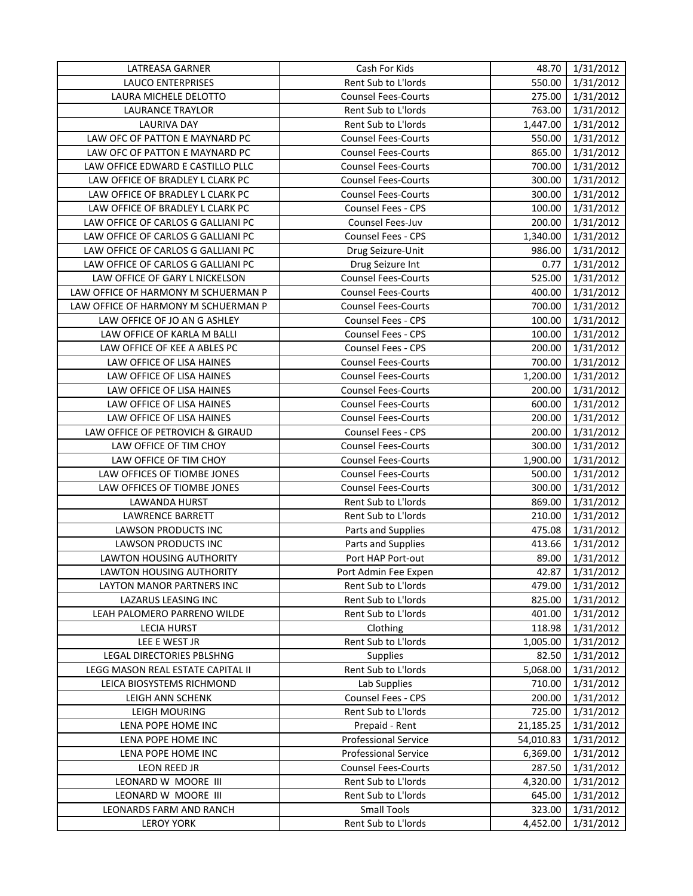| LATREASA GARNER | Cash For Kids | 48.70 | 1/31/2012 |
|---|---|---|---|
| LAUCO ENTERPRISES | Rent Sub to L'lords | 550.00 | 1/31/2012 |
| LAURA MICHELE DELOTTO | Counsel Fees-Courts | 275.00 | 1/31/2012 |
| LAURANCE TRAYLOR | Rent Sub to L'lords | 763.00 | 1/31/2012 |
| LAURIVA DAY | Rent Sub to L'lords | 1,447.00 | 1/31/2012 |
| LAW OFC OF PATTON E MAYNARD PC | Counsel Fees-Courts | 550.00 | 1/31/2012 |
| LAW OFC OF PATTON E MAYNARD PC | Counsel Fees-Courts | 865.00 | 1/31/2012 |
| LAW OFFICE EDWARD E CASTILLO PLLC | Counsel Fees-Courts | 700.00 | 1/31/2012 |
| LAW OFFICE OF BRADLEY L CLARK PC | Counsel Fees-Courts | 300.00 | 1/31/2012 |
| LAW OFFICE OF BRADLEY L CLARK PC | Counsel Fees-Courts | 300.00 | 1/31/2012 |
| LAW OFFICE OF BRADLEY L CLARK PC | Counsel Fees - CPS | 100.00 | 1/31/2012 |
| LAW OFFICE OF CARLOS G GALLIANI PC | Counsel Fees-Juv | 200.00 | 1/31/2012 |
| LAW OFFICE OF CARLOS G GALLIANI PC | Counsel Fees - CPS | 1,340.00 | 1/31/2012 |
| LAW OFFICE OF CARLOS G GALLIANI PC | Drug Seizure-Unit | 986.00 | 1/31/2012 |
| LAW OFFICE OF CARLOS G GALLIANI PC | Drug Seizure Int | 0.77 | 1/31/2012 |
| LAW OFFICE OF GARY L NICKELSON | Counsel Fees-Courts | 525.00 | 1/31/2012 |
| LAW OFFICE OF HARMONY M SCHUERMAN P | Counsel Fees-Courts | 400.00 | 1/31/2012 |
| LAW OFFICE OF HARMONY M SCHUERMAN P | Counsel Fees-Courts | 700.00 | 1/31/2012 |
| LAW OFFICE OF JO AN G ASHLEY | Counsel Fees - CPS | 100.00 | 1/31/2012 |
| LAW OFFICE OF KARLA M BALLI | Counsel Fees - CPS | 100.00 | 1/31/2012 |
| LAW OFFICE OF KEE A ABLES PC | Counsel Fees - CPS | 200.00 | 1/31/2012 |
| LAW OFFICE OF LISA HAINES | Counsel Fees-Courts | 700.00 | 1/31/2012 |
| LAW OFFICE OF LISA HAINES | Counsel Fees-Courts | 1,200.00 | 1/31/2012 |
| LAW OFFICE OF LISA HAINES | Counsel Fees-Courts | 200.00 | 1/31/2012 |
| LAW OFFICE OF LISA HAINES | Counsel Fees-Courts | 600.00 | 1/31/2012 |
| LAW OFFICE OF LISA HAINES | Counsel Fees-Courts | 200.00 | 1/31/2012 |
| LAW OFFICE OF PETROVICH & GIRAUD | Counsel Fees - CPS | 200.00 | 1/31/2012 |
| LAW OFFICE OF TIM CHOY | Counsel Fees-Courts | 300.00 | 1/31/2012 |
| LAW OFFICE OF TIM CHOY | Counsel Fees-Courts | 1,900.00 | 1/31/2012 |
| LAW OFFICES OF TIOMBE JONES | Counsel Fees-Courts | 500.00 | 1/31/2012 |
| LAW OFFICES OF TIOMBE JONES | Counsel Fees-Courts | 300.00 | 1/31/2012 |
| LAWANDA HURST | Rent Sub to L'lords | 869.00 | 1/31/2012 |
| LAWRENCE BARRETT | Rent Sub to L'lords | 210.00 | 1/31/2012 |
| LAWSON PRODUCTS INC | Parts and Supplies | 475.08 | 1/31/2012 |
| LAWSON PRODUCTS INC | Parts and Supplies | 413.66 | 1/31/2012 |
| LAWTON HOUSING AUTHORITY | Port HAP Port-out | 89.00 | 1/31/2012 |
| LAWTON HOUSING AUTHORITY | Port Admin Fee Expen | 42.87 | 1/31/2012 |
| LAYTON MANOR PARTNERS INC | Rent Sub to L'lords | 479.00 | 1/31/2012 |
| LAZARUS LEASING INC | Rent Sub to L'lords | 825.00 | 1/31/2012 |
| LEAH PALOMERO PARRENO WILDE | Rent Sub to L'lords | 401.00 | 1/31/2012 |
| LECIA HURST | Clothing | 118.98 | 1/31/2012 |
| LEE E WEST JR | Rent Sub to L'lords | 1,005.00 | 1/31/2012 |
| LEGAL DIRECTORIES PBLSHNG | Supplies | 82.50 | 1/31/2012 |
| LEGG MASON REAL ESTATE CAPITAL II | Rent Sub to L'lords | 5,068.00 | 1/31/2012 |
| LEICA BIOSYSTEMS RICHMOND | Lab Supplies | 710.00 | 1/31/2012 |
| LEIGH ANN SCHENK | Counsel Fees - CPS | 200.00 | 1/31/2012 |
| LEIGH MOURING | Rent Sub to L'lords | 725.00 | 1/31/2012 |
| LENA POPE HOME INC | Prepaid - Rent | 21,185.25 | 1/31/2012 |
| LENA POPE HOME INC | Professional Service | 54,010.83 | 1/31/2012 |
| LENA POPE HOME INC | Professional Service | 6,369.00 | 1/31/2012 |
| LEON REED JR | Counsel Fees-Courts | 287.50 | 1/31/2012 |
| LEONARD W MOORE III | Rent Sub to L'lords | 4,320.00 | 1/31/2012 |
| LEONARD W MOORE III | Rent Sub to L'lords | 645.00 | 1/31/2012 |
| LEONARDS FARM AND RANCH | Small Tools | 323.00 | 1/31/2012 |
| LEROY YORK | Rent Sub to L'lords | 4,452.00 | 1/31/2012 |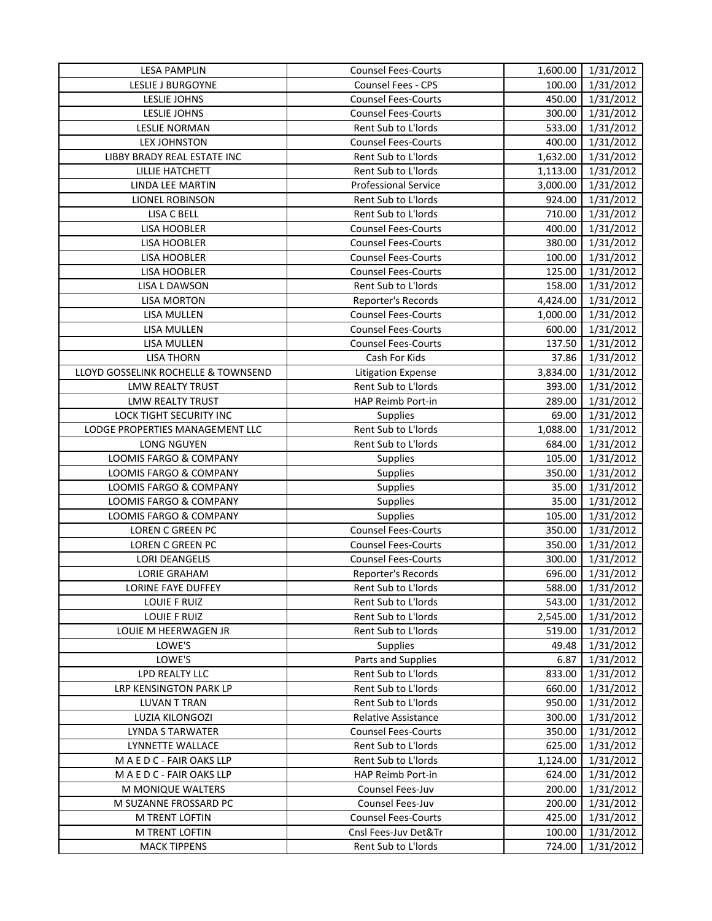| | | | |
|---|---|---|---|
| LESA PAMPLIN | Counsel Fees-Courts | 1,600.00 | 1/31/2012 |
| LESLIE J BURGOYNE | Counsel Fees - CPS | 100.00 | 1/31/2012 |
| LESLIE JOHNS | Counsel Fees-Courts | 450.00 | 1/31/2012 |
| LESLIE JOHNS | Counsel Fees-Courts | 300.00 | 1/31/2012 |
| LESLIE NORMAN | Rent Sub to L'lords | 533.00 | 1/31/2012 |
| LEX JOHNSTON | Counsel Fees-Courts | 400.00 | 1/31/2012 |
| LIBBY BRADY REAL ESTATE INC | Rent Sub to L'lords | 1,632.00 | 1/31/2012 |
| LILLIE HATCHETT | Rent Sub to L'lords | 1,113.00 | 1/31/2012 |
| LINDA LEE MARTIN | Professional Service | 3,000.00 | 1/31/2012 |
| LIONEL ROBINSON | Rent Sub to L'lords | 924.00 | 1/31/2012 |
| LISA C BELL | Rent Sub to L'lords | 710.00 | 1/31/2012 |
| LISA HOOBLER | Counsel Fees-Courts | 400.00 | 1/31/2012 |
| LISA HOOBLER | Counsel Fees-Courts | 380.00 | 1/31/2012 |
| LISA HOOBLER | Counsel Fees-Courts | 100.00 | 1/31/2012 |
| LISA HOOBLER | Counsel Fees-Courts | 125.00 | 1/31/2012 |
| LISA L DAWSON | Rent Sub to L'lords | 158.00 | 1/31/2012 |
| LISA MORTON | Reporter's Records | 4,424.00 | 1/31/2012 |
| LISA MULLEN | Counsel Fees-Courts | 1,000.00 | 1/31/2012 |
| LISA MULLEN | Counsel Fees-Courts | 600.00 | 1/31/2012 |
| LISA MULLEN | Counsel Fees-Courts | 137.50 | 1/31/2012 |
| LISA THORN | Cash For Kids | 37.86 | 1/31/2012 |
| LLOYD GOSSELINK ROCHELLE & TOWNSEND | Litigation Expense | 3,834.00 | 1/31/2012 |
| LMW REALTY TRUST | Rent Sub to L'lords | 393.00 | 1/31/2012 |
| LMW REALTY TRUST | HAP Reimb Port-in | 289.00 | 1/31/2012 |
| LOCK TIGHT SECURITY INC | Supplies | 69.00 | 1/31/2012 |
| LODGE PROPERTIES MANAGEMENT LLC | Rent Sub to L'lords | 1,088.00 | 1/31/2012 |
| LONG NGUYEN | Rent Sub to L'lords | 684.00 | 1/31/2012 |
| LOOMIS FARGO & COMPANY | Supplies | 105.00 | 1/31/2012 |
| LOOMIS FARGO & COMPANY | Supplies | 350.00 | 1/31/2012 |
| LOOMIS FARGO & COMPANY | Supplies | 35.00 | 1/31/2012 |
| LOOMIS FARGO & COMPANY | Supplies | 35.00 | 1/31/2012 |
| LOOMIS FARGO & COMPANY | Supplies | 105.00 | 1/31/2012 |
| LOREN C GREEN PC | Counsel Fees-Courts | 350.00 | 1/31/2012 |
| LOREN C GREEN PC | Counsel Fees-Courts | 350.00 | 1/31/2012 |
| LORI DEANGELIS | Counsel Fees-Courts | 300.00 | 1/31/2012 |
| LORIE GRAHAM | Reporter's Records | 696.00 | 1/31/2012 |
| LORINE FAYE DUFFEY | Rent Sub to L'lords | 588.00 | 1/31/2012 |
| LOUIE F RUIZ | Rent Sub to L'lords | 543.00 | 1/31/2012 |
| LOUIE F RUIZ | Rent Sub to L'lords | 2,545.00 | 1/31/2012 |
| LOUIE M HEERWAGEN JR | Rent Sub to L'lords | 519.00 | 1/31/2012 |
| LOWE'S | Supplies | 49.48 | 1/31/2012 |
| LOWE'S | Parts and Supplies | 6.87 | 1/31/2012 |
| LPD REALTY LLC | Rent Sub to L'lords | 833.00 | 1/31/2012 |
| LRP KENSINGTON PARK LP | Rent Sub to L'lords | 660.00 | 1/31/2012 |
| LUVAN T TRAN | Rent Sub to L'lords | 950.00 | 1/31/2012 |
| LUZIA KILONGOZI | Relative Assistance | 300.00 | 1/31/2012 |
| LYNDA S TARWATER | Counsel Fees-Courts | 350.00 | 1/31/2012 |
| LYNNETTE WALLACE | Rent Sub to L'lords | 625.00 | 1/31/2012 |
| M A E D C - FAIR OAKS LLP | Rent Sub to L'lords | 1,124.00 | 1/31/2012 |
| M A E D C - FAIR OAKS LLP | HAP Reimb Port-in | 624.00 | 1/31/2012 |
| M MONIQUE WALTERS | Counsel Fees-Juv | 200.00 | 1/31/2012 |
| M SUZANNE FROSSARD PC | Counsel Fees-Juv | 200.00 | 1/31/2012 |
| M TRENT LOFTIN | Counsel Fees-Courts | 425.00 | 1/31/2012 |
| M TRENT LOFTIN | Cnsl Fees-Juv Det&Tr | 100.00 | 1/31/2012 |
| MACK TIPPENS | Rent Sub to L'lords | 724.00 | 1/31/2012 |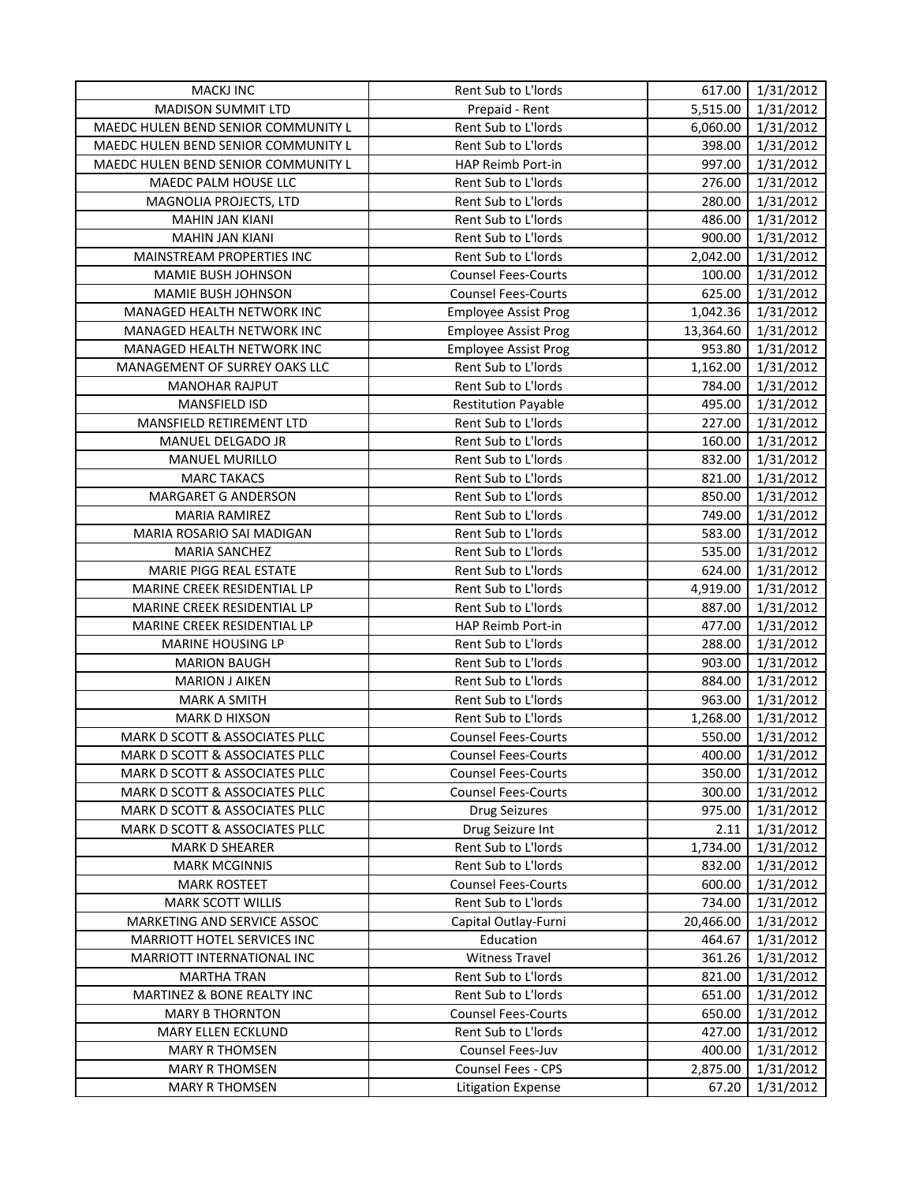| MACKJ INC | Rent Sub to L'lords | 617.00 | 1/31/2012 |
|---|---|---|---|
| MADISON SUMMIT LTD | Prepaid - Rent | 5,515.00 | 1/31/2012 |
| MAEDC HULEN BEND SENIOR COMMUNITY L | Rent Sub to L'lords | 6,060.00 | 1/31/2012 |
| MAEDC HULEN BEND SENIOR COMMUNITY L | Rent Sub to L'lords | 398.00 | 1/31/2012 |
| MAEDC HULEN BEND SENIOR COMMUNITY L | HAP Reimb Port-in | 997.00 | 1/31/2012 |
| MAEDC PALM HOUSE LLC | Rent Sub to L'lords | 276.00 | 1/31/2012 |
| MAGNOLIA PROJECTS, LTD | Rent Sub to L'lords | 280.00 | 1/31/2012 |
| MAHIN JAN KIANI | Rent Sub to L'lords | 486.00 | 1/31/2012 |
| MAHIN JAN KIANI | Rent Sub to L'lords | 900.00 | 1/31/2012 |
| MAINSTREAM PROPERTIES INC | Rent Sub to L'lords | 2,042.00 | 1/31/2012 |
| MAMIE BUSH JOHNSON | Counsel Fees-Courts | 100.00 | 1/31/2012 |
| MAMIE BUSH JOHNSON | Counsel Fees-Courts | 625.00 | 1/31/2012 |
| MANAGED HEALTH NETWORK INC | Employee Assist Prog | 1,042.36 | 1/31/2012 |
| MANAGED HEALTH NETWORK INC | Employee Assist Prog | 13,364.60 | 1/31/2012 |
| MANAGED HEALTH NETWORK INC | Employee Assist Prog | 953.80 | 1/31/2012 |
| MANAGEMENT OF SURREY OAKS LLC | Rent Sub to L'lords | 1,162.00 | 1/31/2012 |
| MANOHAR RAJPUT | Rent Sub to L'lords | 784.00 | 1/31/2012 |
| MANSFIELD ISD | Restitution Payable | 495.00 | 1/31/2012 |
| MANSFIELD RETIREMENT LTD | Rent Sub to L'lords | 227.00 | 1/31/2012 |
| MANUEL DELGADO JR | Rent Sub to L'lords | 160.00 | 1/31/2012 |
| MANUEL MURILLO | Rent Sub to L'lords | 832.00 | 1/31/2012 |
| MARC TAKACS | Rent Sub to L'lords | 821.00 | 1/31/2012 |
| MARGARET G ANDERSON | Rent Sub to L'lords | 850.00 | 1/31/2012 |
| MARIA RAMIREZ | Rent Sub to L'lords | 749.00 | 1/31/2012 |
| MARIA ROSARIO SAI MADIGAN | Rent Sub to L'lords | 583.00 | 1/31/2012 |
| MARIA SANCHEZ | Rent Sub to L'lords | 535.00 | 1/31/2012 |
| MARIE PIGG REAL ESTATE | Rent Sub to L'lords | 624.00 | 1/31/2012 |
| MARINE CREEK RESIDENTIAL LP | Rent Sub to L'lords | 4,919.00 | 1/31/2012 |
| MARINE CREEK RESIDENTIAL LP | Rent Sub to L'lords | 887.00 | 1/31/2012 |
| MARINE CREEK RESIDENTIAL LP | HAP Reimb Port-in | 477.00 | 1/31/2012 |
| MARINE HOUSING LP | Rent Sub to L'lords | 288.00 | 1/31/2012 |
| MARION BAUGH | Rent Sub to L'lords | 903.00 | 1/31/2012 |
| MARION J AIKEN | Rent Sub to L'lords | 884.00 | 1/31/2012 |
| MARK A SMITH | Rent Sub to L'lords | 963.00 | 1/31/2012 |
| MARK D HIXSON | Rent Sub to L'lords | 1,268.00 | 1/31/2012 |
| MARK D SCOTT & ASSOCIATES PLLC | Counsel Fees-Courts | 550.00 | 1/31/2012 |
| MARK D SCOTT & ASSOCIATES PLLC | Counsel Fees-Courts | 400.00 | 1/31/2012 |
| MARK D SCOTT & ASSOCIATES PLLC | Counsel Fees-Courts | 350.00 | 1/31/2012 |
| MARK D SCOTT & ASSOCIATES PLLC | Counsel Fees-Courts | 300.00 | 1/31/2012 |
| MARK D SCOTT & ASSOCIATES PLLC | Drug Seizures | 975.00 | 1/31/2012 |
| MARK D SCOTT & ASSOCIATES PLLC | Drug Seizure Int | 2.11 | 1/31/2012 |
| MARK D SHEARER | Rent Sub to L'lords | 1,734.00 | 1/31/2012 |
| MARK MCGINNIS | Rent Sub to L'lords | 832.00 | 1/31/2012 |
| MARK ROSTEET | Counsel Fees-Courts | 600.00 | 1/31/2012 |
| MARK SCOTT WILLIS | Rent Sub to L'lords | 734.00 | 1/31/2012 |
| MARKETING AND SERVICE ASSOC | Capital Outlay-Furni | 20,466.00 | 1/31/2012 |
| MARRIOTT HOTEL SERVICES INC | Education | 464.67 | 1/31/2012 |
| MARRIOTT INTERNATIONAL INC | Witness Travel | 361.26 | 1/31/2012 |
| MARTHA TRAN | Rent Sub to L'lords | 821.00 | 1/31/2012 |
| MARTINEZ & BONE REALTY INC | Rent Sub to L'lords | 651.00 | 1/31/2012 |
| MARY B THORNTON | Counsel Fees-Courts | 650.00 | 1/31/2012 |
| MARY ELLEN ECKLUND | Rent Sub to L'lords | 427.00 | 1/31/2012 |
| MARY R THOMSEN | Counsel Fees-Juv | 400.00 | 1/31/2012 |
| MARY R THOMSEN | Counsel Fees - CPS | 2,875.00 | 1/31/2012 |
| MARY R THOMSEN | Litigation Expense | 67.20 | 1/31/2012 |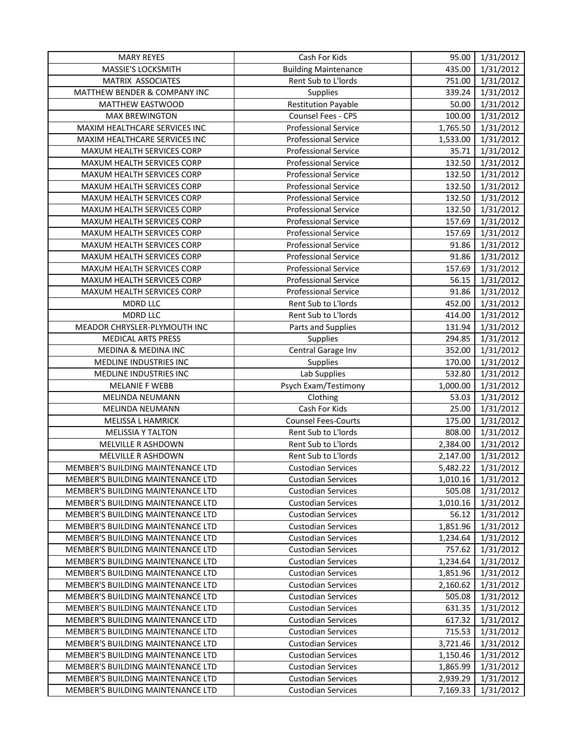| MARY REYES | Cash For Kids | 95.00 | 1/31/2012 |
|---|---|---|---|
| MASSIE'S LOCKSMITH | Building Maintenance | 435.00 | 1/31/2012 |
| MATRIX ASSOCIATES | Rent Sub to L'lords | 751.00 | 1/31/2012 |
| MATTHEW BENDER & COMPANY INC | Supplies | 339.24 | 1/31/2012 |
| MATTHEW EASTWOOD | Restitution Payable | 50.00 | 1/31/2012 |
| MAX BREWINGTON | Counsel Fees - CPS | 100.00 | 1/31/2012 |
| MAXIM HEALTHCARE SERVICES INC | Professional Service | 1,765.50 | 1/31/2012 |
| MAXIM HEALTHCARE SERVICES INC | Professional Service | 1,533.00 | 1/31/2012 |
| MAXUM HEALTH SERVICES CORP | Professional Service | 35.71 | 1/31/2012 |
| MAXUM HEALTH SERVICES CORP | Professional Service | 132.50 | 1/31/2012 |
| MAXUM HEALTH SERVICES CORP | Professional Service | 132.50 | 1/31/2012 |
| MAXUM HEALTH SERVICES CORP | Professional Service | 132.50 | 1/31/2012 |
| MAXUM HEALTH SERVICES CORP | Professional Service | 132.50 | 1/31/2012 |
| MAXUM HEALTH SERVICES CORP | Professional Service | 132.50 | 1/31/2012 |
| MAXUM HEALTH SERVICES CORP | Professional Service | 157.69 | 1/31/2012 |
| MAXUM HEALTH SERVICES CORP | Professional Service | 157.69 | 1/31/2012 |
| MAXUM HEALTH SERVICES CORP | Professional Service | 91.86 | 1/31/2012 |
| MAXUM HEALTH SERVICES CORP | Professional Service | 91.86 | 1/31/2012 |
| MAXUM HEALTH SERVICES CORP | Professional Service | 157.69 | 1/31/2012 |
| MAXUM HEALTH SERVICES CORP | Professional Service | 56.15 | 1/31/2012 |
| MAXUM HEALTH SERVICES CORP | Professional Service | 91.86 | 1/31/2012 |
| MDRD LLC | Rent Sub to L'lords | 452.00 | 1/31/2012 |
| MDRD LLC | Rent Sub to L'lords | 414.00 | 1/31/2012 |
| MEADOR CHRYSLER-PLYMOUTH INC | Parts and Supplies | 131.94 | 1/31/2012 |
| MEDICAL ARTS PRESS | Supplies | 294.85 | 1/31/2012 |
| MEDINA & MEDINA INC | Central Garage Inv | 352.00 | 1/31/2012 |
| MEDLINE INDUSTRIES INC | Supplies | 170.00 | 1/31/2012 |
| MEDLINE INDUSTRIES INC | Lab Supplies | 532.80 | 1/31/2012 |
| MELANIE F WEBB | Psych Exam/Testimony | 1,000.00 | 1/31/2012 |
| MELINDA NEUMANN | Clothing | 53.03 | 1/31/2012 |
| MELINDA NEUMANN | Cash For Kids | 25.00 | 1/31/2012 |
| MELISSA L HAMRICK | Counsel Fees-Courts | 175.00 | 1/31/2012 |
| MELISSIA Y TALTON | Rent Sub to L'lords | 808.00 | 1/31/2012 |
| MELVILLE R ASHDOWN | Rent Sub to L'lords | 2,384.00 | 1/31/2012 |
| MELVILLE R ASHDOWN | Rent Sub to L'lords | 2,147.00 | 1/31/2012 |
| MEMBER'S BUILDING MAINTENANCE LTD | Custodian Services | 5,482.22 | 1/31/2012 |
| MEMBER'S BUILDING MAINTENANCE LTD | Custodian Services | 1,010.16 | 1/31/2012 |
| MEMBER'S BUILDING MAINTENANCE LTD | Custodian Services | 505.08 | 1/31/2012 |
| MEMBER'S BUILDING MAINTENANCE LTD | Custodian Services | 1,010.16 | 1/31/2012 |
| MEMBER'S BUILDING MAINTENANCE LTD | Custodian Services | 56.12 | 1/31/2012 |
| MEMBER'S BUILDING MAINTENANCE LTD | Custodian Services | 1,851.96 | 1/31/2012 |
| MEMBER'S BUILDING MAINTENANCE LTD | Custodian Services | 1,234.64 | 1/31/2012 |
| MEMBER'S BUILDING MAINTENANCE LTD | Custodian Services | 757.62 | 1/31/2012 |
| MEMBER'S BUILDING MAINTENANCE LTD | Custodian Services | 1,234.64 | 1/31/2012 |
| MEMBER'S BUILDING MAINTENANCE LTD | Custodian Services | 1,851.96 | 1/31/2012 |
| MEMBER'S BUILDING MAINTENANCE LTD | Custodian Services | 2,160.62 | 1/31/2012 |
| MEMBER'S BUILDING MAINTENANCE LTD | Custodian Services | 505.08 | 1/31/2012 |
| MEMBER'S BUILDING MAINTENANCE LTD | Custodian Services | 631.35 | 1/31/2012 |
| MEMBER'S BUILDING MAINTENANCE LTD | Custodian Services | 617.32 | 1/31/2012 |
| MEMBER'S BUILDING MAINTENANCE LTD | Custodian Services | 715.53 | 1/31/2012 |
| MEMBER'S BUILDING MAINTENANCE LTD | Custodian Services | 3,721.46 | 1/31/2012 |
| MEMBER'S BUILDING MAINTENANCE LTD | Custodian Services | 1,150.46 | 1/31/2012 |
| MEMBER'S BUILDING MAINTENANCE LTD | Custodian Services | 1,865.99 | 1/31/2012 |
| MEMBER'S BUILDING MAINTENANCE LTD | Custodian Services | 2,939.29 | 1/31/2012 |
| MEMBER'S BUILDING MAINTENANCE LTD | Custodian Services | 7,169.33 | 1/31/2012 |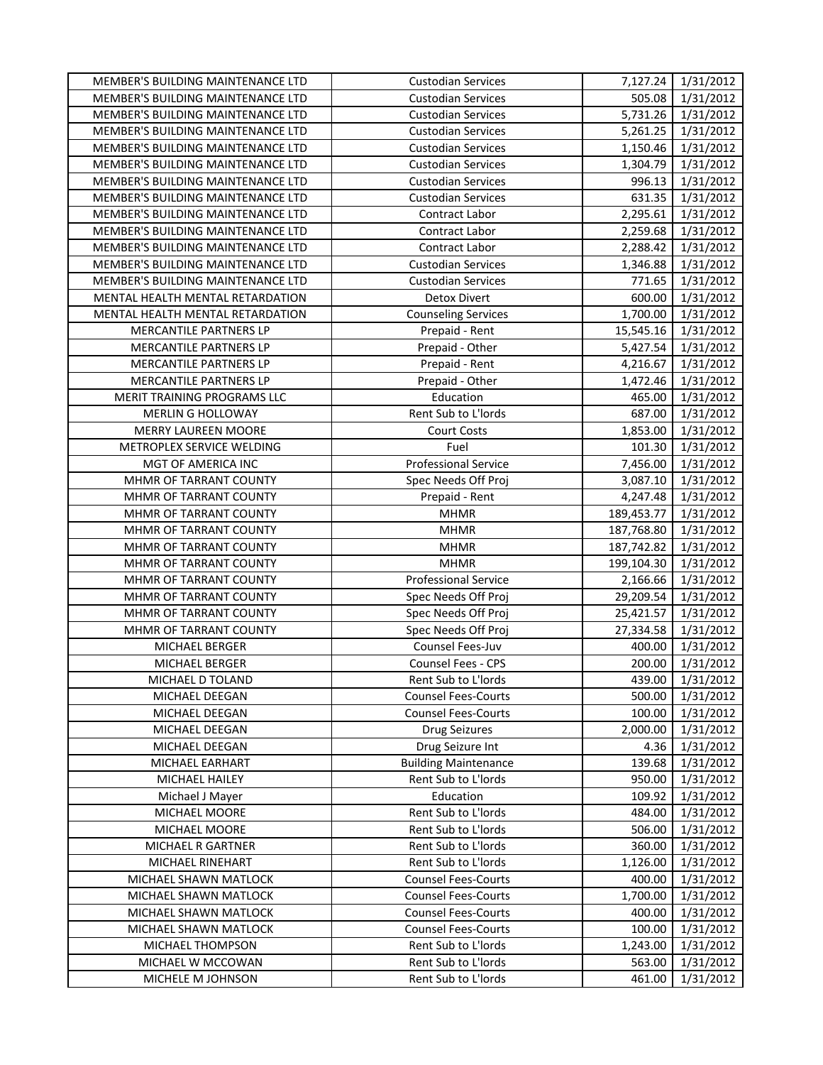| | | | |
|---|---|---|---|
| MEMBER'S BUILDING MAINTENANCE LTD | Custodian Services | 7,127.24 | 1/31/2012 |
| MEMBER'S BUILDING MAINTENANCE LTD | Custodian Services | 505.08 | 1/31/2012 |
| MEMBER'S BUILDING MAINTENANCE LTD | Custodian Services | 5,731.26 | 1/31/2012 |
| MEMBER'S BUILDING MAINTENANCE LTD | Custodian Services | 5,261.25 | 1/31/2012 |
| MEMBER'S BUILDING MAINTENANCE LTD | Custodian Services | 1,150.46 | 1/31/2012 |
| MEMBER'S BUILDING MAINTENANCE LTD | Custodian Services | 1,304.79 | 1/31/2012 |
| MEMBER'S BUILDING MAINTENANCE LTD | Custodian Services | 996.13 | 1/31/2012 |
| MEMBER'S BUILDING MAINTENANCE LTD | Custodian Services | 631.35 | 1/31/2012 |
| MEMBER'S BUILDING MAINTENANCE LTD | Contract Labor | 2,295.61 | 1/31/2012 |
| MEMBER'S BUILDING MAINTENANCE LTD | Contract Labor | 2,259.68 | 1/31/2012 |
| MEMBER'S BUILDING MAINTENANCE LTD | Contract Labor | 2,288.42 | 1/31/2012 |
| MEMBER'S BUILDING MAINTENANCE LTD | Custodian Services | 1,346.88 | 1/31/2012 |
| MEMBER'S BUILDING MAINTENANCE LTD | Custodian Services | 771.65 | 1/31/2012 |
| MENTAL HEALTH MENTAL RETARDATION | Detox Divert | 600.00 | 1/31/2012 |
| MENTAL HEALTH MENTAL RETARDATION | Counseling Services | 1,700.00 | 1/31/2012 |
| MERCANTILE PARTNERS LP | Prepaid - Rent | 15,545.16 | 1/31/2012 |
| MERCANTILE PARTNERS LP | Prepaid - Other | 5,427.54 | 1/31/2012 |
| MERCANTILE PARTNERS LP | Prepaid - Rent | 4,216.67 | 1/31/2012 |
| MERCANTILE PARTNERS LP | Prepaid - Other | 1,472.46 | 1/31/2012 |
| MERIT TRAINING PROGRAMS LLC | Education | 465.00 | 1/31/2012 |
| MERLIN G HOLLOWAY | Rent Sub to L'lords | 687.00 | 1/31/2012 |
| MERRY LAUREEN MOORE | Court Costs | 1,853.00 | 1/31/2012 |
| METROPLEX SERVICE WELDING | Fuel | 101.30 | 1/31/2012 |
| MGT OF AMERICA INC | Professional Service | 7,456.00 | 1/31/2012 |
| MHMR OF TARRANT COUNTY | Spec Needs Off Proj | 3,087.10 | 1/31/2012 |
| MHMR OF TARRANT COUNTY | Prepaid - Rent | 4,247.48 | 1/31/2012 |
| MHMR OF TARRANT COUNTY | MHMR | 189,453.77 | 1/31/2012 |
| MHMR OF TARRANT COUNTY | MHMR | 187,768.80 | 1/31/2012 |
| MHMR OF TARRANT COUNTY | MHMR | 187,742.82 | 1/31/2012 |
| MHMR OF TARRANT COUNTY | MHMR | 199,104.30 | 1/31/2012 |
| MHMR OF TARRANT COUNTY | Professional Service | 2,166.66 | 1/31/2012 |
| MHMR OF TARRANT COUNTY | Spec Needs Off Proj | 29,209.54 | 1/31/2012 |
| MHMR OF TARRANT COUNTY | Spec Needs Off Proj | 25,421.57 | 1/31/2012 |
| MHMR OF TARRANT COUNTY | Spec Needs Off Proj | 27,334.58 | 1/31/2012 |
| MICHAEL BERGER | Counsel Fees-Juv | 400.00 | 1/31/2012 |
| MICHAEL BERGER | Counsel Fees - CPS | 200.00 | 1/31/2012 |
| MICHAEL D TOLAND | Rent Sub to L'lords | 439.00 | 1/31/2012 |
| MICHAEL DEEGAN | Counsel Fees-Courts | 500.00 | 1/31/2012 |
| MICHAEL DEEGAN | Counsel Fees-Courts | 100.00 | 1/31/2012 |
| MICHAEL DEEGAN | Drug Seizures | 2,000.00 | 1/31/2012 |
| MICHAEL DEEGAN | Drug Seizure Int | 4.36 | 1/31/2012 |
| MICHAEL EARHART | Building Maintenance | 139.68 | 1/31/2012 |
| MICHAEL HAILEY | Rent Sub to L'lords | 950.00 | 1/31/2012 |
| Michael J Mayer | Education | 109.92 | 1/31/2012 |
| MICHAEL MOORE | Rent Sub to L'lords | 484.00 | 1/31/2012 |
| MICHAEL MOORE | Rent Sub to L'lords | 506.00 | 1/31/2012 |
| MICHAEL R GARTNER | Rent Sub to L'lords | 360.00 | 1/31/2012 |
| MICHAEL RINEHART | Rent Sub to L'lords | 1,126.00 | 1/31/2012 |
| MICHAEL SHAWN MATLOCK | Counsel Fees-Courts | 400.00 | 1/31/2012 |
| MICHAEL SHAWN MATLOCK | Counsel Fees-Courts | 1,700.00 | 1/31/2012 |
| MICHAEL SHAWN MATLOCK | Counsel Fees-Courts | 400.00 | 1/31/2012 |
| MICHAEL SHAWN MATLOCK | Counsel Fees-Courts | 100.00 | 1/31/2012 |
| MICHAEL THOMPSON | Rent Sub to L'lords | 1,243.00 | 1/31/2012 |
| MICHAEL W MCCOWAN | Rent Sub to L'lords | 563.00 | 1/31/2012 |
| MICHELE M JOHNSON | Rent Sub to L'lords | 461.00 | 1/31/2012 |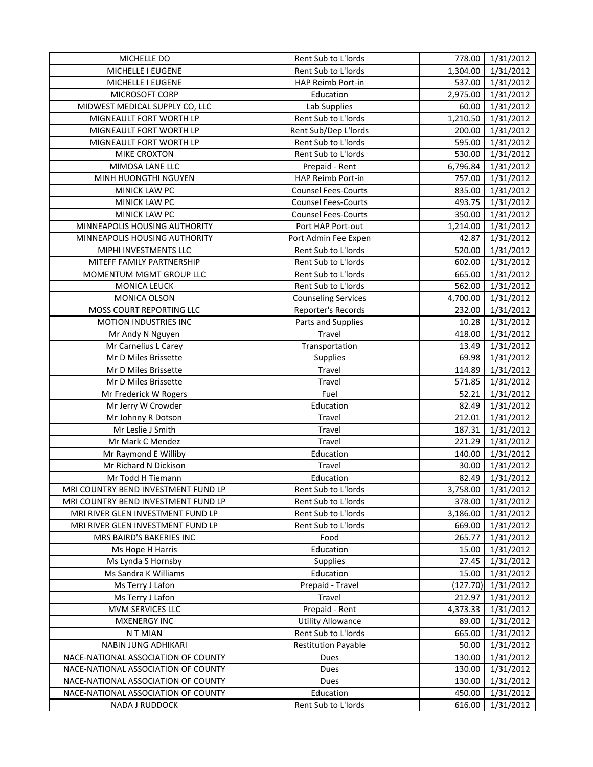| MICHELLE DO | Rent Sub to L'lords | 778.00 | 1/31/2012 |
|---|---|---|---|
| MICHELLE I EUGENE | Rent Sub to L'lords | 1,304.00 | 1/31/2012 |
| MICHELLE I EUGENE | HAP Reimb Port-in | 537.00 | 1/31/2012 |
| MICROSOFT CORP | Education | 2,975.00 | 1/31/2012 |
| MIDWEST MEDICAL SUPPLY CO, LLC | Lab Supplies | 60.00 | 1/31/2012 |
| MIGNEAULT FORT WORTH LP | Rent Sub to L'lords | 1,210.50 | 1/31/2012 |
| MIGNEAULT FORT WORTH LP | Rent Sub/Dep L'lords | 200.00 | 1/31/2012 |
| MIGNEAULT FORT WORTH LP | Rent Sub to L'lords | 595.00 | 1/31/2012 |
| MIKE CROXTON | Rent Sub to L'lords | 530.00 | 1/31/2012 |
| MIMOSA LANE LLC | Prepaid - Rent | 6,796.84 | 1/31/2012 |
| MINH HUONGTHI NGUYEN | HAP Reimb Port-in | 757.00 | 1/31/2012 |
| MINICK LAW PC | Counsel Fees-Courts | 835.00 | 1/31/2012 |
| MINICK LAW PC | Counsel Fees-Courts | 493.75 | 1/31/2012 |
| MINICK LAW PC | Counsel Fees-Courts | 350.00 | 1/31/2012 |
| MINNEAPOLIS HOUSING AUTHORITY | Port HAP Port-out | 1,214.00 | 1/31/2012 |
| MINNEAPOLIS HOUSING AUTHORITY | Port Admin Fee Expen | 42.87 | 1/31/2012 |
| MIPHI INVESTMENTS LLC | Rent Sub to L'lords | 520.00 | 1/31/2012 |
| MITEFF FAMILY PARTNERSHIP | Rent Sub to L'lords | 602.00 | 1/31/2012 |
| MOMENTUM MGMT GROUP LLC | Rent Sub to L'lords | 665.00 | 1/31/2012 |
| MONICA LEUCK | Rent Sub to L'lords | 562.00 | 1/31/2012 |
| MONICA OLSON | Counseling Services | 4,700.00 | 1/31/2012 |
| MOSS COURT REPORTING LLC | Reporter's Records | 232.00 | 1/31/2012 |
| MOTION INDUSTRIES INC | Parts and Supplies | 10.28 | 1/31/2012 |
| Mr Andy N Nguyen | Travel | 418.00 | 1/31/2012 |
| Mr Carnelius L Carey | Transportation | 13.49 | 1/31/2012 |
| Mr D Miles Brissette | Supplies | 69.98 | 1/31/2012 |
| Mr D Miles Brissette | Travel | 114.89 | 1/31/2012 |
| Mr D Miles Brissette | Travel | 571.85 | 1/31/2012 |
| Mr Frederick W Rogers | Fuel | 52.21 | 1/31/2012 |
| Mr Jerry W Crowder | Education | 82.49 | 1/31/2012 |
| Mr Johnny R Dotson | Travel | 212.01 | 1/31/2012 |
| Mr Leslie J Smith | Travel | 187.31 | 1/31/2012 |
| Mr Mark C Mendez | Travel | 221.29 | 1/31/2012 |
| Mr Raymond E Williby | Education | 140.00 | 1/31/2012 |
| Mr Richard N Dickison | Travel | 30.00 | 1/31/2012 |
| Mr Todd H Tiemann | Education | 82.49 | 1/31/2012 |
| MRI COUNTRY BEND INVESTMENT FUND LP | Rent Sub to L'lords | 3,758.00 | 1/31/2012 |
| MRI COUNTRY BEND INVESTMENT FUND LP | Rent Sub to L'lords | 378.00 | 1/31/2012 |
| MRI RIVER GLEN INVESTMENT FUND LP | Rent Sub to L'lords | 3,186.00 | 1/31/2012 |
| MRI RIVER GLEN INVESTMENT FUND LP | Rent Sub to L'lords | 669.00 | 1/31/2012 |
| MRS BAIRD'S BAKERIES INC | Food | 265.77 | 1/31/2012 |
| Ms Hope H Harris | Education | 15.00 | 1/31/2012 |
| Ms Lynda S Hornsby | Supplies | 27.45 | 1/31/2012 |
| Ms Sandra K Williams | Education | 15.00 | 1/31/2012 |
| Ms Terry J Lafon | Prepaid - Travel | (127.70) | 1/31/2012 |
| Ms Terry J Lafon | Travel | 212.97 | 1/31/2012 |
| MVM SERVICES LLC | Prepaid - Rent | 4,373.33 | 1/31/2012 |
| MXENERGY INC | Utility Allowance | 89.00 | 1/31/2012 |
| N T MIAN | Rent Sub to L'lords | 665.00 | 1/31/2012 |
| NABIN JUNG ADHIKARI | Restitution Payable | 50.00 | 1/31/2012 |
| NACE-NATIONAL ASSOCIATION OF COUNTY | Dues | 130.00 | 1/31/2012 |
| NACE-NATIONAL ASSOCIATION OF COUNTY | Dues | 130.00 | 1/31/2012 |
| NACE-NATIONAL ASSOCIATION OF COUNTY | Dues | 130.00 | 1/31/2012 |
| NACE-NATIONAL ASSOCIATION OF COUNTY | Education | 450.00 | 1/31/2012 |
| NADA J RUDDOCK | Rent Sub to L'lords | 616.00 | 1/31/2012 |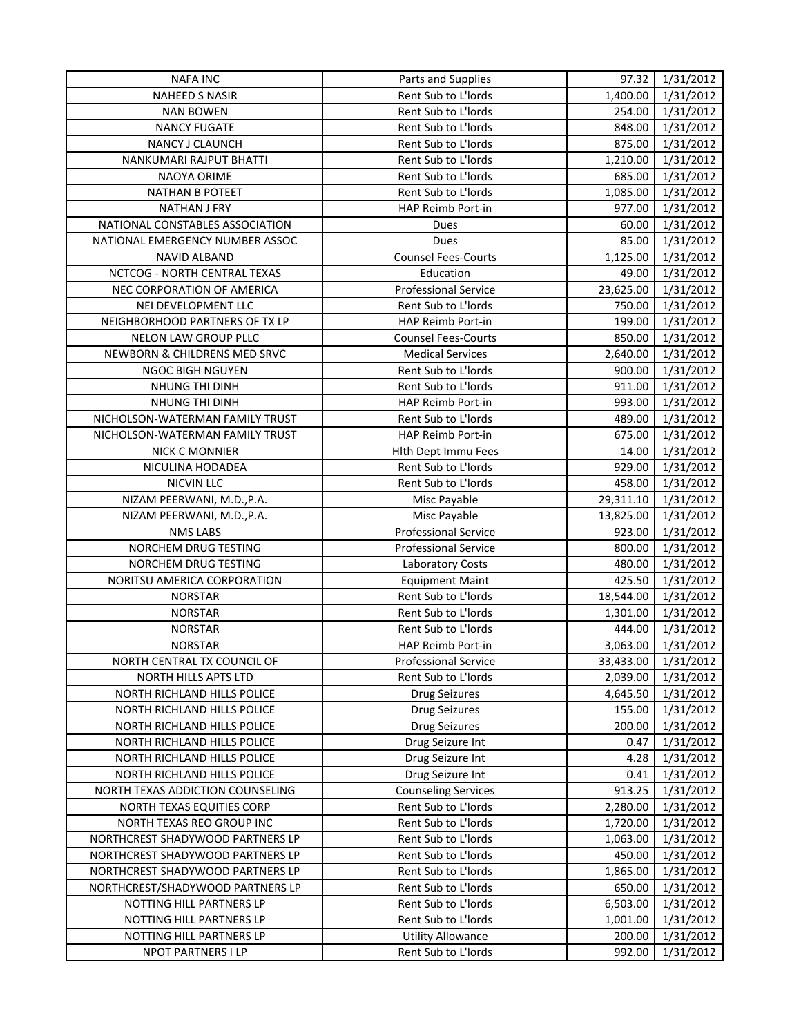| NAFA INC | Parts and Supplies | 97.32 | 1/31/2012 |
|---|---|---|---|
| NAHEED S NASIR | Rent Sub to L'lords | 1,400.00 | 1/31/2012 |
| NAN BOWEN | Rent Sub to L'lords | 254.00 | 1/31/2012 |
| NANCY FUGATE | Rent Sub to L'lords | 848.00 | 1/31/2012 |
| NANCY J CLAUNCH | Rent Sub to L'lords | 875.00 | 1/31/2012 |
| NANKUMARI RAJPUT BHATTI | Rent Sub to L'lords | 1,210.00 | 1/31/2012 |
| NAOYA ORIME | Rent Sub to L'lords | 685.00 | 1/31/2012 |
| NATHAN B POTEET | Rent Sub to L'lords | 1,085.00 | 1/31/2012 |
| NATHAN J FRY | HAP Reimb Port-in | 977.00 | 1/31/2012 |
| NATIONAL CONSTABLES ASSOCIATION | Dues | 60.00 | 1/31/2012 |
| NATIONAL EMERGENCY NUMBER ASSOC | Dues | 85.00 | 1/31/2012 |
| NAVID ALBAND | Counsel Fees-Courts | 1,125.00 | 1/31/2012 |
| NCTCOG - NORTH CENTRAL TEXAS | Education | 49.00 | 1/31/2012 |
| NEC CORPORATION OF AMERICA | Professional Service | 23,625.00 | 1/31/2012 |
| NEI DEVELOPMENT LLC | Rent Sub to L'lords | 750.00 | 1/31/2012 |
| NEIGHBORHOOD PARTNERS OF TX LP | HAP Reimb Port-in | 199.00 | 1/31/2012 |
| NELON LAW GROUP PLLC | Counsel Fees-Courts | 850.00 | 1/31/2012 |
| NEWBORN & CHILDRENS MED SRVC | Medical Services | 2,640.00 | 1/31/2012 |
| NGOC BIGH NGUYEN | Rent Sub to L'lords | 900.00 | 1/31/2012 |
| NHUNG THI DINH | Rent Sub to L'lords | 911.00 | 1/31/2012 |
| NHUNG THI DINH | HAP Reimb Port-in | 993.00 | 1/31/2012 |
| NICHOLSON-WATERMAN FAMILY TRUST | Rent Sub to L'lords | 489.00 | 1/31/2012 |
| NICHOLSON-WATERMAN FAMILY TRUST | HAP Reimb Port-in | 675.00 | 1/31/2012 |
| NICK C MONNIER | Hlth Dept Immu Fees | 14.00 | 1/31/2012 |
| NICULINA HODADEA | Rent Sub to L'lords | 929.00 | 1/31/2012 |
| NICVIN LLC | Rent Sub to L'lords | 458.00 | 1/31/2012 |
| NIZAM PEERWANI, M.D.,P.A. | Misc Payable | 29,311.10 | 1/31/2012 |
| NIZAM PEERWANI, M.D.,P.A. | Misc Payable | 13,825.00 | 1/31/2012 |
| NMS LABS | Professional Service | 923.00 | 1/31/2012 |
| NORCHEM DRUG TESTING | Professional Service | 800.00 | 1/31/2012 |
| NORCHEM DRUG TESTING | Laboratory Costs | 480.00 | 1/31/2012 |
| NORITSU AMERICA CORPORATION | Equipment Maint | 425.50 | 1/31/2012 |
| NORSTAR | Rent Sub to L'lords | 18,544.00 | 1/31/2012 |
| NORSTAR | Rent Sub to L'lords | 1,301.00 | 1/31/2012 |
| NORSTAR | Rent Sub to L'lords | 444.00 | 1/31/2012 |
| NORSTAR | HAP Reimb Port-in | 3,063.00 | 1/31/2012 |
| NORTH CENTRAL TX COUNCIL OF | Professional Service | 33,433.00 | 1/31/2012 |
| NORTH HILLS APTS LTD | Rent Sub to L'lords | 2,039.00 | 1/31/2012 |
| NORTH RICHLAND HILLS POLICE | Drug Seizures | 4,645.50 | 1/31/2012 |
| NORTH RICHLAND HILLS POLICE | Drug Seizures | 155.00 | 1/31/2012 |
| NORTH RICHLAND HILLS POLICE | Drug Seizures | 200.00 | 1/31/2012 |
| NORTH RICHLAND HILLS POLICE | Drug Seizure Int | 0.47 | 1/31/2012 |
| NORTH RICHLAND HILLS POLICE | Drug Seizure Int | 4.28 | 1/31/2012 |
| NORTH RICHLAND HILLS POLICE | Drug Seizure Int | 0.41 | 1/31/2012 |
| NORTH TEXAS ADDICTION COUNSELING | Counseling Services | 913.25 | 1/31/2012 |
| NORTH TEXAS EQUITIES CORP | Rent Sub to L'lords | 2,280.00 | 1/31/2012 |
| NORTH TEXAS REO GROUP INC | Rent Sub to L'lords | 1,720.00 | 1/31/2012 |
| NORTHCREST SHADYWOOD PARTNERS LP | Rent Sub to L'lords | 1,063.00 | 1/31/2012 |
| NORTHCREST SHADYWOOD PARTNERS LP | Rent Sub to L'lords | 450.00 | 1/31/2012 |
| NORTHCREST SHADYWOOD PARTNERS LP | Rent Sub to L'lords | 1,865.00 | 1/31/2012 |
| NORTHCREST/SHADYWOOD PARTNERS LP | Rent Sub to L'lords | 650.00 | 1/31/2012 |
| NOTTING HILL PARTNERS LP | Rent Sub to L'lords | 6,503.00 | 1/31/2012 |
| NOTTING HILL PARTNERS LP | Rent Sub to L'lords | 1,001.00 | 1/31/2012 |
| NOTTING HILL PARTNERS LP | Utility Allowance | 200.00 | 1/31/2012 |
| NPOT PARTNERS I LP | Rent Sub to L'lords | 992.00 | 1/31/2012 |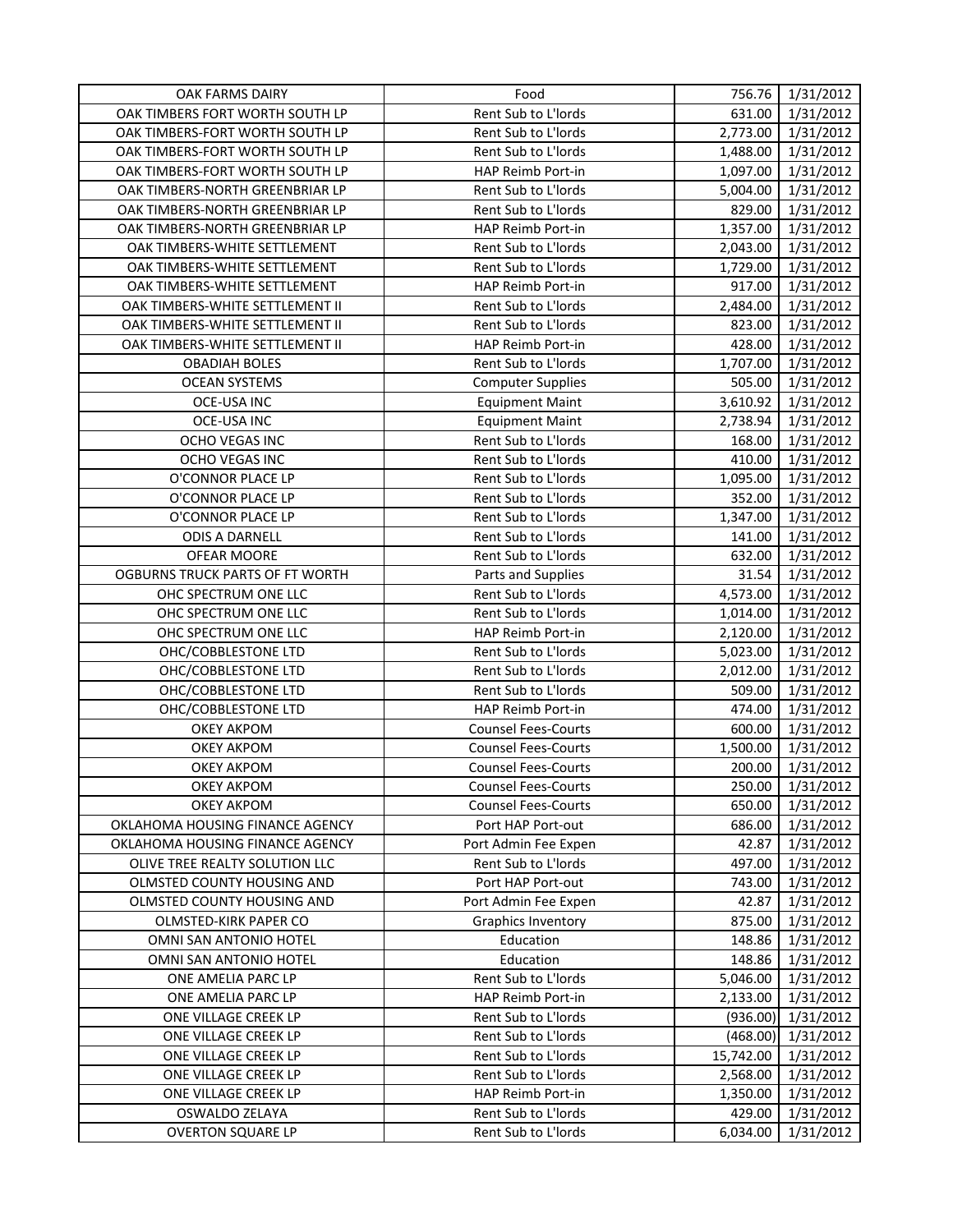| OAK FARMS DAIRY | Food | 756.76 | 1/31/2012 |
|---|---|---|---|
| OAK TIMBERS FORT WORTH SOUTH LP | Rent Sub to L'lords | 631.00 | 1/31/2012 |
| OAK TIMBERS-FORT WORTH SOUTH LP | Rent Sub to L'lords | 2,773.00 | 1/31/2012 |
| OAK TIMBERS-FORT WORTH SOUTH LP | Rent Sub to L'lords | 1,488.00 | 1/31/2012 |
| OAK TIMBERS-FORT WORTH SOUTH LP | HAP Reimb Port-in | 1,097.00 | 1/31/2012 |
| OAK TIMBERS-NORTH GREENBRIAR LP | Rent Sub to L'lords | 5,004.00 | 1/31/2012 |
| OAK TIMBERS-NORTH GREENBRIAR LP | Rent Sub to L'lords | 829.00 | 1/31/2012 |
| OAK TIMBERS-NORTH GREENBRIAR LP | HAP Reimb Port-in | 1,357.00 | 1/31/2012 |
| OAK TIMBERS-WHITE SETTLEMENT | Rent Sub to L'lords | 2,043.00 | 1/31/2012 |
| OAK TIMBERS-WHITE SETTLEMENT | Rent Sub to L'lords | 1,729.00 | 1/31/2012 |
| OAK TIMBERS-WHITE SETTLEMENT | HAP Reimb Port-in | 917.00 | 1/31/2012 |
| OAK TIMBERS-WHITE SETTLEMENT II | Rent Sub to L'lords | 2,484.00 | 1/31/2012 |
| OAK TIMBERS-WHITE SETTLEMENT II | Rent Sub to L'lords | 823.00 | 1/31/2012 |
| OAK TIMBERS-WHITE SETTLEMENT II | HAP Reimb Port-in | 428.00 | 1/31/2012 |
| OBADIAH BOLES | Rent Sub to L'lords | 1,707.00 | 1/31/2012 |
| OCEAN SYSTEMS | Computer Supplies | 505.00 | 1/31/2012 |
| OCE-USA INC | Equipment Maint | 3,610.92 | 1/31/2012 |
| OCE-USA INC | Equipment Maint | 2,738.94 | 1/31/2012 |
| OCHO VEGAS INC | Rent Sub to L'lords | 168.00 | 1/31/2012 |
| OCHO VEGAS INC | Rent Sub to L'lords | 410.00 | 1/31/2012 |
| O'CONNOR PLACE LP | Rent Sub to L'lords | 1,095.00 | 1/31/2012 |
| O'CONNOR PLACE LP | Rent Sub to L'lords | 352.00 | 1/31/2012 |
| O'CONNOR PLACE LP | Rent Sub to L'lords | 1,347.00 | 1/31/2012 |
| ODIS A DARNELL | Rent Sub to L'lords | 141.00 | 1/31/2012 |
| OFEAR MOORE | Rent Sub to L'lords | 632.00 | 1/31/2012 |
| OGBURNS TRUCK PARTS OF FT WORTH | Parts and Supplies | 31.54 | 1/31/2012 |
| OHC SPECTRUM ONE LLC | Rent Sub to L'lords | 4,573.00 | 1/31/2012 |
| OHC SPECTRUM ONE LLC | Rent Sub to L'lords | 1,014.00 | 1/31/2012 |
| OHC SPECTRUM ONE LLC | HAP Reimb Port-in | 2,120.00 | 1/31/2012 |
| OHC/COBBLESTONE LTD | Rent Sub to L'lords | 5,023.00 | 1/31/2012 |
| OHC/COBBLESTONE LTD | Rent Sub to L'lords | 2,012.00 | 1/31/2012 |
| OHC/COBBLESTONE LTD | Rent Sub to L'lords | 509.00 | 1/31/2012 |
| OHC/COBBLESTONE LTD | HAP Reimb Port-in | 474.00 | 1/31/2012 |
| OKEY AKPOM | Counsel Fees-Courts | 600.00 | 1/31/2012 |
| OKEY AKPOM | Counsel Fees-Courts | 1,500.00 | 1/31/2012 |
| OKEY AKPOM | Counsel Fees-Courts | 200.00 | 1/31/2012 |
| OKEY AKPOM | Counsel Fees-Courts | 250.00 | 1/31/2012 |
| OKEY AKPOM | Counsel Fees-Courts | 650.00 | 1/31/2012 |
| OKLAHOMA HOUSING FINANCE AGENCY | Port HAP Port-out | 686.00 | 1/31/2012 |
| OKLAHOMA HOUSING FINANCE AGENCY | Port Admin Fee Expen | 42.87 | 1/31/2012 |
| OLIVE TREE REALTY SOLUTION LLC | Rent Sub to L'lords | 497.00 | 1/31/2012 |
| OLMSTED COUNTY HOUSING AND | Port HAP Port-out | 743.00 | 1/31/2012 |
| OLMSTED COUNTY HOUSING AND | Port Admin Fee Expen | 42.87 | 1/31/2012 |
| OLMSTED-KIRK PAPER CO | Graphics Inventory | 875.00 | 1/31/2012 |
| OMNI SAN ANTONIO HOTEL | Education | 148.86 | 1/31/2012 |
| OMNI SAN ANTONIO HOTEL | Education | 148.86 | 1/31/2012 |
| ONE AMELIA PARC LP | Rent Sub to L'lords | 5,046.00 | 1/31/2012 |
| ONE AMELIA PARC LP | HAP Reimb Port-in | 2,133.00 | 1/31/2012 |
| ONE VILLAGE CREEK LP | Rent Sub to L'lords | (936.00) | 1/31/2012 |
| ONE VILLAGE CREEK LP | Rent Sub to L'lords | (468.00) | 1/31/2012 |
| ONE VILLAGE CREEK LP | Rent Sub to L'lords | 15,742.00 | 1/31/2012 |
| ONE VILLAGE CREEK LP | Rent Sub to L'lords | 2,568.00 | 1/31/2012 |
| ONE VILLAGE CREEK LP | HAP Reimb Port-in | 1,350.00 | 1/31/2012 |
| OSWALDO ZELAYA | Rent Sub to L'lords | 429.00 | 1/31/2012 |
| OVERTON SQUARE LP | Rent Sub to L'lords | 6,034.00 | 1/31/2012 |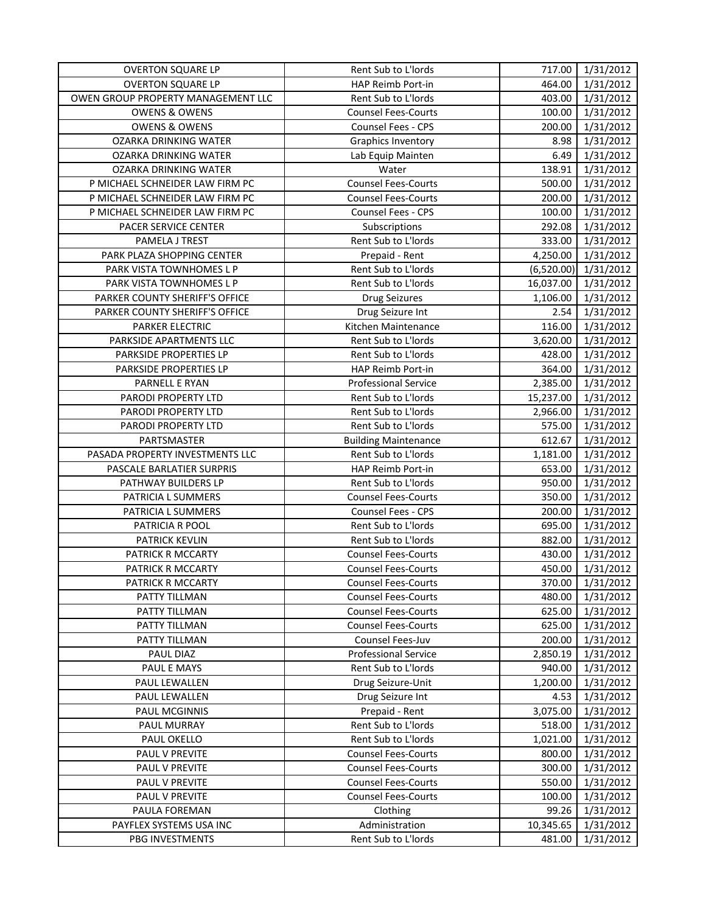| | | | |
|---|---|---|---|
| OVERTON SQUARE LP | Rent Sub to L'lords | 717.00 | 1/31/2012 |
| OVERTON SQUARE LP | HAP Reimb Port-in | 464.00 | 1/31/2012 |
| OWEN GROUP PROPERTY MANAGEMENT LLC | Rent Sub to L'lords | 403.00 | 1/31/2012 |
| OWENS & OWENS | Counsel Fees-Courts | 100.00 | 1/31/2012 |
| OWENS & OWENS | Counsel Fees - CPS | 200.00 | 1/31/2012 |
| OZARKA DRINKING WATER | Graphics Inventory | 8.98 | 1/31/2012 |
| OZARKA DRINKING WATER | Lab Equip Mainten | 6.49 | 1/31/2012 |
| OZARKA DRINKING WATER | Water | 138.91 | 1/31/2012 |
| P MICHAEL SCHNEIDER LAW FIRM PC | Counsel Fees-Courts | 500.00 | 1/31/2012 |
| P MICHAEL SCHNEIDER LAW FIRM PC | Counsel Fees-Courts | 200.00 | 1/31/2012 |
| P MICHAEL SCHNEIDER LAW FIRM PC | Counsel Fees - CPS | 100.00 | 1/31/2012 |
| PACER SERVICE CENTER | Subscriptions | 292.08 | 1/31/2012 |
| PAMELA J TREST | Rent Sub to L'lords | 333.00 | 1/31/2012 |
| PARK PLAZA SHOPPING CENTER | Prepaid - Rent | 4,250.00 | 1/31/2012 |
| PARK VISTA TOWNHOMES L P | Rent Sub to L'lords | (6,520.00) | 1/31/2012 |
| PARK VISTA TOWNHOMES L P | Rent Sub to L'lords | 16,037.00 | 1/31/2012 |
| PARKER COUNTY SHERIFF'S OFFICE | Drug Seizures | 1,106.00 | 1/31/2012 |
| PARKER COUNTY SHERIFF'S OFFICE | Drug Seizure Int | 2.54 | 1/31/2012 |
| PARKER ELECTRIC | Kitchen Maintenance | 116.00 | 1/31/2012 |
| PARKSIDE APARTMENTS LLC | Rent Sub to L'lords | 3,620.00 | 1/31/2012 |
| PARKSIDE PROPERTIES LP | Rent Sub to L'lords | 428.00 | 1/31/2012 |
| PARKSIDE PROPERTIES LP | HAP Reimb Port-in | 364.00 | 1/31/2012 |
| PARNELL E RYAN | Professional Service | 2,385.00 | 1/31/2012 |
| PARODI PROPERTY LTD | Rent Sub to L'lords | 15,237.00 | 1/31/2012 |
| PARODI PROPERTY LTD | Rent Sub to L'lords | 2,966.00 | 1/31/2012 |
| PARODI PROPERTY LTD | Rent Sub to L'lords | 575.00 | 1/31/2012 |
| PARTSMASTER | Building Maintenance | 612.67 | 1/31/2012 |
| PASADA PROPERTY INVESTMENTS LLC | Rent Sub to L'lords | 1,181.00 | 1/31/2012 |
| PASCALE BARLATIER SURPRIS | HAP Reimb Port-in | 653.00 | 1/31/2012 |
| PATHWAY BUILDERS LP | Rent Sub to L'lords | 950.00 | 1/31/2012 |
| PATRICIA L SUMMERS | Counsel Fees-Courts | 350.00 | 1/31/2012 |
| PATRICIA L SUMMERS | Counsel Fees - CPS | 200.00 | 1/31/2012 |
| PATRICIA R POOL | Rent Sub to L'lords | 695.00 | 1/31/2012 |
| PATRICK KEVLIN | Rent Sub to L'lords | 882.00 | 1/31/2012 |
| PATRICK R MCCARTY | Counsel Fees-Courts | 430.00 | 1/31/2012 |
| PATRICK R MCCARTY | Counsel Fees-Courts | 450.00 | 1/31/2012 |
| PATRICK R MCCARTY | Counsel Fees-Courts | 370.00 | 1/31/2012 |
| PATTY TILLMAN | Counsel Fees-Courts | 480.00 | 1/31/2012 |
| PATTY TILLMAN | Counsel Fees-Courts | 625.00 | 1/31/2012 |
| PATTY TILLMAN | Counsel Fees-Courts | 625.00 | 1/31/2012 |
| PATTY TILLMAN | Counsel Fees-Juv | 200.00 | 1/31/2012 |
| PAUL DIAZ | Professional Service | 2,850.19 | 1/31/2012 |
| PAUL E MAYS | Rent Sub to L'lords | 940.00 | 1/31/2012 |
| PAUL LEWALLEN | Drug Seizure-Unit | 1,200.00 | 1/31/2012 |
| PAUL LEWALLEN | Drug Seizure Int | 4.53 | 1/31/2012 |
| PAUL MCGINNIS | Prepaid - Rent | 3,075.00 | 1/31/2012 |
| PAUL MURRAY | Rent Sub to L'lords | 518.00 | 1/31/2012 |
| PAUL OKELLO | Rent Sub to L'lords | 1,021.00 | 1/31/2012 |
| PAUL V PREVITE | Counsel Fees-Courts | 800.00 | 1/31/2012 |
| PAUL V PREVITE | Counsel Fees-Courts | 300.00 | 1/31/2012 |
| PAUL V PREVITE | Counsel Fees-Courts | 550.00 | 1/31/2012 |
| PAUL V PREVITE | Counsel Fees-Courts | 100.00 | 1/31/2012 |
| PAULA FOREMAN | Clothing | 99.26 | 1/31/2012 |
| PAYFLEX SYSTEMS USA INC | Administration | 10,345.65 | 1/31/2012 |
| PBG INVESTMENTS | Rent Sub to L'lords | 481.00 | 1/31/2012 |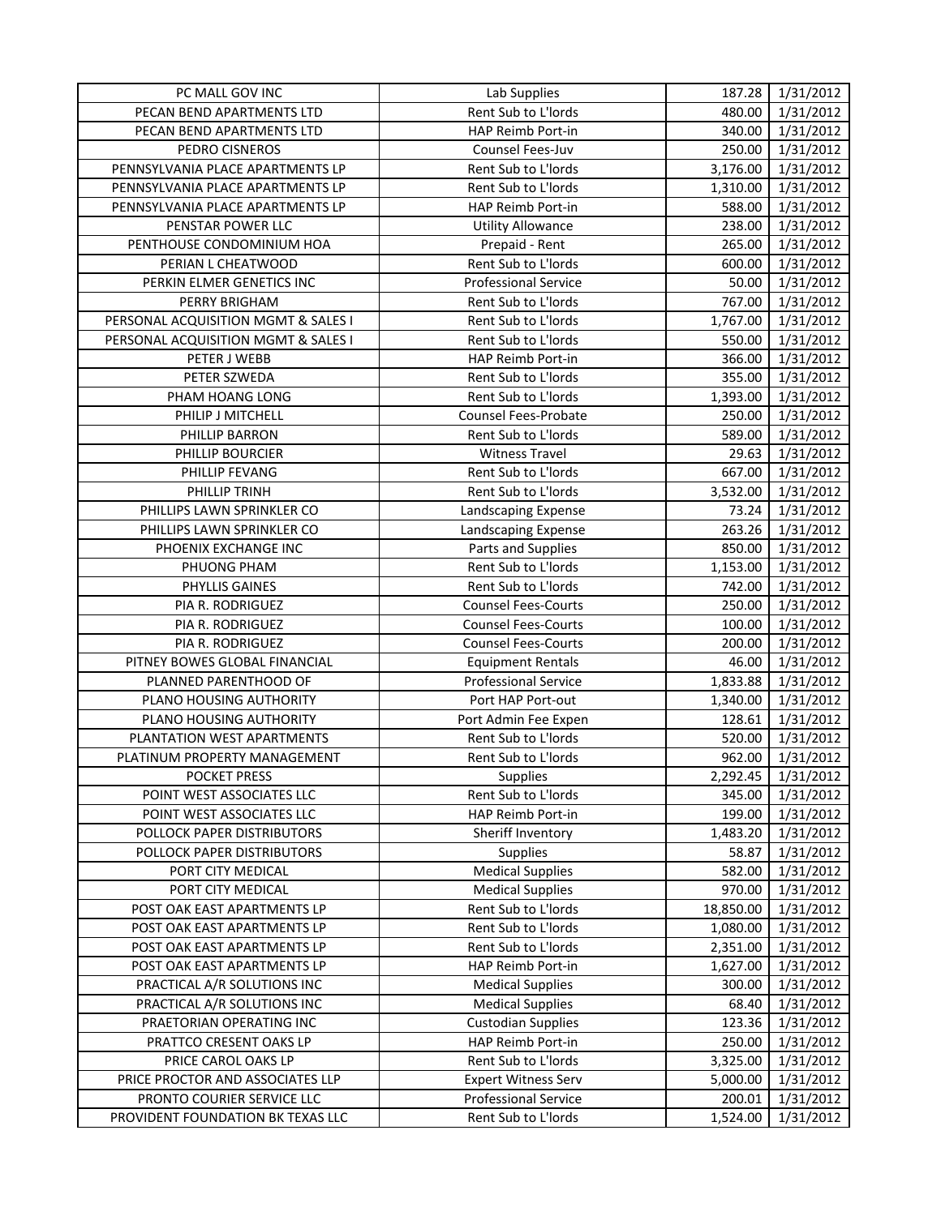| | | | |
|---|---|---|---|
| PC MALL GOV INC | Lab Supplies | 187.28 | 1/31/2012 |
| PECAN BEND APARTMENTS LTD | Rent Sub to L'lords | 480.00 | 1/31/2012 |
| PECAN BEND APARTMENTS LTD | HAP Reimb Port-in | 340.00 | 1/31/2012 |
| PEDRO CISNEROS | Counsel Fees-Juv | 250.00 | 1/31/2012 |
| PENNSYLVANIA PLACE APARTMENTS LP | Rent Sub to L'lords | 3,176.00 | 1/31/2012 |
| PENNSYLVANIA PLACE APARTMENTS LP | Rent Sub to L'lords | 1,310.00 | 1/31/2012 |
| PENNSYLVANIA PLACE APARTMENTS LP | HAP Reimb Port-in | 588.00 | 1/31/2012 |
| PENSTAR POWER LLC | Utility Allowance | 238.00 | 1/31/2012 |
| PENTHOUSE CONDOMINIUM HOA | Prepaid - Rent | 265.00 | 1/31/2012 |
| PERIAN L CHEATWOOD | Rent Sub to L'lords | 600.00 | 1/31/2012 |
| PERKIN ELMER GENETICS INC | Professional Service | 50.00 | 1/31/2012 |
| PERRY BRIGHAM | Rent Sub to L'lords | 767.00 | 1/31/2012 |
| PERSONAL ACQUISITION MGMT & SALES I | Rent Sub to L'lords | 1,767.00 | 1/31/2012 |
| PERSONAL ACQUISITION MGMT & SALES I | Rent Sub to L'lords | 550.00 | 1/31/2012 |
| PETER J WEBB | HAP Reimb Port-in | 366.00 | 1/31/2012 |
| PETER SZWEDA | Rent Sub to L'lords | 355.00 | 1/31/2012 |
| PHAM HOANG LONG | Rent Sub to L'lords | 1,393.00 | 1/31/2012 |
| PHILIP J MITCHELL | Counsel Fees-Probate | 250.00 | 1/31/2012 |
| PHILLIP BARRON | Rent Sub to L'lords | 589.00 | 1/31/2012 |
| PHILLIP BOURCIER | Witness Travel | 29.63 | 1/31/2012 |
| PHILLIP FEVANG | Rent Sub to L'lords | 667.00 | 1/31/2012 |
| PHILLIP TRINH | Rent Sub to L'lords | 3,532.00 | 1/31/2012 |
| PHILLIPS LAWN SPRINKLER CO | Landscaping Expense | 73.24 | 1/31/2012 |
| PHILLIPS LAWN SPRINKLER CO | Landscaping Expense | 263.26 | 1/31/2012 |
| PHOENIX EXCHANGE INC | Parts and Supplies | 850.00 | 1/31/2012 |
| PHUONG PHAM | Rent Sub to L'lords | 1,153.00 | 1/31/2012 |
| PHYLLIS GAINES | Rent Sub to L'lords | 742.00 | 1/31/2012 |
| PIA R. RODRIGUEZ | Counsel Fees-Courts | 250.00 | 1/31/2012 |
| PIA R. RODRIGUEZ | Counsel Fees-Courts | 100.00 | 1/31/2012 |
| PIA R. RODRIGUEZ | Counsel Fees-Courts | 200.00 | 1/31/2012 |
| PITNEY BOWES GLOBAL FINANCIAL | Equipment Rentals | 46.00 | 1/31/2012 |
| PLANNED PARENTHOOD OF | Professional Service | 1,833.88 | 1/31/2012 |
| PLANO HOUSING AUTHORITY | Port HAP Port-out | 1,340.00 | 1/31/2012 |
| PLANO HOUSING AUTHORITY | Port Admin Fee Expen | 128.61 | 1/31/2012 |
| PLANTATION WEST APARTMENTS | Rent Sub to L'lords | 520.00 | 1/31/2012 |
| PLATINUM PROPERTY MANAGEMENT | Rent Sub to L'lords | 962.00 | 1/31/2012 |
| POCKET PRESS | Supplies | 2,292.45 | 1/31/2012 |
| POINT WEST ASSOCIATES LLC | Rent Sub to L'lords | 345.00 | 1/31/2012 |
| POINT WEST ASSOCIATES LLC | HAP Reimb Port-in | 199.00 | 1/31/2012 |
| POLLOCK PAPER DISTRIBUTORS | Sheriff Inventory | 1,483.20 | 1/31/2012 |
| POLLOCK PAPER DISTRIBUTORS | Supplies | 58.87 | 1/31/2012 |
| PORT CITY MEDICAL | Medical Supplies | 582.00 | 1/31/2012 |
| PORT CITY MEDICAL | Medical Supplies | 970.00 | 1/31/2012 |
| POST OAK EAST APARTMENTS LP | Rent Sub to L'lords | 18,850.00 | 1/31/2012 |
| POST OAK EAST APARTMENTS LP | Rent Sub to L'lords | 1,080.00 | 1/31/2012 |
| POST OAK EAST APARTMENTS LP | Rent Sub to L'lords | 2,351.00 | 1/31/2012 |
| POST OAK EAST APARTMENTS LP | HAP Reimb Port-in | 1,627.00 | 1/31/2012 |
| PRACTICAL A/R SOLUTIONS INC | Medical Supplies | 300.00 | 1/31/2012 |
| PRACTICAL A/R SOLUTIONS INC | Medical Supplies | 68.40 | 1/31/2012 |
| PRAETORIAN OPERATING INC | Custodian Supplies | 123.36 | 1/31/2012 |
| PRATTCO CRESENT OAKS LP | HAP Reimb Port-in | 250.00 | 1/31/2012 |
| PRICE CAROL OAKS LP | Rent Sub to L'lords | 3,325.00 | 1/31/2012 |
| PRICE PROCTOR AND ASSOCIATES LLP | Expert Witness Serv | 5,000.00 | 1/31/2012 |
| PRONTO COURIER SERVICE LLC | Professional Service | 200.01 | 1/31/2012 |
| PROVIDENT FOUNDATION BK TEXAS LLC | Rent Sub to L'lords | 1,524.00 | 1/31/2012 |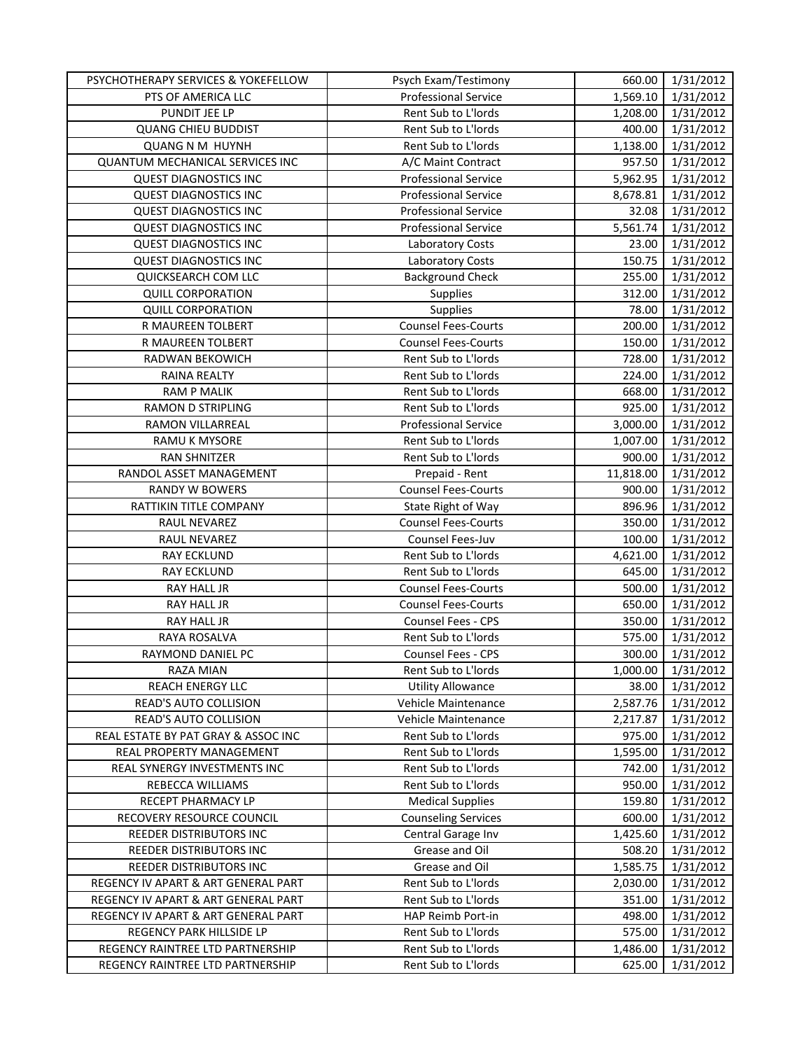| PSYCHOTHERAPY SERVICES & YOKEFELLOW | Psych Exam/Testimony | 660.00 | 1/31/2012 |
|---|---|---|---|
| PTS OF AMERICA LLC | Professional Service | 1,569.10 | 1/31/2012 |
| PUNDIT JEE LP | Rent Sub to L'lords | 1,208.00 | 1/31/2012 |
| QUANG CHIEU BUDDIST | Rent Sub to L'lords | 400.00 | 1/31/2012 |
| QUANG N M HUYNH | Rent Sub to L'lords | 1,138.00 | 1/31/2012 |
| QUANTUM MECHANICAL SERVICES INC | A/C Maint Contract | 957.50 | 1/31/2012 |
| QUEST DIAGNOSTICS INC | Professional Service | 5,962.95 | 1/31/2012 |
| QUEST DIAGNOSTICS INC | Professional Service | 8,678.81 | 1/31/2012 |
| QUEST DIAGNOSTICS INC | Professional Service | 32.08 | 1/31/2012 |
| QUEST DIAGNOSTICS INC | Professional Service | 5,561.74 | 1/31/2012 |
| QUEST DIAGNOSTICS INC | Laboratory Costs | 23.00 | 1/31/2012 |
| QUEST DIAGNOSTICS INC | Laboratory Costs | 150.75 | 1/31/2012 |
| QUICKSEARCH COM LLC | Background Check | 255.00 | 1/31/2012 |
| QUILL CORPORATION | Supplies | 312.00 | 1/31/2012 |
| QUILL CORPORATION | Supplies | 78.00 | 1/31/2012 |
| R MAUREEN TOLBERT | Counsel Fees-Courts | 200.00 | 1/31/2012 |
| R MAUREEN TOLBERT | Counsel Fees-Courts | 150.00 | 1/31/2012 |
| RADWAN BEKOWICH | Rent Sub to L'lords | 728.00 | 1/31/2012 |
| RAINA REALTY | Rent Sub to L'lords | 224.00 | 1/31/2012 |
| RAM P MALIK | Rent Sub to L'lords | 668.00 | 1/31/2012 |
| RAMON D STRIPLING | Rent Sub to L'lords | 925.00 | 1/31/2012 |
| RAMON VILLARREAL | Professional Service | 3,000.00 | 1/31/2012 |
| RAMU K MYSORE | Rent Sub to L'lords | 1,007.00 | 1/31/2012 |
| RAN SHNITZER | Rent Sub to L'lords | 900.00 | 1/31/2012 |
| RANDOL ASSET MANAGEMENT | Prepaid - Rent | 11,818.00 | 1/31/2012 |
| RANDY W BOWERS | Counsel Fees-Courts | 900.00 | 1/31/2012 |
| RATTIKIN TITLE COMPANY | State Right of Way | 896.96 | 1/31/2012 |
| RAUL NEVAREZ | Counsel Fees-Courts | 350.00 | 1/31/2012 |
| RAUL NEVAREZ | Counsel Fees-Juv | 100.00 | 1/31/2012 |
| RAY ECKLUND | Rent Sub to L'lords | 4,621.00 | 1/31/2012 |
| RAY ECKLUND | Rent Sub to L'lords | 645.00 | 1/31/2012 |
| RAY HALL JR | Counsel Fees-Courts | 500.00 | 1/31/2012 |
| RAY HALL JR | Counsel Fees-Courts | 650.00 | 1/31/2012 |
| RAY HALL JR | Counsel Fees - CPS | 350.00 | 1/31/2012 |
| RAYA ROSALVA | Rent Sub to L'lords | 575.00 | 1/31/2012 |
| RAYMOND DANIEL PC | Counsel Fees - CPS | 300.00 | 1/31/2012 |
| RAZA MIAN | Rent Sub to L'lords | 1,000.00 | 1/31/2012 |
| REACH ENERGY LLC | Utility Allowance | 38.00 | 1/31/2012 |
| READ'S AUTO COLLISION | Vehicle Maintenance | 2,587.76 | 1/31/2012 |
| READ'S AUTO COLLISION | Vehicle Maintenance | 2,217.87 | 1/31/2012 |
| REAL ESTATE BY PAT GRAY & ASSOC INC | Rent Sub to L'lords | 975.00 | 1/31/2012 |
| REAL PROPERTY MANAGEMENT | Rent Sub to L'lords | 1,595.00 | 1/31/2012 |
| REAL SYNERGY INVESTMENTS INC | Rent Sub to L'lords | 742.00 | 1/31/2012 |
| REBECCA WILLIAMS | Rent Sub to L'lords | 950.00 | 1/31/2012 |
| RECEPT PHARMACY LP | Medical Supplies | 159.80 | 1/31/2012 |
| RECOVERY RESOURCE COUNCIL | Counseling Services | 600.00 | 1/31/2012 |
| REEDER DISTRIBUTORS INC | Central Garage Inv | 1,425.60 | 1/31/2012 |
| REEDER DISTRIBUTORS INC | Grease and Oil | 508.20 | 1/31/2012 |
| REEDER DISTRIBUTORS INC | Grease and Oil | 1,585.75 | 1/31/2012 |
| REGENCY IV APART & ART GENERAL PART | Rent Sub to L'lords | 2,030.00 | 1/31/2012 |
| REGENCY IV APART & ART GENERAL PART | Rent Sub to L'lords | 351.00 | 1/31/2012 |
| REGENCY IV APART & ART GENERAL PART | HAP Reimb Port-in | 498.00 | 1/31/2012 |
| REGENCY PARK HILLSIDE LP | Rent Sub to L'lords | 575.00 | 1/31/2012 |
| REGENCY RAINTREE LTD PARTNERSHIP | Rent Sub to L'lords | 1,486.00 | 1/31/2012 |
| REGENCY RAINTREE LTD PARTNERSHIP | Rent Sub to L'lords | 625.00 | 1/31/2012 |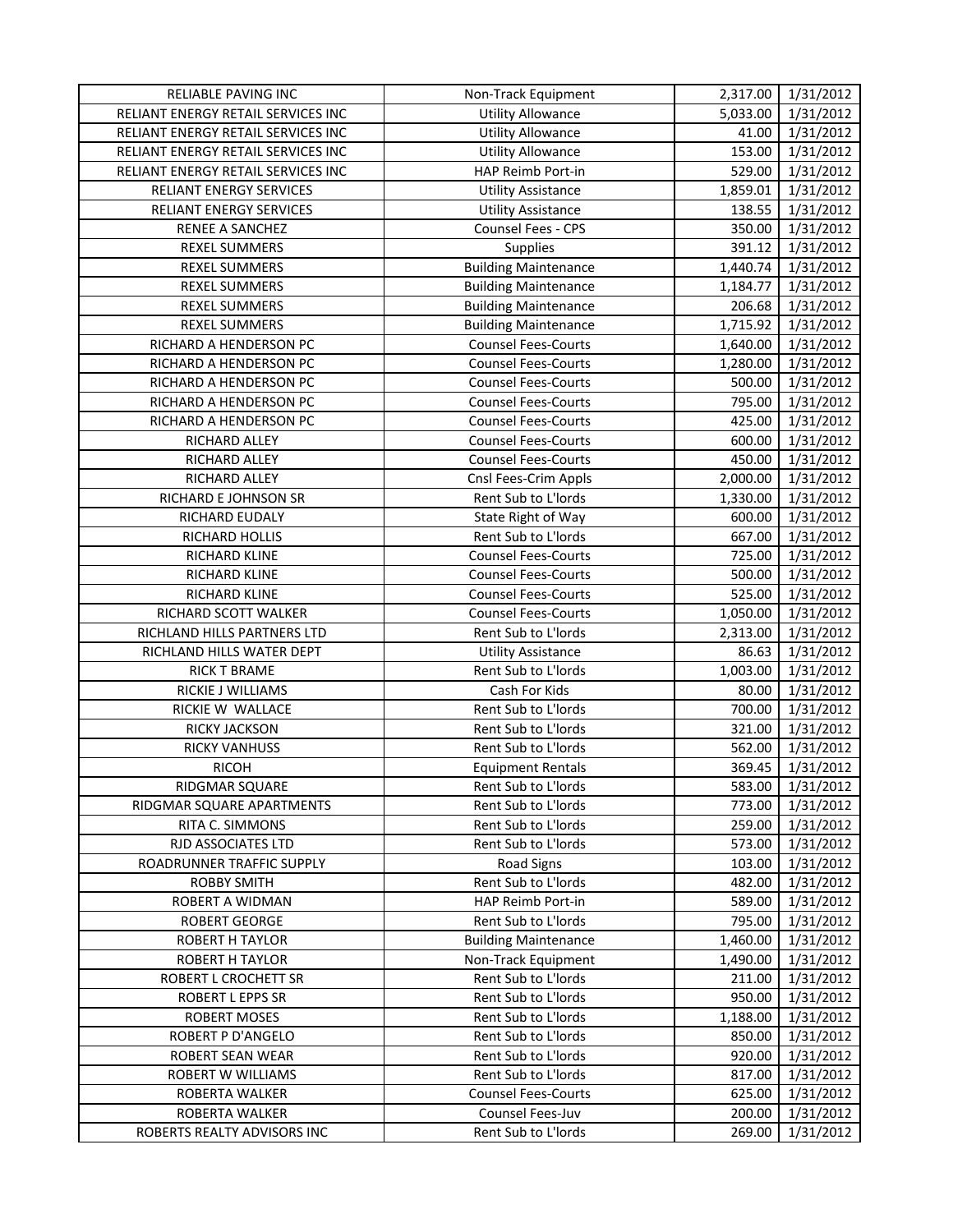| RELIABLE PAVING INC | Non-Track Equipment | 2,317.00 | 1/31/2012 |
|---|---|---|---|
| RELIANT ENERGY RETAIL SERVICES INC | Utility Allowance | 5,033.00 | 1/31/2012 |
| RELIANT ENERGY RETAIL SERVICES INC | Utility Allowance | 41.00 | 1/31/2012 |
| RELIANT ENERGY RETAIL SERVICES INC | Utility Allowance | 153.00 | 1/31/2012 |
| RELIANT ENERGY RETAIL SERVICES INC | HAP Reimb Port-in | 529.00 | 1/31/2012 |
| RELIANT ENERGY SERVICES | Utility Assistance | 1,859.01 | 1/31/2012 |
| RELIANT ENERGY SERVICES | Utility Assistance | 138.55 | 1/31/2012 |
| RENEE A SANCHEZ | Counsel Fees - CPS | 350.00 | 1/31/2012 |
| REXEL SUMMERS | Supplies | 391.12 | 1/31/2012 |
| REXEL SUMMERS | Building Maintenance | 1,440.74 | 1/31/2012 |
| REXEL SUMMERS | Building Maintenance | 1,184.77 | 1/31/2012 |
| REXEL SUMMERS | Building Maintenance | 206.68 | 1/31/2012 |
| REXEL SUMMERS | Building Maintenance | 1,715.92 | 1/31/2012 |
| RICHARD A HENDERSON PC | Counsel Fees-Courts | 1,640.00 | 1/31/2012 |
| RICHARD A HENDERSON PC | Counsel Fees-Courts | 1,280.00 | 1/31/2012 |
| RICHARD A HENDERSON PC | Counsel Fees-Courts | 500.00 | 1/31/2012 |
| RICHARD A HENDERSON PC | Counsel Fees-Courts | 795.00 | 1/31/2012 |
| RICHARD A HENDERSON PC | Counsel Fees-Courts | 425.00 | 1/31/2012 |
| RICHARD ALLEY | Counsel Fees-Courts | 600.00 | 1/31/2012 |
| RICHARD ALLEY | Counsel Fees-Courts | 450.00 | 1/31/2012 |
| RICHARD ALLEY | Cnsl Fees-Crim Appls | 2,000.00 | 1/31/2012 |
| RICHARD E JOHNSON SR | Rent Sub to L'lords | 1,330.00 | 1/31/2012 |
| RICHARD EUDALY | State Right of Way | 600.00 | 1/31/2012 |
| RICHARD HOLLIS | Rent Sub to L'lords | 667.00 | 1/31/2012 |
| RICHARD KLINE | Counsel Fees-Courts | 725.00 | 1/31/2012 |
| RICHARD KLINE | Counsel Fees-Courts | 500.00 | 1/31/2012 |
| RICHARD KLINE | Counsel Fees-Courts | 525.00 | 1/31/2012 |
| RICHARD SCOTT WALKER | Counsel Fees-Courts | 1,050.00 | 1/31/2012 |
| RICHLAND HILLS PARTNERS LTD | Rent Sub to L'lords | 2,313.00 | 1/31/2012 |
| RICHLAND HILLS WATER DEPT | Utility Assistance | 86.63 | 1/31/2012 |
| RICK T BRAME | Rent Sub to L'lords | 1,003.00 | 1/31/2012 |
| RICKIE J WILLIAMS | Cash For Kids | 80.00 | 1/31/2012 |
| RICKIE W WALLACE | Rent Sub to L'lords | 700.00 | 1/31/2012 |
| RICKY JACKSON | Rent Sub to L'lords | 321.00 | 1/31/2012 |
| RICKY VANHUSS | Rent Sub to L'lords | 562.00 | 1/31/2012 |
| RICOH | Equipment Rentals | 369.45 | 1/31/2012 |
| RIDGMAR SQUARE | Rent Sub to L'lords | 583.00 | 1/31/2012 |
| RIDGMAR SQUARE APARTMENTS | Rent Sub to L'lords | 773.00 | 1/31/2012 |
| RITA C. SIMMONS | Rent Sub to L'lords | 259.00 | 1/31/2012 |
| RJD ASSOCIATES LTD | Rent Sub to L'lords | 573.00 | 1/31/2012 |
| ROADRUNNER TRAFFIC SUPPLY | Road Signs | 103.00 | 1/31/2012 |
| ROBBY SMITH | Rent Sub to L'lords | 482.00 | 1/31/2012 |
| ROBERT A WIDMAN | HAP Reimb Port-in | 589.00 | 1/31/2012 |
| ROBERT GEORGE | Rent Sub to L'lords | 795.00 | 1/31/2012 |
| ROBERT H TAYLOR | Building Maintenance | 1,460.00 | 1/31/2012 |
| ROBERT H TAYLOR | Non-Track Equipment | 1,490.00 | 1/31/2012 |
| ROBERT L CROCHETT SR | Rent Sub to L'lords | 211.00 | 1/31/2012 |
| ROBERT L EPPS SR | Rent Sub to L'lords | 950.00 | 1/31/2012 |
| ROBERT MOSES | Rent Sub to L'lords | 1,188.00 | 1/31/2012 |
| ROBERT P D'ANGELO | Rent Sub to L'lords | 850.00 | 1/31/2012 |
| ROBERT SEAN WEAR | Rent Sub to L'lords | 920.00 | 1/31/2012 |
| ROBERT W WILLIAMS | Rent Sub to L'lords | 817.00 | 1/31/2012 |
| ROBERTA WALKER | Counsel Fees-Courts | 625.00 | 1/31/2012 |
| ROBERTA WALKER | Counsel Fees-Juv | 200.00 | 1/31/2012 |
| ROBERTS REALTY ADVISORS INC | Rent Sub to L'lords | 269.00 | 1/31/2012 |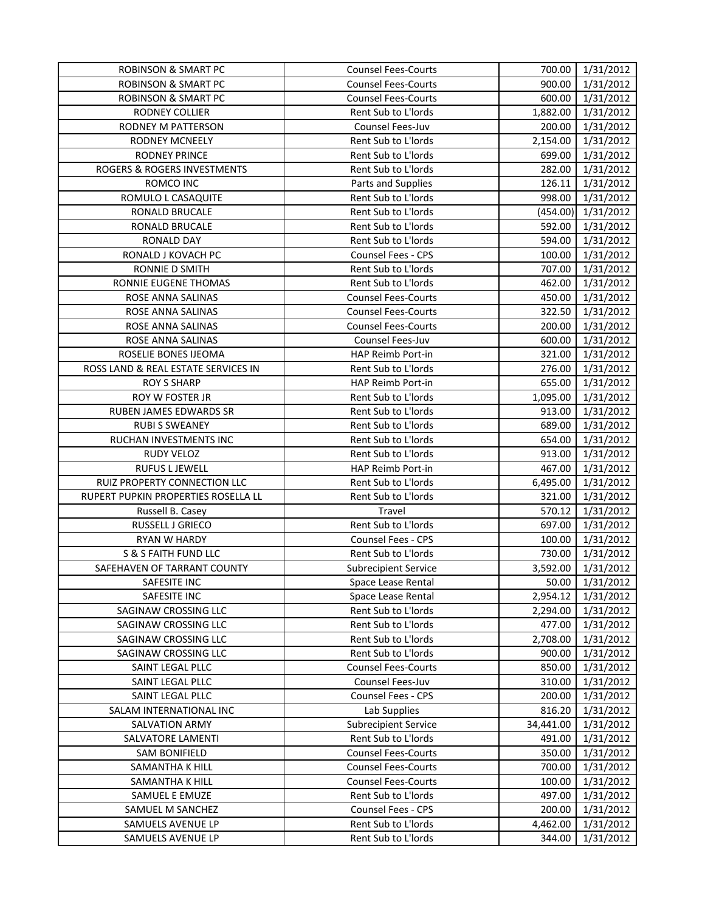| | | | |
|---|---|---|---|
| ROBINSON & SMART PC | Counsel Fees-Courts | 700.00 | 1/31/2012 |
| ROBINSON & SMART PC | Counsel Fees-Courts | 900.00 | 1/31/2012 |
| ROBINSON & SMART PC | Counsel Fees-Courts | 600.00 | 1/31/2012 |
| RODNEY COLLIER | Rent Sub to L'lords | 1,882.00 | 1/31/2012 |
| RODNEY M PATTERSON | Counsel Fees-Juv | 200.00 | 1/31/2012 |
| RODNEY MCNEELY | Rent Sub to L'lords | 2,154.00 | 1/31/2012 |
| RODNEY PRINCE | Rent Sub to L'lords | 699.00 | 1/31/2012 |
| ROGERS & ROGERS INVESTMENTS | Rent Sub to L'lords | 282.00 | 1/31/2012 |
| ROMCO INC | Parts and Supplies | 126.11 | 1/31/2012 |
| ROMULO L CASAQUITE | Rent Sub to L'lords | 998.00 | 1/31/2012 |
| RONALD BRUCALE | Rent Sub to L'lords | (454.00) | 1/31/2012 |
| RONALD BRUCALE | Rent Sub to L'lords | 592.00 | 1/31/2012 |
| RONALD DAY | Rent Sub to L'lords | 594.00 | 1/31/2012 |
| RONALD J KOVACH PC | Counsel Fees - CPS | 100.00 | 1/31/2012 |
| RONNIE D SMITH | Rent Sub to L'lords | 707.00 | 1/31/2012 |
| RONNIE EUGENE THOMAS | Rent Sub to L'lords | 462.00 | 1/31/2012 |
| ROSE ANNA SALINAS | Counsel Fees-Courts | 450.00 | 1/31/2012 |
| ROSE ANNA SALINAS | Counsel Fees-Courts | 322.50 | 1/31/2012 |
| ROSE ANNA SALINAS | Counsel Fees-Courts | 200.00 | 1/31/2012 |
| ROSE ANNA SALINAS | Counsel Fees-Juv | 600.00 | 1/31/2012 |
| ROSELIE BONES IJEOMA | HAP Reimb Port-in | 321.00 | 1/31/2012 |
| ROSS LAND & REAL ESTATE SERVICES IN | Rent Sub to L'lords | 276.00 | 1/31/2012 |
| ROY S SHARP | HAP Reimb Port-in | 655.00 | 1/31/2012 |
| ROY W FOSTER JR | Rent Sub to L'lords | 1,095.00 | 1/31/2012 |
| RUBEN JAMES EDWARDS SR | Rent Sub to L'lords | 913.00 | 1/31/2012 |
| RUBI S SWEANEY | Rent Sub to L'lords | 689.00 | 1/31/2012 |
| RUCHAN INVESTMENTS INC | Rent Sub to L'lords | 654.00 | 1/31/2012 |
| RUDY VELOZ | Rent Sub to L'lords | 913.00 | 1/31/2012 |
| RUFUS L JEWELL | HAP Reimb Port-in | 467.00 | 1/31/2012 |
| RUIZ PROPERTY CONNECTION LLC | Rent Sub to L'lords | 6,495.00 | 1/31/2012 |
| RUPERT PUPKIN PROPERTIES ROSELLA LL | Rent Sub to L'lords | 321.00 | 1/31/2012 |
| Russell B. Casey | Travel | 570.12 | 1/31/2012 |
| RUSSELL J GRIECO | Rent Sub to L'lords | 697.00 | 1/31/2012 |
| RYAN W HARDY | Counsel Fees - CPS | 100.00 | 1/31/2012 |
| S & S FAITH FUND LLC | Rent Sub to L'lords | 730.00 | 1/31/2012 |
| SAFEHAVEN OF TARRANT COUNTY | Subrecipient Service | 3,592.00 | 1/31/2012 |
| SAFESITE INC | Space Lease Rental | 50.00 | 1/31/2012 |
| SAFESITE INC | Space Lease Rental | 2,954.12 | 1/31/2012 |
| SAGINAW CROSSING LLC | Rent Sub to L'lords | 2,294.00 | 1/31/2012 |
| SAGINAW CROSSING LLC | Rent Sub to L'lords | 477.00 | 1/31/2012 |
| SAGINAW CROSSING LLC | Rent Sub to L'lords | 2,708.00 | 1/31/2012 |
| SAGINAW CROSSING LLC | Rent Sub to L'lords | 900.00 | 1/31/2012 |
| SAINT LEGAL PLLC | Counsel Fees-Courts | 850.00 | 1/31/2012 |
| SAINT LEGAL PLLC | Counsel Fees-Juv | 310.00 | 1/31/2012 |
| SAINT LEGAL PLLC | Counsel Fees - CPS | 200.00 | 1/31/2012 |
| SALAM INTERNATIONAL INC | Lab Supplies | 816.20 | 1/31/2012 |
| SALVATION ARMY | Subrecipient Service | 34,441.00 | 1/31/2012 |
| SALVATORE LAMENTI | Rent Sub to L'lords | 491.00 | 1/31/2012 |
| SAM BONIFIELD | Counsel Fees-Courts | 350.00 | 1/31/2012 |
| SAMANTHA K HILL | Counsel Fees-Courts | 700.00 | 1/31/2012 |
| SAMANTHA K HILL | Counsel Fees-Courts | 100.00 | 1/31/2012 |
| SAMUEL E EMUZE | Rent Sub to L'lords | 497.00 | 1/31/2012 |
| SAMUEL M SANCHEZ | Counsel Fees - CPS | 200.00 | 1/31/2012 |
| SAMUELS AVENUE LP | Rent Sub to L'lords | 4,462.00 | 1/31/2012 |
| SAMUELS AVENUE LP | Rent Sub to L'lords | 344.00 | 1/31/2012 |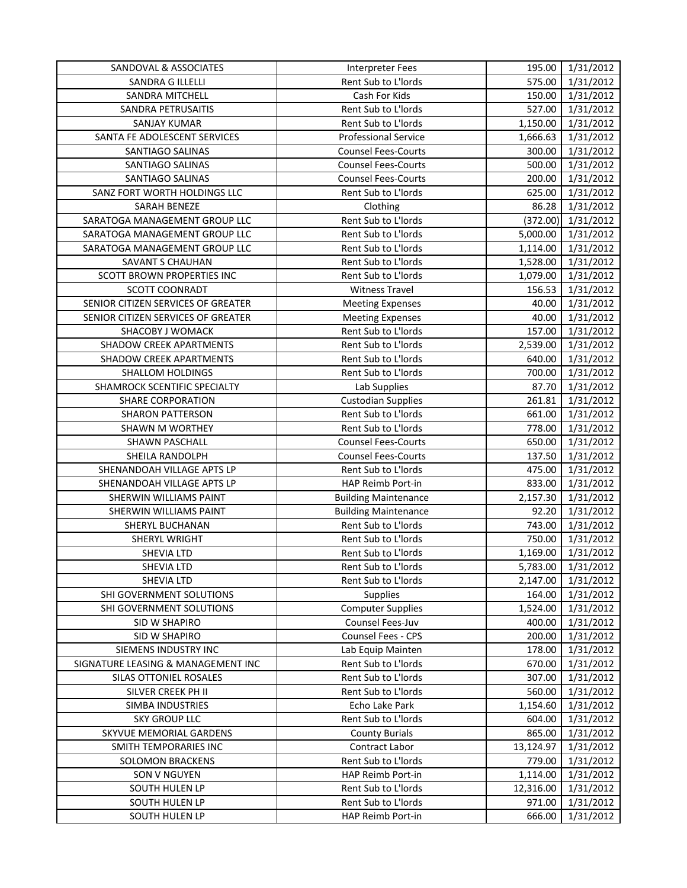| | | | |
|---|---|---|---|
| SANDOVAL & ASSOCIATES | Interpreter Fees | 195.00 | 1/31/2012 |
| SANDRA G ILLELLI | Rent Sub to L'lords | 575.00 | 1/31/2012 |
| SANDRA MITCHELL | Cash For Kids | 150.00 | 1/31/2012 |
| SANDRA PETRUSAITIS | Rent Sub to L'lords | 527.00 | 1/31/2012 |
| SANJAY KUMAR | Rent Sub to L'lords | 1,150.00 | 1/31/2012 |
| SANTA FE ADOLESCENT SERVICES | Professional Service | 1,666.63 | 1/31/2012 |
| SANTIAGO SALINAS | Counsel Fees-Courts | 300.00 | 1/31/2012 |
| SANTIAGO SALINAS | Counsel Fees-Courts | 500.00 | 1/31/2012 |
| SANTIAGO SALINAS | Counsel Fees-Courts | 200.00 | 1/31/2012 |
| SANZ FORT WORTH HOLDINGS LLC | Rent Sub to L'lords | 625.00 | 1/31/2012 |
| SARAH BENEZE | Clothing | 86.28 | 1/31/2012 |
| SARATOGA MANAGEMENT GROUP LLC | Rent Sub to L'lords | (372.00) | 1/31/2012 |
| SARATOGA MANAGEMENT GROUP LLC | Rent Sub to L'lords | 5,000.00 | 1/31/2012 |
| SARATOGA MANAGEMENT GROUP LLC | Rent Sub to L'lords | 1,114.00 | 1/31/2012 |
| SAVANT S CHAUHAN | Rent Sub to L'lords | 1,528.00 | 1/31/2012 |
| SCOTT BROWN PROPERTIES INC | Rent Sub to L'lords | 1,079.00 | 1/31/2012 |
| SCOTT COONRADT | Witness Travel | 156.53 | 1/31/2012 |
| SENIOR CITIZEN SERVICES OF GREATER | Meeting Expenses | 40.00 | 1/31/2012 |
| SENIOR CITIZEN SERVICES OF GREATER | Meeting Expenses | 40.00 | 1/31/2012 |
| SHACOBY J WOMACK | Rent Sub to L'lords | 157.00 | 1/31/2012 |
| SHADOW CREEK APARTMENTS | Rent Sub to L'lords | 2,539.00 | 1/31/2012 |
| SHADOW CREEK APARTMENTS | Rent Sub to L'lords | 640.00 | 1/31/2012 |
| SHALLOM HOLDINGS | Rent Sub to L'lords | 700.00 | 1/31/2012 |
| SHAMROCK SCENTIFIC SPECIALTY | Lab Supplies | 87.70 | 1/31/2012 |
| SHARE CORPORATION | Custodian Supplies | 261.81 | 1/31/2012 |
| SHARON PATTERSON | Rent Sub to L'lords | 661.00 | 1/31/2012 |
| SHAWN M WORTHEY | Rent Sub to L'lords | 778.00 | 1/31/2012 |
| SHAWN PASCHALL | Counsel Fees-Courts | 650.00 | 1/31/2012 |
| SHEILA RANDOLPH | Counsel Fees-Courts | 137.50 | 1/31/2012 |
| SHENANDOAH VILLAGE APTS LP | Rent Sub to L'lords | 475.00 | 1/31/2012 |
| SHENANDOAH VILLAGE APTS LP | HAP Reimb Port-in | 833.00 | 1/31/2012 |
| SHERWIN WILLIAMS PAINT | Building Maintenance | 2,157.30 | 1/31/2012 |
| SHERWIN WILLIAMS PAINT | Building Maintenance | 92.20 | 1/31/2012 |
| SHERYL BUCHANAN | Rent Sub to L'lords | 743.00 | 1/31/2012 |
| SHERYL WRIGHT | Rent Sub to L'lords | 750.00 | 1/31/2012 |
| SHEVIA LTD | Rent Sub to L'lords | 1,169.00 | 1/31/2012 |
| SHEVIA LTD | Rent Sub to L'lords | 5,783.00 | 1/31/2012 |
| SHEVIA LTD | Rent Sub to L'lords | 2,147.00 | 1/31/2012 |
| SHI GOVERNMENT SOLUTIONS | Supplies | 164.00 | 1/31/2012 |
| SHI GOVERNMENT SOLUTIONS | Computer Supplies | 1,524.00 | 1/31/2012 |
| SID W SHAPIRO | Counsel Fees-Juv | 400.00 | 1/31/2012 |
| SID W SHAPIRO | Counsel Fees - CPS | 200.00 | 1/31/2012 |
| SIEMENS INDUSTRY INC | Lab Equip Mainten | 178.00 | 1/31/2012 |
| SIGNATURE LEASING & MANAGEMENT INC | Rent Sub to L'lords | 670.00 | 1/31/2012 |
| SILAS OTTONIEL ROSALES | Rent Sub to L'lords | 307.00 | 1/31/2012 |
| SILVER CREEK PH II | Rent Sub to L'lords | 560.00 | 1/31/2012 |
| SIMBA INDUSTRIES | Echo Lake Park | 1,154.60 | 1/31/2012 |
| SKY GROUP LLC | Rent Sub to L'lords | 604.00 | 1/31/2012 |
| SKYVUE MEMORIAL GARDENS | County Burials | 865.00 | 1/31/2012 |
| SMITH TEMPORARIES INC | Contract Labor | 13,124.97 | 1/31/2012 |
| SOLOMON BRACKENS | Rent Sub to L'lords | 779.00 | 1/31/2012 |
| SON V NGUYEN | HAP Reimb Port-in | 1,114.00 | 1/31/2012 |
| SOUTH HULEN LP | Rent Sub to L'lords | 12,316.00 | 1/31/2012 |
| SOUTH HULEN LP | Rent Sub to L'lords | 971.00 | 1/31/2012 |
| SOUTH HULEN LP | HAP Reimb Port-in | 666.00 | 1/31/2012 |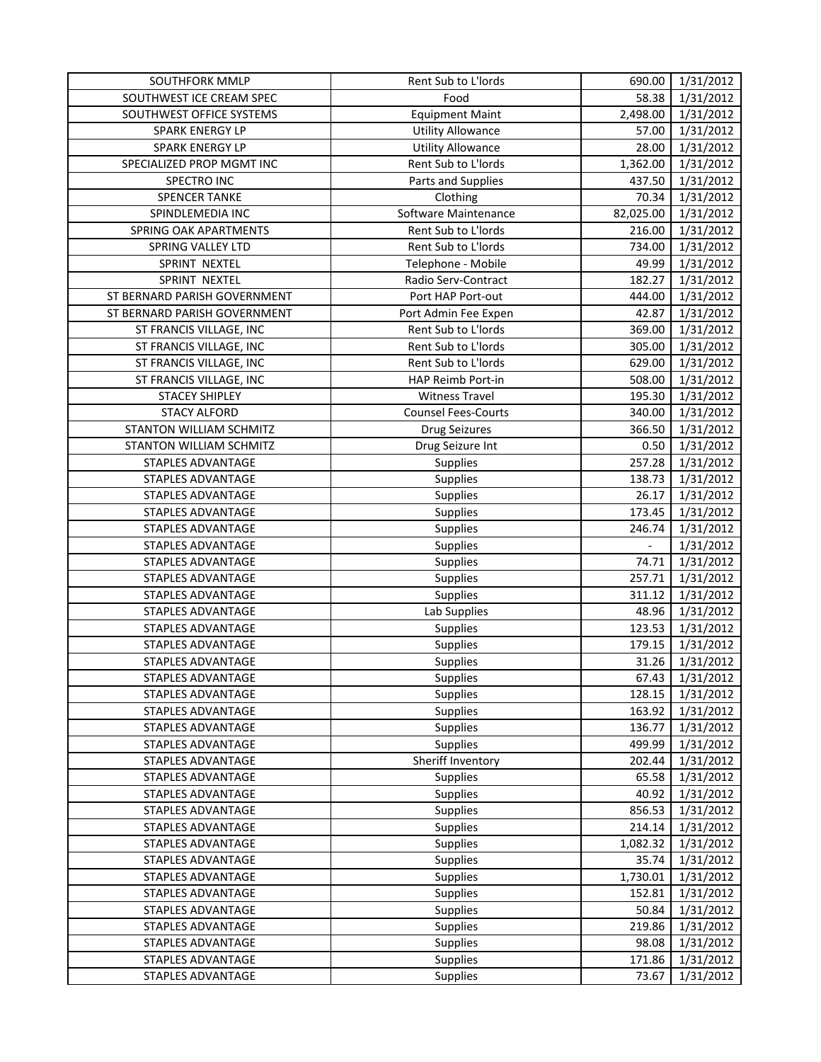| | | | |
|---|---|---|---|
| SOUTHFORK MMLP | Rent Sub to L'lords | 690.00 | 1/31/2012 |
| SOUTHWEST ICE CREAM SPEC | Food | 58.38 | 1/31/2012 |
| SOUTHWEST OFFICE SYSTEMS | Equipment Maint | 2,498.00 | 1/31/2012 |
| SPARK ENERGY LP | Utility Allowance | 57.00 | 1/31/2012 |
| SPARK ENERGY LP | Utility Allowance | 28.00 | 1/31/2012 |
| SPECIALIZED PROP MGMT INC | Rent Sub to L'lords | 1,362.00 | 1/31/2012 |
| SPECTRO INC | Parts and Supplies | 437.50 | 1/31/2012 |
| SPENCER TANKE | Clothing | 70.34 | 1/31/2012 |
| SPINDLEMEDIA INC | Software Maintenance | 82,025.00 | 1/31/2012 |
| SPRING OAK APARTMENTS | Rent Sub to L'lords | 216.00 | 1/31/2012 |
| SPRING VALLEY LTD | Rent Sub to L'lords | 734.00 | 1/31/2012 |
| SPRINT NEXTEL | Telephone - Mobile | 49.99 | 1/31/2012 |
| SPRINT NEXTEL | Radio Serv-Contract | 182.27 | 1/31/2012 |
| ST BERNARD PARISH GOVERNMENT | Port HAP Port-out | 444.00 | 1/31/2012 |
| ST BERNARD PARISH GOVERNMENT | Port Admin Fee Expen | 42.87 | 1/31/2012 |
| ST FRANCIS VILLAGE, INC | Rent Sub to L'lords | 369.00 | 1/31/2012 |
| ST FRANCIS VILLAGE, INC | Rent Sub to L'lords | 305.00 | 1/31/2012 |
| ST FRANCIS VILLAGE, INC | Rent Sub to L'lords | 629.00 | 1/31/2012 |
| ST FRANCIS VILLAGE, INC | HAP Reimb Port-in | 508.00 | 1/31/2012 |
| STACEY SHIPLEY | Witness Travel | 195.30 | 1/31/2012 |
| STACY ALFORD | Counsel Fees-Courts | 340.00 | 1/31/2012 |
| STANTON WILLIAM SCHMITZ | Drug Seizures | 366.50 | 1/31/2012 |
| STANTON WILLIAM SCHMITZ | Drug Seizure Int | 0.50 | 1/31/2012 |
| STAPLES ADVANTAGE | Supplies | 257.28 | 1/31/2012 |
| STAPLES ADVANTAGE | Supplies | 138.73 | 1/31/2012 |
| STAPLES ADVANTAGE | Supplies | 26.17 | 1/31/2012 |
| STAPLES ADVANTAGE | Supplies | 173.45 | 1/31/2012 |
| STAPLES ADVANTAGE | Supplies | 246.74 | 1/31/2012 |
| STAPLES ADVANTAGE | Supplies | - | 1/31/2012 |
| STAPLES ADVANTAGE | Supplies | 74.71 | 1/31/2012 |
| STAPLES ADVANTAGE | Supplies | 257.71 | 1/31/2012 |
| STAPLES ADVANTAGE | Supplies | 311.12 | 1/31/2012 |
| STAPLES ADVANTAGE | Lab Supplies | 48.96 | 1/31/2012 |
| STAPLES ADVANTAGE | Supplies | 123.53 | 1/31/2012 |
| STAPLES ADVANTAGE | Supplies | 179.15 | 1/31/2012 |
| STAPLES ADVANTAGE | Supplies | 31.26 | 1/31/2012 |
| STAPLES ADVANTAGE | Supplies | 67.43 | 1/31/2012 |
| STAPLES ADVANTAGE | Supplies | 128.15 | 1/31/2012 |
| STAPLES ADVANTAGE | Supplies | 163.92 | 1/31/2012 |
| STAPLES ADVANTAGE | Supplies | 136.77 | 1/31/2012 |
| STAPLES ADVANTAGE | Supplies | 499.99 | 1/31/2012 |
| STAPLES ADVANTAGE | Sheriff Inventory | 202.44 | 1/31/2012 |
| STAPLES ADVANTAGE | Supplies | 65.58 | 1/31/2012 |
| STAPLES ADVANTAGE | Supplies | 40.92 | 1/31/2012 |
| STAPLES ADVANTAGE | Supplies | 856.53 | 1/31/2012 |
| STAPLES ADVANTAGE | Supplies | 214.14 | 1/31/2012 |
| STAPLES ADVANTAGE | Supplies | 1,082.32 | 1/31/2012 |
| STAPLES ADVANTAGE | Supplies | 35.74 | 1/31/2012 |
| STAPLES ADVANTAGE | Supplies | 1,730.01 | 1/31/2012 |
| STAPLES ADVANTAGE | Supplies | 152.81 | 1/31/2012 |
| STAPLES ADVANTAGE | Supplies | 50.84 | 1/31/2012 |
| STAPLES ADVANTAGE | Supplies | 219.86 | 1/31/2012 |
| STAPLES ADVANTAGE | Supplies | 98.08 | 1/31/2012 |
| STAPLES ADVANTAGE | Supplies | 171.86 | 1/31/2012 |
| STAPLES ADVANTAGE | Supplies | 73.67 | 1/31/2012 |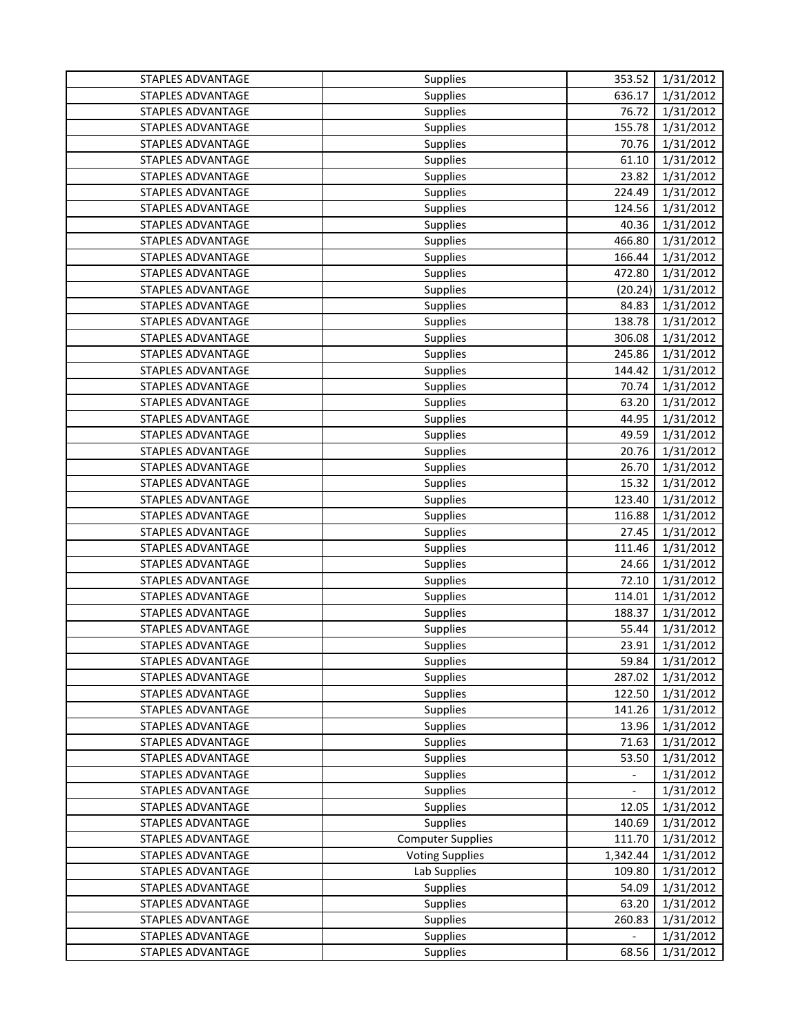| | | | |
|---|---|---|---|
| STAPLES ADVANTAGE | Supplies | 353.52 | 1/31/2012 |
| STAPLES ADVANTAGE | Supplies | 636.17 | 1/31/2012 |
| STAPLES ADVANTAGE | Supplies | 76.72 | 1/31/2012 |
| STAPLES ADVANTAGE | Supplies | 155.78 | 1/31/2012 |
| STAPLES ADVANTAGE | Supplies | 70.76 | 1/31/2012 |
| STAPLES ADVANTAGE | Supplies | 61.10 | 1/31/2012 |
| STAPLES ADVANTAGE | Supplies | 23.82 | 1/31/2012 |
| STAPLES ADVANTAGE | Supplies | 224.49 | 1/31/2012 |
| STAPLES ADVANTAGE | Supplies | 124.56 | 1/31/2012 |
| STAPLES ADVANTAGE | Supplies | 40.36 | 1/31/2012 |
| STAPLES ADVANTAGE | Supplies | 466.80 | 1/31/2012 |
| STAPLES ADVANTAGE | Supplies | 166.44 | 1/31/2012 |
| STAPLES ADVANTAGE | Supplies | 472.80 | 1/31/2012 |
| STAPLES ADVANTAGE | Supplies | (20.24) | 1/31/2012 |
| STAPLES ADVANTAGE | Supplies | 84.83 | 1/31/2012 |
| STAPLES ADVANTAGE | Supplies | 138.78 | 1/31/2012 |
| STAPLES ADVANTAGE | Supplies | 306.08 | 1/31/2012 |
| STAPLES ADVANTAGE | Supplies | 245.86 | 1/31/2012 |
| STAPLES ADVANTAGE | Supplies | 144.42 | 1/31/2012 |
| STAPLES ADVANTAGE | Supplies | 70.74 | 1/31/2012 |
| STAPLES ADVANTAGE | Supplies | 63.20 | 1/31/2012 |
| STAPLES ADVANTAGE | Supplies | 44.95 | 1/31/2012 |
| STAPLES ADVANTAGE | Supplies | 49.59 | 1/31/2012 |
| STAPLES ADVANTAGE | Supplies | 20.76 | 1/31/2012 |
| STAPLES ADVANTAGE | Supplies | 26.70 | 1/31/2012 |
| STAPLES ADVANTAGE | Supplies | 15.32 | 1/31/2012 |
| STAPLES ADVANTAGE | Supplies | 123.40 | 1/31/2012 |
| STAPLES ADVANTAGE | Supplies | 116.88 | 1/31/2012 |
| STAPLES ADVANTAGE | Supplies | 27.45 | 1/31/2012 |
| STAPLES ADVANTAGE | Supplies | 111.46 | 1/31/2012 |
| STAPLES ADVANTAGE | Supplies | 24.66 | 1/31/2012 |
| STAPLES ADVANTAGE | Supplies | 72.10 | 1/31/2012 |
| STAPLES ADVANTAGE | Supplies | 114.01 | 1/31/2012 |
| STAPLES ADVANTAGE | Supplies | 188.37 | 1/31/2012 |
| STAPLES ADVANTAGE | Supplies | 55.44 | 1/31/2012 |
| STAPLES ADVANTAGE | Supplies | 23.91 | 1/31/2012 |
| STAPLES ADVANTAGE | Supplies | 59.84 | 1/31/2012 |
| STAPLES ADVANTAGE | Supplies | 287.02 | 1/31/2012 |
| STAPLES ADVANTAGE | Supplies | 122.50 | 1/31/2012 |
| STAPLES ADVANTAGE | Supplies | 141.26 | 1/31/2012 |
| STAPLES ADVANTAGE | Supplies | 13.96 | 1/31/2012 |
| STAPLES ADVANTAGE | Supplies | 71.63 | 1/31/2012 |
| STAPLES ADVANTAGE | Supplies | 53.50 | 1/31/2012 |
| STAPLES ADVANTAGE | Supplies | - | 1/31/2012 |
| STAPLES ADVANTAGE | Supplies | - | 1/31/2012 |
| STAPLES ADVANTAGE | Supplies | 12.05 | 1/31/2012 |
| STAPLES ADVANTAGE | Supplies | 140.69 | 1/31/2012 |
| STAPLES ADVANTAGE | Computer Supplies | 111.70 | 1/31/2012 |
| STAPLES ADVANTAGE | Voting Supplies | 1,342.44 | 1/31/2012 |
| STAPLES ADVANTAGE | Lab Supplies | 109.80 | 1/31/2012 |
| STAPLES ADVANTAGE | Supplies | 54.09 | 1/31/2012 |
| STAPLES ADVANTAGE | Supplies | 63.20 | 1/31/2012 |
| STAPLES ADVANTAGE | Supplies | 260.83 | 1/31/2012 |
| STAPLES ADVANTAGE | Supplies | - | 1/31/2012 |
| STAPLES ADVANTAGE | Supplies | 68.56 | 1/31/2012 |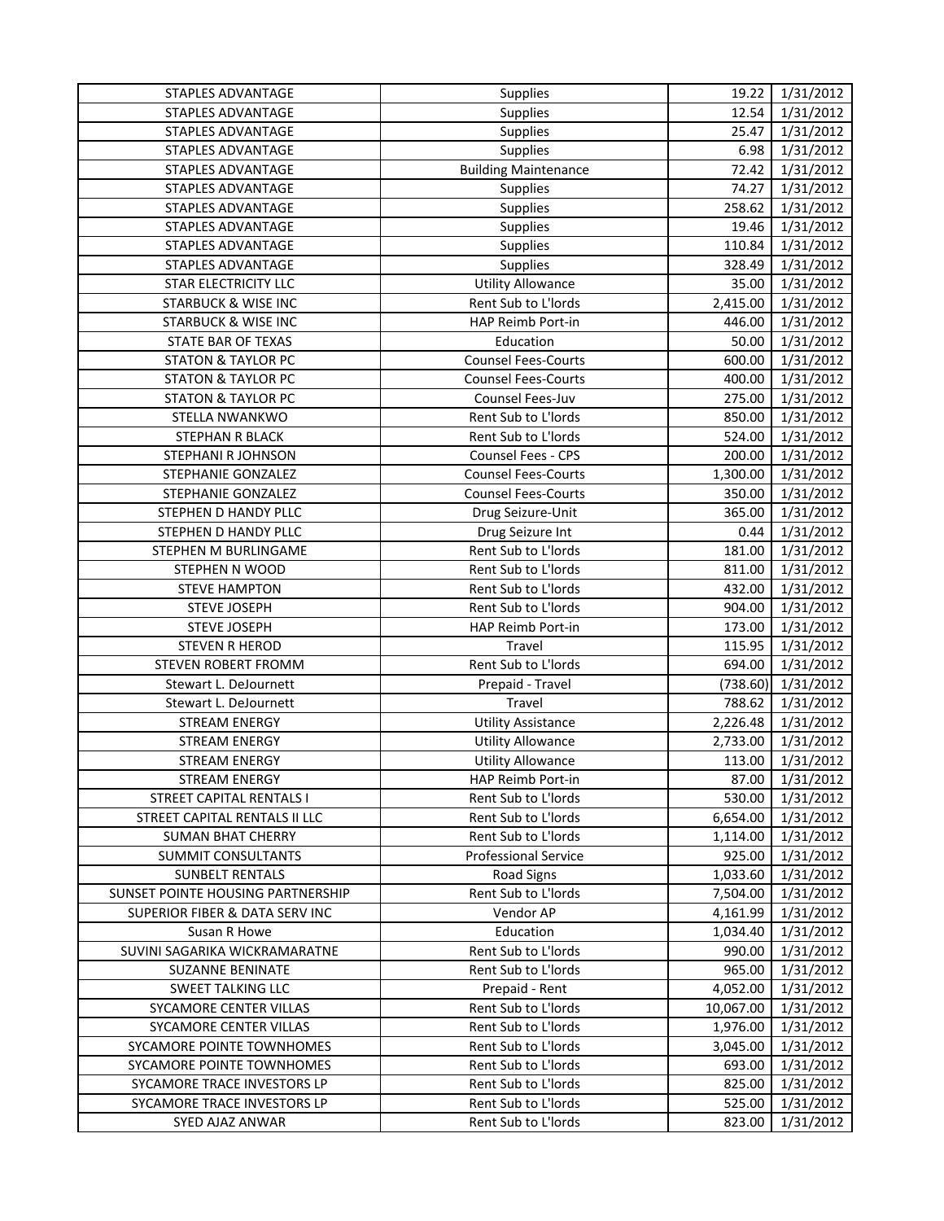| | | | |
|---|---|---|---|
| STAPLES ADVANTAGE | Supplies | 19.22 | 1/31/2012 |
| STAPLES ADVANTAGE | Supplies | 12.54 | 1/31/2012 |
| STAPLES ADVANTAGE | Supplies | 25.47 | 1/31/2012 |
| STAPLES ADVANTAGE | Supplies | 6.98 | 1/31/2012 |
| STAPLES ADVANTAGE | Building Maintenance | 72.42 | 1/31/2012 |
| STAPLES ADVANTAGE | Supplies | 74.27 | 1/31/2012 |
| STAPLES ADVANTAGE | Supplies | 258.62 | 1/31/2012 |
| STAPLES ADVANTAGE | Supplies | 19.46 | 1/31/2012 |
| STAPLES ADVANTAGE | Supplies | 110.84 | 1/31/2012 |
| STAPLES ADVANTAGE | Supplies | 328.49 | 1/31/2012 |
| STAR ELECTRICITY LLC | Utility Allowance | 35.00 | 1/31/2012 |
| STARBUCK & WISE INC | Rent Sub to L'lords | 2,415.00 | 1/31/2012 |
| STARBUCK & WISE INC | HAP Reimb Port-in | 446.00 | 1/31/2012 |
| STATE BAR OF TEXAS | Education | 50.00 | 1/31/2012 |
| STATON & TAYLOR PC | Counsel Fees-Courts | 600.00 | 1/31/2012 |
| STATON & TAYLOR PC | Counsel Fees-Courts | 400.00 | 1/31/2012 |
| STATON & TAYLOR PC | Counsel Fees-Juv | 275.00 | 1/31/2012 |
| STELLA NWANKWO | Rent Sub to L'lords | 850.00 | 1/31/2012 |
| STEPHAN R BLACK | Rent Sub to L'lords | 524.00 | 1/31/2012 |
| STEPHANI R JOHNSON | Counsel Fees - CPS | 200.00 | 1/31/2012 |
| STEPHANIE GONZALEZ | Counsel Fees-Courts | 1,300.00 | 1/31/2012 |
| STEPHANIE GONZALEZ | Counsel Fees-Courts | 350.00 | 1/31/2012 |
| STEPHEN D HANDY PLLC | Drug Seizure-Unit | 365.00 | 1/31/2012 |
| STEPHEN D HANDY PLLC | Drug Seizure Int | 0.44 | 1/31/2012 |
| STEPHEN M BURLINGAME | Rent Sub to L'lords | 181.00 | 1/31/2012 |
| STEPHEN N WOOD | Rent Sub to L'lords | 811.00 | 1/31/2012 |
| STEVE HAMPTON | Rent Sub to L'lords | 432.00 | 1/31/2012 |
| STEVE JOSEPH | Rent Sub to L'lords | 904.00 | 1/31/2012 |
| STEVE JOSEPH | HAP Reimb Port-in | 173.00 | 1/31/2012 |
| STEVEN R HEROD | Travel | 115.95 | 1/31/2012 |
| STEVEN ROBERT FROMM | Rent Sub to L'lords | 694.00 | 1/31/2012 |
| Stewart L. DeJournett | Prepaid - Travel | (738.60) | 1/31/2012 |
| Stewart L. DeJournett | Travel | 788.62 | 1/31/2012 |
| STREAM ENERGY | Utility Assistance | 2,226.48 | 1/31/2012 |
| STREAM ENERGY | Utility Allowance | 2,733.00 | 1/31/2012 |
| STREAM ENERGY | Utility Allowance | 113.00 | 1/31/2012 |
| STREAM ENERGY | HAP Reimb Port-in | 87.00 | 1/31/2012 |
| STREET CAPITAL RENTALS I | Rent Sub to L'lords | 530.00 | 1/31/2012 |
| STREET CAPITAL RENTALS II LLC | Rent Sub to L'lords | 6,654.00 | 1/31/2012 |
| SUMAN BHAT CHERRY | Rent Sub to L'lords | 1,114.00 | 1/31/2012 |
| SUMMIT CONSULTANTS | Professional Service | 925.00 | 1/31/2012 |
| SUNBELT RENTALS | Road Signs | 1,033.60 | 1/31/2012 |
| SUNSET POINTE HOUSING PARTNERSHIP | Rent Sub to L'lords | 7,504.00 | 1/31/2012 |
| SUPERIOR FIBER & DATA SERV INC | Vendor AP | 4,161.99 | 1/31/2012 |
| Susan R Howe | Education | 1,034.40 | 1/31/2012 |
| SUVINI SAGARIKA WICKRAMARATNE | Rent Sub to L'lords | 990.00 | 1/31/2012 |
| SUZANNE BENINATE | Rent Sub to L'lords | 965.00 | 1/31/2012 |
| SWEET TALKING LLC | Prepaid - Rent | 4,052.00 | 1/31/2012 |
| SYCAMORE CENTER VILLAS | Rent Sub to L'lords | 10,067.00 | 1/31/2012 |
| SYCAMORE CENTER VILLAS | Rent Sub to L'lords | 1,976.00 | 1/31/2012 |
| SYCAMORE POINTE TOWNHOMES | Rent Sub to L'lords | 3,045.00 | 1/31/2012 |
| SYCAMORE POINTE TOWNHOMES | Rent Sub to L'lords | 693.00 | 1/31/2012 |
| SYCAMORE TRACE INVESTORS LP | Rent Sub to L'lords | 825.00 | 1/31/2012 |
| SYCAMORE TRACE INVESTORS LP | Rent Sub to L'lords | 525.00 | 1/31/2012 |
| SYED AJAZ ANWAR | Rent Sub to L'lords | 823.00 | 1/31/2012 |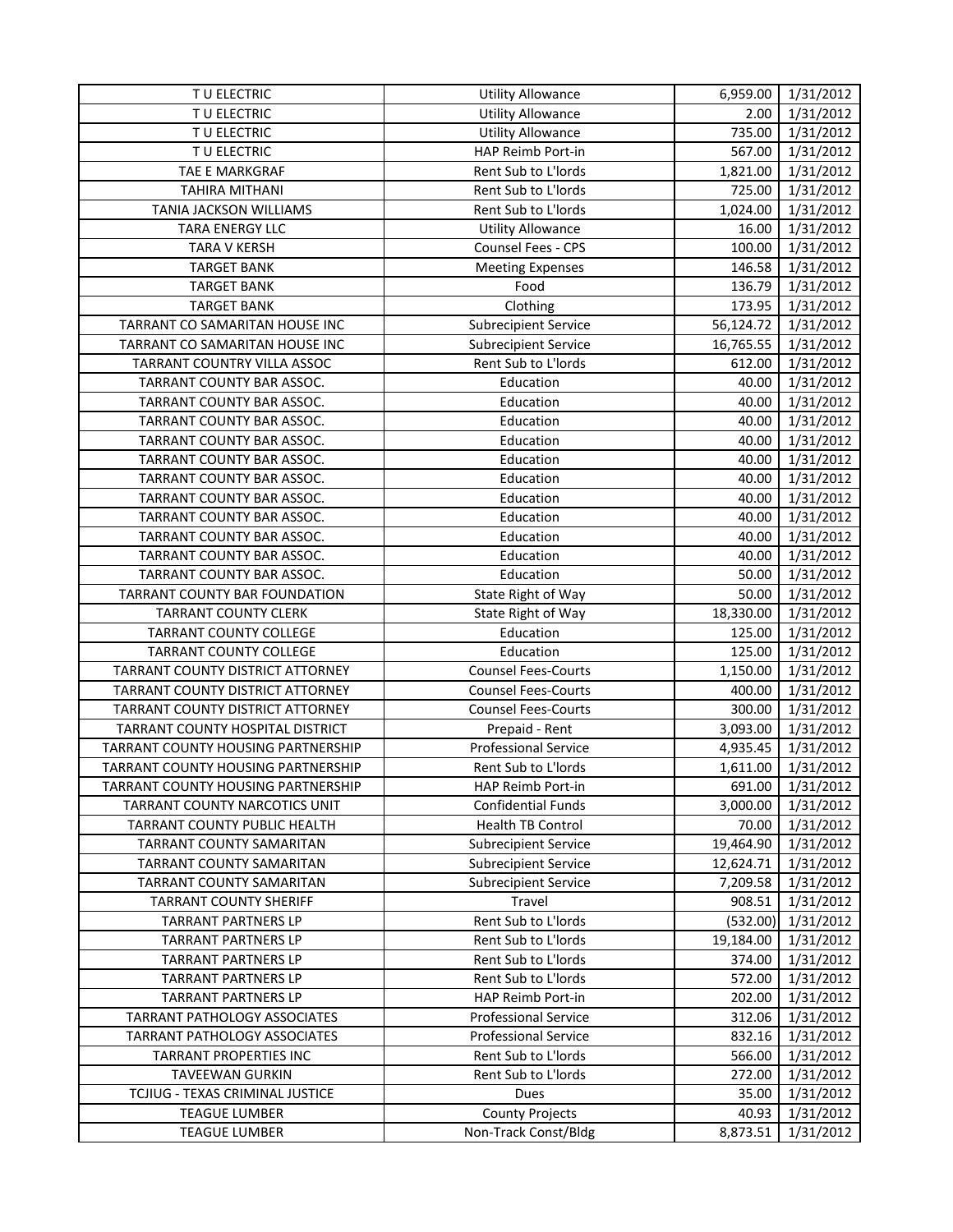| T U ELECTRIC | Utility Allowance | 6,959.00 | 1/31/2012 |
|---|---|---|---|
| T U ELECTRIC | Utility Allowance | 2.00 | 1/31/2012 |
| T U ELECTRIC | Utility Allowance | 735.00 | 1/31/2012 |
| T U ELECTRIC | HAP Reimb Port-in | 567.00 | 1/31/2012 |
| TAE E MARKGRAF | Rent Sub to L'lords | 1,821.00 | 1/31/2012 |
| TAHIRA MITHANI | Rent Sub to L'lords | 725.00 | 1/31/2012 |
| TANIA JACKSON WILLIAMS | Rent Sub to L'lords | 1,024.00 | 1/31/2012 |
| TARA ENERGY LLC | Utility Allowance | 16.00 | 1/31/2012 |
| TARA V KERSH | Counsel Fees - CPS | 100.00 | 1/31/2012 |
| TARGET BANK | Meeting Expenses | 146.58 | 1/31/2012 |
| TARGET BANK | Food | 136.79 | 1/31/2012 |
| TARGET BANK | Clothing | 173.95 | 1/31/2012 |
| TARRANT CO SAMARITAN HOUSE INC | Subrecipient Service | 56,124.72 | 1/31/2012 |
| TARRANT CO SAMARITAN HOUSE INC | Subrecipient Service | 16,765.55 | 1/31/2012 |
| TARRANT COUNTRY VILLA ASSOC | Rent Sub to L'lords | 612.00 | 1/31/2012 |
| TARRANT COUNTY BAR ASSOC. | Education | 40.00 | 1/31/2012 |
| TARRANT COUNTY BAR ASSOC. | Education | 40.00 | 1/31/2012 |
| TARRANT COUNTY BAR ASSOC. | Education | 40.00 | 1/31/2012 |
| TARRANT COUNTY BAR ASSOC. | Education | 40.00 | 1/31/2012 |
| TARRANT COUNTY BAR ASSOC. | Education | 40.00 | 1/31/2012 |
| TARRANT COUNTY BAR ASSOC. | Education | 40.00 | 1/31/2012 |
| TARRANT COUNTY BAR ASSOC. | Education | 40.00 | 1/31/2012 |
| TARRANT COUNTY BAR ASSOC. | Education | 40.00 | 1/31/2012 |
| TARRANT COUNTY BAR ASSOC. | Education | 40.00 | 1/31/2012 |
| TARRANT COUNTY BAR ASSOC. | Education | 40.00 | 1/31/2012 |
| TARRANT COUNTY BAR ASSOC. | Education | 50.00 | 1/31/2012 |
| TARRANT COUNTY BAR FOUNDATION | State Right of Way | 50.00 | 1/31/2012 |
| TARRANT COUNTY CLERK | State Right of Way | 18,330.00 | 1/31/2012 |
| TARRANT COUNTY COLLEGE | Education | 125.00 | 1/31/2012 |
| TARRANT COUNTY COLLEGE | Education | 125.00 | 1/31/2012 |
| TARRANT COUNTY DISTRICT ATTORNEY | Counsel Fees-Courts | 1,150.00 | 1/31/2012 |
| TARRANT COUNTY DISTRICT ATTORNEY | Counsel Fees-Courts | 400.00 | 1/31/2012 |
| TARRANT COUNTY DISTRICT ATTORNEY | Counsel Fees-Courts | 300.00 | 1/31/2012 |
| TARRANT COUNTY HOSPITAL DISTRICT | Prepaid - Rent | 3,093.00 | 1/31/2012 |
| TARRANT COUNTY HOUSING PARTNERSHIP | Professional Service | 4,935.45 | 1/31/2012 |
| TARRANT COUNTY HOUSING PARTNERSHIP | Rent Sub to L'lords | 1,611.00 | 1/31/2012 |
| TARRANT COUNTY HOUSING PARTNERSHIP | HAP Reimb Port-in | 691.00 | 1/31/2012 |
| TARRANT COUNTY NARCOTICS UNIT | Confidential Funds | 3,000.00 | 1/31/2012 |
| TARRANT COUNTY PUBLIC HEALTH | Health TB Control | 70.00 | 1/31/2012 |
| TARRANT COUNTY SAMARITAN | Subrecipient Service | 19,464.90 | 1/31/2012 |
| TARRANT COUNTY SAMARITAN | Subrecipient Service | 12,624.71 | 1/31/2012 |
| TARRANT COUNTY SAMARITAN | Subrecipient Service | 7,209.58 | 1/31/2012 |
| TARRANT COUNTY SHERIFF | Travel | 908.51 | 1/31/2012 |
| TARRANT PARTNERS LP | Rent Sub to L'lords | (532.00) | 1/31/2012 |
| TARRANT PARTNERS LP | Rent Sub to L'lords | 19,184.00 | 1/31/2012 |
| TARRANT PARTNERS LP | Rent Sub to L'lords | 374.00 | 1/31/2012 |
| TARRANT PARTNERS LP | Rent Sub to L'lords | 572.00 | 1/31/2012 |
| TARRANT PARTNERS LP | HAP Reimb Port-in | 202.00 | 1/31/2012 |
| TARRANT PATHOLOGY ASSOCIATES | Professional Service | 312.06 | 1/31/2012 |
| TARRANT PATHOLOGY ASSOCIATES | Professional Service | 832.16 | 1/31/2012 |
| TARRANT PROPERTIES INC | Rent Sub to L'lords | 566.00 | 1/31/2012 |
| TAVEEWAN GURKIN | Rent Sub to L'lords | 272.00 | 1/31/2012 |
| TCJIUG - TEXAS CRIMINAL JUSTICE | Dues | 35.00 | 1/31/2012 |
| TEAGUE LUMBER | County Projects | 40.93 | 1/31/2012 |
| TEAGUE LUMBER | Non-Track Const/Bldg | 8,873.51 | 1/31/2012 |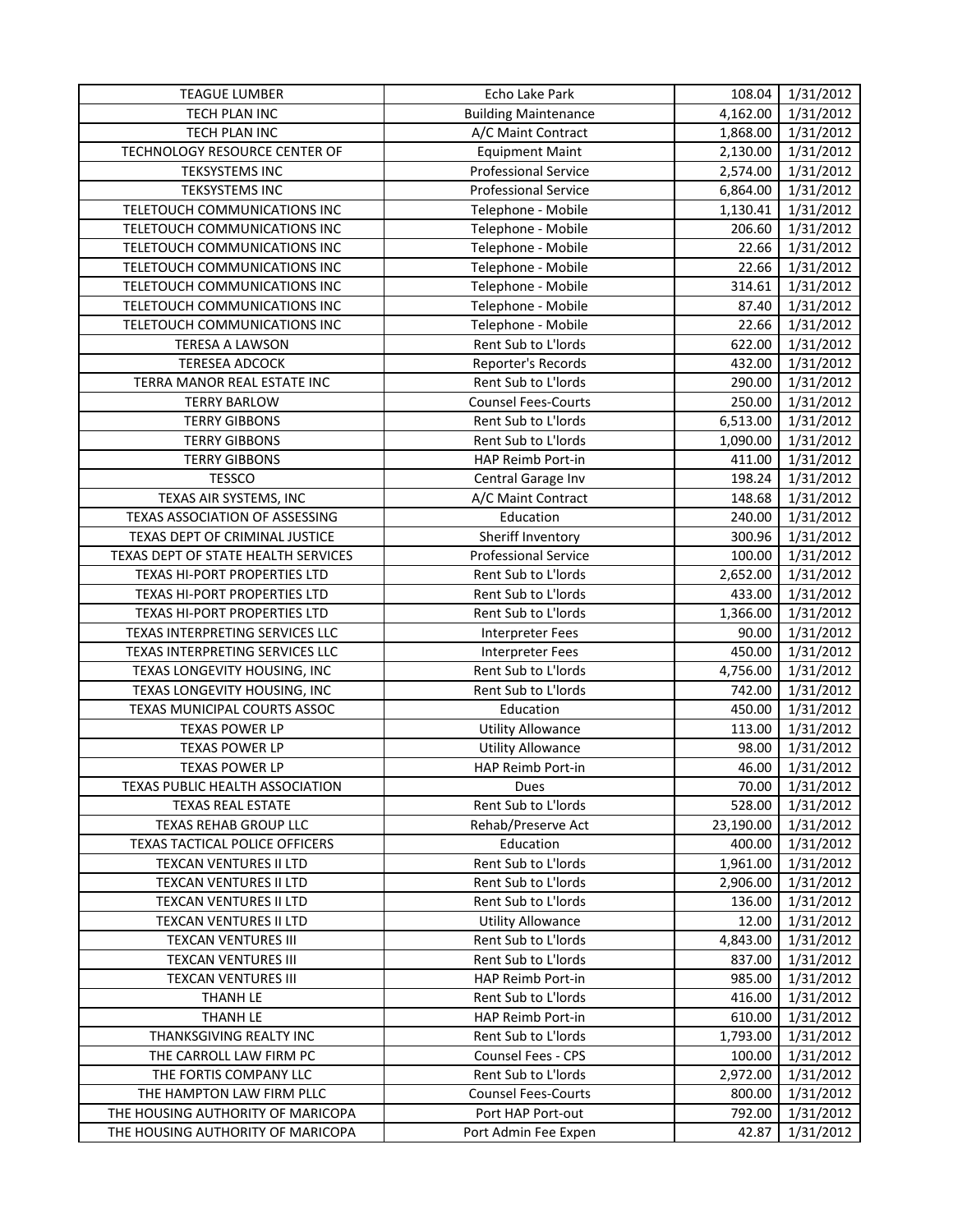| TEAGUE LUMBER | Echo Lake Park | 108.04 | 1/31/2012 |
|---|---|---|---|
| TECH PLAN INC | Building Maintenance | 4,162.00 | 1/31/2012 |
| TECH PLAN INC | A/C Maint Contract | 1,868.00 | 1/31/2012 |
| TECHNOLOGY RESOURCE CENTER OF | Equipment Maint | 2,130.00 | 1/31/2012 |
| TEKSYSTEMS INC | Professional Service | 2,574.00 | 1/31/2012 |
| TEKSYSTEMS INC | Professional Service | 6,864.00 | 1/31/2012 |
| TELETOUCH COMMUNICATIONS INC | Telephone - Mobile | 1,130.41 | 1/31/2012 |
| TELETOUCH COMMUNICATIONS INC | Telephone - Mobile | 206.60 | 1/31/2012 |
| TELETOUCH COMMUNICATIONS INC | Telephone - Mobile | 22.66 | 1/31/2012 |
| TELETOUCH COMMUNICATIONS INC | Telephone - Mobile | 22.66 | 1/31/2012 |
| TELETOUCH COMMUNICATIONS INC | Telephone - Mobile | 314.61 | 1/31/2012 |
| TELETOUCH COMMUNICATIONS INC | Telephone - Mobile | 87.40 | 1/31/2012 |
| TELETOUCH COMMUNICATIONS INC | Telephone - Mobile | 22.66 | 1/31/2012 |
| TERESA A LAWSON | Rent Sub to L'lords | 622.00 | 1/31/2012 |
| TERESEA ADCOCK | Reporter's Records | 432.00 | 1/31/2012 |
| TERRA MANOR REAL ESTATE INC | Rent Sub to L'lords | 290.00 | 1/31/2012 |
| TERRY BARLOW | Counsel Fees-Courts | 250.00 | 1/31/2012 |
| TERRY GIBBONS | Rent Sub to L'lords | 6,513.00 | 1/31/2012 |
| TERRY GIBBONS | Rent Sub to L'lords | 1,090.00 | 1/31/2012 |
| TERRY GIBBONS | HAP Reimb Port-in | 411.00 | 1/31/2012 |
| TESSCO | Central Garage Inv | 198.24 | 1/31/2012 |
| TEXAS AIR SYSTEMS, INC | A/C Maint Contract | 148.68 | 1/31/2012 |
| TEXAS ASSOCIATION OF ASSESSING | Education | 240.00 | 1/31/2012 |
| TEXAS DEPT OF CRIMINAL JUSTICE | Sheriff Inventory | 300.96 | 1/31/2012 |
| TEXAS DEPT OF STATE HEALTH SERVICES | Professional Service | 100.00 | 1/31/2012 |
| TEXAS HI-PORT PROPERTIES LTD | Rent Sub to L'lords | 2,652.00 | 1/31/2012 |
| TEXAS HI-PORT PROPERTIES LTD | Rent Sub to L'lords | 433.00 | 1/31/2012 |
| TEXAS HI-PORT PROPERTIES LTD | Rent Sub to L'lords | 1,366.00 | 1/31/2012 |
| TEXAS INTERPRETING SERVICES LLC | Interpreter Fees | 90.00 | 1/31/2012 |
| TEXAS INTERPRETING SERVICES LLC | Interpreter Fees | 450.00 | 1/31/2012 |
| TEXAS LONGEVITY HOUSING, INC | Rent Sub to L'lords | 4,756.00 | 1/31/2012 |
| TEXAS LONGEVITY HOUSING, INC | Rent Sub to L'lords | 742.00 | 1/31/2012 |
| TEXAS MUNICIPAL COURTS ASSOC | Education | 450.00 | 1/31/2012 |
| TEXAS POWER LP | Utility Allowance | 113.00 | 1/31/2012 |
| TEXAS POWER LP | Utility Allowance | 98.00 | 1/31/2012 |
| TEXAS POWER LP | HAP Reimb Port-in | 46.00 | 1/31/2012 |
| TEXAS PUBLIC HEALTH ASSOCIATION | Dues | 70.00 | 1/31/2012 |
| TEXAS REAL ESTATE | Rent Sub to L'lords | 528.00 | 1/31/2012 |
| TEXAS REHAB GROUP LLC | Rehab/Preserve Act | 23,190.00 | 1/31/2012 |
| TEXAS TACTICAL POLICE OFFICERS | Education | 400.00 | 1/31/2012 |
| TEXCAN VENTURES II LTD | Rent Sub to L'lords | 1,961.00 | 1/31/2012 |
| TEXCAN VENTURES II LTD | Rent Sub to L'lords | 2,906.00 | 1/31/2012 |
| TEXCAN VENTURES II LTD | Rent Sub to L'lords | 136.00 | 1/31/2012 |
| TEXCAN VENTURES II LTD | Utility Allowance | 12.00 | 1/31/2012 |
| TEXCAN VENTURES III | Rent Sub to L'lords | 4,843.00 | 1/31/2012 |
| TEXCAN VENTURES III | Rent Sub to L'lords | 837.00 | 1/31/2012 |
| TEXCAN VENTURES III | HAP Reimb Port-in | 985.00 | 1/31/2012 |
| THANH LE | Rent Sub to L'lords | 416.00 | 1/31/2012 |
| THANH LE | HAP Reimb Port-in | 610.00 | 1/31/2012 |
| THANKSGIVING REALTY INC | Rent Sub to L'lords | 1,793.00 | 1/31/2012 |
| THE CARROLL LAW FIRM PC | Counsel Fees - CPS | 100.00 | 1/31/2012 |
| THE FORTIS COMPANY LLC | Rent Sub to L'lords | 2,972.00 | 1/31/2012 |
| THE HAMPTON LAW FIRM PLLC | Counsel Fees-Courts | 800.00 | 1/31/2012 |
| THE HOUSING AUTHORITY OF MARICOPA | Port HAP Port-out | 792.00 | 1/31/2012 |
| THE HOUSING AUTHORITY OF MARICOPA | Port Admin Fee Expen | 42.87 | 1/31/2012 |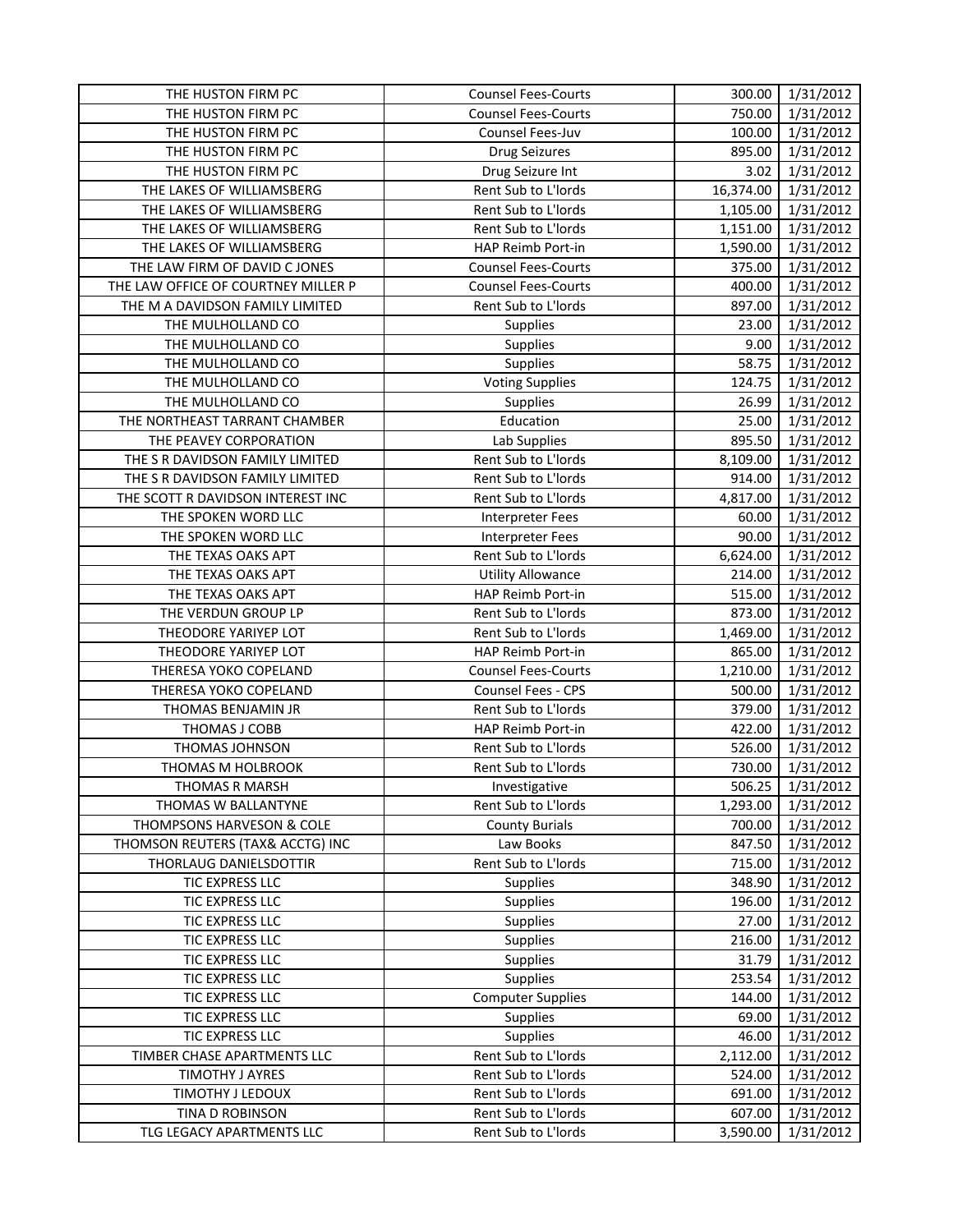| THE HUSTON FIRM PC | Counsel Fees-Courts | 300.00 | 1/31/2012 |
|---|---|---|---|
| THE HUSTON FIRM PC | Counsel Fees-Courts | 750.00 | 1/31/2012 |
| THE HUSTON FIRM PC | Counsel Fees-Juv | 100.00 | 1/31/2012 |
| THE HUSTON FIRM PC | Drug Seizures | 895.00 | 1/31/2012 |
| THE HUSTON FIRM PC | Drug Seizure Int | 3.02 | 1/31/2012 |
| THE LAKES OF WILLIAMSBERG | Rent Sub to L'lords | 16,374.00 | 1/31/2012 |
| THE LAKES OF WILLIAMSBERG | Rent Sub to L'lords | 1,105.00 | 1/31/2012 |
| THE LAKES OF WILLIAMSBERG | Rent Sub to L'lords | 1,151.00 | 1/31/2012 |
| THE LAKES OF WILLIAMSBERG | HAP Reimb Port-in | 1,590.00 | 1/31/2012 |
| THE LAW FIRM OF DAVID C JONES | Counsel Fees-Courts | 375.00 | 1/31/2012 |
| THE LAW OFFICE OF COURTNEY MILLER P | Counsel Fees-Courts | 400.00 | 1/31/2012 |
| THE M A DAVIDSON FAMILY LIMITED | Rent Sub to L'lords | 897.00 | 1/31/2012 |
| THE MULHOLLAND CO | Supplies | 23.00 | 1/31/2012 |
| THE MULHOLLAND CO | Supplies | 9.00 | 1/31/2012 |
| THE MULHOLLAND CO | Supplies | 58.75 | 1/31/2012 |
| THE MULHOLLAND CO | Voting Supplies | 124.75 | 1/31/2012 |
| THE MULHOLLAND CO | Supplies | 26.99 | 1/31/2012 |
| THE NORTHEAST TARRANT CHAMBER | Education | 25.00 | 1/31/2012 |
| THE PEAVEY CORPORATION | Lab Supplies | 895.50 | 1/31/2012 |
| THE S R DAVIDSON FAMILY LIMITED | Rent Sub to L'lords | 8,109.00 | 1/31/2012 |
| THE S R DAVIDSON FAMILY LIMITED | Rent Sub to L'lords | 914.00 | 1/31/2012 |
| THE SCOTT R DAVIDSON INTEREST INC | Rent Sub to L'lords | 4,817.00 | 1/31/2012 |
| THE SPOKEN WORD LLC | Interpreter Fees | 60.00 | 1/31/2012 |
| THE SPOKEN WORD LLC | Interpreter Fees | 90.00 | 1/31/2012 |
| THE TEXAS OAKS APT | Rent Sub to L'lords | 6,624.00 | 1/31/2012 |
| THE TEXAS OAKS APT | Utility Allowance | 214.00 | 1/31/2012 |
| THE TEXAS OAKS APT | HAP Reimb Port-in | 515.00 | 1/31/2012 |
| THE VERDUN GROUP LP | Rent Sub to L'lords | 873.00 | 1/31/2012 |
| THEODORE YARIYEP LOT | Rent Sub to L'lords | 1,469.00 | 1/31/2012 |
| THEODORE YARIYEP LOT | HAP Reimb Port-in | 865.00 | 1/31/2012 |
| THERESA YOKO COPELAND | Counsel Fees-Courts | 1,210.00 | 1/31/2012 |
| THERESA YOKO COPELAND | Counsel Fees - CPS | 500.00 | 1/31/2012 |
| THOMAS BENJAMIN JR | Rent Sub to L'lords | 379.00 | 1/31/2012 |
| THOMAS J COBB | HAP Reimb Port-in | 422.00 | 1/31/2012 |
| THOMAS JOHNSON | Rent Sub to L'lords | 526.00 | 1/31/2012 |
| THOMAS M HOLBROOK | Rent Sub to L'lords | 730.00 | 1/31/2012 |
| THOMAS R MARSH | Investigative | 506.25 | 1/31/2012 |
| THOMAS W BALLANTYNE | Rent Sub to L'lords | 1,293.00 | 1/31/2012 |
| THOMPSONS HARVESON & COLE | County Burials | 700.00 | 1/31/2012 |
| THOMSON REUTERS (TAX& ACCTG) INC | Law Books | 847.50 | 1/31/2012 |
| THORLAUG DANIELSDOTTIR | Rent Sub to L'lords | 715.00 | 1/31/2012 |
| TIC EXPRESS LLC | Supplies | 348.90 | 1/31/2012 |
| TIC EXPRESS LLC | Supplies | 196.00 | 1/31/2012 |
| TIC EXPRESS LLC | Supplies | 27.00 | 1/31/2012 |
| TIC EXPRESS LLC | Supplies | 216.00 | 1/31/2012 |
| TIC EXPRESS LLC | Supplies | 31.79 | 1/31/2012 |
| TIC EXPRESS LLC | Supplies | 253.54 | 1/31/2012 |
| TIC EXPRESS LLC | Computer Supplies | 144.00 | 1/31/2012 |
| TIC EXPRESS LLC | Supplies | 69.00 | 1/31/2012 |
| TIC EXPRESS LLC | Supplies | 46.00 | 1/31/2012 |
| TIMBER CHASE APARTMENTS LLC | Rent Sub to L'lords | 2,112.00 | 1/31/2012 |
| TIMOTHY J AYRES | Rent Sub to L'lords | 524.00 | 1/31/2012 |
| TIMOTHY J LEDOUX | Rent Sub to L'lords | 691.00 | 1/31/2012 |
| TINA D ROBINSON | Rent Sub to L'lords | 607.00 | 1/31/2012 |
| TLG LEGACY APARTMENTS LLC | Rent Sub to L'lords | 3,590.00 | 1/31/2012 |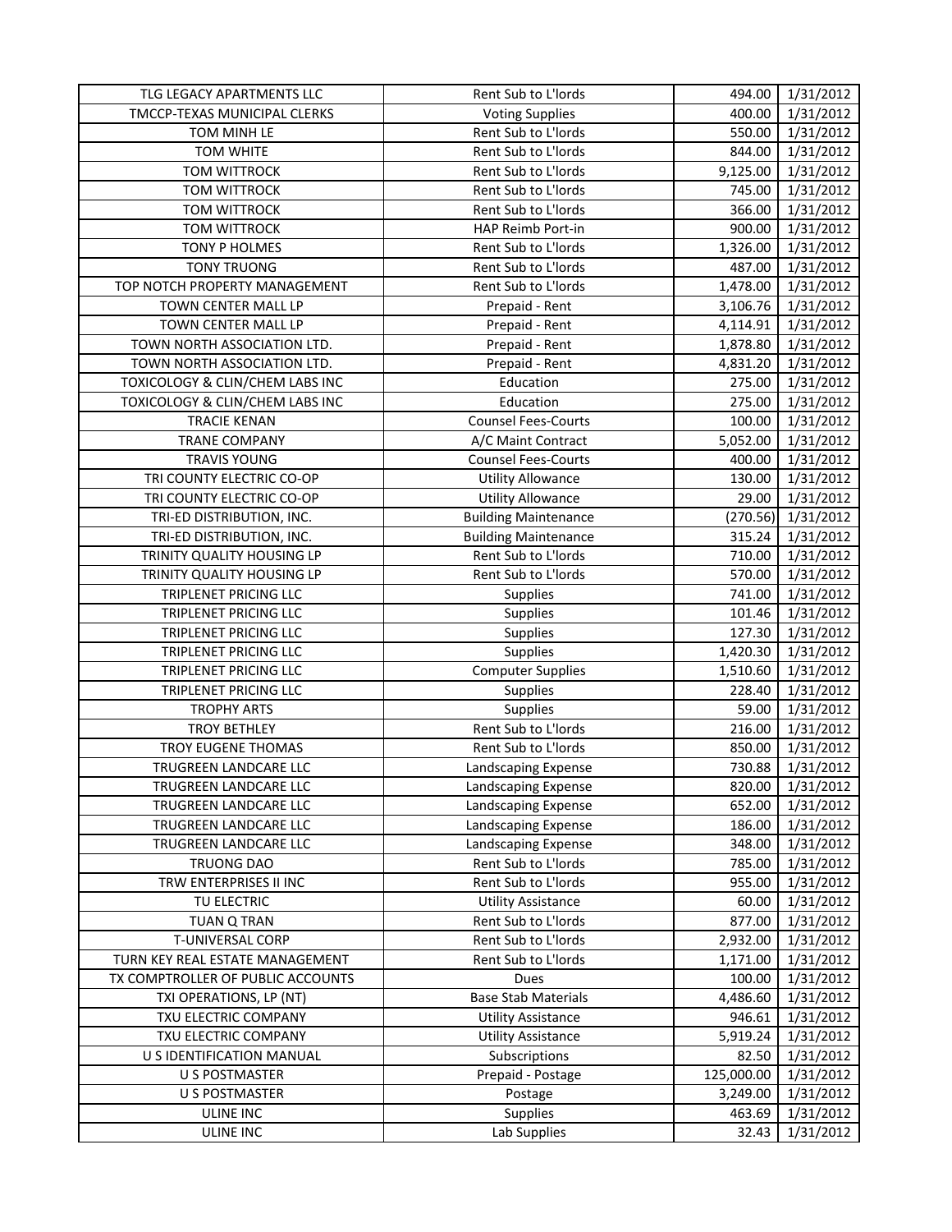| TLG LEGACY APARTMENTS LLC | Rent Sub to L'lords | 494.00 | 1/31/2012 |
|---|---|---|---|
| TMCCP-TEXAS MUNICIPAL CLERKS | Voting Supplies | 400.00 | 1/31/2012 |
| TOM MINH LE | Rent Sub to L'lords | 550.00 | 1/31/2012 |
| TOM WHITE | Rent Sub to L'lords | 844.00 | 1/31/2012 |
| TOM WITTROCK | Rent Sub to L'lords | 9,125.00 | 1/31/2012 |
| TOM WITTROCK | Rent Sub to L'lords | 745.00 | 1/31/2012 |
| TOM WITTROCK | Rent Sub to L'lords | 366.00 | 1/31/2012 |
| TOM WITTROCK | HAP Reimb Port-in | 900.00 | 1/31/2012 |
| TONY P HOLMES | Rent Sub to L'lords | 1,326.00 | 1/31/2012 |
| TONY TRUONG | Rent Sub to L'lords | 487.00 | 1/31/2012 |
| TOP NOTCH PROPERTY MANAGEMENT | Rent Sub to L'lords | 1,478.00 | 1/31/2012 |
| TOWN CENTER MALL LP | Prepaid - Rent | 3,106.76 | 1/31/2012 |
| TOWN CENTER MALL LP | Prepaid - Rent | 4,114.91 | 1/31/2012 |
| TOWN NORTH ASSOCIATION LTD. | Prepaid - Rent | 1,878.80 | 1/31/2012 |
| TOWN NORTH ASSOCIATION LTD. | Prepaid - Rent | 4,831.20 | 1/31/2012 |
| TOXICOLOGY & CLIN/CHEM LABS INC | Education | 275.00 | 1/31/2012 |
| TOXICOLOGY & CLIN/CHEM LABS INC | Education | 275.00 | 1/31/2012 |
| TRACIE KENAN | Counsel Fees-Courts | 100.00 | 1/31/2012 |
| TRANE COMPANY | A/C Maint Contract | 5,052.00 | 1/31/2012 |
| TRAVIS YOUNG | Counsel Fees-Courts | 400.00 | 1/31/2012 |
| TRI COUNTY ELECTRIC CO-OP | Utility Allowance | 130.00 | 1/31/2012 |
| TRI COUNTY ELECTRIC CO-OP | Utility Allowance | 29.00 | 1/31/2012 |
| TRI-ED DISTRIBUTION, INC. | Building Maintenance | (270.56) | 1/31/2012 |
| TRI-ED DISTRIBUTION, INC. | Building Maintenance | 315.24 | 1/31/2012 |
| TRINITY QUALITY HOUSING LP | Rent Sub to L'lords | 710.00 | 1/31/2012 |
| TRINITY QUALITY HOUSING LP | Rent Sub to L'lords | 570.00 | 1/31/2012 |
| TRIPLENET PRICING LLC | Supplies | 741.00 | 1/31/2012 |
| TRIPLENET PRICING LLC | Supplies | 101.46 | 1/31/2012 |
| TRIPLENET PRICING LLC | Supplies | 127.30 | 1/31/2012 |
| TRIPLENET PRICING LLC | Supplies | 1,420.30 | 1/31/2012 |
| TRIPLENET PRICING LLC | Computer Supplies | 1,510.60 | 1/31/2012 |
| TRIPLENET PRICING LLC | Supplies | 228.40 | 1/31/2012 |
| TROPHY ARTS | Supplies | 59.00 | 1/31/2012 |
| TROY BETHLEY | Rent Sub to L'lords | 216.00 | 1/31/2012 |
| TROY EUGENE THOMAS | Rent Sub to L'lords | 850.00 | 1/31/2012 |
| TRUGREEN LANDCARE LLC | Landscaping Expense | 730.88 | 1/31/2012 |
| TRUGREEN LANDCARE LLC | Landscaping Expense | 820.00 | 1/31/2012 |
| TRUGREEN LANDCARE LLC | Landscaping Expense | 652.00 | 1/31/2012 |
| TRUGREEN LANDCARE LLC | Landscaping Expense | 186.00 | 1/31/2012 |
| TRUGREEN LANDCARE LLC | Landscaping Expense | 348.00 | 1/31/2012 |
| TRUONG DAO | Rent Sub to L'lords | 785.00 | 1/31/2012 |
| TRW ENTERPRISES II INC | Rent Sub to L'lords | 955.00 | 1/31/2012 |
| TU ELECTRIC | Utility Assistance | 60.00 | 1/31/2012 |
| TUAN Q TRAN | Rent Sub to L'lords | 877.00 | 1/31/2012 |
| T-UNIVERSAL CORP | Rent Sub to L'lords | 2,932.00 | 1/31/2012 |
| TURN KEY REAL ESTATE MANAGEMENT | Rent Sub to L'lords | 1,171.00 | 1/31/2012 |
| TX COMPTROLLER OF PUBLIC ACCOUNTS | Dues | 100.00 | 1/31/2012 |
| TXI OPERATIONS, LP (NT) | Base Stab Materials | 4,486.60 | 1/31/2012 |
| TXU ELECTRIC COMPANY | Utility Assistance | 946.61 | 1/31/2012 |
| TXU ELECTRIC COMPANY | Utility Assistance | 5,919.24 | 1/31/2012 |
| U S IDENTIFICATION MANUAL | Subscriptions | 82.50 | 1/31/2012 |
| U S POSTMASTER | Prepaid - Postage | 125,000.00 | 1/31/2012 |
| U S POSTMASTER | Postage | 3,249.00 | 1/31/2012 |
| ULINE INC | Supplies | 463.69 | 1/31/2012 |
| ULINE INC | Lab Supplies | 32.43 | 1/31/2012 |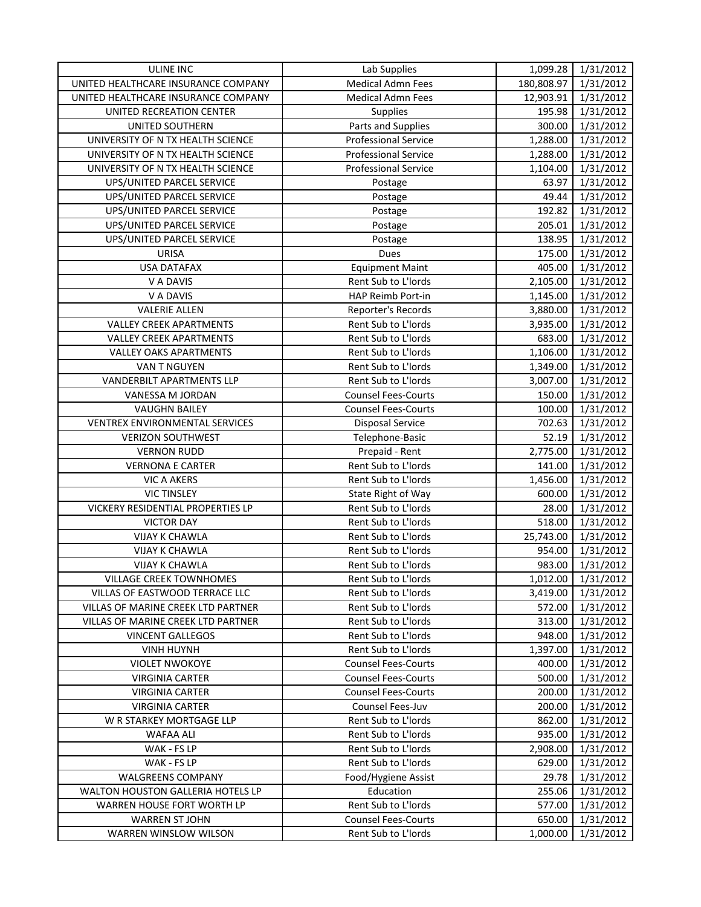| ULINE INC | Lab Supplies | 1,099.28 | 1/31/2012 |
|---|---|---|---|
| UNITED HEALTHCARE INSURANCE COMPANY | Medical Admn Fees | 180,808.97 | 1/31/2012 |
| UNITED HEALTHCARE INSURANCE COMPANY | Medical Admn Fees | 12,903.91 | 1/31/2012 |
| UNITED RECREATION CENTER | Supplies | 195.98 | 1/31/2012 |
| UNITED SOUTHERN | Parts and Supplies | 300.00 | 1/31/2012 |
| UNIVERSITY OF N TX HEALTH SCIENCE | Professional Service | 1,288.00 | 1/31/2012 |
| UNIVERSITY OF N TX HEALTH SCIENCE | Professional Service | 1,288.00 | 1/31/2012 |
| UNIVERSITY OF N TX HEALTH SCIENCE | Professional Service | 1,104.00 | 1/31/2012 |
| UPS/UNITED PARCEL SERVICE | Postage | 63.97 | 1/31/2012 |
| UPS/UNITED PARCEL SERVICE | Postage | 49.44 | 1/31/2012 |
| UPS/UNITED PARCEL SERVICE | Postage | 192.82 | 1/31/2012 |
| UPS/UNITED PARCEL SERVICE | Postage | 205.01 | 1/31/2012 |
| UPS/UNITED PARCEL SERVICE | Postage | 138.95 | 1/31/2012 |
| URISA | Dues | 175.00 | 1/31/2012 |
| USA DATAFAX | Equipment Maint | 405.00 | 1/31/2012 |
| V A DAVIS | Rent Sub to L'lords | 2,105.00 | 1/31/2012 |
| V A DAVIS | HAP Reimb Port-in | 1,145.00 | 1/31/2012 |
| VALERIE ALLEN | Reporter's Records | 3,880.00 | 1/31/2012 |
| VALLEY CREEK APARTMENTS | Rent Sub to L'lords | 3,935.00 | 1/31/2012 |
| VALLEY CREEK APARTMENTS | Rent Sub to L'lords | 683.00 | 1/31/2012 |
| VALLEY OAKS APARTMENTS | Rent Sub to L'lords | 1,106.00 | 1/31/2012 |
| VAN T NGUYEN | Rent Sub to L'lords | 1,349.00 | 1/31/2012 |
| VANDERBILT APARTMENTS LLP | Rent Sub to L'lords | 3,007.00 | 1/31/2012 |
| VANESSA M JORDAN | Counsel Fees-Courts | 150.00 | 1/31/2012 |
| VAUGHN BAILEY | Counsel Fees-Courts | 100.00 | 1/31/2012 |
| VENTREX ENVIRONMENTAL SERVICES | Disposal Service | 702.63 | 1/31/2012 |
| VERIZON SOUTHWEST | Telephone-Basic | 52.19 | 1/31/2012 |
| VERNON RUDD | Prepaid - Rent | 2,775.00 | 1/31/2012 |
| VERNONA E CARTER | Rent Sub to L'lords | 141.00 | 1/31/2012 |
| VIC A AKERS | Rent Sub to L'lords | 1,456.00 | 1/31/2012 |
| VIC TINSLEY | State Right of Way | 600.00 | 1/31/2012 |
| VICKERY RESIDENTIAL PROPERTIES LP | Rent Sub to L'lords | 28.00 | 1/31/2012 |
| VICTOR DAY | Rent Sub to L'lords | 518.00 | 1/31/2012 |
| VIJAY K CHAWLA | Rent Sub to L'lords | 25,743.00 | 1/31/2012 |
| VIJAY K CHAWLA | Rent Sub to L'lords | 954.00 | 1/31/2012 |
| VIJAY K CHAWLA | Rent Sub to L'lords | 983.00 | 1/31/2012 |
| VILLAGE CREEK TOWNHOMES | Rent Sub to L'lords | 1,012.00 | 1/31/2012 |
| VILLAS OF EASTWOOD TERRACE LLC | Rent Sub to L'lords | 3,419.00 | 1/31/2012 |
| VILLAS OF MARINE CREEK LTD PARTNER | Rent Sub to L'lords | 572.00 | 1/31/2012 |
| VILLAS OF MARINE CREEK LTD PARTNER | Rent Sub to L'lords | 313.00 | 1/31/2012 |
| VINCENT GALLEGOS | Rent Sub to L'lords | 948.00 | 1/31/2012 |
| VINH HUYNH | Rent Sub to L'lords | 1,397.00 | 1/31/2012 |
| VIOLET NWOKOYE | Counsel Fees-Courts | 400.00 | 1/31/2012 |
| VIRGINIA CARTER | Counsel Fees-Courts | 500.00 | 1/31/2012 |
| VIRGINIA CARTER | Counsel Fees-Courts | 200.00 | 1/31/2012 |
| VIRGINIA CARTER | Counsel Fees-Juv | 200.00 | 1/31/2012 |
| W R STARKEY MORTGAGE LLP | Rent Sub to L'lords | 862.00 | 1/31/2012 |
| WAFAA ALI | Rent Sub to L'lords | 935.00 | 1/31/2012 |
| WAK - FS LP | Rent Sub to L'lords | 2,908.00 | 1/31/2012 |
| WAK - FS LP | Rent Sub to L'lords | 629.00 | 1/31/2012 |
| WALGREENS COMPANY | Food/Hygiene Assist | 29.78 | 1/31/2012 |
| WALTON HOUSTON GALLERIA HOTELS LP | Education | 255.06 | 1/31/2012 |
| WARREN HOUSE FORT WORTH LP | Rent Sub to L'lords | 577.00 | 1/31/2012 |
| WARREN ST JOHN | Counsel Fees-Courts | 650.00 | 1/31/2012 |
| WARREN WINSLOW WILSON | Rent Sub to L'lords | 1,000.00 | 1/31/2012 |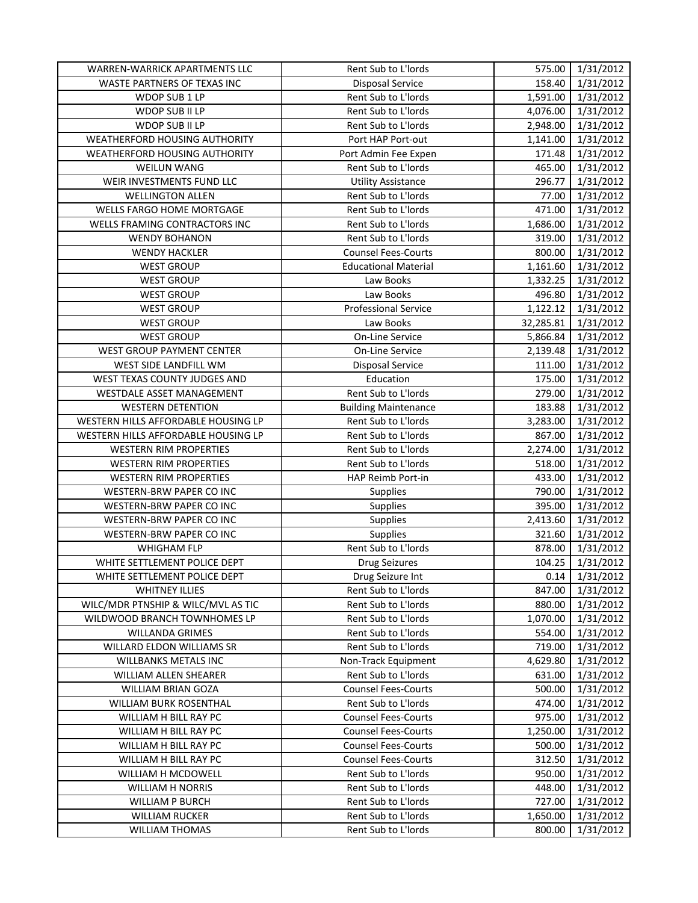| WARREN-WARRICK APARTMENTS LLC | Rent Sub to L'lords | 575.00 | 1/31/2012 |
|---|---|---|---|
| WASTE PARTNERS OF TEXAS INC | Disposal Service | 158.40 | 1/31/2012 |
| WDOP SUB 1 LP | Rent Sub to L'lords | 1,591.00 | 1/31/2012 |
| WDOP SUB II LP | Rent Sub to L'lords | 4,076.00 | 1/31/2012 |
| WDOP SUB II LP | Rent Sub to L'lords | 2,948.00 | 1/31/2012 |
| WEATHERFORD HOUSING AUTHORITY | Port HAP Port-out | 1,141.00 | 1/31/2012 |
| WEATHERFORD HOUSING AUTHORITY | Port Admin Fee Expen | 171.48 | 1/31/2012 |
| WEILUN WANG | Rent Sub to L'lords | 465.00 | 1/31/2012 |
| WEIR INVESTMENTS FUND LLC | Utility Assistance | 296.77 | 1/31/2012 |
| WELLINGTON ALLEN | Rent Sub to L'lords | 77.00 | 1/31/2012 |
| WELLS FARGO HOME MORTGAGE | Rent Sub to L'lords | 471.00 | 1/31/2012 |
| WELLS FRAMING CONTRACTORS INC | Rent Sub to L'lords | 1,686.00 | 1/31/2012 |
| WENDY BOHANON | Rent Sub to L'lords | 319.00 | 1/31/2012 |
| WENDY HACKLER | Counsel Fees-Courts | 800.00 | 1/31/2012 |
| WEST GROUP | Educational Material | 1,161.60 | 1/31/2012 |
| WEST GROUP | Law Books | 1,332.25 | 1/31/2012 |
| WEST GROUP | Law Books | 496.80 | 1/31/2012 |
| WEST GROUP | Professional Service | 1,122.12 | 1/31/2012 |
| WEST GROUP | Law Books | 32,285.81 | 1/31/2012 |
| WEST GROUP | On-Line Service | 5,866.84 | 1/31/2012 |
| WEST GROUP PAYMENT CENTER | On-Line Service | 2,139.48 | 1/31/2012 |
| WEST SIDE LANDFILL WM | Disposal Service | 111.00 | 1/31/2012 |
| WEST TEXAS COUNTY JUDGES AND | Education | 175.00 | 1/31/2012 |
| WESTDALE ASSET MANAGEMENT | Rent Sub to L'lords | 279.00 | 1/31/2012 |
| WESTERN DETENTION | Building Maintenance | 183.88 | 1/31/2012 |
| WESTERN HILLS AFFORDABLE HOUSING LP | Rent Sub to L'lords | 3,283.00 | 1/31/2012 |
| WESTERN HILLS AFFORDABLE HOUSING LP | Rent Sub to L'lords | 867.00 | 1/31/2012 |
| WESTERN RIM PROPERTIES | Rent Sub to L'lords | 2,274.00 | 1/31/2012 |
| WESTERN RIM PROPERTIES | Rent Sub to L'lords | 518.00 | 1/31/2012 |
| WESTERN RIM PROPERTIES | HAP Reimb Port-in | 433.00 | 1/31/2012 |
| WESTERN-BRW PAPER CO INC | Supplies | 790.00 | 1/31/2012 |
| WESTERN-BRW PAPER CO INC | Supplies | 395.00 | 1/31/2012 |
| WESTERN-BRW PAPER CO INC | Supplies | 2,413.60 | 1/31/2012 |
| WESTERN-BRW PAPER CO INC | Supplies | 321.60 | 1/31/2012 |
| WHIGHAM FLP | Rent Sub to L'lords | 878.00 | 1/31/2012 |
| WHITE SETTLEMENT POLICE DEPT | Drug Seizures | 104.25 | 1/31/2012 |
| WHITE SETTLEMENT POLICE DEPT | Drug Seizure Int | 0.14 | 1/31/2012 |
| WHITNEY ILLIES | Rent Sub to L'lords | 847.00 | 1/31/2012 |
| WILC/MDR PTNSHIP & WILC/MVL AS TIC | Rent Sub to L'lords | 880.00 | 1/31/2012 |
| WILDWOOD BRANCH TOWNHOMES LP | Rent Sub to L'lords | 1,070.00 | 1/31/2012 |
| WILLANDA GRIMES | Rent Sub to L'lords | 554.00 | 1/31/2012 |
| WILLARD ELDON WILLIAMS SR | Rent Sub to L'lords | 719.00 | 1/31/2012 |
| WILLBANKS METALS INC | Non-Track Equipment | 4,629.80 | 1/31/2012 |
| WILLIAM ALLEN SHEARER | Rent Sub to L'lords | 631.00 | 1/31/2012 |
| WILLIAM BRIAN GOZA | Counsel Fees-Courts | 500.00 | 1/31/2012 |
| WILLIAM BURK ROSENTHAL | Rent Sub to L'lords | 474.00 | 1/31/2012 |
| WILLIAM H BILL RAY PC | Counsel Fees-Courts | 975.00 | 1/31/2012 |
| WILLIAM H BILL RAY PC | Counsel Fees-Courts | 1,250.00 | 1/31/2012 |
| WILLIAM H BILL RAY PC | Counsel Fees-Courts | 500.00 | 1/31/2012 |
| WILLIAM H BILL RAY PC | Counsel Fees-Courts | 312.50 | 1/31/2012 |
| WILLIAM H MCDOWELL | Rent Sub to L'lords | 950.00 | 1/31/2012 |
| WILLIAM H NORRIS | Rent Sub to L'lords | 448.00 | 1/31/2012 |
| WILLIAM P BURCH | Rent Sub to L'lords | 727.00 | 1/31/2012 |
| WILLIAM RUCKER | Rent Sub to L'lords | 1,650.00 | 1/31/2012 |
| WILLIAM THOMAS | Rent Sub to L'lords | 800.00 | 1/31/2012 |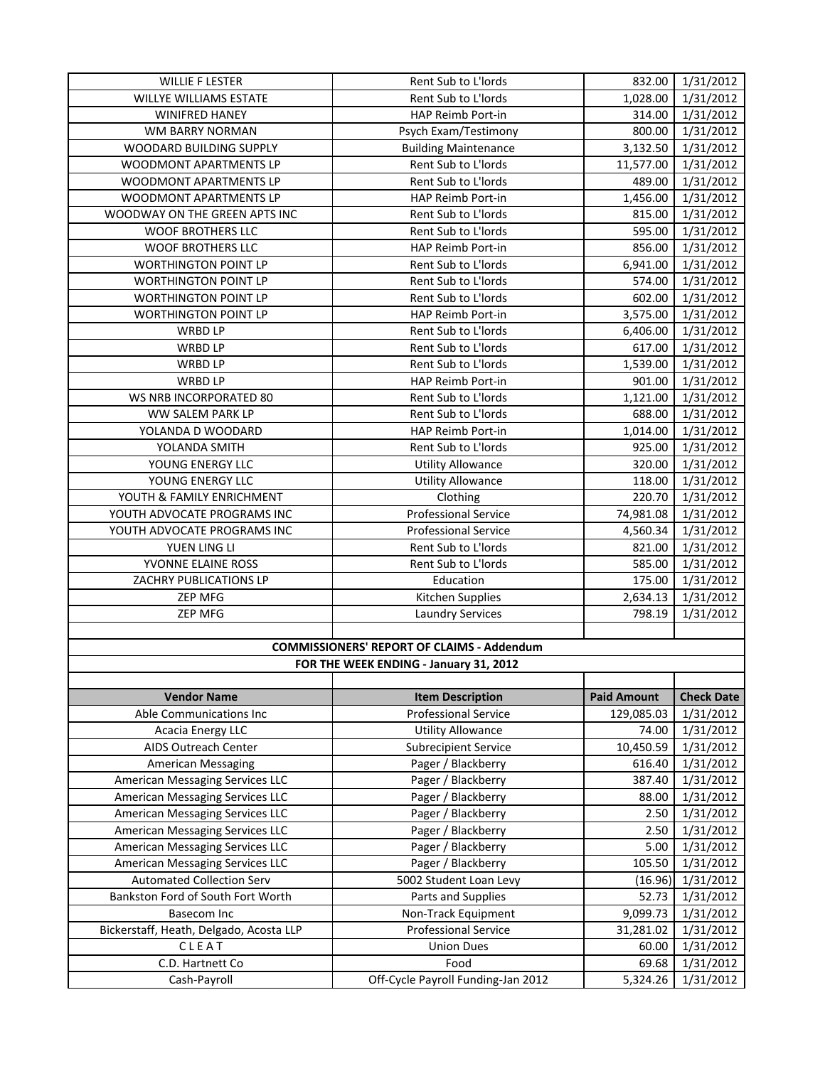| WILLIE F LESTER | Rent Sub to L'lords | 832.00 | 1/31/2012 |
|---|---|---|---|
| WILLYE WILLIAMS ESTATE | Rent Sub to L'lords | 1,028.00 | 1/31/2012 |
| WINIFRED HANEY | HAP Reimb Port-in | 314.00 | 1/31/2012 |
| WM BARRY NORMAN | Psych Exam/Testimony | 800.00 | 1/31/2012 |
| WOODARD BUILDING SUPPLY | Building Maintenance | 3,132.50 | 1/31/2012 |
| WOODMONT APARTMENTS LP | Rent Sub to L'lords | 11,577.00 | 1/31/2012 |
| WOODMONT APARTMENTS LP | Rent Sub to L'lords | 489.00 | 1/31/2012 |
| WOODMONT APARTMENTS LP | HAP Reimb Port-in | 1,456.00 | 1/31/2012 |
| WOODWAY ON THE GREEN APTS INC | Rent Sub to L'lords | 815.00 | 1/31/2012 |
| WOOF BROTHERS LLC | Rent Sub to L'lords | 595.00 | 1/31/2012 |
| WOOF BROTHERS LLC | HAP Reimb Port-in | 856.00 | 1/31/2012 |
| WORTHINGTON POINT LP | Rent Sub to L'lords | 6,941.00 | 1/31/2012 |
| WORTHINGTON POINT LP | Rent Sub to L'lords | 574.00 | 1/31/2012 |
| WORTHINGTON POINT LP | Rent Sub to L'lords | 602.00 | 1/31/2012 |
| WORTHINGTON POINT LP | HAP Reimb Port-in | 3,575.00 | 1/31/2012 |
| WRBD LP | Rent Sub to L'lords | 6,406.00 | 1/31/2012 |
| WRBD LP | Rent Sub to L'lords | 617.00 | 1/31/2012 |
| WRBD LP | Rent Sub to L'lords | 1,539.00 | 1/31/2012 |
| WRBD LP | HAP Reimb Port-in | 901.00 | 1/31/2012 |
| WS NRB INCORPORATED 80 | Rent Sub to L'lords | 1,121.00 | 1/31/2012 |
| WW SALEM PARK LP | Rent Sub to L'lords | 688.00 | 1/31/2012 |
| YOLANDA D WOODARD | HAP Reimb Port-in | 1,014.00 | 1/31/2012 |
| YOLANDA SMITH | Rent Sub to L'lords | 925.00 | 1/31/2012 |
| YOUNG ENERGY LLC | Utility Allowance | 320.00 | 1/31/2012 |
| YOUNG ENERGY LLC | Utility Allowance | 118.00 | 1/31/2012 |
| YOUTH & FAMILY ENRICHMENT | Clothing | 220.70 | 1/31/2012 |
| YOUTH ADVOCATE PROGRAMS INC | Professional Service | 74,981.08 | 1/31/2012 |
| YOUTH ADVOCATE PROGRAMS INC | Professional Service | 4,560.34 | 1/31/2012 |
| YUEN LING LI | Rent Sub to L'lords | 821.00 | 1/31/2012 |
| YVONNE ELAINE ROSS | Rent Sub to L'lords | 585.00 | 1/31/2012 |
| ZACHRY PUBLICATIONS LP | Education | 175.00 | 1/31/2012 |
| ZEP MFG | Kitchen Supplies | 2,634.13 | 1/31/2012 |
| ZEP MFG | Laundry Services | 798.19 | 1/31/2012 |

**COMMISSIONERS' REPORT OF CLAIMS - Addendum**

**FOR THE WEEK ENDING - January 31, 2012**

| Vendor Name | Item Description | Paid Amount | Check Date |
|---|---|---|---|
| Able Communications Inc | Professional Service | 129,085.03 | 1/31/2012 |
| Acacia Energy LLC | Utility Allowance | 74.00 | 1/31/2012 |
| AIDS Outreach Center | Subrecipient Service | 10,450.59 | 1/31/2012 |
| American Messaging | Pager / Blackberry | 616.40 | 1/31/2012 |
| American Messaging Services LLC | Pager / Blackberry | 387.40 | 1/31/2012 |
| American Messaging Services LLC | Pager / Blackberry | 88.00 | 1/31/2012 |
| American Messaging Services LLC | Pager / Blackberry | 2.50 | 1/31/2012 |
| American Messaging Services LLC | Pager / Blackberry | 2.50 | 1/31/2012 |
| American Messaging Services LLC | Pager / Blackberry | 5.00 | 1/31/2012 |
| American Messaging Services LLC | Pager / Blackberry | 105.50 | 1/31/2012 |
| Automated Collection Serv | 5002 Student Loan Levy | (16.96) | 1/31/2012 |
| Bankston Ford of South Fort Worth | Parts and Supplies | 52.73 | 1/31/2012 |
| Basecom Inc | Non-Track Equipment | 9,099.73 | 1/31/2012 |
| Bickerstaff, Heath, Delgado, Acosta LLP | Professional Service | 31,281.02 | 1/31/2012 |
| C L E A T | Union Dues | 60.00 | 1/31/2012 |
| C.D. Hartnett Co | Food | 69.68 | 1/31/2012 |
| Cash-Payroll | Off-Cycle Payroll Funding-Jan 2012 | 5,324.26 | 1/31/2012 |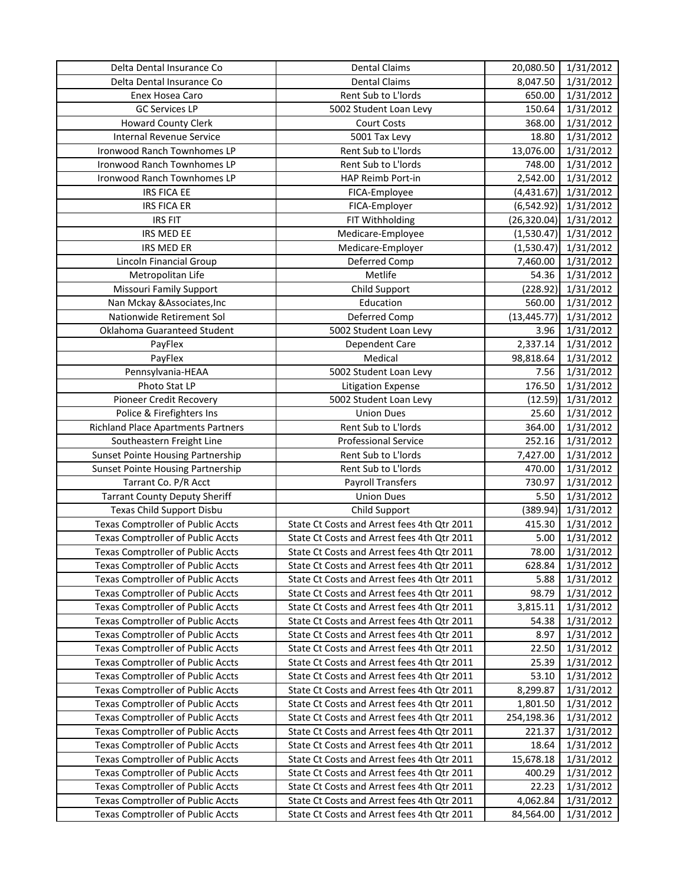| | | | |
|---|---|---|---|
| Delta Dental Insurance Co | Dental Claims | 20,080.50 | 1/31/2012 |
| Delta Dental Insurance Co | Dental Claims | 8,047.50 | 1/31/2012 |
| Enex Hosea Caro | Rent Sub to L'lords | 650.00 | 1/31/2012 |
| GC Services LP | 5002 Student Loan Levy | 150.64 | 1/31/2012 |
| Howard County Clerk | Court Costs | 368.00 | 1/31/2012 |
| Internal Revenue Service | 5001 Tax Levy | 18.80 | 1/31/2012 |
| Ironwood Ranch Townhomes LP | Rent Sub to L'lords | 13,076.00 | 1/31/2012 |
| Ironwood Ranch Townhomes LP | Rent Sub to L'lords | 748.00 | 1/31/2012 |
| Ironwood Ranch Townhomes LP | HAP Reimb Port-in | 2,542.00 | 1/31/2012 |
| IRS FICA EE | FICA-Employee | (4,431.67) | 1/31/2012 |
| IRS FICA ER | FICA-Employer | (6,542.92) | 1/31/2012 |
| IRS FIT | FIT Withholding | (26,320.04) | 1/31/2012 |
| IRS MED EE | Medicare-Employee | (1,530.47) | 1/31/2012 |
| IRS MED ER | Medicare-Employer | (1,530.47) | 1/31/2012 |
| Lincoln Financial Group | Deferred Comp | 7,460.00 | 1/31/2012 |
| Metropolitan Life | Metlife | 54.36 | 1/31/2012 |
| Missouri Family Support | Child Support | (228.92) | 1/31/2012 |
| Nan Mckay &Associates,Inc | Education | 560.00 | 1/31/2012 |
| Nationwide Retirement Sol | Deferred Comp | (13,445.77) | 1/31/2012 |
| Oklahoma Guaranteed Student | 5002 Student Loan Levy | 3.96 | 1/31/2012 |
| PayFlex | Dependent Care | 2,337.14 | 1/31/2012 |
| PayFlex | Medical | 98,818.64 | 1/31/2012 |
| Pennsylvania-HEAA | 5002 Student Loan Levy | 7.56 | 1/31/2012 |
| Photo Stat LP | Litigation Expense | 176.50 | 1/31/2012 |
| Pioneer Credit Recovery | 5002 Student Loan Levy | (12.59) | 1/31/2012 |
| Police & Firefighters Ins | Union Dues | 25.60 | 1/31/2012 |
| Richland Place Apartments Partners | Rent Sub to L'lords | 364.00 | 1/31/2012 |
| Southeastern Freight Line | Professional Service | 252.16 | 1/31/2012 |
| Sunset Pointe Housing Partnership | Rent Sub to L'lords | 7,427.00 | 1/31/2012 |
| Sunset Pointe Housing Partnership | Rent Sub to L'lords | 470.00 | 1/31/2012 |
| Tarrant Co. P/R Acct | Payroll Transfers | 730.97 | 1/31/2012 |
| Tarrant County Deputy Sheriff | Union Dues | 5.50 | 1/31/2012 |
| Texas Child Support Disbu | Child Support | (389.94) | 1/31/2012 |
| Texas Comptroller of Public Accts | State Ct Costs and Arrest fees 4th Qtr 2011 | 415.30 | 1/31/2012 |
| Texas Comptroller of Public Accts | State Ct Costs and Arrest fees 4th Qtr 2011 | 5.00 | 1/31/2012 |
| Texas Comptroller of Public Accts | State Ct Costs and Arrest fees 4th Qtr 2011 | 78.00 | 1/31/2012 |
| Texas Comptroller of Public Accts | State Ct Costs and Arrest fees 4th Qtr 2011 | 628.84 | 1/31/2012 |
| Texas Comptroller of Public Accts | State Ct Costs and Arrest fees 4th Qtr 2011 | 5.88 | 1/31/2012 |
| Texas Comptroller of Public Accts | State Ct Costs and Arrest fees 4th Qtr 2011 | 98.79 | 1/31/2012 |
| Texas Comptroller of Public Accts | State Ct Costs and Arrest fees 4th Qtr 2011 | 3,815.11 | 1/31/2012 |
| Texas Comptroller of Public Accts | State Ct Costs and Arrest fees 4th Qtr 2011 | 54.38 | 1/31/2012 |
| Texas Comptroller of Public Accts | State Ct Costs and Arrest fees 4th Qtr 2011 | 8.97 | 1/31/2012 |
| Texas Comptroller of Public Accts | State Ct Costs and Arrest fees 4th Qtr 2011 | 22.50 | 1/31/2012 |
| Texas Comptroller of Public Accts | State Ct Costs and Arrest fees 4th Qtr 2011 | 25.39 | 1/31/2012 |
| Texas Comptroller of Public Accts | State Ct Costs and Arrest fees 4th Qtr 2011 | 53.10 | 1/31/2012 |
| Texas Comptroller of Public Accts | State Ct Costs and Arrest fees 4th Qtr 2011 | 8,299.87 | 1/31/2012 |
| Texas Comptroller of Public Accts | State Ct Costs and Arrest fees 4th Qtr 2011 | 1,801.50 | 1/31/2012 |
| Texas Comptroller of Public Accts | State Ct Costs and Arrest fees 4th Qtr 2011 | 254,198.36 | 1/31/2012 |
| Texas Comptroller of Public Accts | State Ct Costs and Arrest fees 4th Qtr 2011 | 221.37 | 1/31/2012 |
| Texas Comptroller of Public Accts | State Ct Costs and Arrest fees 4th Qtr 2011 | 18.64 | 1/31/2012 |
| Texas Comptroller of Public Accts | State Ct Costs and Arrest fees 4th Qtr 2011 | 15,678.18 | 1/31/2012 |
| Texas Comptroller of Public Accts | State Ct Costs and Arrest fees 4th Qtr 2011 | 400.29 | 1/31/2012 |
| Texas Comptroller of Public Accts | State Ct Costs and Arrest fees 4th Qtr 2011 | 22.23 | 1/31/2012 |
| Texas Comptroller of Public Accts | State Ct Costs and Arrest fees 4th Qtr 2011 | 4,062.84 | 1/31/2012 |
| Texas Comptroller of Public Accts | State Ct Costs and Arrest fees 4th Qtr 2011 | 84,564.00 | 1/31/2012 |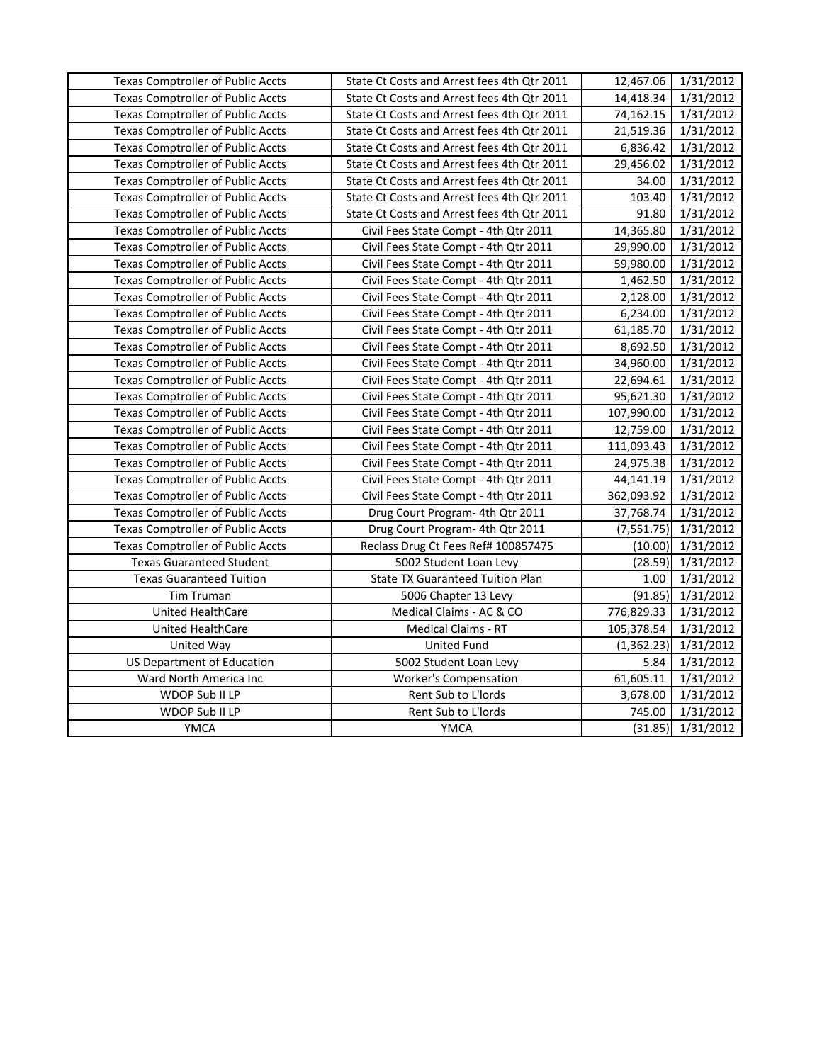| | | | |
|---|---|---|---|
| Texas Comptroller of Public Accts | State Ct Costs and Arrest fees 4th Qtr 2011 | 12,467.06 | 1/31/2012 |
| Texas Comptroller of Public Accts | State Ct Costs and Arrest fees 4th Qtr 2011 | 14,418.34 | 1/31/2012 |
| Texas Comptroller of Public Accts | State Ct Costs and Arrest fees 4th Qtr 2011 | 74,162.15 | 1/31/2012 |
| Texas Comptroller of Public Accts | State Ct Costs and Arrest fees 4th Qtr 2011 | 21,519.36 | 1/31/2012 |
| Texas Comptroller of Public Accts | State Ct Costs and Arrest fees 4th Qtr 2011 | 6,836.42 | 1/31/2012 |
| Texas Comptroller of Public Accts | State Ct Costs and Arrest fees 4th Qtr 2011 | 29,456.02 | 1/31/2012 |
| Texas Comptroller of Public Accts | State Ct Costs and Arrest fees 4th Qtr 2011 | 34.00 | 1/31/2012 |
| Texas Comptroller of Public Accts | State Ct Costs and Arrest fees 4th Qtr 2011 | 103.40 | 1/31/2012 |
| Texas Comptroller of Public Accts | State Ct Costs and Arrest fees 4th Qtr 2011 | 91.80 | 1/31/2012 |
| Texas Comptroller of Public Accts | Civil Fees State Compt - 4th Qtr 2011 | 14,365.80 | 1/31/2012 |
| Texas Comptroller of Public Accts | Civil Fees State Compt - 4th Qtr 2011 | 29,990.00 | 1/31/2012 |
| Texas Comptroller of Public Accts | Civil Fees State Compt - 4th Qtr 2011 | 59,980.00 | 1/31/2012 |
| Texas Comptroller of Public Accts | Civil Fees State Compt - 4th Qtr 2011 | 1,462.50 | 1/31/2012 |
| Texas Comptroller of Public Accts | Civil Fees State Compt - 4th Qtr 2011 | 2,128.00 | 1/31/2012 |
| Texas Comptroller of Public Accts | Civil Fees State Compt - 4th Qtr 2011 | 6,234.00 | 1/31/2012 |
| Texas Comptroller of Public Accts | Civil Fees State Compt - 4th Qtr 2011 | 61,185.70 | 1/31/2012 |
| Texas Comptroller of Public Accts | Civil Fees State Compt - 4th Qtr 2011 | 8,692.50 | 1/31/2012 |
| Texas Comptroller of Public Accts | Civil Fees State Compt - 4th Qtr 2011 | 34,960.00 | 1/31/2012 |
| Texas Comptroller of Public Accts | Civil Fees State Compt - 4th Qtr 2011 | 22,694.61 | 1/31/2012 |
| Texas Comptroller of Public Accts | Civil Fees State Compt - 4th Qtr 2011 | 95,621.30 | 1/31/2012 |
| Texas Comptroller of Public Accts | Civil Fees State Compt - 4th Qtr 2011 | 107,990.00 | 1/31/2012 |
| Texas Comptroller of Public Accts | Civil Fees State Compt - 4th Qtr 2011 | 12,759.00 | 1/31/2012 |
| Texas Comptroller of Public Accts | Civil Fees State Compt - 4th Qtr 2011 | 111,093.43 | 1/31/2012 |
| Texas Comptroller of Public Accts | Civil Fees State Compt - 4th Qtr 2011 | 24,975.38 | 1/31/2012 |
| Texas Comptroller of Public Accts | Civil Fees State Compt - 4th Qtr 2011 | 44,141.19 | 1/31/2012 |
| Texas Comptroller of Public Accts | Civil Fees State Compt - 4th Qtr 2011 | 362,093.92 | 1/31/2012 |
| Texas Comptroller of Public Accts | Drug Court Program- 4th Qtr 2011 | 37,768.74 | 1/31/2012 |
| Texas Comptroller of Public Accts | Drug Court Program- 4th Qtr 2011 | (7,551.75) | 1/31/2012 |
| Texas Comptroller of Public Accts | Reclass Drug Ct Fees Ref# 100857475 | (10.00) | 1/31/2012 |
| Texas Guaranteed Student | 5002 Student Loan Levy | (28.59) | 1/31/2012 |
| Texas Guaranteed Tuition | State TX Guaranteed Tuition Plan | 1.00 | 1/31/2012 |
| Tim Truman | 5006 Chapter 13 Levy | (91.85) | 1/31/2012 |
| United HealthCare | Medical Claims - AC & CO | 776,829.33 | 1/31/2012 |
| United HealthCare | Medical Claims - RT | 105,378.54 | 1/31/2012 |
| United Way | United Fund | (1,362.23) | 1/31/2012 |
| US Department of Education | 5002 Student Loan Levy | 5.84 | 1/31/2012 |
| Ward North America Inc | Worker's Compensation | 61,605.11 | 1/31/2012 |
| WDOP Sub II LP | Rent Sub to L'lords | 3,678.00 | 1/31/2012 |
| WDOP Sub II LP | Rent Sub to L'lords | 745.00 | 1/31/2012 |
| YMCA | YMCA | (31.85) | 1/31/2012 |